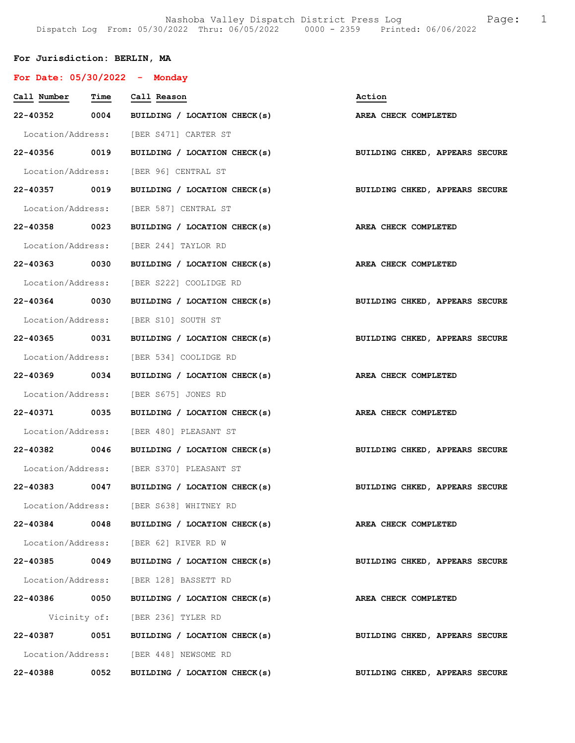Nashoba Valley Dispatch District Press Log
Dispatch Log From: 05/30/2022 Thru: 06/05/2022 0000 - 2359 Printed: 06/06/2022

**For Jurisdiction: BERLIN, MA**

**For Date: 05/30/2022 - Monday**

| Call Number | Time | Call Reason | Action |
|---|---|---|---|
| 22-40352 | 0004 | BUILDING / LOCATION CHECK(s) | AREA CHECK COMPLETED |
| Location/Address: | | [BER S471] CARTER ST | |
| 22-40356 | 0019 | BUILDING / LOCATION CHECK(s) | BUILDING CHKED, APPEARS SECURE |
| Location/Address: | | [BER 96] CENTRAL ST | |
| 22-40357 | 0019 | BUILDING / LOCATION CHECK(s) | BUILDING CHKED, APPEARS SECURE |
| Location/Address: | | [BER 587] CENTRAL ST | |
| 22-40358 | 0023 | BUILDING / LOCATION CHECK(s) | AREA CHECK COMPLETED |
| Location/Address: | | [BER 244] TAYLOR RD | |
| 22-40363 | 0030 | BUILDING / LOCATION CHECK(s) | AREA CHECK COMPLETED |
| Location/Address: | | [BER S222] COOLIDGE RD | |
| 22-40364 | 0030 | BUILDING / LOCATION CHECK(s) | BUILDING CHKED, APPEARS SECURE |
| Location/Address: | | [BER S10] SOUTH ST | |
| 22-40365 | 0031 | BUILDING / LOCATION CHECK(s) | BUILDING CHKED, APPEARS SECURE |
| Location/Address: | | [BER 534] COOLIDGE RD | |
| 22-40369 | 0034 | BUILDING / LOCATION CHECK(s) | AREA CHECK COMPLETED |
| Location/Address: | | [BER S675] JONES RD | |
| 22-40371 | 0035 | BUILDING / LOCATION CHECK(s) | AREA CHECK COMPLETED |
| Location/Address: | | [BER 480] PLEASANT ST | |
| 22-40382 | 0046 | BUILDING / LOCATION CHECK(s) | BUILDING CHKED, APPEARS SECURE |
| Location/Address: | | [BER S370] PLEASANT ST | |
| 22-40383 | 0047 | BUILDING / LOCATION CHECK(s) | BUILDING CHKED, APPEARS SECURE |
| Location/Address: | | [BER S638] WHITNEY RD | |
| 22-40384 | 0048 | BUILDING / LOCATION CHECK(s) | AREA CHECK COMPLETED |
| Location/Address: | | [BER 62] RIVER RD W | |
| 22-40385 | 0049 | BUILDING / LOCATION CHECK(s) | BUILDING CHKED, APPEARS SECURE |
| Location/Address: | | [BER 128] BASSETT RD | |
| 22-40386 | 0050 | BUILDING / LOCATION CHECK(s) | AREA CHECK COMPLETED |
| Vicinity of: | | [BER 236] TYLER RD | |
| 22-40387 | 0051 | BUILDING / LOCATION CHECK(s) | BUILDING CHKED, APPEARS SECURE |
| Location/Address: | | [BER 448] NEWSOME RD | |
| 22-40388 | 0052 | BUILDING / LOCATION CHECK(s) | BUILDING CHKED, APPEARS SECURE |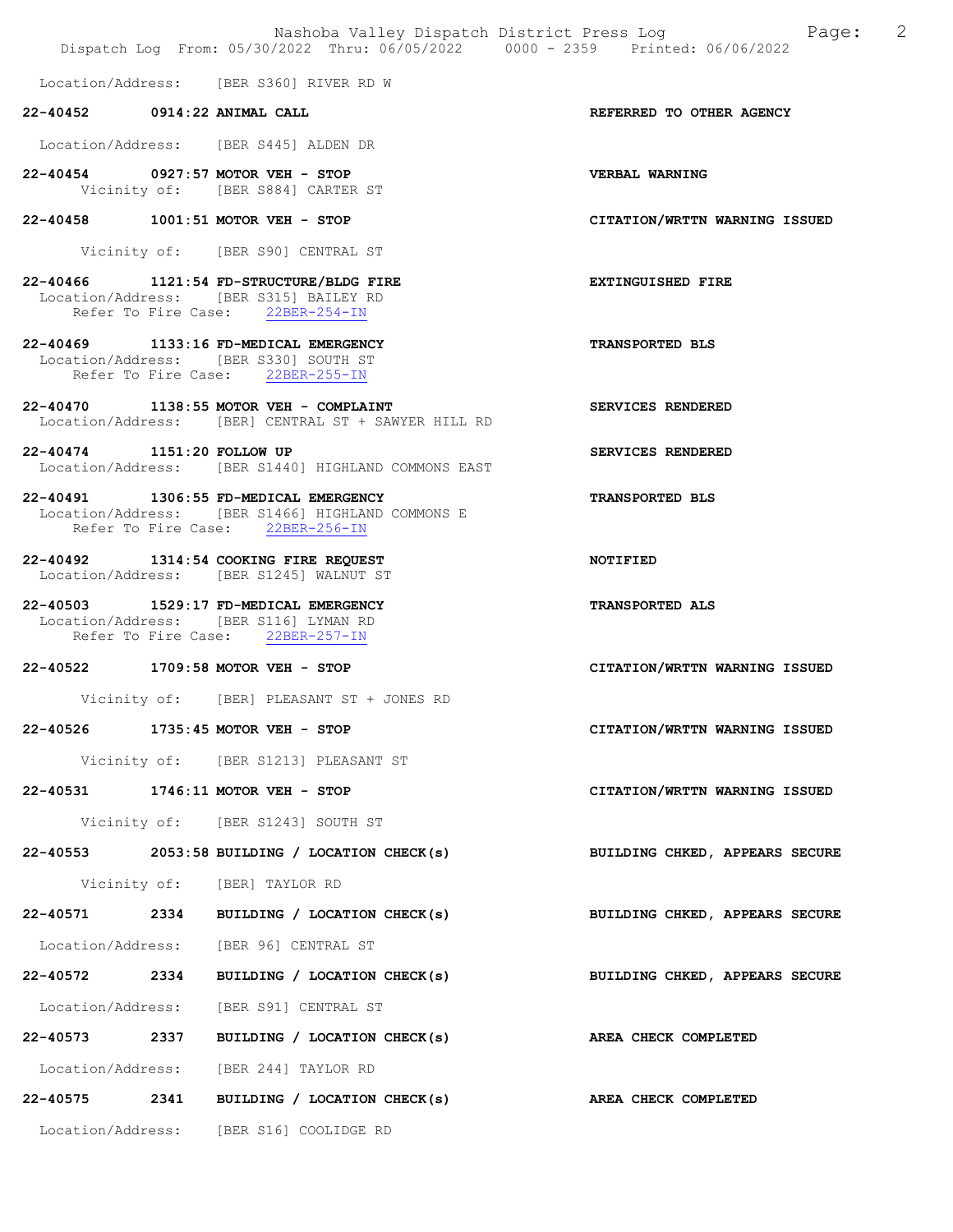Location/Address: [BER S360] RIVER RD W

**22-40452 0914:22 ANIMAL CALL** **REFERRED TO OTHER AGENCY**

Location/Address: [BER S445] ALDEN DR

**22-40454 0927:57 MOTOR VEH - STOP** **VERBAL WARNING**
Vicinity of: [BER S884] CARTER ST

**22-40458 1001:51 MOTOR VEH - STOP** **CITATION/WRTTN WARNING ISSUED**

Vicinity of: [BER S90] CENTRAL ST

**22-40466 1121:54 FD-STRUCTURE/BLDG FIRE** **EXTINGUISHED FIRE**
Location/Address: [BER S315] BAILEY RD
Refer To Fire Case: 22BER-254-IN

**22-40469 1133:16 FD-MEDICAL EMERGENCY** **TRANSPORTED BLS**
Location/Address: [BER S330] SOUTH ST
Refer To Fire Case: 22BER-255-IN

**22-40470 1138:55 MOTOR VEH - COMPLAINT** **SERVICES RENDERED**
Location/Address: [BER] CENTRAL ST + SAWYER HILL RD

**22-40474 1151:20 FOLLOW UP** **SERVICES RENDERED**
Location/Address: [BER S1440] HIGHLAND COMMONS EAST

**22-40491 1306:55 FD-MEDICAL EMERGENCY** **TRANSPORTED BLS**
Location/Address: [BER S1466] HIGHLAND COMMONS E
Refer To Fire Case: 22BER-256-IN

**22-40492 1314:54 COOKING FIRE REQUEST** **NOTIFIED**
Location/Address: [BER S1245] WALNUT ST

**22-40503 1529:17 FD-MEDICAL EMERGENCY** **TRANSPORTED ALS**
Location/Address: [BER S116] LYMAN RD
Refer To Fire Case: 22BER-257-IN

**22-40522 1709:58 MOTOR VEH - STOP** **CITATION/WRTTN WARNING ISSUED**

Vicinity of: [BER] PLEASANT ST + JONES RD

**22-40526 1735:45 MOTOR VEH - STOP** **CITATION/WRTTN WARNING ISSUED**

Vicinity of: [BER S1213] PLEASANT ST

**22-40531 1746:11 MOTOR VEH - STOP** **CITATION/WRTTN WARNING ISSUED**

Vicinity of: [BER S1243] SOUTH ST

**22-40553 2053:58 BUILDING / LOCATION CHECK(s)** **BUILDING CHKED, APPEARS SECURE**

Vicinity of: [BER] TAYLOR RD

**22-40571 2334 BUILDING / LOCATION CHECK(s)** **BUILDING CHKED, APPEARS SECURE**

Location/Address: [BER 96] CENTRAL ST

**22-40572 2334 BUILDING / LOCATION CHECK(s)** **BUILDING CHKED, APPEARS SECURE**

Location/Address: [BER S91] CENTRAL ST

**22-40573 2337 BUILDING / LOCATION CHECK(s)** **AREA CHECK COMPLETED**

Location/Address: [BER 244] TAYLOR RD

**22-40575 2341 BUILDING / LOCATION CHECK(s)** **AREA CHECK COMPLETED**

Location/Address: [BER S16] COOLIDGE RD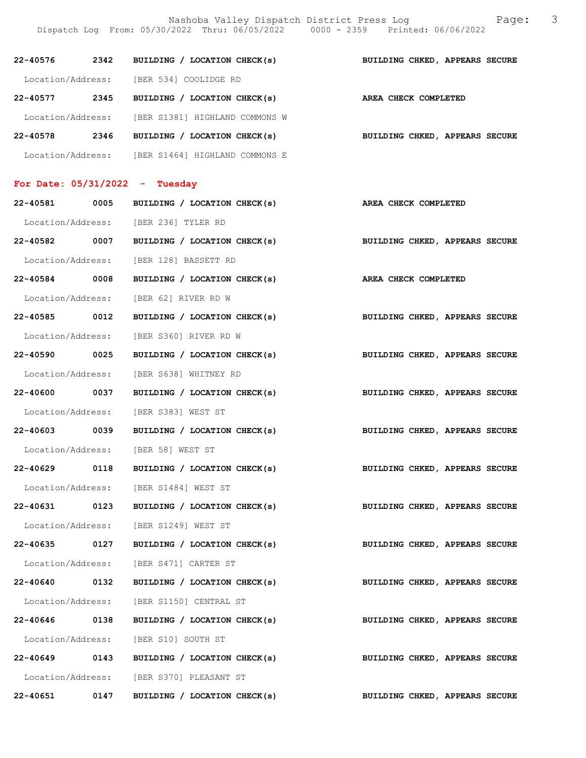| | | | |
|---|---|---|---|
| 22-40576 | 2342 | BUILDING / LOCATION CHECK(s) | BUILDING CHKED, APPEARS SECURE |
| Location/Address: | | [BER 534] COOLIDGE RD | |
| 22-40577 | 2345 | BUILDING / LOCATION CHECK(s) | AREA CHECK COMPLETED |
| Location/Address: | | [BER S1381] HIGHLAND COMMONS W | |
| 22-40578 | 2346 | BUILDING / LOCATION CHECK(s) | BUILDING CHKED, APPEARS SECURE |
| Location/Address: | | [BER S1464] HIGHLAND COMMONS E | |

**For Date: 05/31/2022 - Tuesday**

| | | | |
|---|---|---|---|
| 22-40581 | 0005 | BUILDING / LOCATION CHECK(s) | AREA CHECK COMPLETED |
| Location/Address: | | [BER 236] TYLER RD | |
| 22-40582 | 0007 | BUILDING / LOCATION CHECK(s) | BUILDING CHKED, APPEARS SECURE |
| Location/Address: | | [BER 128] BASSETT RD | |
| 22-40584 | 0008 | BUILDING / LOCATION CHECK(s) | AREA CHECK COMPLETED |
| Location/Address: | | [BER 62] RIVER RD W | |
| 22-40585 | 0012 | BUILDING / LOCATION CHECK(s) | BUILDING CHKED, APPEARS SECURE |
| Location/Address: | | [BER S360] RIVER RD W | |
| 22-40590 | 0025 | BUILDING / LOCATION CHECK(s) | BUILDING CHKED, APPEARS SECURE |
| Location/Address: | | [BER S638] WHITNEY RD | |
| 22-40600 | 0037 | BUILDING / LOCATION CHECK(s) | BUILDING CHKED, APPEARS SECURE |
| Location/Address: | | [BER S383] WEST ST | |
| 22-40603 | 0039 | BUILDING / LOCATION CHECK(s) | BUILDING CHKED, APPEARS SECURE |
| Location/Address: | | [BER 58] WEST ST | |
| 22-40629 | 0118 | BUILDING / LOCATION CHECK(s) | BUILDING CHKED, APPEARS SECURE |
| Location/Address: | | [BER S1484] WEST ST | |
| 22-40631 | 0123 | BUILDING / LOCATION CHECK(s) | BUILDING CHKED, APPEARS SECURE |
| Location/Address: | | [BER S1249] WEST ST | |
| 22-40635 | 0127 | BUILDING / LOCATION CHECK(s) | BUILDING CHKED, APPEARS SECURE |
| Location/Address: | | [BER S471] CARTER ST | |
| 22-40640 | 0132 | BUILDING / LOCATION CHECK(s) | BUILDING CHKED, APPEARS SECURE |
| Location/Address: | | [BER S1150] CENTRAL ST | |
| 22-40646 | 0138 | BUILDING / LOCATION CHECK(s) | BUILDING CHKED, APPEARS SECURE |
| Location/Address: | | [BER S10] SOUTH ST | |
| 22-40649 | 0143 | BUILDING / LOCATION CHECK(s) | BUILDING CHKED, APPEARS SECURE |
| Location/Address: | | [BER S370] PLEASANT ST | |
| 22-40651 | 0147 | BUILDING / LOCATION CHECK(s) | BUILDING CHKED, APPEARS SECURE |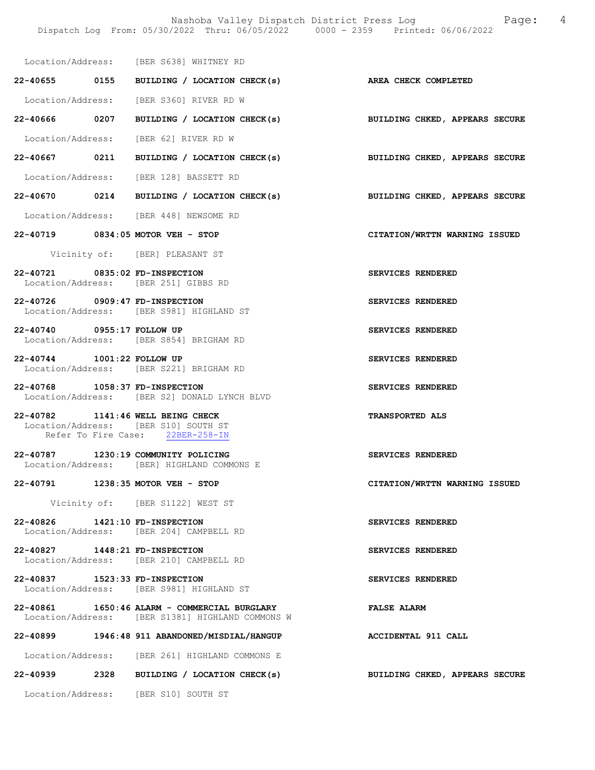Location/Address: [BER S638] WHITNEY RD

**22-40655 0155 BUILDING / LOCATION CHECK(s)** **AREA CHECK COMPLETED**

Location/Address: [BER S360] RIVER RD W

**22-40666 0207 BUILDING / LOCATION CHECK(s)** **BUILDING CHKED, APPEARS SECURE**

Location/Address: [BER 62] RIVER RD W

**22-40667 0211 BUILDING / LOCATION CHECK(s)** **BUILDING CHKED, APPEARS SECURE**

Location/Address: [BER 128] BASSETT RD

**22-40670 0214 BUILDING / LOCATION CHECK(s)** **BUILDING CHKED, APPEARS SECURE**

Location/Address: [BER 448] NEWSOME RD

**22-40719 0834:05 MOTOR VEH - STOP** **CITATION/WRTTN WARNING ISSUED**

Vicinity of: [BER] PLEASANT ST

**22-40721 0835:02 FD-INSPECTION** **SERVICES RENDERED**
Location/Address: [BER 251] GIBBS RD

**22-40726 0909:47 FD-INSPECTION** **SERVICES RENDERED**
Location/Address: [BER S981] HIGHLAND ST

**22-40740 0955:17 FOLLOW UP** **SERVICES RENDERED**
Location/Address: [BER S854] BRIGHAM RD

**22-40744 1001:22 FOLLOW UP** **SERVICES RENDERED**
Location/Address: [BER S221] BRIGHAM RD

**22-40768 1058:37 FD-INSPECTION** **SERVICES RENDERED**
Location/Address: [BER S2] DONALD LYNCH BLVD

**22-40782 1141:46 WELL BEING CHECK** **TRANSPORTED ALS**
Location/Address: [BER S10] SOUTH ST
Refer To Fire Case: 22BER-258-IN

**22-40787 1230:19 COMMUNITY POLICING** **SERVICES RENDERED**
Location/Address: [BER] HIGHLAND COMMONS E

**22-40791 1238:35 MOTOR VEH - STOP** **CITATION/WRTTN WARNING ISSUED**

Vicinity of: [BER S1122] WEST ST

**22-40826 1421:10 FD-INSPECTION** **SERVICES RENDERED**
Location/Address: [BER 204] CAMPBELL RD

**22-40827 1448:21 FD-INSPECTION** **SERVICES RENDERED**
Location/Address: [BER 210] CAMPBELL RD

**22-40837 1523:33 FD-INSPECTION** **SERVICES RENDERED**
Location/Address: [BER S981] HIGHLAND ST

**22-40861 1650:46 ALARM - COMMERCIAL BURGLARY** **FALSE ALARM**
Location/Address: [BER S1381] HIGHLAND COMMONS W

**22-40899 1946:48 911 ABANDONED/MISDIAL/HANGUP** **ACCIDENTAL 911 CALL**

Location/Address: [BER 261] HIGHLAND COMMONS E

**22-40939 2328 BUILDING / LOCATION CHECK(s)** **BUILDING CHKED, APPEARS SECURE**

Location/Address: [BER S10] SOUTH ST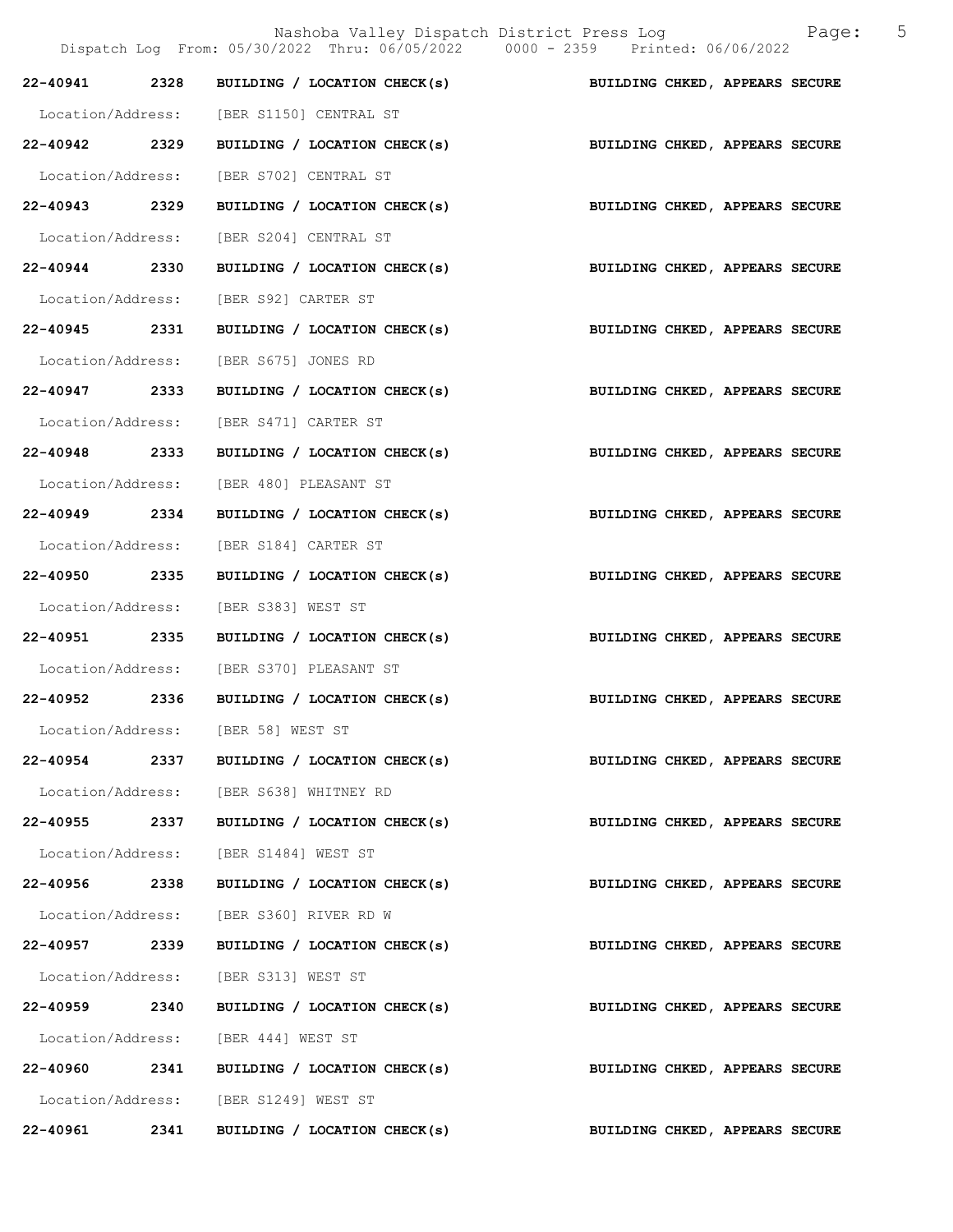| 22-40941 | 2328 | BUILDING / LOCATION CHECK(s) | BUILDING CHKED, APPEARS SECURE |
|---|---|---|---|
| Location/Address: | | [BER S1150] CENTRAL ST | |
| 22-40942 | 2329 | BUILDING / LOCATION CHECK(s) | BUILDING CHKED, APPEARS SECURE |
| Location/Address: | | [BER S702] CENTRAL ST | |
| 22-40943 | 2329 | BUILDING / LOCATION CHECK(s) | BUILDING CHKED, APPEARS SECURE |
| Location/Address: | | [BER S204] CENTRAL ST | |
| 22-40944 | 2330 | BUILDING / LOCATION CHECK(s) | BUILDING CHKED, APPEARS SECURE |
| Location/Address: | | [BER S92] CARTER ST | |
| 22-40945 | 2331 | BUILDING / LOCATION CHECK(s) | BUILDING CHKED, APPEARS SECURE |
| Location/Address: | | [BER S675] JONES RD | |
| 22-40947 | 2333 | BUILDING / LOCATION CHECK(s) | BUILDING CHKED, APPEARS SECURE |
| Location/Address: | | [BER S471] CARTER ST | |
| 22-40948 | 2333 | BUILDING / LOCATION CHECK(s) | BUILDING CHKED, APPEARS SECURE |
| Location/Address: | | [BER 480] PLEASANT ST | |
| 22-40949 | 2334 | BUILDING / LOCATION CHECK(s) | BUILDING CHKED, APPEARS SECURE |
| Location/Address: | | [BER S184] CARTER ST | |
| 22-40950 | 2335 | BUILDING / LOCATION CHECK(s) | BUILDING CHKED, APPEARS SECURE |
| Location/Address: | | [BER S383] WEST ST | |
| 22-40951 | 2335 | BUILDING / LOCATION CHECK(s) | BUILDING CHKED, APPEARS SECURE |
| Location/Address: | | [BER S370] PLEASANT ST | |
| 22-40952 | 2336 | BUILDING / LOCATION CHECK(s) | BUILDING CHKED, APPEARS SECURE |
| Location/Address: | | [BER 58] WEST ST | |
| 22-40954 | 2337 | BUILDING / LOCATION CHECK(s) | BUILDING CHKED, APPEARS SECURE |
| Location/Address: | | [BER S638] WHITNEY RD | |
| 22-40955 | 2337 | BUILDING / LOCATION CHECK(s) | BUILDING CHKED, APPEARS SECURE |
| Location/Address: | | [BER S1484] WEST ST | |
| 22-40956 | 2338 | BUILDING / LOCATION CHECK(s) | BUILDING CHKED, APPEARS SECURE |
| Location/Address: | | [BER S360] RIVER RD W | |
| 22-40957 | 2339 | BUILDING / LOCATION CHECK(s) | BUILDING CHKED, APPEARS SECURE |
| Location/Address: | | [BER S313] WEST ST | |
| 22-40959 | 2340 | BUILDING / LOCATION CHECK(s) | BUILDING CHKED, APPEARS SECURE |
| Location/Address: | | [BER 444] WEST ST | |
| 22-40960 | 2341 | BUILDING / LOCATION CHECK(s) | BUILDING CHKED, APPEARS SECURE |
| Location/Address: | | [BER S1249] WEST ST | |
| 22-40961 | 2341 | BUILDING / LOCATION CHECK(s) | BUILDING CHKED, APPEARS SECURE |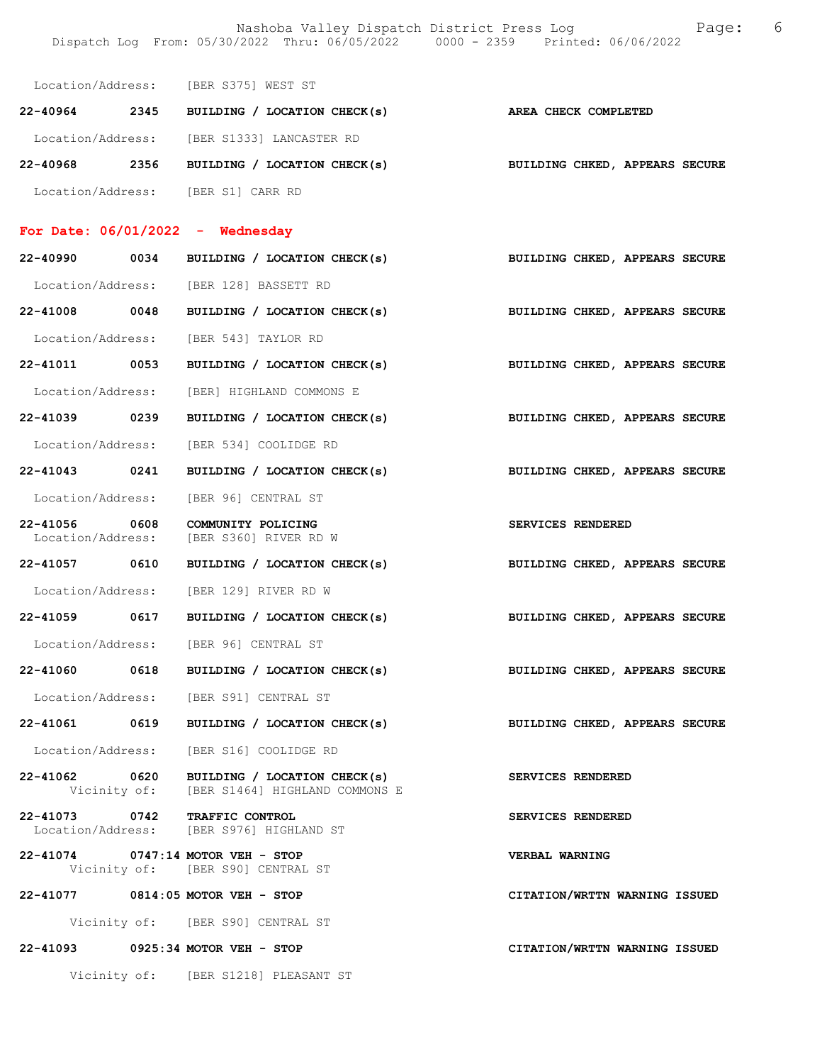Location/Address: [BER S375] WEST ST

**22-40964** 2345 **BUILDING / LOCATION CHECK(s)** AREA CHECK COMPLETED

Location/Address: [BER S1333] LANCASTER RD

**22-40968** 2356 **BUILDING / LOCATION CHECK(s)** BUILDING CHKED, APPEARS SECURE

Location/Address: [BER S1] CARR RD

## For Date: 06/01/2022 - Wednesday

**22-40990** 0034 **BUILDING / LOCATION CHECK(s)** BUILDING CHKED, APPEARS SECURE

Location/Address: [BER 128] BASSETT RD

**22-41008** 0048 **BUILDING / LOCATION CHECK(s)** BUILDING CHKED, APPEARS SECURE

Location/Address: [BER 543] TAYLOR RD

**22-41011** 0053 **BUILDING / LOCATION CHECK(s)** BUILDING CHKED, APPEARS SECURE

Location/Address: [BER] HIGHLAND COMMONS E

**22-41039** 0239 **BUILDING / LOCATION CHECK(s)** BUILDING CHKED, APPEARS SECURE

Location/Address: [BER 534] COOLIDGE RD

**22-41043** 0241 **BUILDING / LOCATION CHECK(s)** BUILDING CHKED, APPEARS SECURE

Location/Address: [BER 96] CENTRAL ST

**22-41056** 0608 **COMMUNITY POLICING** SERVICES RENDERED
Location/Address: [BER S360] RIVER RD W

**22-41057** 0610 **BUILDING / LOCATION CHECK(s)** BUILDING CHKED, APPEARS SECURE

Location/Address: [BER 129] RIVER RD W

**22-41059** 0617 **BUILDING / LOCATION CHECK(s)** BUILDING CHKED, APPEARS SECURE

Location/Address: [BER 96] CENTRAL ST

**22-41060** 0618 **BUILDING / LOCATION CHECK(s)** BUILDING CHKED, APPEARS SECURE

Location/Address: [BER S91] CENTRAL ST

**22-41061** 0619 **BUILDING / LOCATION CHECK(s)** BUILDING CHKED, APPEARS SECURE

Location/Address: [BER S16] COOLIDGE RD

**22-41062** 0620 **BUILDING / LOCATION CHECK(s)** SERVICES RENDERED
Vicinity of: [BER S1464] HIGHLAND COMMONS E

**22-41073** 0742 **TRAFFIC CONTROL** SERVICES RENDERED
Location/Address: [BER S976] HIGHLAND ST

**22-41074** 0747:14 **MOTOR VEH - STOP** VERBAL WARNING
Vicinity of: [BER S90] CENTRAL ST

**22-41077** 0814:05 **MOTOR VEH - STOP** CITATION/WRTTN WARNING ISSUED

Vicinity of: [BER S90] CENTRAL ST

**22-41093** 0925:34 **MOTOR VEH - STOP** CITATION/WRTTN WARNING ISSUED

Vicinity of: [BER S1218] PLEASANT ST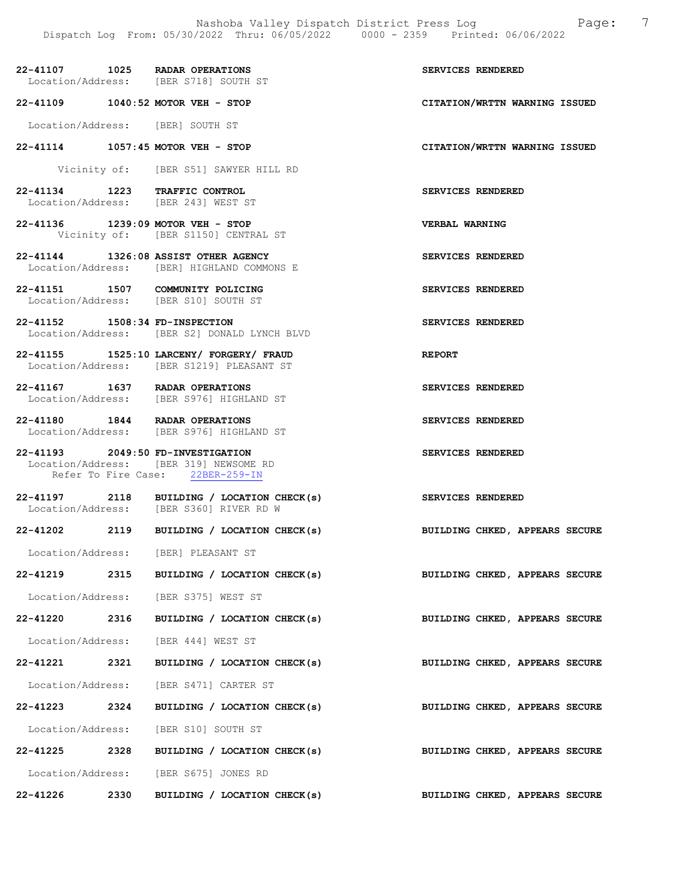**22-41107 1025 RADAR OPERATIONS** — **SERVICES RENDERED**
Location/Address: [BER S718] SOUTH ST

**22-41109 1040:52 MOTOR VEH - STOP** — **CITATION/WRTTN WARNING ISSUED**
Location/Address: [BER] SOUTH ST

**22-41114 1057:45 MOTOR VEH - STOP** — **CITATION/WRTTN WARNING ISSUED**
Vicinity of: [BER S51] SAWYER HILL RD

**22-41134 1223 TRAFFIC CONTROL** — **SERVICES RENDERED**
Location/Address: [BER 243] WEST ST

**22-41136 1239:09 MOTOR VEH - STOP** — **VERBAL WARNING**
Vicinity of: [BER S1150] CENTRAL ST

**22-41144 1326:08 ASSIST OTHER AGENCY** — **SERVICES RENDERED**
Location/Address: [BER] HIGHLAND COMMONS E

**22-41151 1507 COMMUNITY POLICING** — **SERVICES RENDERED**
Location/Address: [BER S10] SOUTH ST

**22-41152 1508:34 FD-INSPECTION** — **SERVICES RENDERED**
Location/Address: [BER S2] DONALD LYNCH BLVD

**22-41155 1525:10 LARCENY/ FORGERY/ FRAUD** — **REPORT**
Location/Address: [BER S1219] PLEASANT ST

**22-41167 1637 RADAR OPERATIONS** — **SERVICES RENDERED**
Location/Address: [BER S976] HIGHLAND ST

**22-41180 1844 RADAR OPERATIONS** — **SERVICES RENDERED**
Location/Address: [BER S976] HIGHLAND ST

**22-41193 2049:50 FD-INVESTIGATION** — **SERVICES RENDERED**
Location/Address: [BER 319] NEWSOME RD
Refer To Fire Case: 22BER-259-IN

**22-41197 2118 BUILDING / LOCATION CHECK(s)** — **SERVICES RENDERED**
Location/Address: [BER S360] RIVER RD W

**22-41202 2119 BUILDING / LOCATION CHECK(s)** — **BUILDING CHKED, APPEARS SECURE**
Location/Address: [BER] PLEASANT ST

**22-41219 2315 BUILDING / LOCATION CHECK(s)** — **BUILDING CHKED, APPEARS SECURE**
Location/Address: [BER S375] WEST ST

**22-41220 2316 BUILDING / LOCATION CHECK(s)** — **BUILDING CHKED, APPEARS SECURE**
Location/Address: [BER 444] WEST ST

**22-41221 2321 BUILDING / LOCATION CHECK(s)** — **BUILDING CHKED, APPEARS SECURE**
Location/Address: [BER S471] CARTER ST

**22-41223 2324 BUILDING / LOCATION CHECK(s)** — **BUILDING CHKED, APPEARS SECURE**
Location/Address: [BER S10] SOUTH ST

**22-41225 2328 BUILDING / LOCATION CHECK(s)** — **BUILDING CHKED, APPEARS SECURE**
Location/Address: [BER S675] JONES RD

**22-41226 2330 BUILDING / LOCATION CHECK(s)** — **BUILDING CHKED, APPEARS SECURE**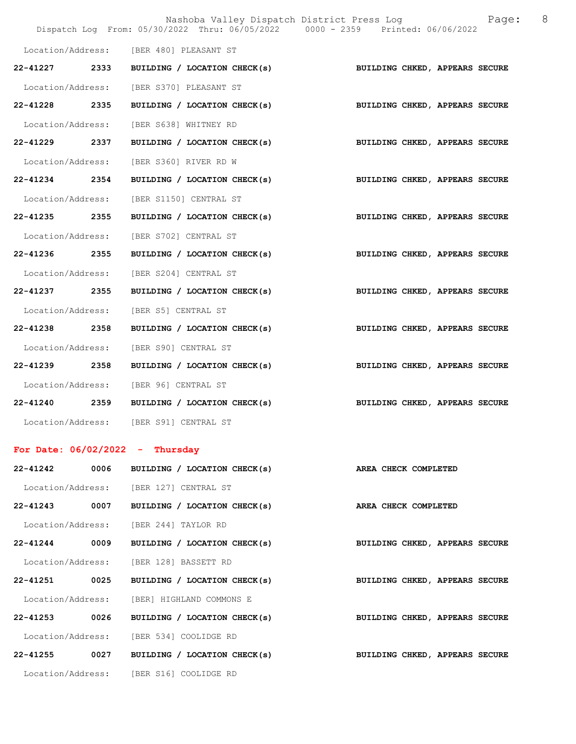Location/Address: [BER 480] PLEASANT ST

**22-41227 2333 BUILDING / LOCATION CHECK(s) BUILDING CHKED, APPEARS SECURE**

Location/Address: [BER S370] PLEASANT ST

**22-41228 2335 BUILDING / LOCATION CHECK(s) BUILDING CHKED, APPEARS SECURE**

Location/Address: [BER S638] WHITNEY RD

**22-41229 2337 BUILDING / LOCATION CHECK(s) BUILDING CHKED, APPEARS SECURE**

Location/Address: [BER S360] RIVER RD W

**22-41234 2354 BUILDING / LOCATION CHECK(s) BUILDING CHKED, APPEARS SECURE**

Location/Address: [BER S1150] CENTRAL ST

**22-41235 2355 BUILDING / LOCATION CHECK(s) BUILDING CHKED, APPEARS SECURE**

Location/Address: [BER S702] CENTRAL ST

**22-41236 2355 BUILDING / LOCATION CHECK(s) BUILDING CHKED, APPEARS SECURE**

Location/Address: [BER S204] CENTRAL ST

**22-41237 2355 BUILDING / LOCATION CHECK(s) BUILDING CHKED, APPEARS SECURE**

Location/Address: [BER S5] CENTRAL ST

**22-41238 2358 BUILDING / LOCATION CHECK(s) BUILDING CHKED, APPEARS SECURE**

Location/Address: [BER S90] CENTRAL ST

**22-41239 2358 BUILDING / LOCATION CHECK(s) BUILDING CHKED, APPEARS SECURE**

Location/Address: [BER 96] CENTRAL ST

**22-41240 2359 BUILDING / LOCATION CHECK(s) BUILDING CHKED, APPEARS SECURE**

Location/Address: [BER S91] CENTRAL ST

## For Date: 06/02/2022 - Thursday

**22-41242 0006 BUILDING / LOCATION CHECK(s) AREA CHECK COMPLETED**

Location/Address: [BER 127] CENTRAL ST

**22-41243 0007 BUILDING / LOCATION CHECK(s) AREA CHECK COMPLETED**

Location/Address: [BER 244] TAYLOR RD

**22-41244 0009 BUILDING / LOCATION CHECK(s) BUILDING CHKED, APPEARS SECURE**

Location/Address: [BER 128] BASSETT RD

**22-41251 0025 BUILDING / LOCATION CHECK(s) BUILDING CHKED, APPEARS SECURE**

Location/Address: [BER] HIGHLAND COMMONS E

**22-41253 0026 BUILDING / LOCATION CHECK(s) BUILDING CHKED, APPEARS SECURE**

Location/Address: [BER 534] COOLIDGE RD

**22-41255 0027 BUILDING / LOCATION CHECK(s) BUILDING CHKED, APPEARS SECURE**

Location/Address: [BER S16] COOLIDGE RD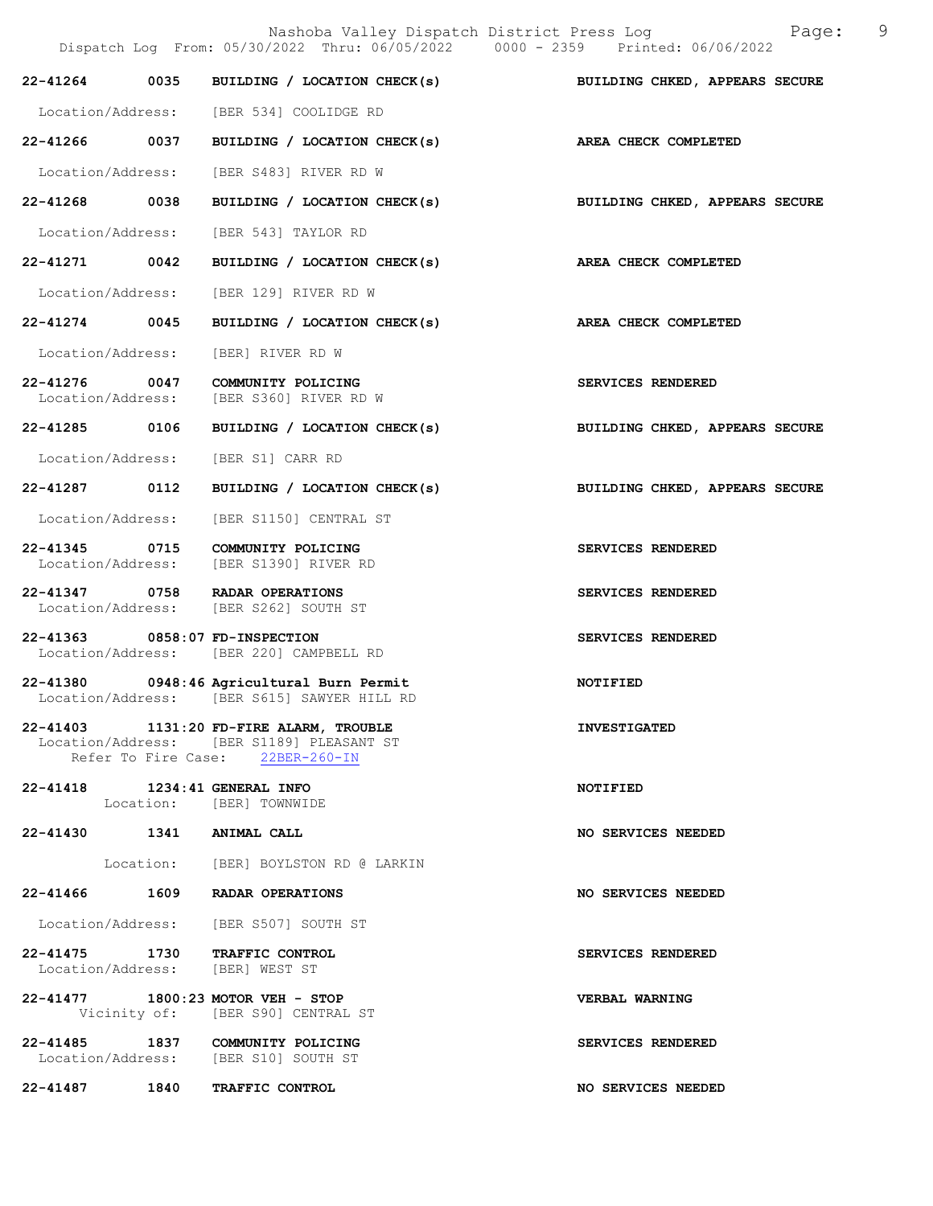| Call Number | Time | Call Reason | Action |
|---|---|---|---|
| 22-41264 | 0035 | BUILDING / LOCATION CHECK(s) | BUILDING CHKED, APPEARS SECURE |
| Location/Address: | | [BER 534] COOLIDGE RD | |
| 22-41266 | 0037 | BUILDING / LOCATION CHECK(s) | AREA CHECK COMPLETED |
| Location/Address: | | [BER S483] RIVER RD W | |
| 22-41268 | 0038 | BUILDING / LOCATION CHECK(s) | BUILDING CHKED, APPEARS SECURE |
| Location/Address: | | [BER 543] TAYLOR RD | |
| 22-41271 | 0042 | BUILDING / LOCATION CHECK(s) | AREA CHECK COMPLETED |
| Location/Address: | | [BER 129] RIVER RD W | |
| 22-41274 | 0045 | BUILDING / LOCATION CHECK(s) | AREA CHECK COMPLETED |
| Location/Address: | | [BER] RIVER RD W | |
| 22-41276 | 0047 | COMMUNITY POLICING | SERVICES RENDERED |
| Location/Address: | | [BER S360] RIVER RD W | |
| 22-41285 | 0106 | BUILDING / LOCATION CHECK(s) | BUILDING CHKED, APPEARS SECURE |
| Location/Address: | | [BER S1] CARR RD | |
| 22-41287 | 0112 | BUILDING / LOCATION CHECK(s) | BUILDING CHKED, APPEARS SECURE |
| Location/Address: | | [BER S1150] CENTRAL ST | |
| 22-41345 | 0715 | COMMUNITY POLICING | SERVICES RENDERED |
| Location/Address: | | [BER S1390] RIVER RD | |
| 22-41347 | 0758 | RADAR OPERATIONS | SERVICES RENDERED |
| Location/Address: | | [BER S262] SOUTH ST | |
| 22-41363 | 0858:07 | FD-INSPECTION | SERVICES RENDERED |
| Location/Address: | | [BER 220] CAMPBELL RD | |
| 22-41380 | 0948:46 | Agricultural Burn Permit | NOTIFIED |
| Location/Address: | | [BER S615] SAWYER HILL RD | |
| 22-41403 | 1131:20 | FD-FIRE ALARM, TROUBLE | INVESTIGATED |
| Location/Address: | | [BER S1189] PLEASANT ST | |
| Refer To Fire Case: | | 22BER-260-IN | |
| 22-41418 | 1234:41 | GENERAL INFO | NOTIFIED |
| Location: | | [BER] TOWNWIDE | |
| 22-41430 | 1341 | ANIMAL CALL | NO SERVICES NEEDED |
| Location: | | [BER] BOYLSTON RD @ LARKIN | |
| 22-41466 | 1609 | RADAR OPERATIONS | NO SERVICES NEEDED |
| Location/Address: | | [BER S507] SOUTH ST | |
| 22-41475 | 1730 | TRAFFIC CONTROL | SERVICES RENDERED |
| Location/Address: | | [BER] WEST ST | |
| 22-41477 | 1800:23 | MOTOR VEH - STOP | VERBAL WARNING |
| Vicinity of: | | [BER S90] CENTRAL ST | |
| 22-41485 | 1837 | COMMUNITY POLICING | SERVICES RENDERED |
| Location/Address: | | [BER S10] SOUTH ST | |
| 22-41487 | 1840 | TRAFFIC CONTROL | NO SERVICES NEEDED |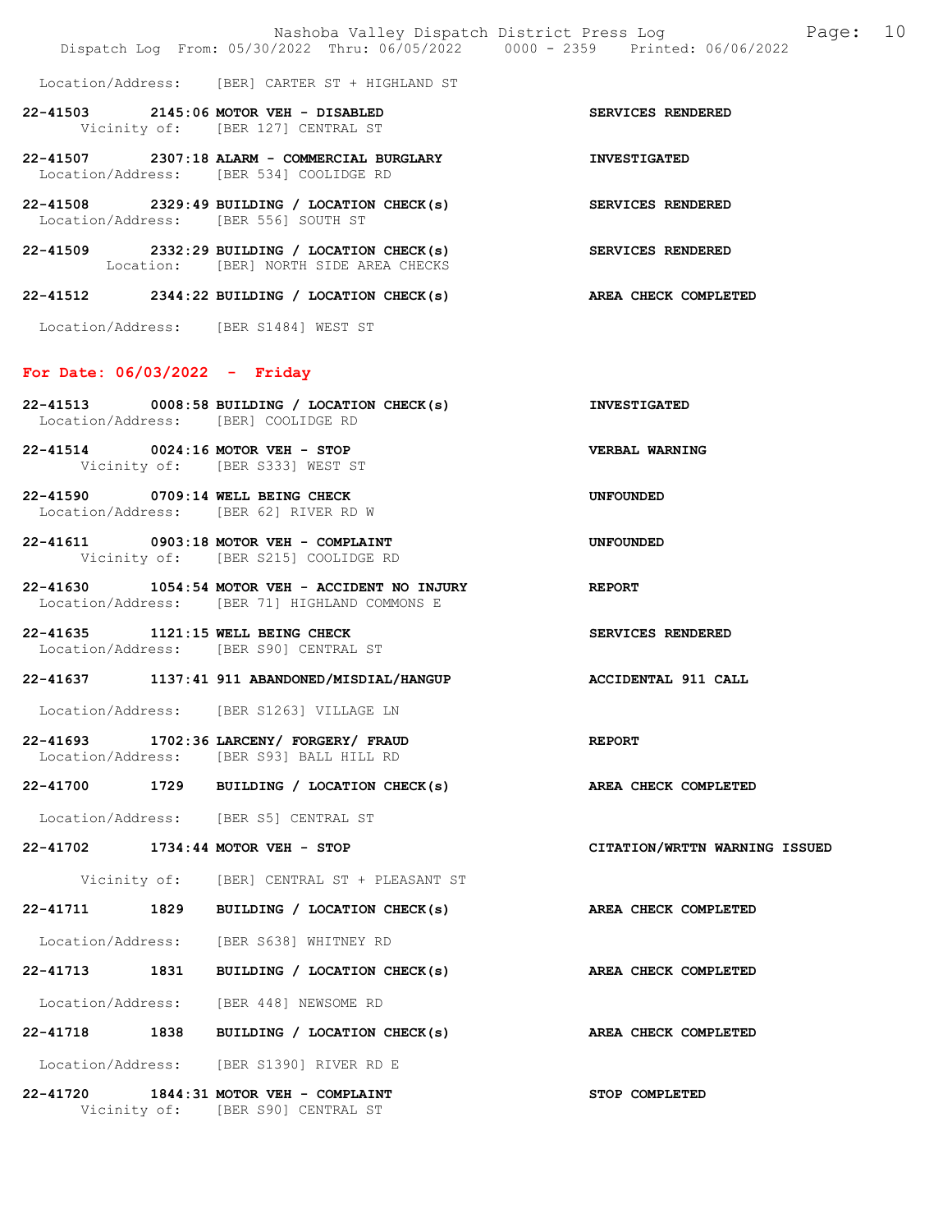Location/Address: [BER] CARTER ST + HIGHLAND ST

**22-41503 2145:06 MOTOR VEH - DISABLED** — **SERVICES RENDERED**
Vicinity of: [BER 127] CENTRAL ST

**22-41507 2307:18 ALARM - COMMERCIAL BURGLARY** — **INVESTIGATED**
Location/Address: [BER 534] COOLIDGE RD

**22-41508 2329:49 BUILDING / LOCATION CHECK(s)** — **SERVICES RENDERED**
Location/Address: [BER 556] SOUTH ST

**22-41509 2332:29 BUILDING / LOCATION CHECK(s)** — **SERVICES RENDERED**
Location: [BER] NORTH SIDE AREA CHECKS

**22-41512 2344:22 BUILDING / LOCATION CHECK(s)** — **AREA CHECK COMPLETED**
Location/Address: [BER S1484] WEST ST

## For Date: 06/03/2022 - Friday

**22-41513 0008:58 BUILDING / LOCATION CHECK(s)** — **INVESTIGATED**
Location/Address: [BER] COOLIDGE RD

**22-41514 0024:16 MOTOR VEH - STOP** — **VERBAL WARNING**
Vicinity of: [BER S333] WEST ST

**22-41590 0709:14 WELL BEING CHECK** — **UNFOUNDED**
Location/Address: [BER 62] RIVER RD W

**22-41611 0903:18 MOTOR VEH - COMPLAINT** — **UNFOUNDED**
Vicinity of: [BER S215] COOLIDGE RD

**22-41630 1054:54 MOTOR VEH - ACCIDENT NO INJURY** — **REPORT**
Location/Address: [BER 71] HIGHLAND COMMONS E

**22-41635 1121:15 WELL BEING CHECK** — **SERVICES RENDERED**
Location/Address: [BER S90] CENTRAL ST

**22-41637 1137:41 911 ABANDONED/MISDIAL/HANGUP** — **ACCIDENTAL 911 CALL**
Location/Address: [BER S1263] VILLAGE LN

**22-41693 1702:36 LARCENY/ FORGERY/ FRAUD** — **REPORT**
Location/Address: [BER S93] BALL HILL RD

**22-41700 1729 BUILDING / LOCATION CHECK(s)** — **AREA CHECK COMPLETED**
Location/Address: [BER S5] CENTRAL ST

**22-41702 1734:44 MOTOR VEH - STOP** — **CITATION/WRTTN WARNING ISSUED**
Vicinity of: [BER] CENTRAL ST + PLEASANT ST

**22-41711 1829 BUILDING / LOCATION CHECK(s)** — **AREA CHECK COMPLETED**
Location/Address: [BER S638] WHITNEY RD

**22-41713 1831 BUILDING / LOCATION CHECK(s)** — **AREA CHECK COMPLETED**
Location/Address: [BER 448] NEWSOME RD

**22-41718 1838 BUILDING / LOCATION CHECK(s)** — **AREA CHECK COMPLETED**
Location/Address: [BER S1390] RIVER RD E

**22-41720 1844:31 MOTOR VEH - COMPLAINT** — **STOP COMPLETED**
Vicinity of: [BER S90] CENTRAL ST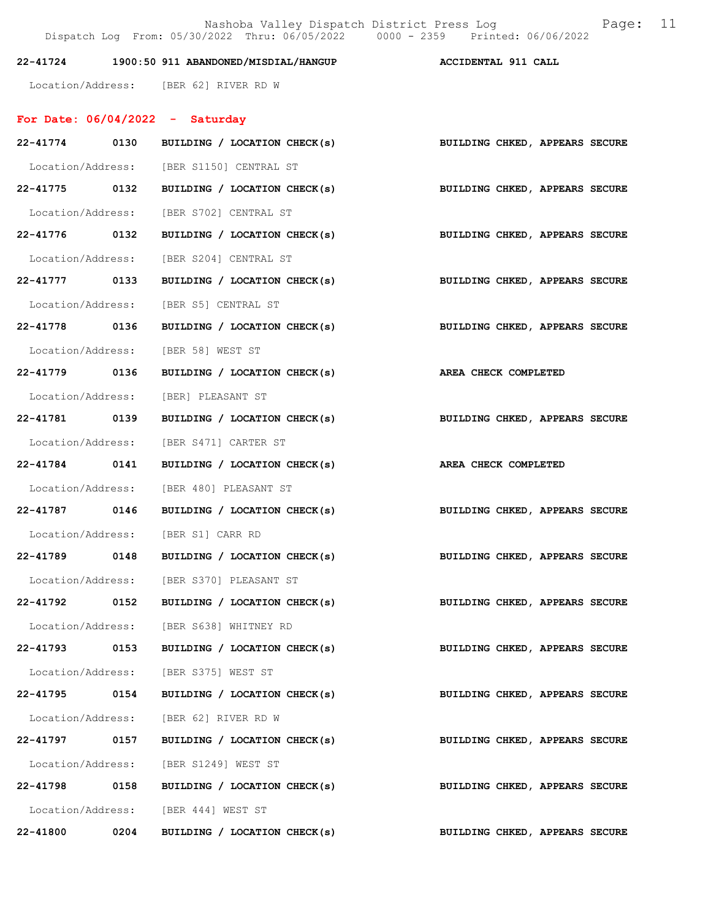**22-41724 1900:50 911 ABANDONED/MISDIAL/HANGUP — ACCIDENTAL 911 CALL**

Location/Address: [BER 62] RIVER RD W

## For Date: 06/04/2022 - Saturday

**22-41774 0130 BUILDING / LOCATION CHECK(s) — BUILDING CHKED, APPEARS SECURE**

Location/Address: [BER S1150] CENTRAL ST

**22-41775 0132 BUILDING / LOCATION CHECK(s) — BUILDING CHKED, APPEARS SECURE**

Location/Address: [BER S702] CENTRAL ST

**22-41776 0132 BUILDING / LOCATION CHECK(s) — BUILDING CHKED, APPEARS SECURE**

Location/Address: [BER S204] CENTRAL ST

**22-41777 0133 BUILDING / LOCATION CHECK(s) — BUILDING CHKED, APPEARS SECURE**

Location/Address: [BER S5] CENTRAL ST

**22-41778 0136 BUILDING / LOCATION CHECK(s) — BUILDING CHKED, APPEARS SECURE**

Location/Address: [BER 58] WEST ST

**22-41779 0136 BUILDING / LOCATION CHECK(s) — AREA CHECK COMPLETED**

Location/Address: [BER] PLEASANT ST

**22-41781 0139 BUILDING / LOCATION CHECK(s) — BUILDING CHKED, APPEARS SECURE**

Location/Address: [BER S471] CARTER ST

**22-41784 0141 BUILDING / LOCATION CHECK(s) — AREA CHECK COMPLETED**

Location/Address: [BER 480] PLEASANT ST

**22-41787 0146 BUILDING / LOCATION CHECK(s) — BUILDING CHKED, APPEARS SECURE**

Location/Address: [BER S1] CARR RD

**22-41789 0148 BUILDING / LOCATION CHECK(s) — BUILDING CHKED, APPEARS SECURE**

Location/Address: [BER S370] PLEASANT ST

**22-41792 0152 BUILDING / LOCATION CHECK(s) — BUILDING CHKED, APPEARS SECURE**

Location/Address: [BER S638] WHITNEY RD

**22-41793 0153 BUILDING / LOCATION CHECK(s) — BUILDING CHKED, APPEARS SECURE**

Location/Address: [BER S375] WEST ST

**22-41795 0154 BUILDING / LOCATION CHECK(s) — BUILDING CHKED, APPEARS SECURE**

Location/Address: [BER 62] RIVER RD W

**22-41797 0157 BUILDING / LOCATION CHECK(s) — BUILDING CHKED, APPEARS SECURE**

Location/Address: [BER S1249] WEST ST

**22-41798 0158 BUILDING / LOCATION CHECK(s) — BUILDING CHKED, APPEARS SECURE**

Location/Address: [BER 444] WEST ST

**22-41800 0204 BUILDING / LOCATION CHECK(s) — BUILDING CHKED, APPEARS SECURE**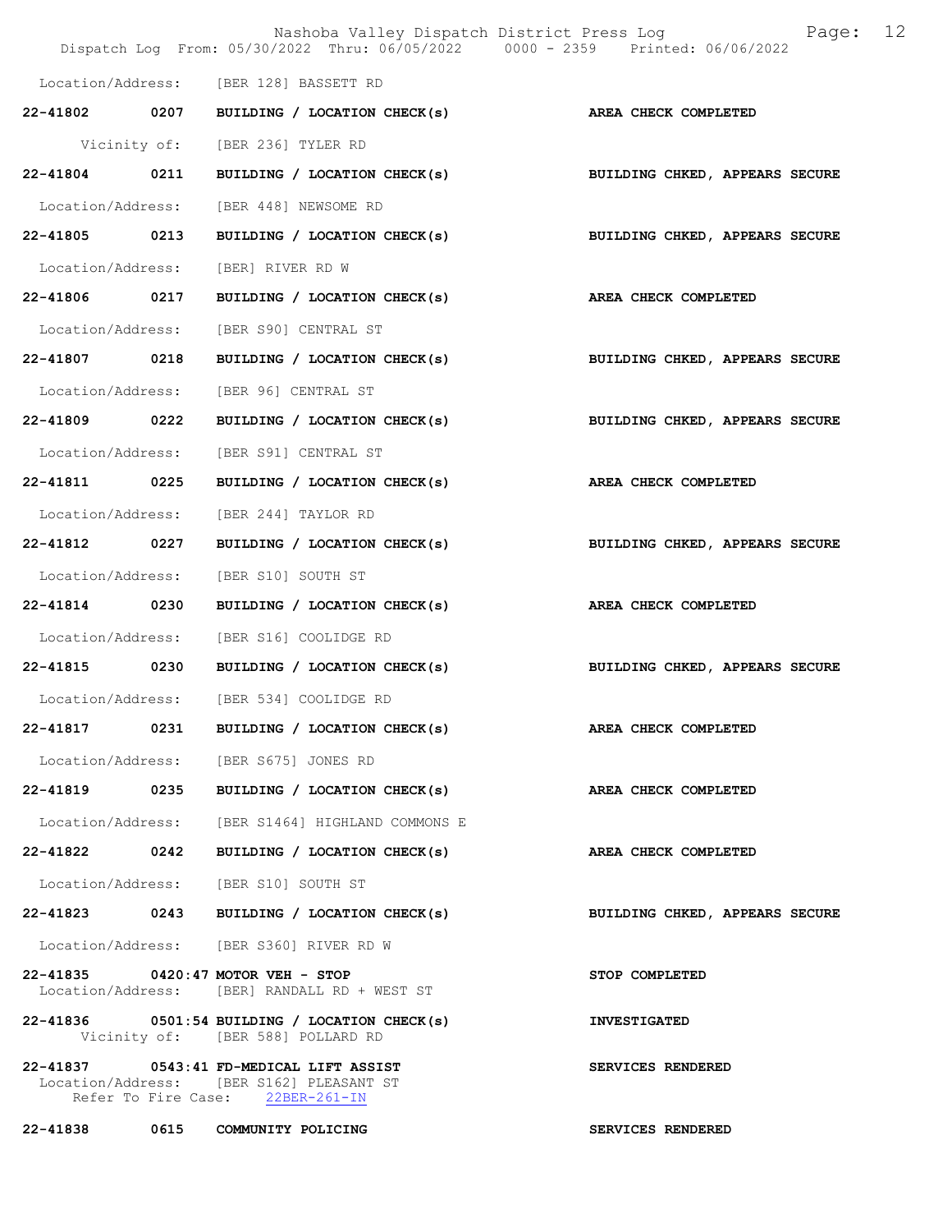Location/Address: [BER 128] BASSETT RD

**22-41802 0207 BUILDING / LOCATION CHECK(s)** **AREA CHECK COMPLETED**
Vicinity of: [BER 236] TYLER RD

**22-41804 0211 BUILDING / LOCATION CHECK(s)** **BUILDING CHKED, APPEARS SECURE**
Location/Address: [BER 448] NEWSOME RD

**22-41805 0213 BUILDING / LOCATION CHECK(s)** **BUILDING CHKED, APPEARS SECURE**
Location/Address: [BER] RIVER RD W

**22-41806 0217 BUILDING / LOCATION CHECK(s)** **AREA CHECK COMPLETED**
Location/Address: [BER S90] CENTRAL ST

**22-41807 0218 BUILDING / LOCATION CHECK(s)** **BUILDING CHKED, APPEARS SECURE**
Location/Address: [BER 96] CENTRAL ST

**22-41809 0222 BUILDING / LOCATION CHECK(s)** **BUILDING CHKED, APPEARS SECURE**
Location/Address: [BER S91] CENTRAL ST

**22-41811 0225 BUILDING / LOCATION CHECK(s)** **AREA CHECK COMPLETED**
Location/Address: [BER 244] TAYLOR RD

**22-41812 0227 BUILDING / LOCATION CHECK(s)** **BUILDING CHKED, APPEARS SECURE**
Location/Address: [BER S10] SOUTH ST

**22-41814 0230 BUILDING / LOCATION CHECK(s)** **AREA CHECK COMPLETED**
Location/Address: [BER S16] COOLIDGE RD

**22-41815 0230 BUILDING / LOCATION CHECK(s)** **BUILDING CHKED, APPEARS SECURE**
Location/Address: [BER 534] COOLIDGE RD

**22-41817 0231 BUILDING / LOCATION CHECK(s)** **AREA CHECK COMPLETED**
Location/Address: [BER S675] JONES RD

**22-41819 0235 BUILDING / LOCATION CHECK(s)** **AREA CHECK COMPLETED**
Location/Address: [BER S1464] HIGHLAND COMMONS E

**22-41822 0242 BUILDING / LOCATION CHECK(s)** **AREA CHECK COMPLETED**
Location/Address: [BER S10] SOUTH ST

**22-41823 0243 BUILDING / LOCATION CHECK(s)** **BUILDING CHKED, APPEARS SECURE**
Location/Address: [BER S360] RIVER RD W

**22-41835 0420:47 MOTOR VEH - STOP** **STOP COMPLETED**
Location/Address: [BER] RANDALL RD + WEST ST

**22-41836 0501:54 BUILDING / LOCATION CHECK(s)** **INVESTIGATED**
Vicinity of: [BER 588] POLLARD RD

**22-41837 0543:41 FD-MEDICAL LIFT ASSIST** **SERVICES RENDERED**
Location/Address: [BER S162] PLEASANT ST
Refer To Fire Case: 22BER-261-IN

**22-41838 0615 COMMUNITY POLICING** **SERVICES RENDERED**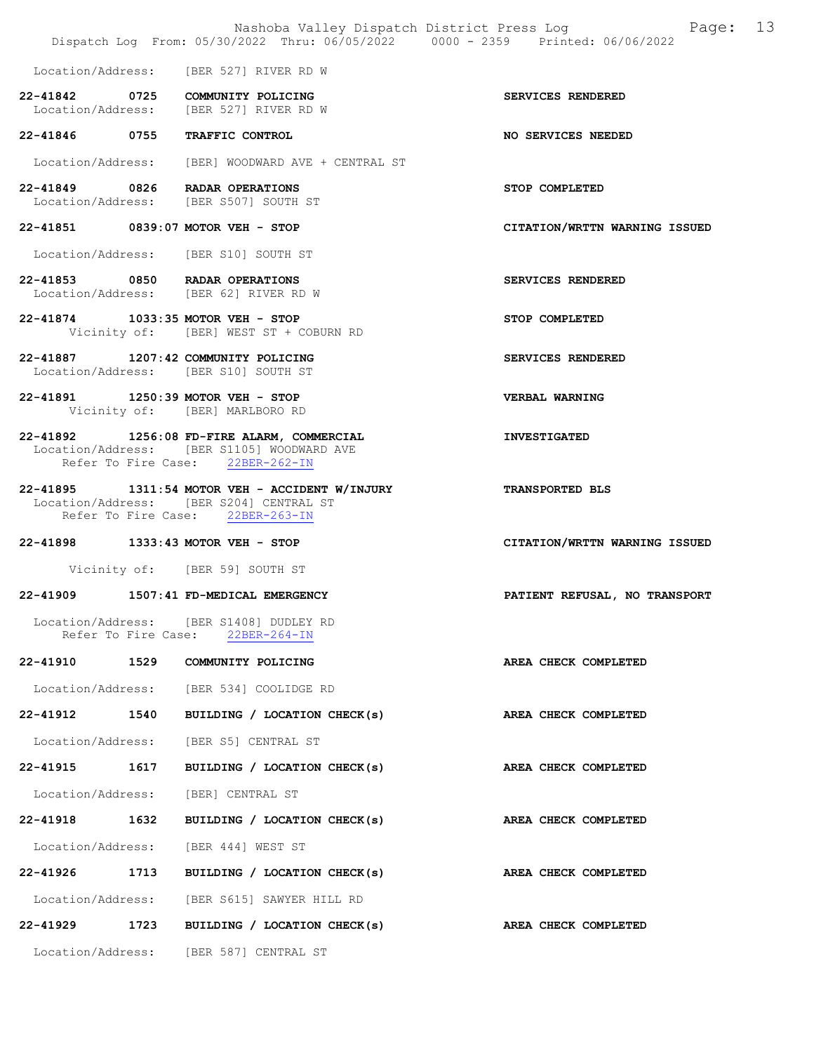Location/Address: [BER 527] RIVER RD W

**22-41842 0725 COMMUNITY POLICING** — **SERVICES RENDERED**
Location/Address: [BER 527] RIVER RD W

**22-41846 0755 TRAFFIC CONTROL** — **NO SERVICES NEEDED**
Location/Address: [BER] WOODWARD AVE + CENTRAL ST

**22-41849 0826 RADAR OPERATIONS** — **STOP COMPLETED**
Location/Address: [BER S507] SOUTH ST

**22-41851 0839:07 MOTOR VEH - STOP** — **CITATION/WRTTN WARNING ISSUED**
Location/Address: [BER S10] SOUTH ST

**22-41853 0850 RADAR OPERATIONS** — **SERVICES RENDERED**
Location/Address: [BER 62] RIVER RD W

**22-41874 1033:35 MOTOR VEH - STOP** — **STOP COMPLETED**
Vicinity of: [BER] WEST ST + COBURN RD

**22-41887 1207:42 COMMUNITY POLICING** — **SERVICES RENDERED**
Location/Address: [BER S10] SOUTH ST

**22-41891 1250:39 MOTOR VEH - STOP** — **VERBAL WARNING**
Vicinity of: [BER] MARLBORO RD

**22-41892 1256:08 FD-FIRE ALARM, COMMERCIAL** — **INVESTIGATED**
Location/Address: [BER S1105] WOODWARD AVE
Refer To Fire Case: 22BER-262-IN

**22-41895 1311:54 MOTOR VEH - ACCIDENT W/INJURY** — **TRANSPORTED BLS**
Location/Address: [BER S204] CENTRAL ST
Refer To Fire Case: 22BER-263-IN

**22-41898 1333:43 MOTOR VEH - STOP** — **CITATION/WRTTN WARNING ISSUED**
Vicinity of: [BER 59] SOUTH ST

**22-41909 1507:41 FD-MEDICAL EMERGENCY** — **PATIENT REFUSAL, NO TRANSPORT**
Location/Address: [BER S1408] DUDLEY RD
Refer To Fire Case: 22BER-264-IN

**22-41910 1529 COMMUNITY POLICING** — **AREA CHECK COMPLETED**
Location/Address: [BER 534] COOLIDGE RD

**22-41912 1540 BUILDING / LOCATION CHECK(s)** — **AREA CHECK COMPLETED**
Location/Address: [BER S5] CENTRAL ST

**22-41915 1617 BUILDING / LOCATION CHECK(s)** — **AREA CHECK COMPLETED**
Location/Address: [BER] CENTRAL ST

**22-41918 1632 BUILDING / LOCATION CHECK(s)** — **AREA CHECK COMPLETED**
Location/Address: [BER 444] WEST ST

**22-41926 1713 BUILDING / LOCATION CHECK(s)** — **AREA CHECK COMPLETED**
Location/Address: [BER S615] SAWYER HILL RD

**22-41929 1723 BUILDING / LOCATION CHECK(s)** — **AREA CHECK COMPLETED**
Location/Address: [BER 587] CENTRAL ST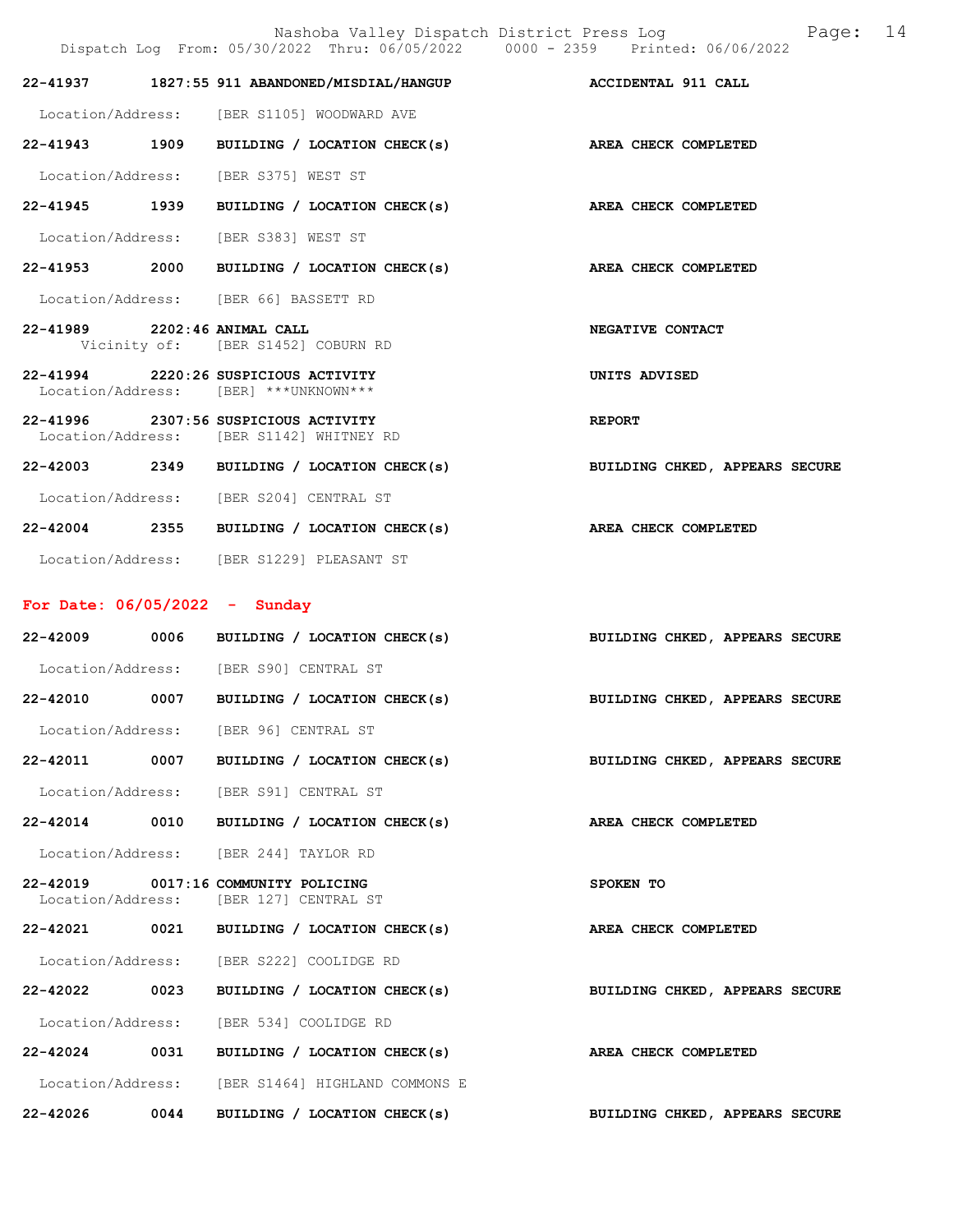22-41937 1827:55 911 ABANDONED/MISDIAL/HANGUP — ACCIDENTAL 911 CALL

Location/Address: [BER S1105] WOODWARD AVE

22-41943 1909 BUILDING / LOCATION CHECK(s) — AREA CHECK COMPLETED

Location/Address: [BER S375] WEST ST

22-41945 1939 BUILDING / LOCATION CHECK(s) — AREA CHECK COMPLETED

Location/Address: [BER S383] WEST ST

22-41953 2000 BUILDING / LOCATION CHECK(s) — AREA CHECK COMPLETED

Location/Address: [BER 66] BASSETT RD

22-41989 2202:46 ANIMAL CALL — NEGATIVE CONTACT
Vicinity of: [BER S1452] COBURN RD

22-41994 2220:26 SUSPICIOUS ACTIVITY — UNITS ADVISED
Location/Address: [BER] ***UNKNOWN***

22-41996 2307:56 SUSPICIOUS ACTIVITY — REPORT
Location/Address: [BER S1142] WHITNEY RD

22-42003 2349 BUILDING / LOCATION CHECK(s) — BUILDING CHKED, APPEARS SECURE

Location/Address: [BER S204] CENTRAL ST

22-42004 2355 BUILDING / LOCATION CHECK(s) — AREA CHECK COMPLETED

Location/Address: [BER S1229] PLEASANT ST

## For Date: 06/05/2022 - Sunday

22-42009 0006 BUILDING / LOCATION CHECK(s) — BUILDING CHKED, APPEARS SECURE

Location/Address: [BER S90] CENTRAL ST

22-42010 0007 BUILDING / LOCATION CHECK(s) — BUILDING CHKED, APPEARS SECURE

Location/Address: [BER 96] CENTRAL ST

22-42011 0007 BUILDING / LOCATION CHECK(s) — BUILDING CHKED, APPEARS SECURE

Location/Address: [BER S91] CENTRAL ST

22-42014 0010 BUILDING / LOCATION CHECK(s) — AREA CHECK COMPLETED

Location/Address: [BER 244] TAYLOR RD

22-42019 0017:16 COMMUNITY POLICING — SPOKEN TO
Location/Address: [BER 127] CENTRAL ST

22-42021 0021 BUILDING / LOCATION CHECK(s) — AREA CHECK COMPLETED

Location/Address: [BER S222] COOLIDGE RD

22-42022 0023 BUILDING / LOCATION CHECK(s) — BUILDING CHKED, APPEARS SECURE

Location/Address: [BER 534] COOLIDGE RD

22-42024 0031 BUILDING / LOCATION CHECK(s) — AREA CHECK COMPLETED

Location/Address: [BER S1464] HIGHLAND COMMONS E

22-42026 0044 BUILDING / LOCATION CHECK(s) — BUILDING CHKED, APPEARS SECURE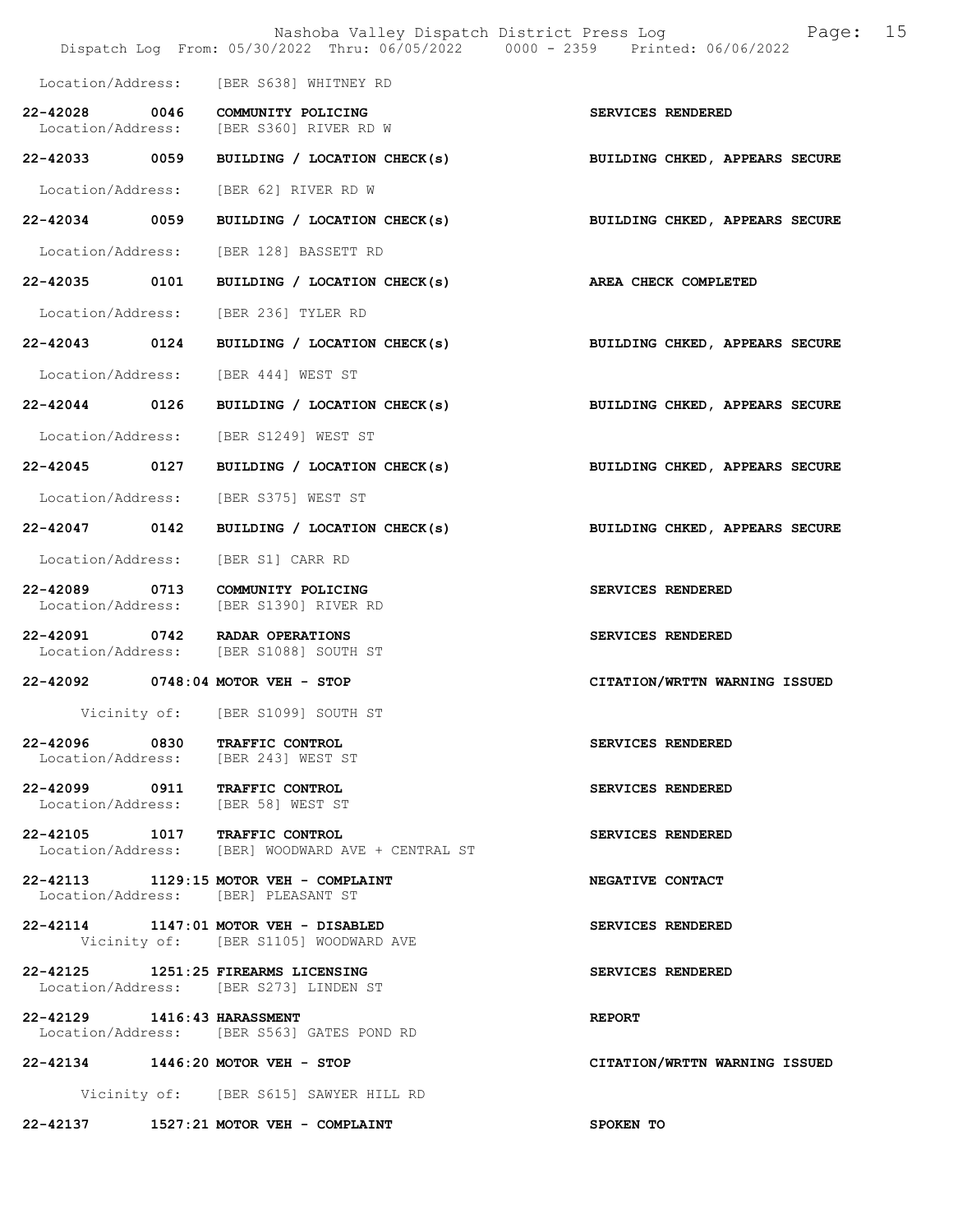Location/Address: [BER S638] WHITNEY RD

22-42028 0046 COMMUNITY POLICING — SERVICES RENDERED
Location/Address: [BER S360] RIVER RD W

22-42033 0059 BUILDING / LOCATION CHECK(s) — BUILDING CHKED, APPEARS SECURE
Location/Address: [BER 62] RIVER RD W

22-42034 0059 BUILDING / LOCATION CHECK(s) — BUILDING CHKED, APPEARS SECURE
Location/Address: [BER 128] BASSETT RD

22-42035 0101 BUILDING / LOCATION CHECK(s) — AREA CHECK COMPLETED
Location/Address: [BER 236] TYLER RD

22-42043 0124 BUILDING / LOCATION CHECK(s) — BUILDING CHKED, APPEARS SECURE
Location/Address: [BER 444] WEST ST

22-42044 0126 BUILDING / LOCATION CHECK(s) — BUILDING CHKED, APPEARS SECURE
Location/Address: [BER S1249] WEST ST

22-42045 0127 BUILDING / LOCATION CHECK(s) — BUILDING CHKED, APPEARS SECURE
Location/Address: [BER S375] WEST ST

22-42047 0142 BUILDING / LOCATION CHECK(s) — BUILDING CHKED, APPEARS SECURE
Location/Address: [BER S1] CARR RD

22-42089 0713 COMMUNITY POLICING — SERVICES RENDERED
Location/Address: [BER S1390] RIVER RD

22-42091 0742 RADAR OPERATIONS — SERVICES RENDERED
Location/Address: [BER S1088] SOUTH ST

22-42092 0748:04 MOTOR VEH - STOP — CITATION/WRTTN WARNING ISSUED
Vicinity of: [BER S1099] SOUTH ST

22-42096 0830 TRAFFIC CONTROL — SERVICES RENDERED
Location/Address: [BER 243] WEST ST

22-42099 0911 TRAFFIC CONTROL — SERVICES RENDERED
Location/Address: [BER 58] WEST ST

22-42105 1017 TRAFFIC CONTROL — SERVICES RENDERED
Location/Address: [BER] WOODWARD AVE + CENTRAL ST

22-42113 1129:15 MOTOR VEH - COMPLAINT — NEGATIVE CONTACT
Location/Address: [BER] PLEASANT ST

22-42114 1147:01 MOTOR VEH - DISABLED — SERVICES RENDERED
Vicinity of: [BER S1105] WOODWARD AVE

22-42125 1251:25 FIREARMS LICENSING — SERVICES RENDERED
Location/Address: [BER S273] LINDEN ST

22-42129 1416:43 HARASSMENT — REPORT
Location/Address: [BER S563] GATES POND RD

22-42134 1446:20 MOTOR VEH - STOP — CITATION/WRTTN WARNING ISSUED
Vicinity of: [BER S615] SAWYER HILL RD

22-42137 1527:21 MOTOR VEH - COMPLAINT — SPOKEN TO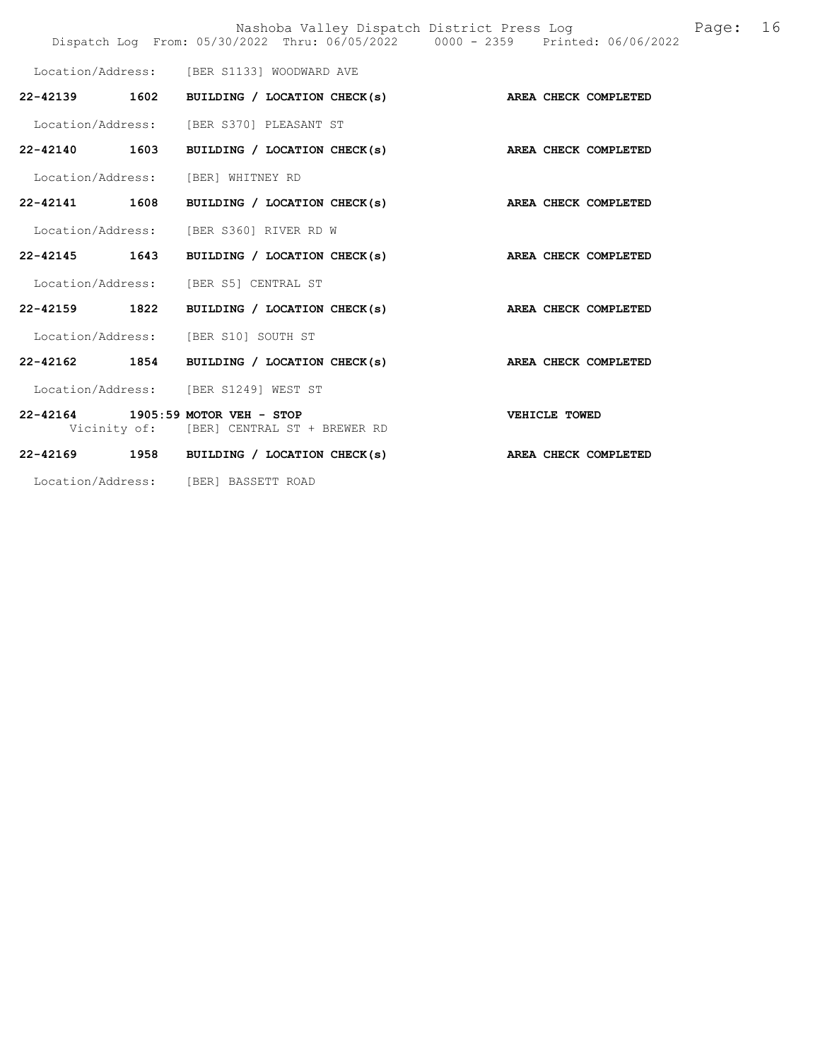Location/Address: [BER S1133] WOODWARD AVE

**22-42139 1602 BUILDING / LOCATION CHECK(s) AREA CHECK COMPLETED**

Location/Address: [BER S370] PLEASANT ST

**22-42140 1603 BUILDING / LOCATION CHECK(s) AREA CHECK COMPLETED**

Location/Address: [BER] WHITNEY RD

**22-42141 1608 BUILDING / LOCATION CHECK(s) AREA CHECK COMPLETED**

Location/Address: [BER S360] RIVER RD W

**22-42145 1643 BUILDING / LOCATION CHECK(s) AREA CHECK COMPLETED**

Location/Address: [BER S5] CENTRAL ST

**22-42159 1822 BUILDING / LOCATION CHECK(s) AREA CHECK COMPLETED**

Location/Address: [BER S10] SOUTH ST

**22-42162 1854 BUILDING / LOCATION CHECK(s) AREA CHECK COMPLETED**

Location/Address: [BER S1249] WEST ST

**22-42164 1905:59 MOTOR VEH - STOP VEHICLE TOWED**

Vicinity of: [BER] CENTRAL ST + BREWER RD

**22-42169 1958 BUILDING / LOCATION CHECK(s) AREA CHECK COMPLETED**

Location/Address: [BER] BASSETT ROAD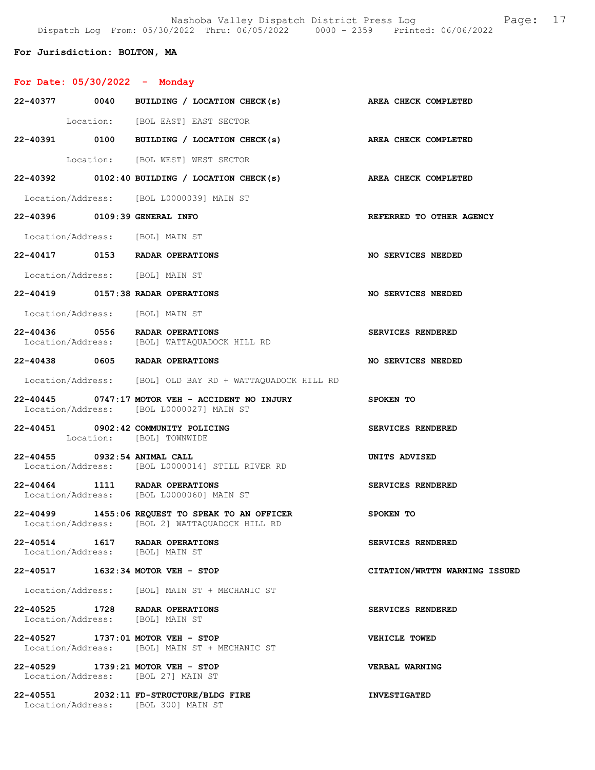**For Jurisdiction: BOLTON, MA**

**For Date: 05/30/2022 - Monday**

**22-40377 0040 BUILDING / LOCATION CHECK(s)** — AREA CHECK COMPLETED
Location: [BOL EAST] EAST SECTOR

**22-40391 0100 BUILDING / LOCATION CHECK(s)** — AREA CHECK COMPLETED
Location: [BOL WEST] WEST SECTOR

**22-40392 0102:40 BUILDING / LOCATION CHECK(s)** — AREA CHECK COMPLETED
Location/Address: [BOL L0000039] MAIN ST

**22-40396 0109:39 GENERAL INFO** — REFERRED TO OTHER AGENCY
Location/Address: [BOL] MAIN ST

**22-40417 0153 RADAR OPERATIONS** — NO SERVICES NEEDED
Location/Address: [BOL] MAIN ST

**22-40419 0157:38 RADAR OPERATIONS** — NO SERVICES NEEDED
Location/Address: [BOL] MAIN ST

**22-40436 0556 RADAR OPERATIONS** — SERVICES RENDERED
Location/Address: [BOL] WATTAQUADOCK HILL RD

**22-40438 0605 RADAR OPERATIONS** — NO SERVICES NEEDED
Location/Address: [BOL] OLD BAY RD + WATTAQUADOCK HILL RD

**22-40445 0747:17 MOTOR VEH - ACCIDENT NO INJURY** — SPOKEN TO
Location/Address: [BOL L0000027] MAIN ST

**22-40451 0902:42 COMMUNITY POLICING** — SERVICES RENDERED
Location: [BOL] TOWNWIDE

**22-40455 0932:54 ANIMAL CALL** — UNITS ADVISED
Location/Address: [BOL L0000014] STILL RIVER RD

**22-40464 1111 RADAR OPERATIONS** — SERVICES RENDERED
Location/Address: [BOL L0000060] MAIN ST

**22-40499 1455:06 REQUEST TO SPEAK TO AN OFFICER** — SPOKEN TO
Location/Address: [BOL 2] WATTAQUADOCK HILL RD

**22-40514 1617 RADAR OPERATIONS** — SERVICES RENDERED
Location/Address: [BOL] MAIN ST

**22-40517 1632:34 MOTOR VEH - STOP** — CITATION/WRTTN WARNING ISSUED
Location/Address: [BOL] MAIN ST + MECHANIC ST

**22-40525 1728 RADAR OPERATIONS** — SERVICES RENDERED
Location/Address: [BOL] MAIN ST

**22-40527 1737:01 MOTOR VEH - STOP** — VEHICLE TOWED
Location/Address: [BOL] MAIN ST + MECHANIC ST

**22-40529 1739:21 MOTOR VEH - STOP** — VERBAL WARNING
Location/Address: [BOL 27] MAIN ST

**22-40551 2032:11 FD-STRUCTURE/BLDG FIRE** — INVESTIGATED
Location/Address: [BOL 300] MAIN ST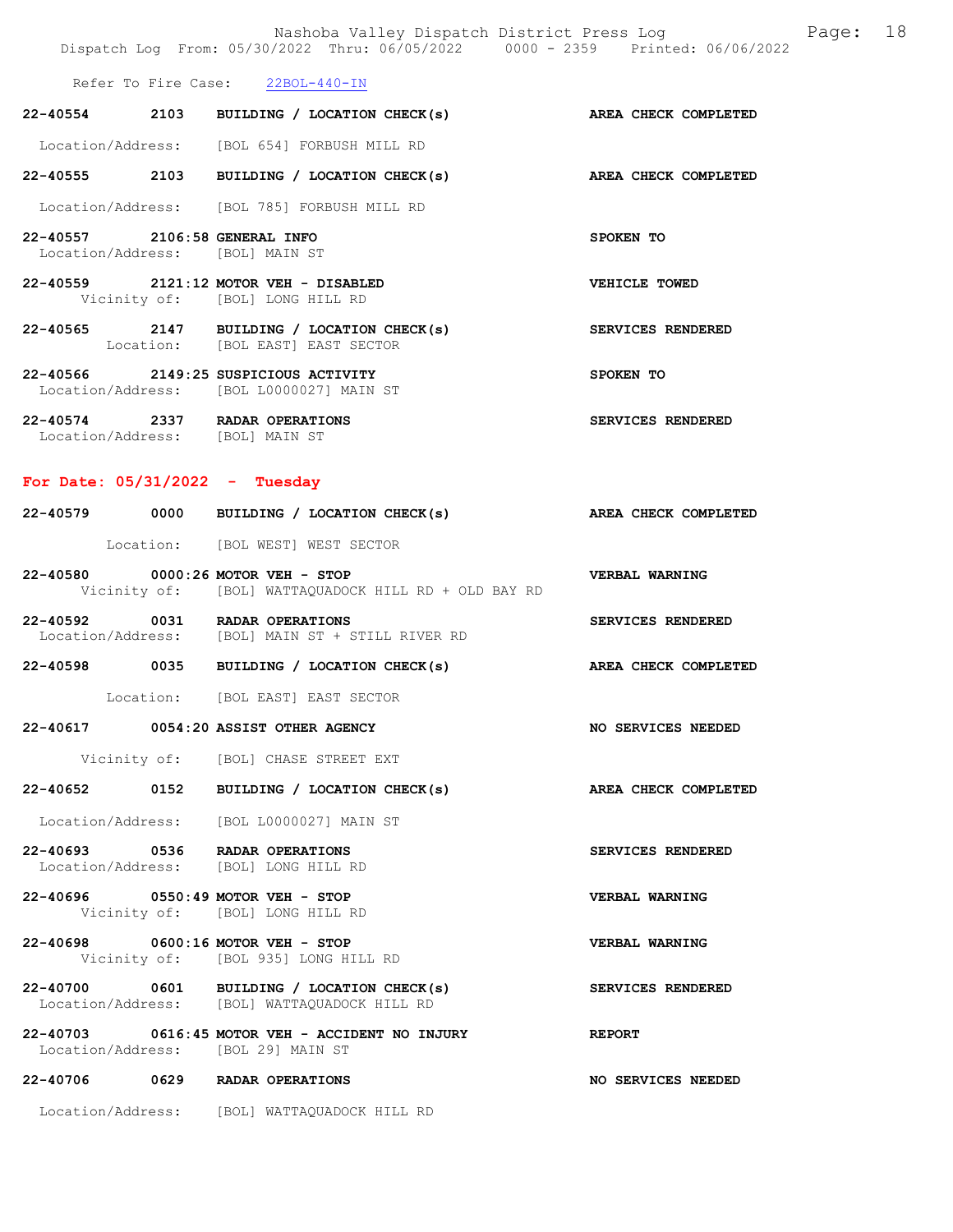Refer To Fire Case: 22BOL-440-IN

**22-40554 2103 BUILDING / LOCATION CHECK(s) AREA CHECK COMPLETED**

Location/Address: [BOL 654] FORBUSH MILL RD

**22-40555 2103 BUILDING / LOCATION CHECK(s) AREA CHECK COMPLETED**

Location/Address: [BOL 785] FORBUSH MILL RD

**22-40557 2106:58 GENERAL INFO SPOKEN TO**
Location/Address: [BOL] MAIN ST

**22-40559 2121:12 MOTOR VEH - DISABLED VEHICLE TOWED**
Vicinity of: [BOL] LONG HILL RD

**22-40565 2147 BUILDING / LOCATION CHECK(s) SERVICES RENDERED**
Location: [BOL EAST] EAST SECTOR

**22-40566 2149:25 SUSPICIOUS ACTIVITY SPOKEN TO**
Location/Address: [BOL L0000027] MAIN ST

**22-40574 2337 RADAR OPERATIONS SERVICES RENDERED**
Location/Address: [BOL] MAIN ST

## For Date: 05/31/2022 - Tuesday

**22-40579 0000 BUILDING / LOCATION CHECK(s) AREA CHECK COMPLETED**

Location: [BOL WEST] WEST SECTOR

**22-40580 0000:26 MOTOR VEH - STOP VERBAL WARNING**
Vicinity of: [BOL] WATTAQUADOCK HILL RD + OLD BAY RD

**22-40592 0031 RADAR OPERATIONS SERVICES RENDERED**
Location/Address: [BOL] MAIN ST + STILL RIVER RD

**22-40598 0035 BUILDING / LOCATION CHECK(s) AREA CHECK COMPLETED**

Location: [BOL EAST] EAST SECTOR

**22-40617 0054:20 ASSIST OTHER AGENCY NO SERVICES NEEDED**

Vicinity of: [BOL] CHASE STREET EXT

**22-40652 0152 BUILDING / LOCATION CHECK(s) AREA CHECK COMPLETED**

Location/Address: [BOL L0000027] MAIN ST

**22-40693 0536 RADAR OPERATIONS SERVICES RENDERED**
Location/Address: [BOL] LONG HILL RD

**22-40696 0550:49 MOTOR VEH - STOP VERBAL WARNING**
Vicinity of: [BOL] LONG HILL RD

**22-40698 0600:16 MOTOR VEH - STOP VERBAL WARNING**
Vicinity of: [BOL 935] LONG HILL RD

**22-40700 0601 BUILDING / LOCATION CHECK(s) SERVICES RENDERED**
Location/Address: [BOL] WATTAQUADOCK HILL RD

**22-40703 0616:45 MOTOR VEH - ACCIDENT NO INJURY REPORT**
Location/Address: [BOL 29] MAIN ST

**22-40706 0629 RADAR OPERATIONS NO SERVICES NEEDED**

Location/Address: [BOL] WATTAQUADOCK HILL RD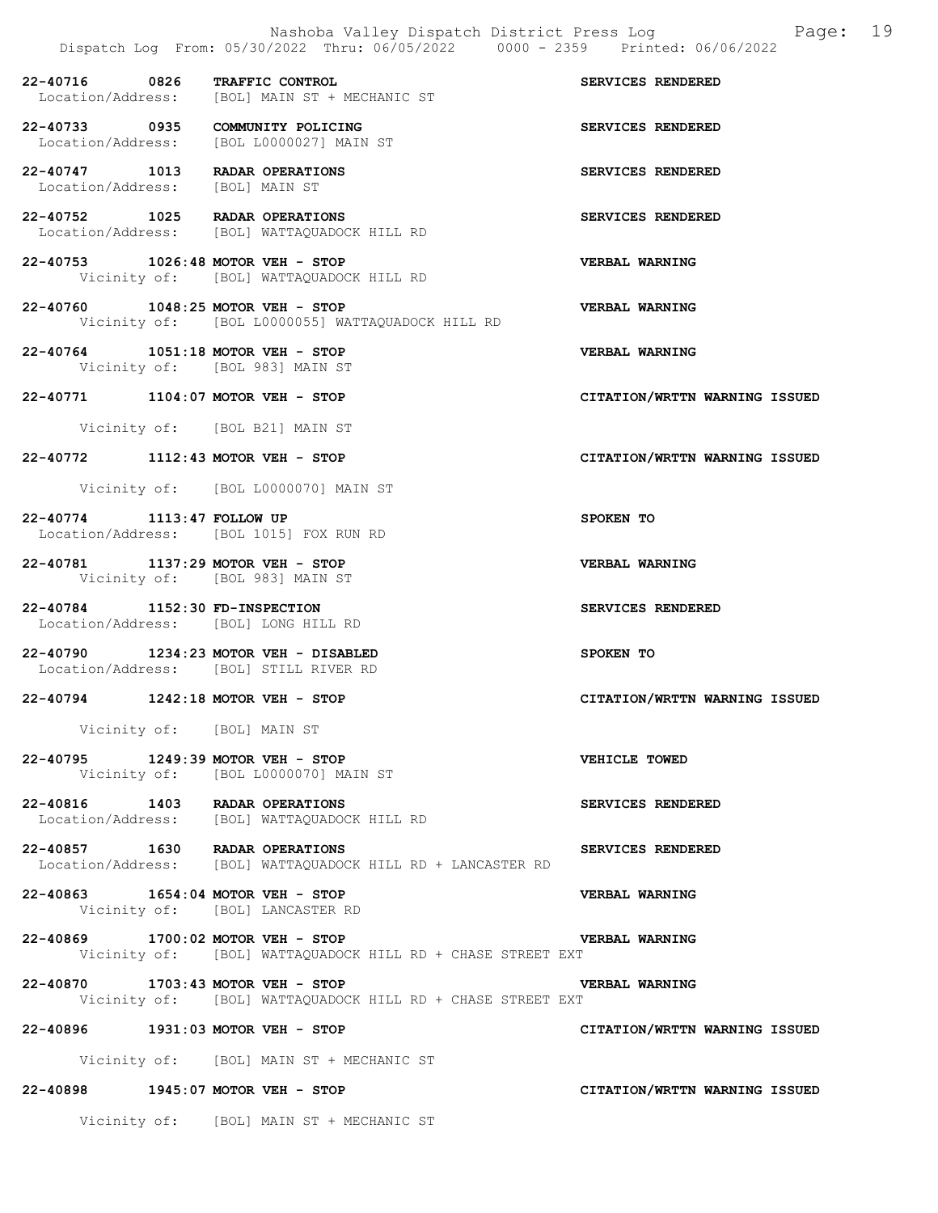22-40716 0826 TRAFFIC CONTROL SERVICES RENDERED
Location/Address: [BOL] MAIN ST + MECHANIC ST

22-40733 0935 COMMUNITY POLICING SERVICES RENDERED
Location/Address: [BOL L0000027] MAIN ST

22-40747 1013 RADAR OPERATIONS SERVICES RENDERED
Location/Address: [BOL] MAIN ST

22-40752 1025 RADAR OPERATIONS SERVICES RENDERED
Location/Address: [BOL] WATTAQUADOCK HILL RD

22-40753 1026:48 MOTOR VEH - STOP VERBAL WARNING
Vicinity of: [BOL] WATTAQUADOCK HILL RD

22-40760 1048:25 MOTOR VEH - STOP VERBAL WARNING
Vicinity of: [BOL L0000055] WATTAQUADOCK HILL RD

22-40764 1051:18 MOTOR VEH - STOP VERBAL WARNING
Vicinity of: [BOL 983] MAIN ST

22-40771 1104:07 MOTOR VEH - STOP CITATION/WRTTN WARNING ISSUED

Vicinity of: [BOL B21] MAIN ST

22-40772 1112:43 MOTOR VEH - STOP CITATION/WRTTN WARNING ISSUED

Vicinity of: [BOL L0000070] MAIN ST

22-40774 1113:47 FOLLOW UP SPOKEN TO
Location/Address: [BOL 1015] FOX RUN RD

22-40781 1137:29 MOTOR VEH - STOP VERBAL WARNING
Vicinity of: [BOL 983] MAIN ST

22-40784 1152:30 FD-INSPECTION SERVICES RENDERED
Location/Address: [BOL] LONG HILL RD

22-40790 1234:23 MOTOR VEH - DISABLED SPOKEN TO
Location/Address: [BOL] STILL RIVER RD

22-40794 1242:18 MOTOR VEH - STOP CITATION/WRTTN WARNING ISSUED

Vicinity of: [BOL] MAIN ST

22-40795 1249:39 MOTOR VEH - STOP VEHICLE TOWED
Vicinity of: [BOL L0000070] MAIN ST

22-40816 1403 RADAR OPERATIONS SERVICES RENDERED
Location/Address: [BOL] WATTAQUADOCK HILL RD

22-40857 1630 RADAR OPERATIONS SERVICES RENDERED
Location/Address: [BOL] WATTAQUADOCK HILL RD + LANCASTER RD

22-40863 1654:04 MOTOR VEH - STOP VERBAL WARNING
Vicinity of: [BOL] LANCASTER RD

22-40869 1700:02 MOTOR VEH - STOP VERBAL WARNING
Vicinity of: [BOL] WATTAQUADOCK HILL RD + CHASE STREET EXT

22-40870 1703:43 MOTOR VEH - STOP VERBAL WARNING
Vicinity of: [BOL] WATTAQUADOCK HILL RD + CHASE STREET EXT

22-40896 1931:03 MOTOR VEH - STOP CITATION/WRTTN WARNING ISSUED

Vicinity of: [BOL] MAIN ST + MECHANIC ST

22-40898 1945:07 MOTOR VEH - STOP CITATION/WRTTN WARNING ISSUED

Vicinity of: [BOL] MAIN ST + MECHANIC ST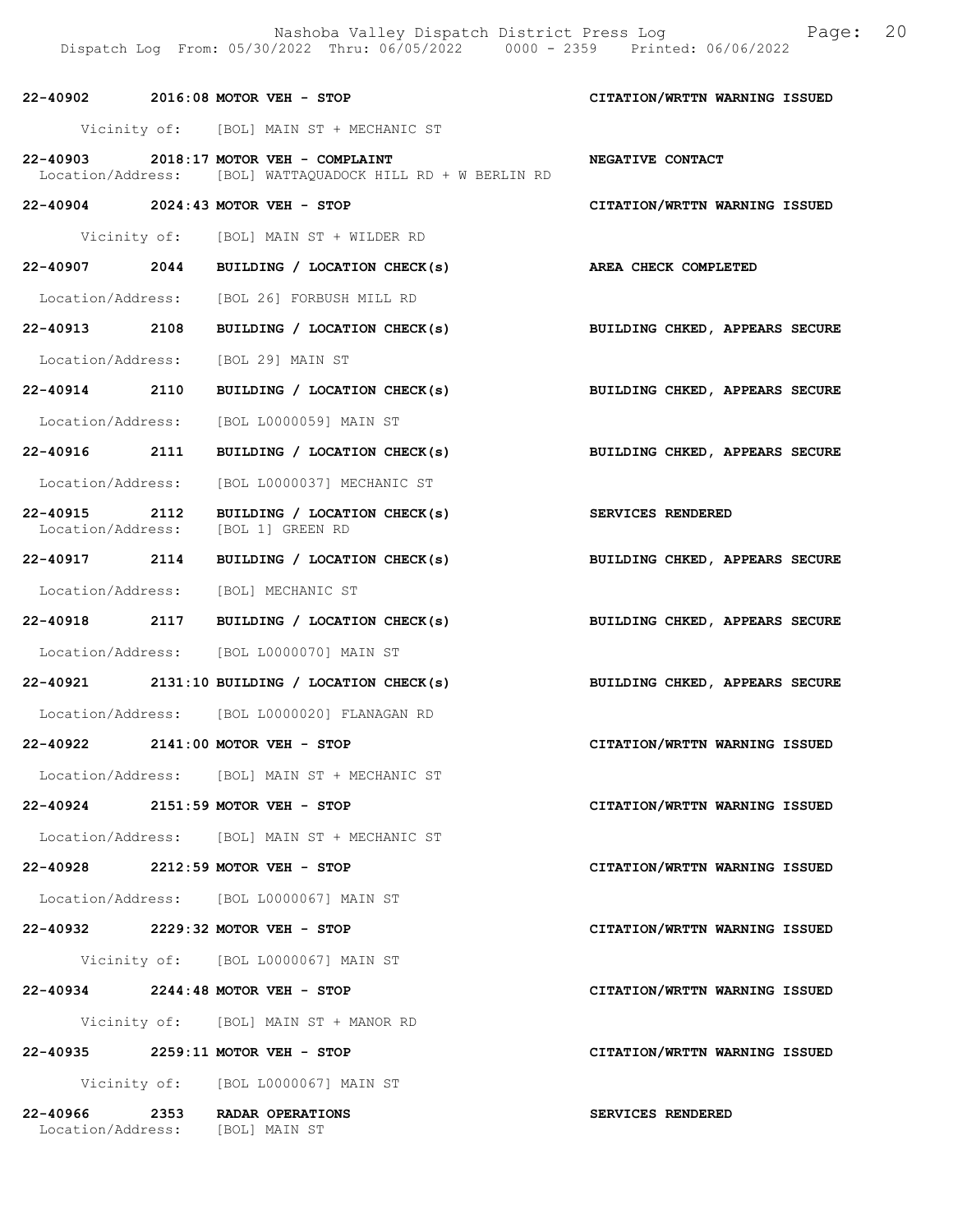22-40902 2016:08 MOTOR VEH - STOP CITATION/WRTTN WARNING ISSUED

Vicinity of: [BOL] MAIN ST + MECHANIC ST

22-40903 2018:17 MOTOR VEH - COMPLAINT NEGATIVE CONTACT
Location/Address: [BOL] WATTAQUADOCK HILL RD + W BERLIN RD

22-40904 2024:43 MOTOR VEH - STOP CITATION/WRTTN WARNING ISSUED

Vicinity of: [BOL] MAIN ST + WILDER RD

22-40907 2044 BUILDING / LOCATION CHECK(s) AREA CHECK COMPLETED

Location/Address: [BOL 26] FORBUSH MILL RD

22-40913 2108 BUILDING / LOCATION CHECK(s) BUILDING CHKED, APPEARS SECURE

Location/Address: [BOL 29] MAIN ST

22-40914 2110 BUILDING / LOCATION CHECK(s) BUILDING CHKED, APPEARS SECURE

Location/Address: [BOL L0000059] MAIN ST

22-40916 2111 BUILDING / LOCATION CHECK(s) BUILDING CHKED, APPEARS SECURE

Location/Address: [BOL L0000037] MECHANIC ST

22-40915 2112 BUILDING / LOCATION CHECK(s) SERVICES RENDERED
Location/Address: [BOL 1] GREEN RD

22-40917 2114 BUILDING / LOCATION CHECK(s) BUILDING CHKED, APPEARS SECURE

Location/Address: [BOL] MECHANIC ST

22-40918 2117 BUILDING / LOCATION CHECK(s) BUILDING CHKED, APPEARS SECURE

Location/Address: [BOL L0000070] MAIN ST

22-40921 2131:10 BUILDING / LOCATION CHECK(s) BUILDING CHKED, APPEARS SECURE

Location/Address: [BOL L0000020] FLANAGAN RD

22-40922 2141:00 MOTOR VEH - STOP CITATION/WRTTN WARNING ISSUED

Location/Address: [BOL] MAIN ST + MECHANIC ST

22-40924 2151:59 MOTOR VEH - STOP CITATION/WRTTN WARNING ISSUED

Location/Address: [BOL] MAIN ST + MECHANIC ST

22-40928 2212:59 MOTOR VEH - STOP CITATION/WRTTN WARNING ISSUED

Location/Address: [BOL L0000067] MAIN ST

22-40932 2229:32 MOTOR VEH - STOP CITATION/WRTTN WARNING ISSUED

Vicinity of: [BOL L0000067] MAIN ST

22-40934 2244:48 MOTOR VEH - STOP CITATION/WRTTN WARNING ISSUED

Vicinity of: [BOL] MAIN ST + MANOR RD

22-40935 2259:11 MOTOR VEH - STOP CITATION/WRTTN WARNING ISSUED

Vicinity of: [BOL L0000067] MAIN ST

22-40966 2353 RADAR OPERATIONS SERVICES RENDERED
Location/Address: [BOL] MAIN ST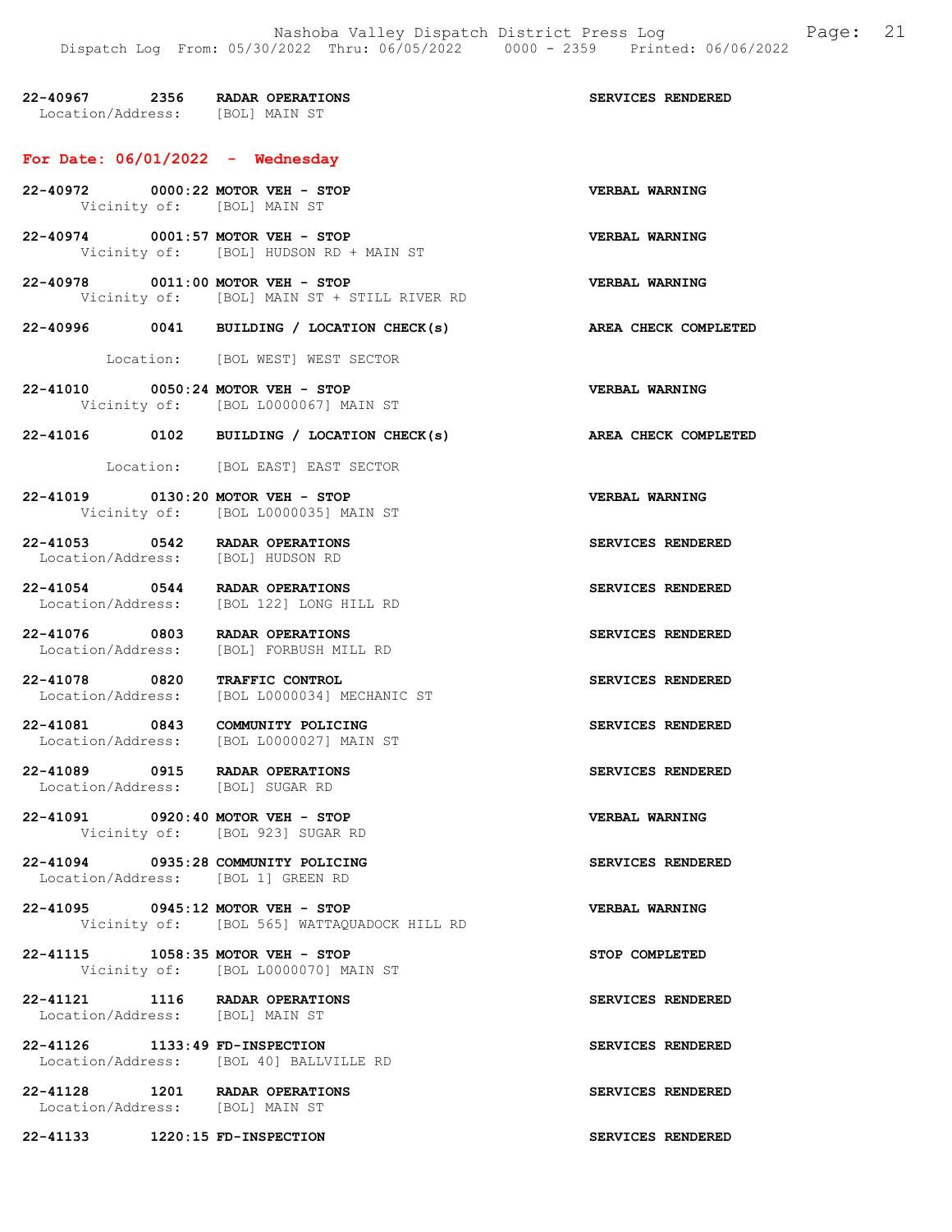22-40967 2356 RADAR OPERATIONS SERVICES RENDERED
Location/Address: [BOL] MAIN ST

## For Date: 06/01/2022 - Wednesday

22-40972 0000:22 MOTOR VEH - STOP VERBAL WARNING
Vicinity of: [BOL] MAIN ST

22-40974 0001:57 MOTOR VEH - STOP VERBAL WARNING
Vicinity of: [BOL] HUDSON RD + MAIN ST

22-40978 0011:00 MOTOR VEH - STOP VERBAL WARNING
Vicinity of: [BOL] MAIN ST + STILL RIVER RD

22-40996 0041 BUILDING / LOCATION CHECK(s) AREA CHECK COMPLETED
Location: [BOL WEST] WEST SECTOR

22-41010 0050:24 MOTOR VEH - STOP VERBAL WARNING
Vicinity of: [BOL L0000067] MAIN ST

22-41016 0102 BUILDING / LOCATION CHECK(s) AREA CHECK COMPLETED
Location: [BOL EAST] EAST SECTOR

22-41019 0130:20 MOTOR VEH - STOP VERBAL WARNING
Vicinity of: [BOL L0000035] MAIN ST

22-41053 0542 RADAR OPERATIONS SERVICES RENDERED
Location/Address: [BOL] HUDSON RD

22-41054 0544 RADAR OPERATIONS SERVICES RENDERED
Location/Address: [BOL 122] LONG HILL RD

22-41076 0803 RADAR OPERATIONS SERVICES RENDERED
Location/Address: [BOL] FORBUSH MILL RD

22-41078 0820 TRAFFIC CONTROL SERVICES RENDERED
Location/Address: [BOL L0000034] MECHANIC ST

22-41081 0843 COMMUNITY POLICING SERVICES RENDERED
Location/Address: [BOL L0000027] MAIN ST

22-41089 0915 RADAR OPERATIONS SERVICES RENDERED
Location/Address: [BOL] SUGAR RD

22-41091 0920:40 MOTOR VEH - STOP VERBAL WARNING
Vicinity of: [BOL 923] SUGAR RD

22-41094 0935:28 COMMUNITY POLICING SERVICES RENDERED
Location/Address: [BOL 1] GREEN RD

22-41095 0945:12 MOTOR VEH - STOP VERBAL WARNING
Vicinity of: [BOL 565] WATTAQUADOCK HILL RD

22-41115 1058:35 MOTOR VEH - STOP STOP COMPLETED
Vicinity of: [BOL L0000070] MAIN ST

22-41121 1116 RADAR OPERATIONS SERVICES RENDERED
Location/Address: [BOL] MAIN ST

22-41126 1133:49 FD-INSPECTION SERVICES RENDERED
Location/Address: [BOL 40] BALLVILLE RD

22-41128 1201 RADAR OPERATIONS SERVICES RENDERED
Location/Address: [BOL] MAIN ST

22-41133 1220:15 FD-INSPECTION SERVICES RENDERED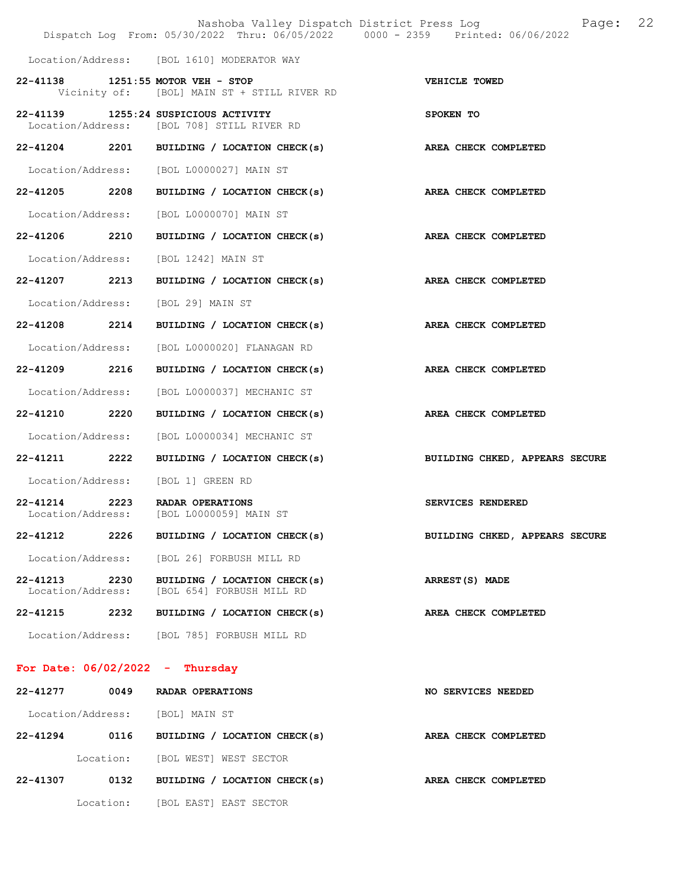Location/Address: [BOL 1610] MODERATOR WAY

**22-41138 1251:55 MOTOR VEH - STOP** — **VEHICLE TOWED**
Vicinity of: [BOL] MAIN ST + STILL RIVER RD

**22-41139 1255:24 SUSPICIOUS ACTIVITY** — **SPOKEN TO**
Location/Address: [BOL 708] STILL RIVER RD

**22-41204 2201 BUILDING / LOCATION CHECK(s)** — **AREA CHECK COMPLETED**
Location/Address: [BOL L0000027] MAIN ST

**22-41205 2208 BUILDING / LOCATION CHECK(s)** — **AREA CHECK COMPLETED**
Location/Address: [BOL L0000070] MAIN ST

**22-41206 2210 BUILDING / LOCATION CHECK(s)** — **AREA CHECK COMPLETED**
Location/Address: [BOL 1242] MAIN ST

**22-41207 2213 BUILDING / LOCATION CHECK(s)** — **AREA CHECK COMPLETED**
Location/Address: [BOL 29] MAIN ST

**22-41208 2214 BUILDING / LOCATION CHECK(s)** — **AREA CHECK COMPLETED**
Location/Address: [BOL L0000020] FLANAGAN RD

**22-41209 2216 BUILDING / LOCATION CHECK(s)** — **AREA CHECK COMPLETED**
Location/Address: [BOL L0000037] MECHANIC ST

**22-41210 2220 BUILDING / LOCATION CHECK(s)** — **AREA CHECK COMPLETED**
Location/Address: [BOL L0000034] MECHANIC ST

**22-41211 2222 BUILDING / LOCATION CHECK(s)** — **BUILDING CHKED, APPEARS SECURE**
Location/Address: [BOL 1] GREEN RD

**22-41214 2223 RADAR OPERATIONS** — **SERVICES RENDERED**
Location/Address: [BOL L0000059] MAIN ST

**22-41212 2226 BUILDING / LOCATION CHECK(s)** — **BUILDING CHKED, APPEARS SECURE**
Location/Address: [BOL 26] FORBUSH MILL RD

**22-41213 2230 BUILDING / LOCATION CHECK(s)** — **ARREST(S) MADE**
Location/Address: [BOL 654] FORBUSH MILL RD

**22-41215 2232 BUILDING / LOCATION CHECK(s)** — **AREA CHECK COMPLETED**
Location/Address: [BOL 785] FORBUSH MILL RD

## For Date: 06/02/2022 - Thursday

**22-41277 0049 RADAR OPERATIONS** — **NO SERVICES NEEDED**
Location/Address: [BOL] MAIN ST

**22-41294 0116 BUILDING / LOCATION CHECK(s)** — **AREA CHECK COMPLETED**
Location: [BOL WEST] WEST SECTOR

**22-41307 0132 BUILDING / LOCATION CHECK(s)** — **AREA CHECK COMPLETED**
Location: [BOL EAST] EAST SECTOR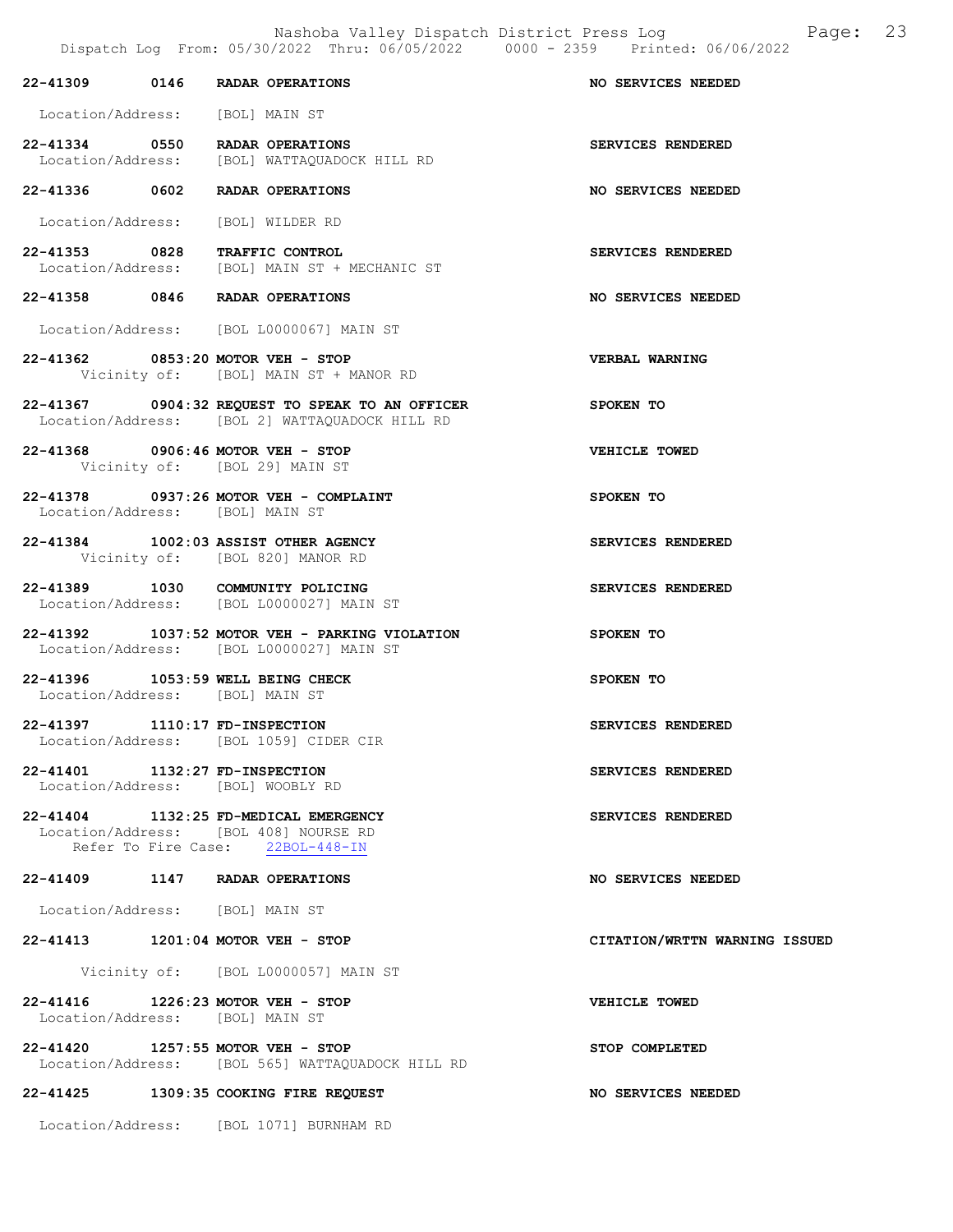| Call # | Time | Call Type | Disposition |
|---|---|---|---|
| 22-41309 | 0146 | RADAR OPERATIONS | NO SERVICES NEEDED |
| | | Location/Address: [BOL] MAIN ST | |
| 22-41334 | 0550 | RADAR OPERATIONS | SERVICES RENDERED |
| | | Location/Address: [BOL] WATTAQUADOCK HILL RD | |
| 22-41336 | 0602 | RADAR OPERATIONS | NO SERVICES NEEDED |
| | | Location/Address: [BOL] WILDER RD | |
| 22-41353 | 0828 | TRAFFIC CONTROL | SERVICES RENDERED |
| | | Location/Address: [BOL] MAIN ST + MECHANIC ST | |
| 22-41358 | 0846 | RADAR OPERATIONS | NO SERVICES NEEDED |
| | | Location/Address: [BOL L0000067] MAIN ST | |
| 22-41362 | 0853:20 | MOTOR VEH - STOP | VERBAL WARNING |
| | | Vicinity of: [BOL] MAIN ST + MANOR RD | |
| 22-41367 | 0904:32 | REQUEST TO SPEAK TO AN OFFICER | SPOKEN TO |
| | | Location/Address: [BOL 2] WATTAQUADOCK HILL RD | |
| 22-41368 | 0906:46 | MOTOR VEH - STOP | VEHICLE TOWED |
| | | Vicinity of: [BOL 29] MAIN ST | |
| 22-41378 | 0937:26 | MOTOR VEH - COMPLAINT | SPOKEN TO |
| | | Location/Address: [BOL] MAIN ST | |
| 22-41384 | 1002:03 | ASSIST OTHER AGENCY | SERVICES RENDERED |
| | | Vicinity of: [BOL 820] MANOR RD | |
| 22-41389 | 1030 | COMMUNITY POLICING | SERVICES RENDERED |
| | | Location/Address: [BOL L0000027] MAIN ST | |
| 22-41392 | 1037:52 | MOTOR VEH - PARKING VIOLATION | SPOKEN TO |
| | | Location/Address: [BOL L0000027] MAIN ST | |
| 22-41396 | 1053:59 | WELL BEING CHECK | SPOKEN TO |
| | | Location/Address: [BOL] MAIN ST | |
| 22-41397 | 1110:17 | FD-INSPECTION | SERVICES RENDERED |
| | | Location/Address: [BOL 1059] CIDER CIR | |
| 22-41401 | 1132:27 | FD-INSPECTION | SERVICES RENDERED |
| | | Location/Address: [BOL] WOOBLY RD | |
| 22-41404 | 1132:25 | FD-MEDICAL EMERGENCY | SERVICES RENDERED |
| | | Location/Address: [BOL 408] NOURSE RD; Refer To Fire Case: 22BOL-448-IN | |
| 22-41409 | 1147 | RADAR OPERATIONS | NO SERVICES NEEDED |
| | | Location/Address: [BOL] MAIN ST | |
| 22-41413 | 1201:04 | MOTOR VEH - STOP | CITATION/WRTTN WARNING ISSUED |
| | | Vicinity of: [BOL L0000057] MAIN ST | |
| 22-41416 | 1226:23 | MOTOR VEH - STOP | VEHICLE TOWED |
| | | Location/Address: [BOL] MAIN ST | |
| 22-41420 | 1257:55 | MOTOR VEH - STOP | STOP COMPLETED |
| | | Location/Address: [BOL 565] WATTAQUADOCK HILL RD | |
| 22-41425 | 1309:35 | COOKING FIRE REQUEST | NO SERVICES NEEDED |
| | | Location/Address: [BOL 1071] BURNHAM RD | |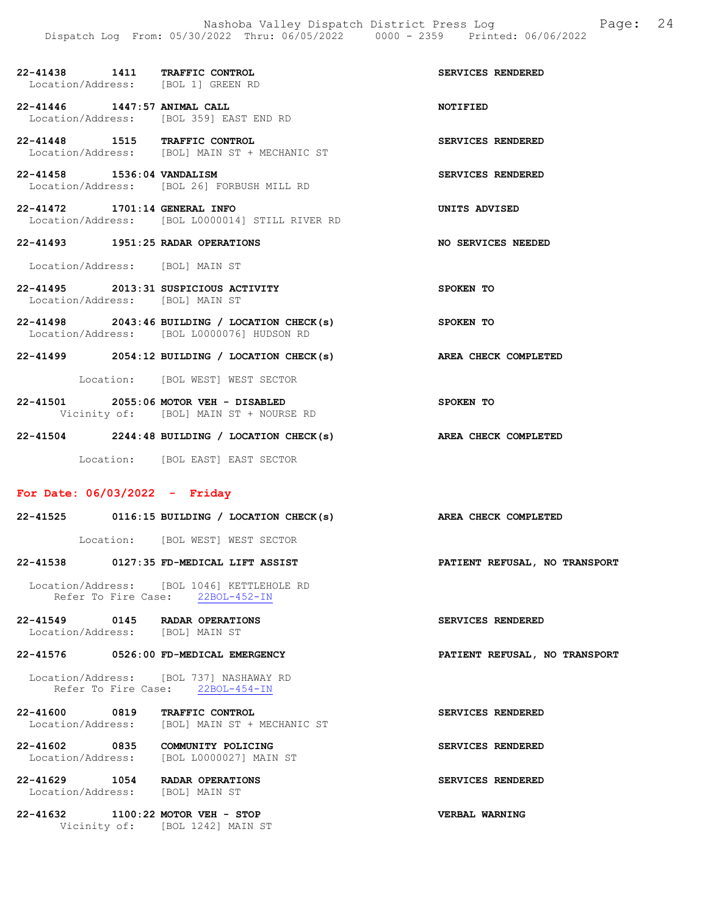22-41438 1411 **TRAFFIC CONTROL** SERVICES RENDERED
Location/Address: [BOL 1] GREEN RD

22-41446 1447:57 **ANIMAL CALL** NOTIFIED
Location/Address: [BOL 359] EAST END RD

22-41448 1515 **TRAFFIC CONTROL** SERVICES RENDERED
Location/Address: [BOL] MAIN ST + MECHANIC ST

22-41458 1536:04 **VANDALISM** SERVICES RENDERED
Location/Address: [BOL 26] FORBUSH MILL RD

22-41472 1701:14 **GENERAL INFO** UNITS ADVISED
Location/Address: [BOL L0000014] STILL RIVER RD

22-41493 1951:25 **RADAR OPERATIONS** NO SERVICES NEEDED
Location/Address: [BOL] MAIN ST

22-41495 2013:31 **SUSPICIOUS ACTIVITY** SPOKEN TO
Location/Address: [BOL] MAIN ST

22-41498 2043:46 **BUILDING / LOCATION CHECK(s)** SPOKEN TO
Location/Address: [BOL L0000076] HUDSON RD

22-41499 2054:12 **BUILDING / LOCATION CHECK(s)** AREA CHECK COMPLETED
Location: [BOL WEST] WEST SECTOR

22-41501 2055:06 **MOTOR VEH - DISABLED** SPOKEN TO
Vicinity of: [BOL] MAIN ST + NOURSE RD

22-41504 2244:48 **BUILDING / LOCATION CHECK(s)** AREA CHECK COMPLETED
Location: [BOL EAST] EAST SECTOR

## For Date: 06/03/2022 - Friday

22-41525 0116:15 **BUILDING / LOCATION CHECK(s)** AREA CHECK COMPLETED
Location: [BOL WEST] WEST SECTOR

22-41538 0127:35 **FD-MEDICAL LIFT ASSIST** PATIENT REFUSAL, NO TRANSPORT
Location/Address: [BOL 1046] KETTLEHOLE RD
Refer To Fire Case: 22BOL-452-IN

22-41549 0145 **RADAR OPERATIONS** SERVICES RENDERED
Location/Address: [BOL] MAIN ST

22-41576 0526:00 **FD-MEDICAL EMERGENCY** PATIENT REFUSAL, NO TRANSPORT
Location/Address: [BOL 737] NASHAWAY RD
Refer To Fire Case: 22BOL-454-IN

22-41600 0819 **TRAFFIC CONTROL** SERVICES RENDERED
Location/Address: [BOL] MAIN ST + MECHANIC ST

22-41602 0835 **COMMUNITY POLICING** SERVICES RENDERED
Location/Address: [BOL L0000027] MAIN ST

22-41629 1054 **RADAR OPERATIONS** SERVICES RENDERED
Location/Address: [BOL] MAIN ST

22-41632 1100:22 **MOTOR VEH - STOP** VERBAL WARNING
Vicinity of: [BOL 1242] MAIN ST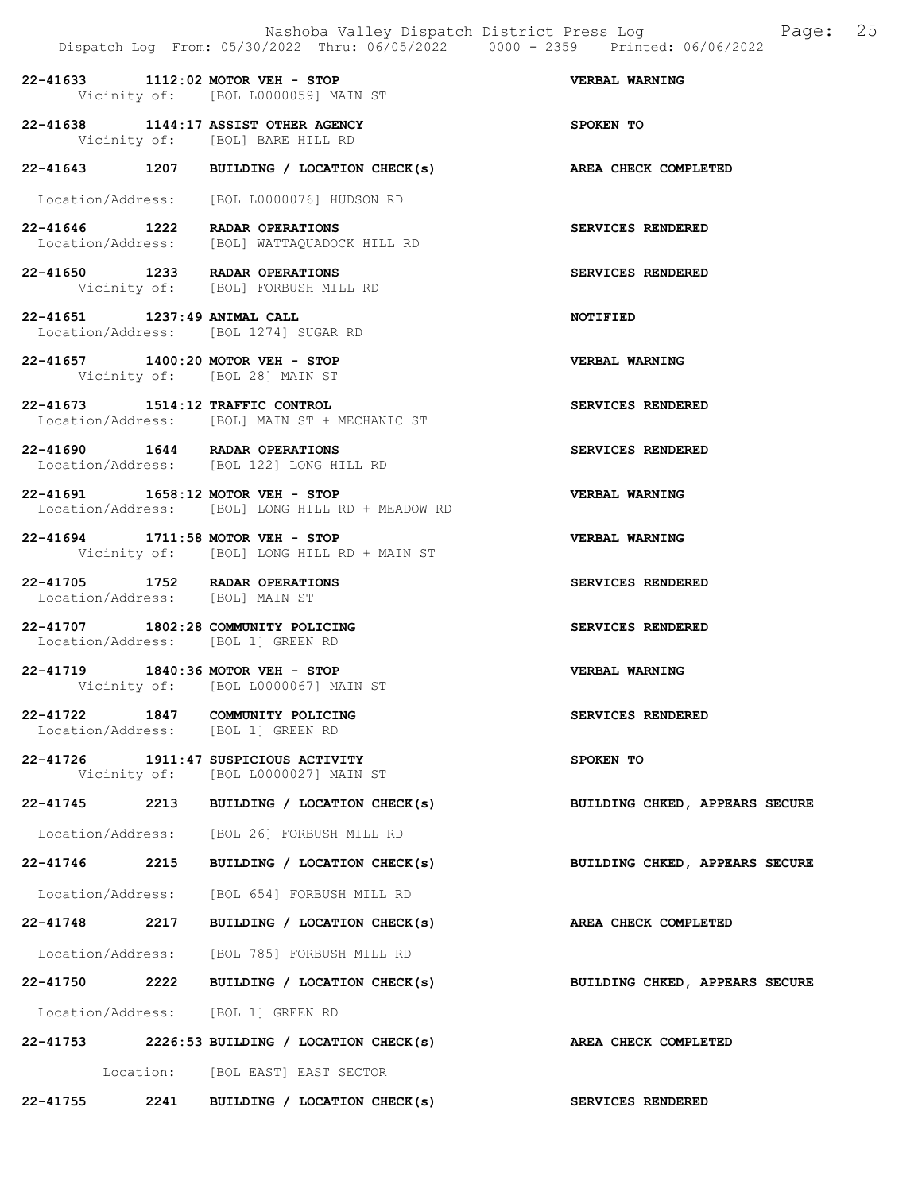22-41633 1112:02 MOTOR VEH - STOP VERBAL WARNING
Vicinity of: [BOL L0000059] MAIN ST

22-41638 1144:17 ASSIST OTHER AGENCY SPOKEN TO
Vicinity of: [BOL] BARE HILL RD

22-41643 1207 BUILDING / LOCATION CHECK(s) AREA CHECK COMPLETED

Location/Address: [BOL L0000076] HUDSON RD

22-41646 1222 RADAR OPERATIONS SERVICES RENDERED
Location/Address: [BOL] WATTAQUADOCK HILL RD

22-41650 1233 RADAR OPERATIONS SERVICES RENDERED
Vicinity of: [BOL] FORBUSH MILL RD

22-41651 1237:49 ANIMAL CALL NOTIFIED
Location/Address: [BOL 1274] SUGAR RD

22-41657 1400:20 MOTOR VEH - STOP VERBAL WARNING
Vicinity of: [BOL 28] MAIN ST

22-41673 1514:12 TRAFFIC CONTROL SERVICES RENDERED
Location/Address: [BOL] MAIN ST + MECHANIC ST

22-41690 1644 RADAR OPERATIONS SERVICES RENDERED
Location/Address: [BOL 122] LONG HILL RD

22-41691 1658:12 MOTOR VEH - STOP VERBAL WARNING
Location/Address: [BOL] LONG HILL RD + MEADOW RD

22-41694 1711:58 MOTOR VEH - STOP VERBAL WARNING
Vicinity of: [BOL] LONG HILL RD + MAIN ST

22-41705 1752 RADAR OPERATIONS SERVICES RENDERED
Location/Address: [BOL] MAIN ST

22-41707 1802:28 COMMUNITY POLICING SERVICES RENDERED
Location/Address: [BOL 1] GREEN RD

22-41719 1840:36 MOTOR VEH - STOP VERBAL WARNING
Vicinity of: [BOL L0000067] MAIN ST

22-41722 1847 COMMUNITY POLICING SERVICES RENDERED
Location/Address: [BOL 1] GREEN RD

22-41726 1911:47 SUSPICIOUS ACTIVITY SPOKEN TO
Vicinity of: [BOL L0000027] MAIN ST

22-41745 2213 BUILDING / LOCATION CHECK(s) BUILDING CHKED, APPEARS SECURE

Location/Address: [BOL 26] FORBUSH MILL RD

22-41746 2215 BUILDING / LOCATION CHECK(s) BUILDING CHKED, APPEARS SECURE

Location/Address: [BOL 654] FORBUSH MILL RD

22-41748 2217 BUILDING / LOCATION CHECK(s) AREA CHECK COMPLETED

Location/Address: [BOL 785] FORBUSH MILL RD

22-41750 2222 BUILDING / LOCATION CHECK(s) BUILDING CHKED, APPEARS SECURE

Location/Address: [BOL 1] GREEN RD

22-41753 2226:53 BUILDING / LOCATION CHECK(s) AREA CHECK COMPLETED

Location: [BOL EAST] EAST SECTOR

22-41755 2241 BUILDING / LOCATION CHECK(s) SERVICES RENDERED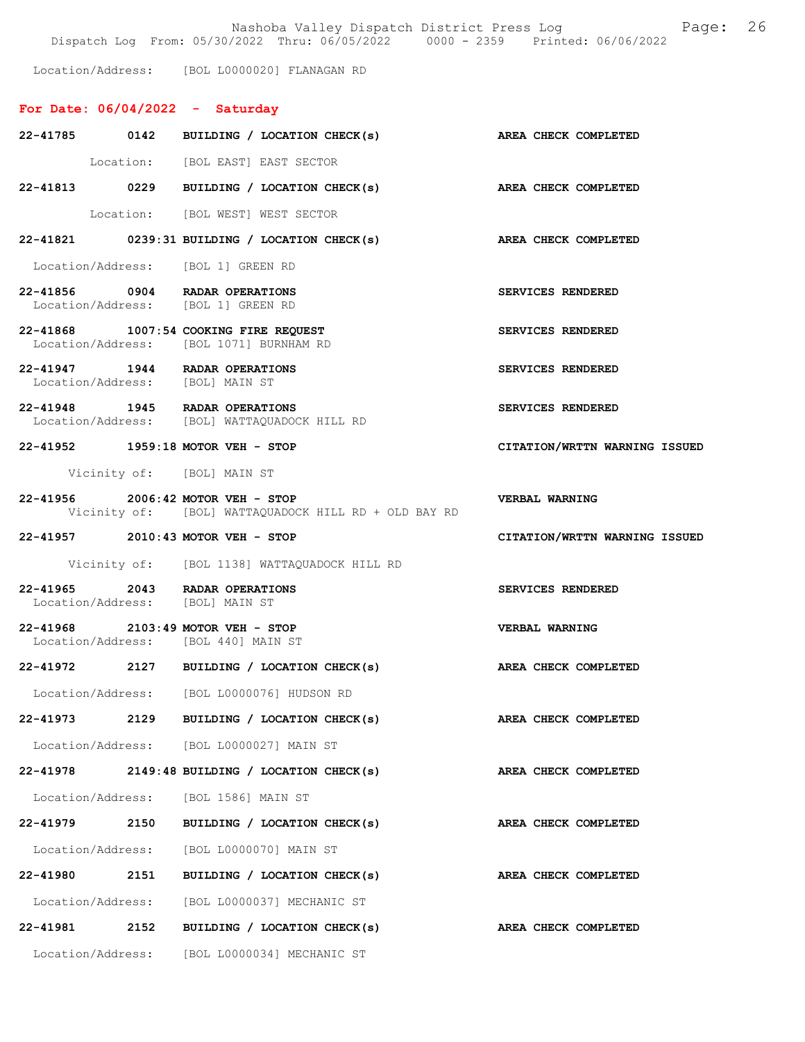Location/Address: [BOL L0000020] FLANAGAN RD

## For Date: 06/04/2022 - Saturday

**22-41785 0142 BUILDING / LOCATION CHECK(s)** — **AREA CHECK COMPLETED**
Location: [BOL EAST] EAST SECTOR

**22-41813 0229 BUILDING / LOCATION CHECK(s)** — **AREA CHECK COMPLETED**
Location: [BOL WEST] WEST SECTOR

**22-41821 0239:31 BUILDING / LOCATION CHECK(s)** — **AREA CHECK COMPLETED**
Location/Address: [BOL 1] GREEN RD

**22-41856 0904 RADAR OPERATIONS** — **SERVICES RENDERED**
Location/Address: [BOL 1] GREEN RD

**22-41868 1007:54 COOKING FIRE REQUEST** — **SERVICES RENDERED**
Location/Address: [BOL 1071] BURNHAM RD

**22-41947 1944 RADAR OPERATIONS** — **SERVICES RENDERED**
Location/Address: [BOL] MAIN ST

**22-41948 1945 RADAR OPERATIONS** — **SERVICES RENDERED**
Location/Address: [BOL] WATTAQUADOCK HILL RD

**22-41952 1959:18 MOTOR VEH - STOP** — **CITATION/WRTTN WARNING ISSUED**
Vicinity of: [BOL] MAIN ST

**22-41956 2006:42 MOTOR VEH - STOP** — **VERBAL WARNING**
Vicinity of: [BOL] WATTAQUADOCK HILL RD + OLD BAY RD

**22-41957 2010:43 MOTOR VEH - STOP** — **CITATION/WRTTN WARNING ISSUED**
Vicinity of: [BOL 1138] WATTAQUADOCK HILL RD

**22-41965 2043 RADAR OPERATIONS** — **SERVICES RENDERED**
Location/Address: [BOL] MAIN ST

**22-41968 2103:49 MOTOR VEH - STOP** — **VERBAL WARNING**
Location/Address: [BOL 440] MAIN ST

**22-41972 2127 BUILDING / LOCATION CHECK(s)** — **AREA CHECK COMPLETED**
Location/Address: [BOL L0000076] HUDSON RD

**22-41973 2129 BUILDING / LOCATION CHECK(s)** — **AREA CHECK COMPLETED**
Location/Address: [BOL L0000027] MAIN ST

**22-41978 2149:48 BUILDING / LOCATION CHECK(s)** — **AREA CHECK COMPLETED**
Location/Address: [BOL 1586] MAIN ST

**22-41979 2150 BUILDING / LOCATION CHECK(s)** — **AREA CHECK COMPLETED**
Location/Address: [BOL L0000070] MAIN ST

**22-41980 2151 BUILDING / LOCATION CHECK(s)** — **AREA CHECK COMPLETED**
Location/Address: [BOL L0000037] MECHANIC ST

**22-41981 2152 BUILDING / LOCATION CHECK(s)** — **AREA CHECK COMPLETED**
Location/Address: [BOL L0000034] MECHANIC ST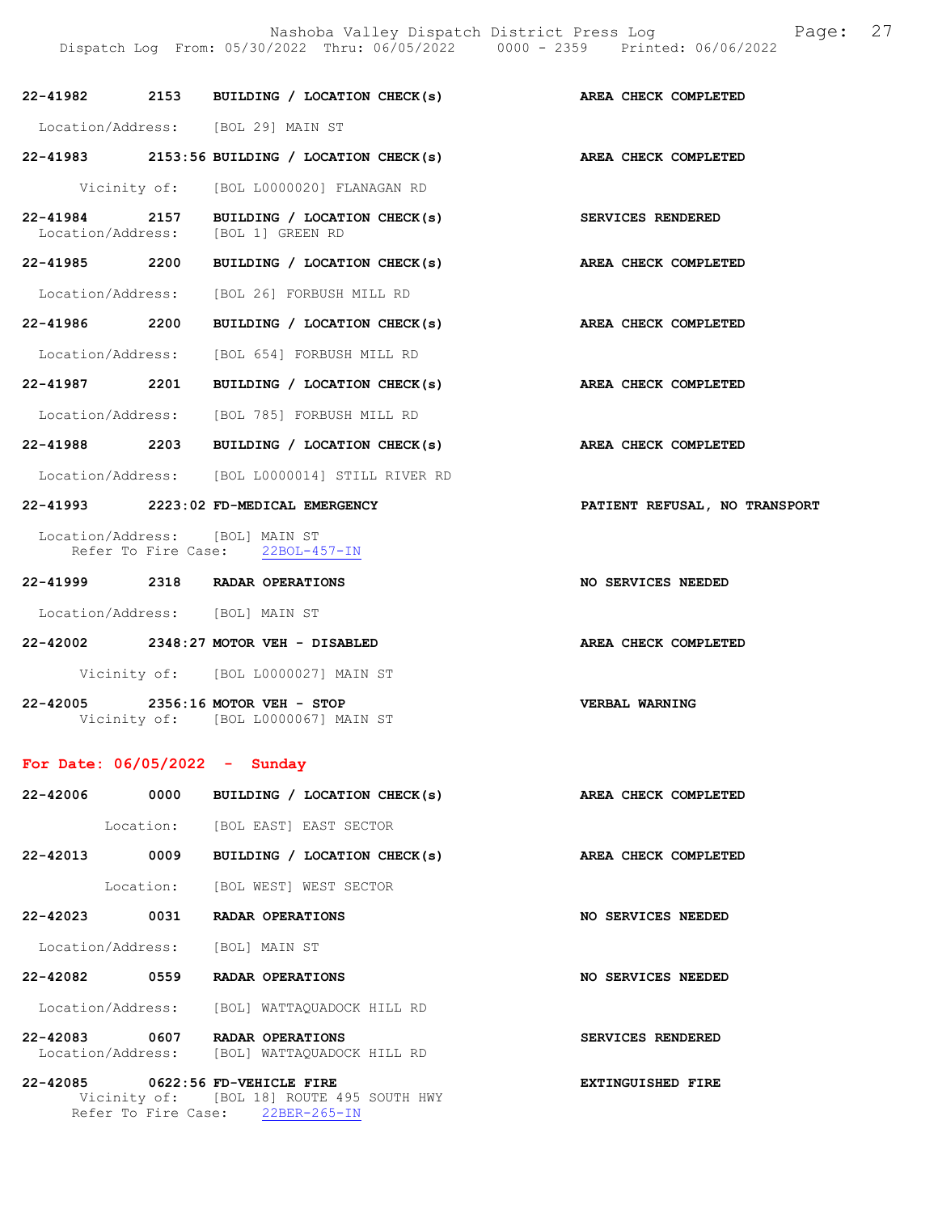**22-41982** 2153 **BUILDING / LOCATION CHECK(s)** **AREA CHECK COMPLETED**

Location/Address: [BOL 29] MAIN ST

**22-41983** 2153:56 **BUILDING / LOCATION CHECK(s)** **AREA CHECK COMPLETED**

Vicinity of: [BOL L0000020] FLANAGAN RD

**22-41984** 2157 **BUILDING / LOCATION CHECK(s)** **SERVICES RENDERED**
Location/Address: [BOL 1] GREEN RD

**22-41985** 2200 **BUILDING / LOCATION CHECK(s)** **AREA CHECK COMPLETED**

Location/Address: [BOL 26] FORBUSH MILL RD

**22-41986** 2200 **BUILDING / LOCATION CHECK(s)** **AREA CHECK COMPLETED**

Location/Address: [BOL 654] FORBUSH MILL RD

**22-41987** 2201 **BUILDING / LOCATION CHECK(s)** **AREA CHECK COMPLETED**

Location/Address: [BOL 785] FORBUSH MILL RD

**22-41988** 2203 **BUILDING / LOCATION CHECK(s)** **AREA CHECK COMPLETED**

Location/Address: [BOL L0000014] STILL RIVER RD

**22-41993** 2223:02 **FD-MEDICAL EMERGENCY** **PATIENT REFUSAL, NO TRANSPORT**

Location/Address: [BOL] MAIN ST
Refer To Fire Case: 22BOL-457-IN

**22-41999** 2318 **RADAR OPERATIONS** **NO SERVICES NEEDED**

Location/Address: [BOL] MAIN ST

**22-42002** 2348:27 **MOTOR VEH - DISABLED** **AREA CHECK COMPLETED**

Vicinity of: [BOL L0000027] MAIN ST

**22-42005** 2356:16 **MOTOR VEH - STOP** **VERBAL WARNING**
Vicinity of: [BOL L0000067] MAIN ST

## For Date: 06/05/2022 - Sunday

**22-42006** 0000 **BUILDING / LOCATION CHECK(s)** **AREA CHECK COMPLETED**

Location: [BOL EAST] EAST SECTOR

**22-42013** 0009 **BUILDING / LOCATION CHECK(s)** **AREA CHECK COMPLETED**

Location: [BOL WEST] WEST SECTOR

**22-42023** 0031 **RADAR OPERATIONS** **NO SERVICES NEEDED**

Location/Address: [BOL] MAIN ST

**22-42082** 0559 **RADAR OPERATIONS** **NO SERVICES NEEDED**

Location/Address: [BOL] WATTAQUADOCK HILL RD

**22-42083** 0607 **RADAR OPERATIONS** **SERVICES RENDERED**
Location/Address: [BOL] WATTAQUADOCK HILL RD

**22-42085** 0622:56 **FD-VEHICLE FIRE** **EXTINGUISHED FIRE**
Vicinity of: [BOL 18] ROUTE 495 SOUTH HWY
Refer To Fire Case: 22BER-265-IN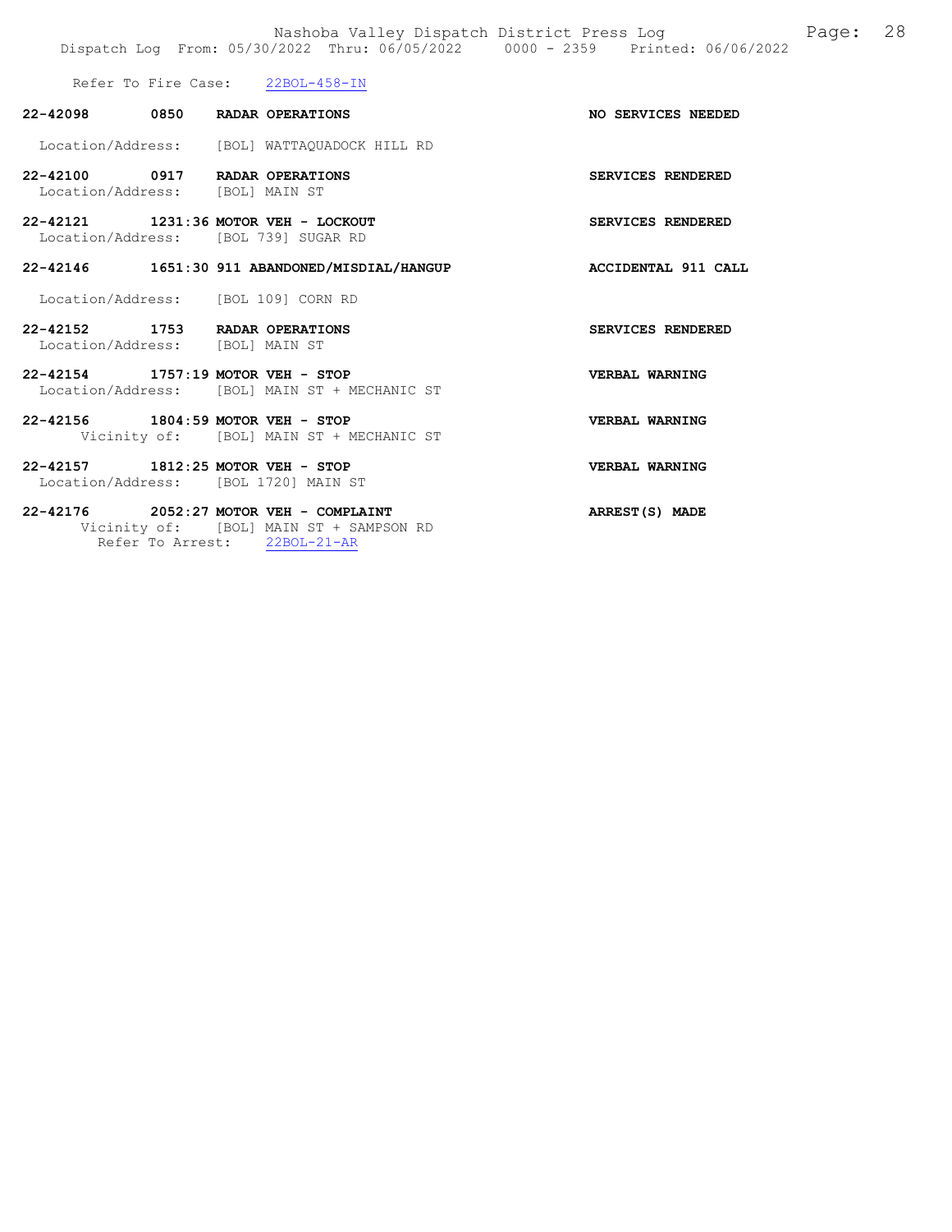Refer To Fire Case: 22BOL-458-IN

**22-42098 0850 RADAR OPERATIONS** — **NO SERVICES NEEDED**
Location/Address: [BOL] WATTAQUADOCK HILL RD

**22-42100 0917 RADAR OPERATIONS** — **SERVICES RENDERED**
Location/Address: [BOL] MAIN ST

**22-42121 1231:36 MOTOR VEH - LOCKOUT** — **SERVICES RENDERED**
Location/Address: [BOL 739] SUGAR RD

**22-42146 1651:30 911 ABANDONED/MISDIAL/HANGUP** — **ACCIDENTAL 911 CALL**
Location/Address: [BOL 109] CORN RD

**22-42152 1753 RADAR OPERATIONS** — **SERVICES RENDERED**
Location/Address: [BOL] MAIN ST

**22-42154 1757:19 MOTOR VEH - STOP** — **VERBAL WARNING**
Location/Address: [BOL] MAIN ST + MECHANIC ST

**22-42156 1804:59 MOTOR VEH - STOP** — **VERBAL WARNING**
Vicinity of: [BOL] MAIN ST + MECHANIC ST

**22-42157 1812:25 MOTOR VEH - STOP** — **VERBAL WARNING**
Location/Address: [BOL 1720] MAIN ST

**22-42176 2052:27 MOTOR VEH - COMPLAINT** — **ARREST(S) MADE**
Vicinity of: [BOL] MAIN ST + SAMPSON RD
Refer To Arrest: 22BOL-21-AR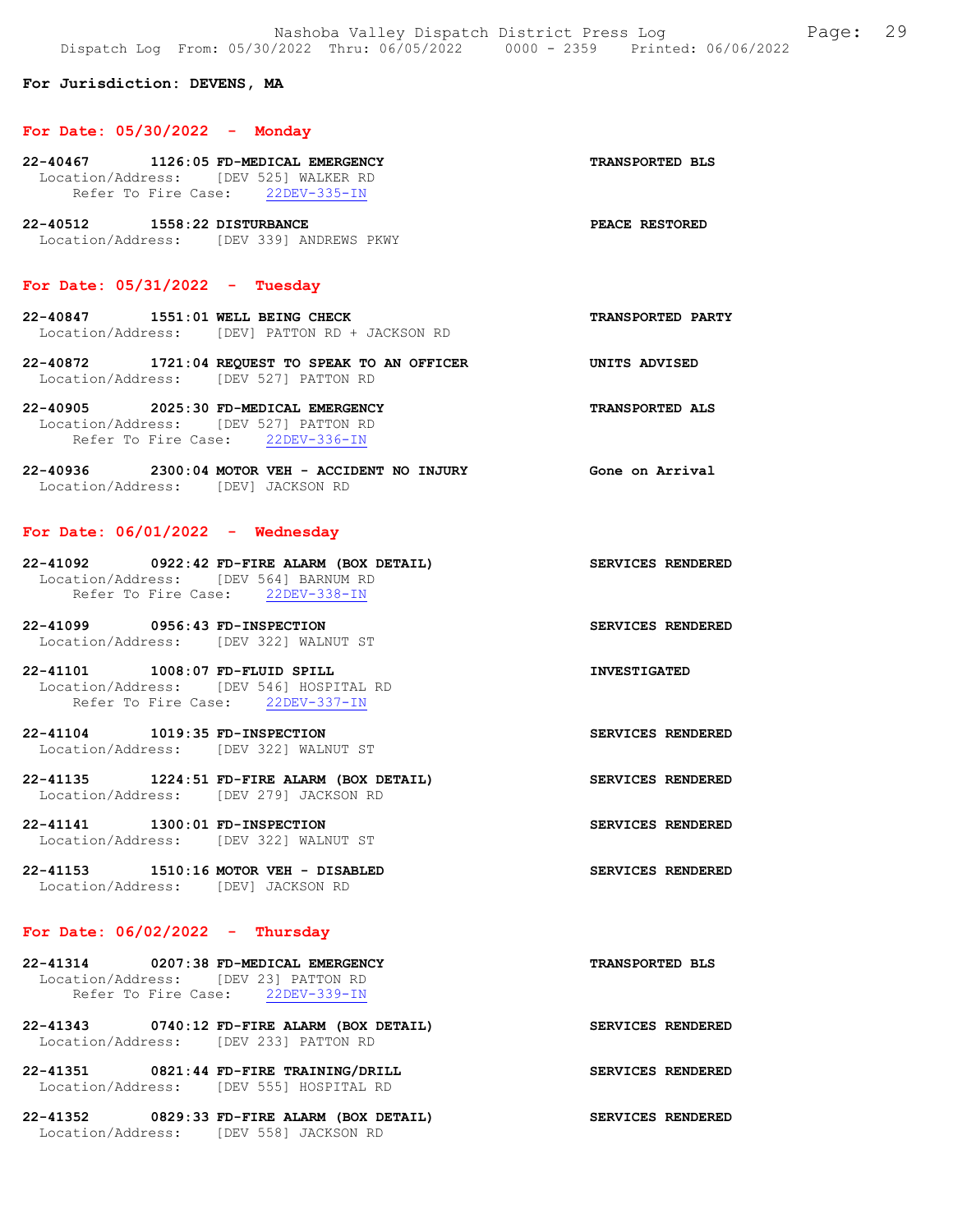**For Jurisdiction: DEVENS, MA**

## For Date: 05/30/2022 - Monday

**22-40467 1126:05 FD-MEDICAL EMERGENCY** — TRANSPORTED BLS
Location/Address: [DEV 525] WALKER RD
Refer To Fire Case: 22DEV-335-IN

**22-40512 1558:22 DISTURBANCE** — PEACE RESTORED
Location/Address: [DEV 339] ANDREWS PKWY

## For Date: 05/31/2022 - Tuesday

**22-40847 1551:01 WELL BEING CHECK** — TRANSPORTED PARTY
Location/Address: [DEV] PATTON RD + JACKSON RD

**22-40872 1721:04 REQUEST TO SPEAK TO AN OFFICER** — UNITS ADVISED
Location/Address: [DEV 527] PATTON RD

**22-40905 2025:30 FD-MEDICAL EMERGENCY** — TRANSPORTED ALS
Location/Address: [DEV 527] PATTON RD
Refer To Fire Case: 22DEV-336-IN

**22-40936 2300:04 MOTOR VEH - ACCIDENT NO INJURY** — Gone on Arrival
Location/Address: [DEV] JACKSON RD

## For Date: 06/01/2022 - Wednesday

**22-41092 0922:42 FD-FIRE ALARM (BOX DETAIL)** — SERVICES RENDERED
Location/Address: [DEV 564] BARNUM RD
Refer To Fire Case: 22DEV-338-IN

**22-41099 0956:43 FD-INSPECTION** — SERVICES RENDERED
Location/Address: [DEV 322] WALNUT ST

**22-41101 1008:07 FD-FLUID SPILL** — INVESTIGATED
Location/Address: [DEV 546] HOSPITAL RD
Refer To Fire Case: 22DEV-337-IN

**22-41104 1019:35 FD-INSPECTION** — SERVICES RENDERED
Location/Address: [DEV 322] WALNUT ST

**22-41135 1224:51 FD-FIRE ALARM (BOX DETAIL)** — SERVICES RENDERED
Location/Address: [DEV 279] JACKSON RD

**22-41141 1300:01 FD-INSPECTION** — SERVICES RENDERED
Location/Address: [DEV 322] WALNUT ST

**22-41153 1510:16 MOTOR VEH - DISABLED** — SERVICES RENDERED
Location/Address: [DEV] JACKSON RD

## For Date: 06/02/2022 - Thursday

**22-41314 0207:38 FD-MEDICAL EMERGENCY** — TRANSPORTED BLS
Location/Address: [DEV 23] PATTON RD
Refer To Fire Case: 22DEV-339-IN

**22-41343 0740:12 FD-FIRE ALARM (BOX DETAIL)** — SERVICES RENDERED
Location/Address: [DEV 233] PATTON RD

**22-41351 0821:44 FD-FIRE TRAINING/DRILL** — SERVICES RENDERED
Location/Address: [DEV 555] HOSPITAL RD

**22-41352 0829:33 FD-FIRE ALARM (BOX DETAIL)** — SERVICES RENDERED
Location/Address: [DEV 558] JACKSON RD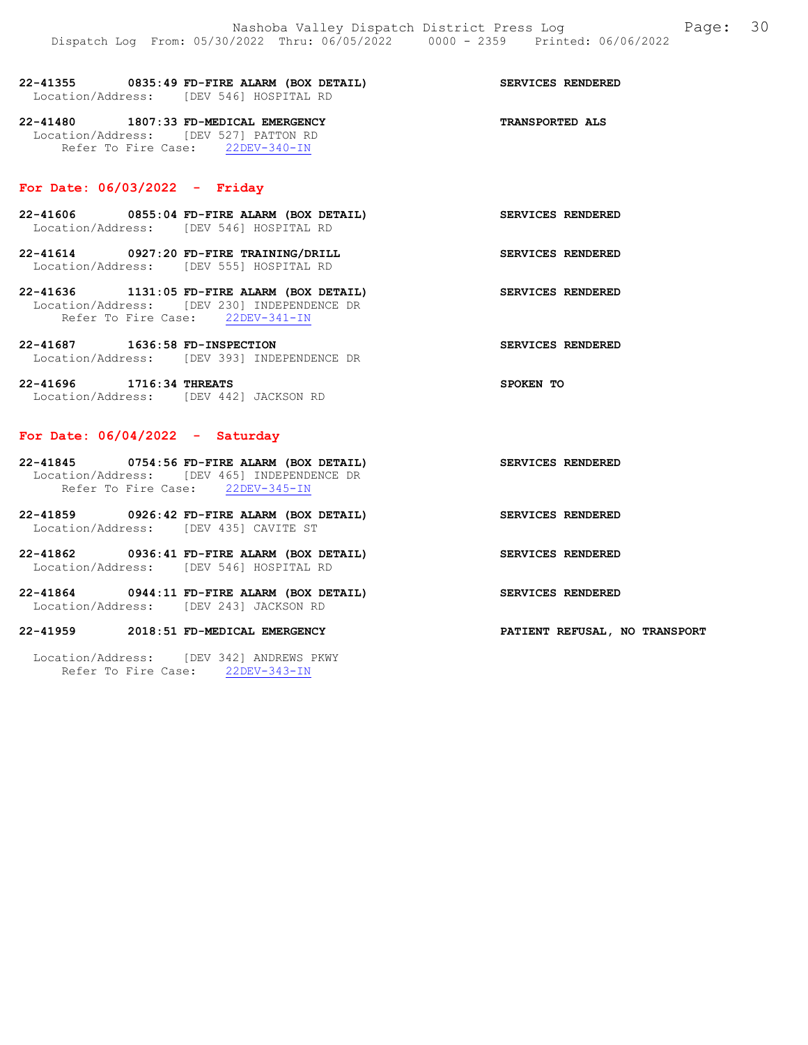**22-41355 0835:49 FD-FIRE ALARM (BOX DETAIL)** **SERVICES RENDERED**
Location/Address: [DEV 546] HOSPITAL RD

**22-41480 1807:33 FD-MEDICAL EMERGENCY** **TRANSPORTED ALS**
Location/Address: [DEV 527] PATTON RD
Refer To Fire Case: 22DEV-340-IN

## For Date: 06/03/2022 - Friday

**22-41606 0855:04 FD-FIRE ALARM (BOX DETAIL)** **SERVICES RENDERED**
Location/Address: [DEV 546] HOSPITAL RD

**22-41614 0927:20 FD-FIRE TRAINING/DRILL** **SERVICES RENDERED**
Location/Address: [DEV 555] HOSPITAL RD

**22-41636 1131:05 FD-FIRE ALARM (BOX DETAIL)** **SERVICES RENDERED**
Location/Address: [DEV 230] INDEPENDENCE DR
Refer To Fire Case: 22DEV-341-IN

**22-41687 1636:58 FD-INSPECTION** **SERVICES RENDERED**
Location/Address: [DEV 393] INDEPENDENCE DR

**22-41696 1716:34 THREATS** **SPOKEN TO**
Location/Address: [DEV 442] JACKSON RD

## For Date: 06/04/2022 - Saturday

**22-41845 0754:56 FD-FIRE ALARM (BOX DETAIL)** **SERVICES RENDERED**
Location/Address: [DEV 465] INDEPENDENCE DR
Refer To Fire Case: 22DEV-345-IN

**22-41859 0926:42 FD-FIRE ALARM (BOX DETAIL)** **SERVICES RENDERED**
Location/Address: [DEV 435] CAVITE ST

**22-41862 0936:41 FD-FIRE ALARM (BOX DETAIL)** **SERVICES RENDERED**
Location/Address: [DEV 546] HOSPITAL RD

**22-41864 0944:11 FD-FIRE ALARM (BOX DETAIL)** **SERVICES RENDERED**
Location/Address: [DEV 243] JACKSON RD

**22-41959 2018:51 FD-MEDICAL EMERGENCY** **PATIENT REFUSAL, NO TRANSPORT**
Location/Address: [DEV 342] ANDREWS PKWY
Refer To Fire Case: 22DEV-343-IN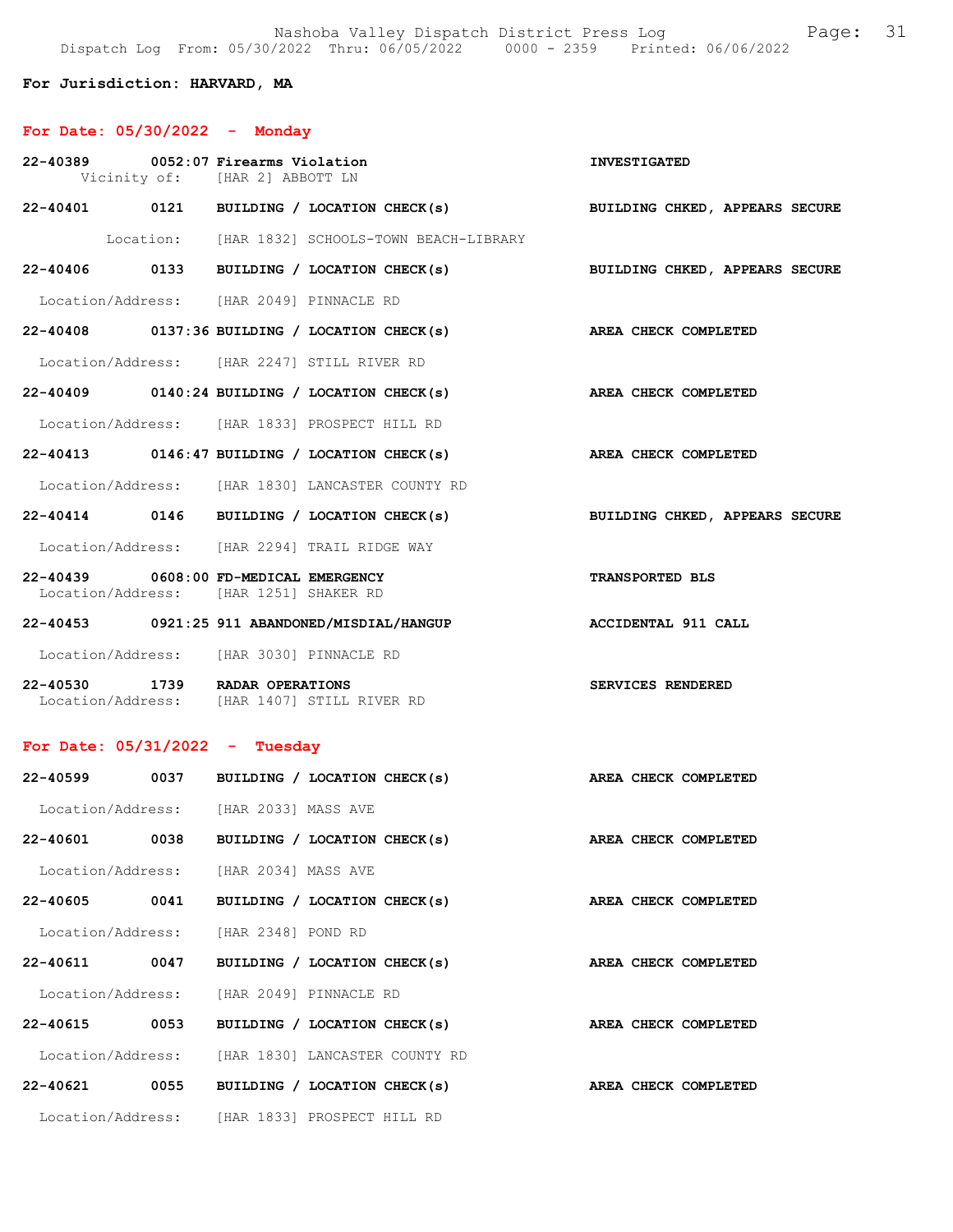**For Jurisdiction: HARVARD, MA**

## For Date: 05/30/2022 - Monday

**22-40389 0052:07 Firearms Violation** — INVESTIGATED
Vicinity of: [HAR 2] ABBOTT LN

**22-40401 0121 BUILDING / LOCATION CHECK(s)** — BUILDING CHKED, APPEARS SECURE
Location: [HAR 1832] SCHOOLS-TOWN BEACH-LIBRARY

**22-40406 0133 BUILDING / LOCATION CHECK(s)** — BUILDING CHKED, APPEARS SECURE
Location/Address: [HAR 2049] PINNACLE RD

**22-40408 0137:36 BUILDING / LOCATION CHECK(s)** — AREA CHECK COMPLETED
Location/Address: [HAR 2247] STILL RIVER RD

**22-40409 0140:24 BUILDING / LOCATION CHECK(s)** — AREA CHECK COMPLETED
Location/Address: [HAR 1833] PROSPECT HILL RD

**22-40413 0146:47 BUILDING / LOCATION CHECK(s)** — AREA CHECK COMPLETED
Location/Address: [HAR 1830] LANCASTER COUNTY RD

**22-40414 0146 BUILDING / LOCATION CHECK(s)** — BUILDING CHKED, APPEARS SECURE
Location/Address: [HAR 2294] TRAIL RIDGE WAY

**22-40439 0608:00 FD-MEDICAL EMERGENCY** — TRANSPORTED BLS
Location/Address: [HAR 1251] SHAKER RD

**22-40453 0921:25 911 ABANDONED/MISDIAL/HANGUP** — ACCIDENTAL 911 CALL
Location/Address: [HAR 3030] PINNACLE RD

**22-40530 1739 RADAR OPERATIONS** — SERVICES RENDERED
Location/Address: [HAR 1407] STILL RIVER RD

## For Date: 05/31/2022 - Tuesday

**22-40599 0037 BUILDING / LOCATION CHECK(s)** — AREA CHECK COMPLETED
Location/Address: [HAR 2033] MASS AVE

**22-40601 0038 BUILDING / LOCATION CHECK(s)** — AREA CHECK COMPLETED
Location/Address: [HAR 2034] MASS AVE

**22-40605 0041 BUILDING / LOCATION CHECK(s)** — AREA CHECK COMPLETED
Location/Address: [HAR 2348] POND RD

**22-40611 0047 BUILDING / LOCATION CHECK(s)** — AREA CHECK COMPLETED
Location/Address: [HAR 2049] PINNACLE RD

**22-40615 0053 BUILDING / LOCATION CHECK(s)** — AREA CHECK COMPLETED
Location/Address: [HAR 1830] LANCASTER COUNTY RD

**22-40621 0055 BUILDING / LOCATION CHECK(s)** — AREA CHECK COMPLETED
Location/Address: [HAR 1833] PROSPECT HILL RD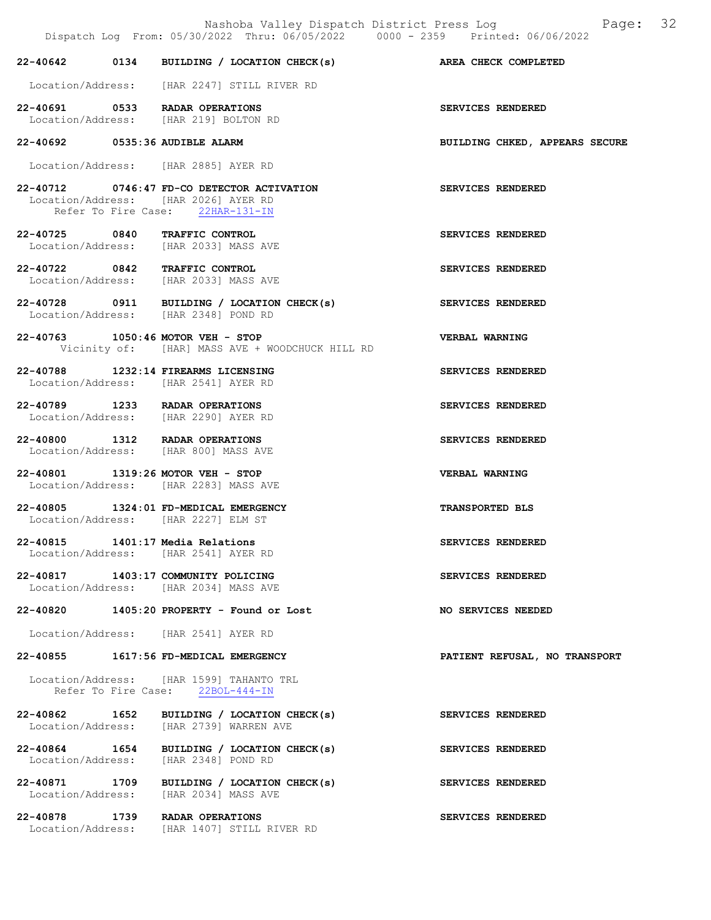22-40642 0134 BUILDING / LOCATION CHECK(s) AREA CHECK COMPLETED

Location/Address: [HAR 2247] STILL RIVER RD

22-40691 0533 RADAR OPERATIONS SERVICES RENDERED
Location/Address: [HAR 219] BOLTON RD

22-40692 0535:36 AUDIBLE ALARM BUILDING CHKED, APPEARS SECURE

Location/Address: [HAR 2885] AYER RD

22-40712 0746:47 FD-CO DETECTOR ACTIVATION SERVICES RENDERED
Location/Address: [HAR 2026] AYER RD
Refer To Fire Case: 22HAR-131-IN

22-40725 0840 TRAFFIC CONTROL SERVICES RENDERED
Location/Address: [HAR 2033] MASS AVE

22-40722 0842 TRAFFIC CONTROL SERVICES RENDERED
Location/Address: [HAR 2033] MASS AVE

22-40728 0911 BUILDING / LOCATION CHECK(s) SERVICES RENDERED
Location/Address: [HAR 2348] POND RD

22-40763 1050:46 MOTOR VEH - STOP VERBAL WARNING
Vicinity of: [HAR] MASS AVE + WOODCHUCK HILL RD

22-40788 1232:14 FIREARMS LICENSING SERVICES RENDERED
Location/Address: [HAR 2541] AYER RD

22-40789 1233 RADAR OPERATIONS SERVICES RENDERED
Location/Address: [HAR 2290] AYER RD

22-40800 1312 RADAR OPERATIONS SERVICES RENDERED
Location/Address: [HAR 800] MASS AVE

22-40801 1319:26 MOTOR VEH - STOP VERBAL WARNING
Location/Address: [HAR 2283] MASS AVE

22-40805 1324:01 FD-MEDICAL EMERGENCY TRANSPORTED BLS
Location/Address: [HAR 2227] ELM ST

22-40815 1401:17 Media Relations SERVICES RENDERED
Location/Address: [HAR 2541] AYER RD

22-40817 1403:17 COMMUNITY POLICING SERVICES RENDERED
Location/Address: [HAR 2034] MASS AVE

22-40820 1405:20 PROPERTY - Found or Lost NO SERVICES NEEDED

Location/Address: [HAR 2541] AYER RD

22-40855 1617:56 FD-MEDICAL EMERGENCY PATIENT REFUSAL, NO TRANSPORT

Location/Address: [HAR 1599] TAHANTO TRL
Refer To Fire Case: 22BOL-444-IN

22-40862 1652 BUILDING / LOCATION CHECK(s) SERVICES RENDERED
Location/Address: [HAR 2739] WARREN AVE

22-40864 1654 BUILDING / LOCATION CHECK(s) SERVICES RENDERED
Location/Address: [HAR 2348] POND RD

22-40871 1709 BUILDING / LOCATION CHECK(s) SERVICES RENDERED
Location/Address: [HAR 2034] MASS AVE

22-40878 1739 RADAR OPERATIONS SERVICES RENDERED
Location/Address: [HAR 1407] STILL RIVER RD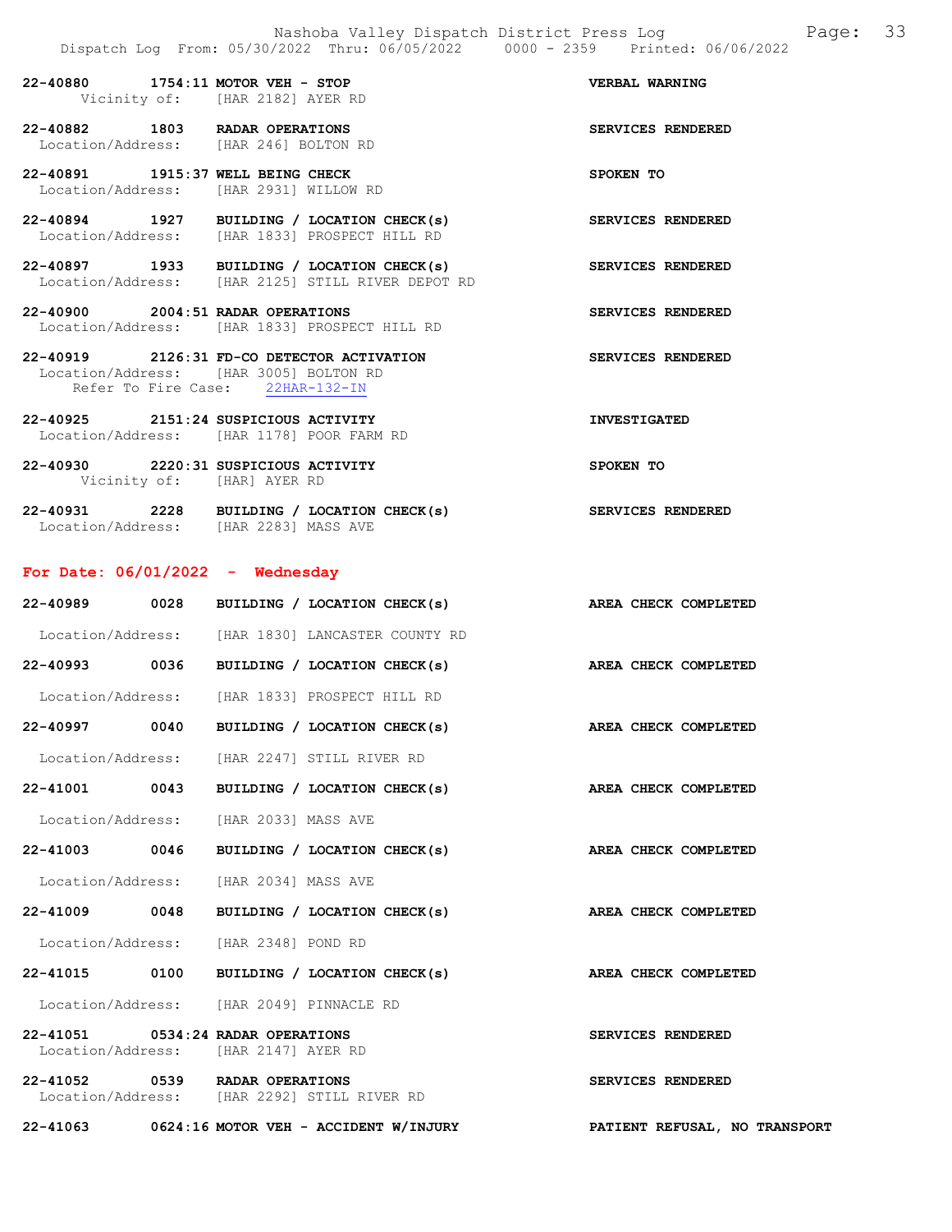22-40880 1754:11 MOTOR VEH - STOP VERBAL WARNING
Vicinity of: [HAR 2182] AYER RD

22-40882 1803 RADAR OPERATIONS SERVICES RENDERED
Location/Address: [HAR 246] BOLTON RD

22-40891 1915:37 WELL BEING CHECK SPOKEN TO
Location/Address: [HAR 2931] WILLOW RD

22-40894 1927 BUILDING / LOCATION CHECK(s) SERVICES RENDERED
Location/Address: [HAR 1833] PROSPECT HILL RD

22-40897 1933 BUILDING / LOCATION CHECK(s) SERVICES RENDERED
Location/Address: [HAR 2125] STILL RIVER DEPOT RD

22-40900 2004:51 RADAR OPERATIONS SERVICES RENDERED
Location/Address: [HAR 1833] PROSPECT HILL RD

22-40919 2126:31 FD-CO DETECTOR ACTIVATION SERVICES RENDERED
Location/Address: [HAR 3005] BOLTON RD
Refer To Fire Case: 22HAR-132-IN

22-40925 2151:24 SUSPICIOUS ACTIVITY INVESTIGATED
Location/Address: [HAR 1178] POOR FARM RD

22-40930 2220:31 SUSPICIOUS ACTIVITY SPOKEN TO
Vicinity of: [HAR] AYER RD

22-40931 2228 BUILDING / LOCATION CHECK(s) SERVICES RENDERED
Location/Address: [HAR 2283] MASS AVE

## For Date: 06/01/2022 - Wednesday

22-40989 0028 BUILDING / LOCATION CHECK(s) AREA CHECK COMPLETED
Location/Address: [HAR 1830] LANCASTER COUNTY RD

22-40993 0036 BUILDING / LOCATION CHECK(s) AREA CHECK COMPLETED
Location/Address: [HAR 1833] PROSPECT HILL RD

22-40997 0040 BUILDING / LOCATION CHECK(s) AREA CHECK COMPLETED
Location/Address: [HAR 2247] STILL RIVER RD

22-41001 0043 BUILDING / LOCATION CHECK(s) AREA CHECK COMPLETED
Location/Address: [HAR 2033] MASS AVE

22-41003 0046 BUILDING / LOCATION CHECK(s) AREA CHECK COMPLETED
Location/Address: [HAR 2034] MASS AVE

22-41009 0048 BUILDING / LOCATION CHECK(s) AREA CHECK COMPLETED
Location/Address: [HAR 2348] POND RD

22-41015 0100 BUILDING / LOCATION CHECK(s) AREA CHECK COMPLETED
Location/Address: [HAR 2049] PINNACLE RD

22-41051 0534:24 RADAR OPERATIONS SERVICES RENDERED
Location/Address: [HAR 2147] AYER RD

22-41052 0539 RADAR OPERATIONS SERVICES RENDERED
Location/Address: [HAR 2292] STILL RIVER RD

22-41063 0624:16 MOTOR VEH - ACCIDENT W/INJURY PATIENT REFUSAL, NO TRANSPORT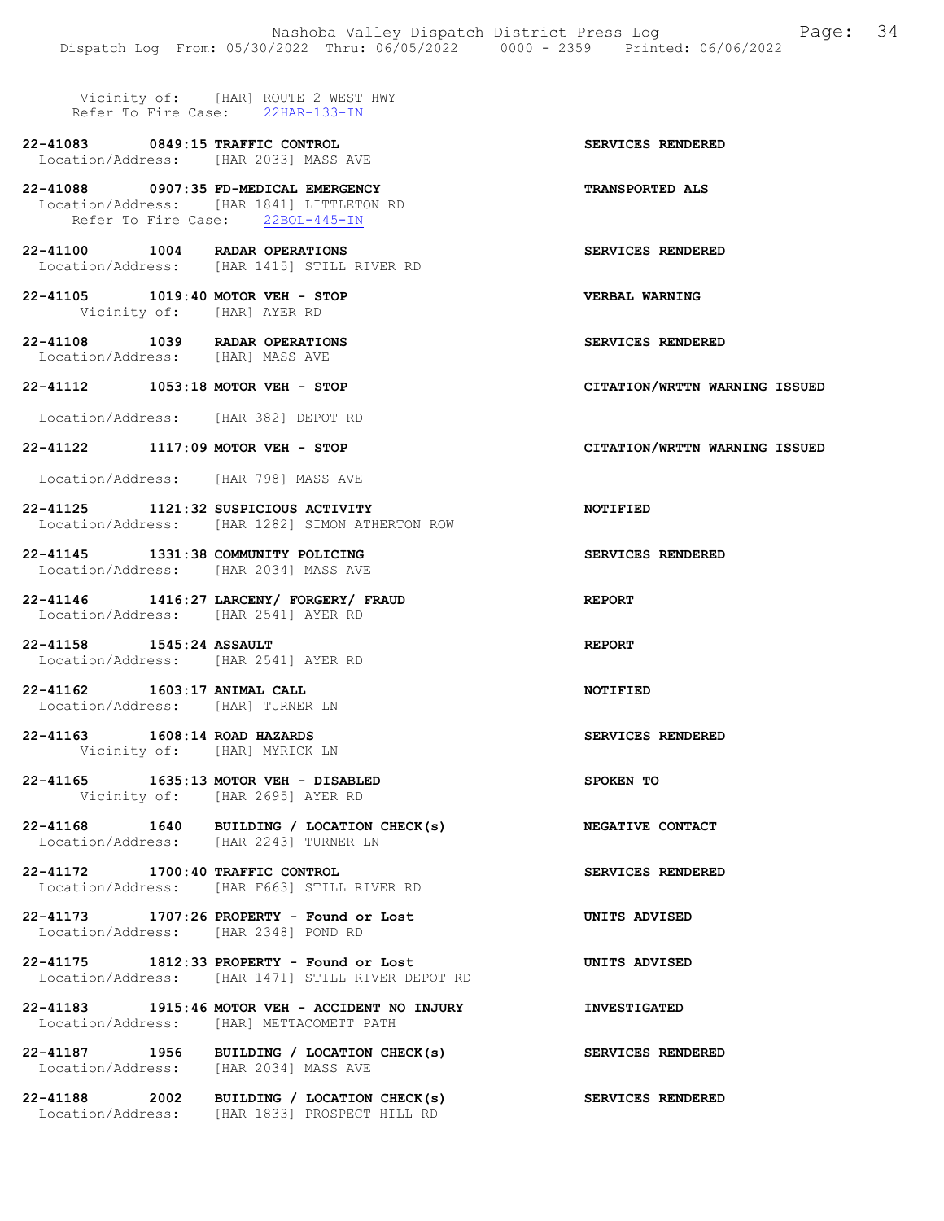Vicinity of: [HAR] ROUTE 2 WEST HWY
Refer To Fire Case: 22HAR-133-IN

**22-41083 0849:15 TRAFFIC CONTROL** — **SERVICES RENDERED**
Location/Address: [HAR 2033] MASS AVE

**22-41088 0907:35 FD-MEDICAL EMERGENCY** — **TRANSPORTED ALS**
Location/Address: [HAR 1841] LITTLETON RD
Refer To Fire Case: 22BOL-445-IN

**22-41100 1004 RADAR OPERATIONS** — **SERVICES RENDERED**
Location/Address: [HAR 1415] STILL RIVER RD

**22-41105 1019:40 MOTOR VEH - STOP** — **VERBAL WARNING**
Vicinity of: [HAR] AYER RD

**22-41108 1039 RADAR OPERATIONS** — **SERVICES RENDERED**
Location/Address: [HAR] MASS AVE

**22-41112 1053:18 MOTOR VEH - STOP** — **CITATION/WRTTN WARNING ISSUED**
Location/Address: [HAR 382] DEPOT RD

**22-41122 1117:09 MOTOR VEH - STOP** — **CITATION/WRTTN WARNING ISSUED**
Location/Address: [HAR 798] MASS AVE

**22-41125 1121:32 SUSPICIOUS ACTIVITY** — **NOTIFIED**
Location/Address: [HAR 1282] SIMON ATHERTON ROW

**22-41145 1331:38 COMMUNITY POLICING** — **SERVICES RENDERED**
Location/Address: [HAR 2034] MASS AVE

**22-41146 1416:27 LARCENY/ FORGERY/ FRAUD** — **REPORT**
Location/Address: [HAR 2541] AYER RD

**22-41158 1545:24 ASSAULT** — **REPORT**
Location/Address: [HAR 2541] AYER RD

**22-41162 1603:17 ANIMAL CALL** — **NOTIFIED**
Location/Address: [HAR] TURNER LN

**22-41163 1608:14 ROAD HAZARDS** — **SERVICES RENDERED**
Vicinity of: [HAR] MYRICK LN

**22-41165 1635:13 MOTOR VEH - DISABLED** — **SPOKEN TO**
Vicinity of: [HAR 2695] AYER RD

**22-41168 1640 BUILDING / LOCATION CHECK(s)** — **NEGATIVE CONTACT**
Location/Address: [HAR 2243] TURNER LN

**22-41172 1700:40 TRAFFIC CONTROL** — **SERVICES RENDERED**
Location/Address: [HAR F663] STILL RIVER RD

**22-41173 1707:26 PROPERTY - Found or Lost** — **UNITS ADVISED**
Location/Address: [HAR 2348] POND RD

**22-41175 1812:33 PROPERTY - Found or Lost** — **UNITS ADVISED**
Location/Address: [HAR 1471] STILL RIVER DEPOT RD

**22-41183 1915:46 MOTOR VEH - ACCIDENT NO INJURY** — **INVESTIGATED**
Location/Address: [HAR] METTACOMETT PATH

**22-41187 1956 BUILDING / LOCATION CHECK(s)** — **SERVICES RENDERED**
Location/Address: [HAR 2034] MASS AVE

**22-41188 2002 BUILDING / LOCATION CHECK(s)** — **SERVICES RENDERED**
Location/Address: [HAR 1833] PROSPECT HILL RD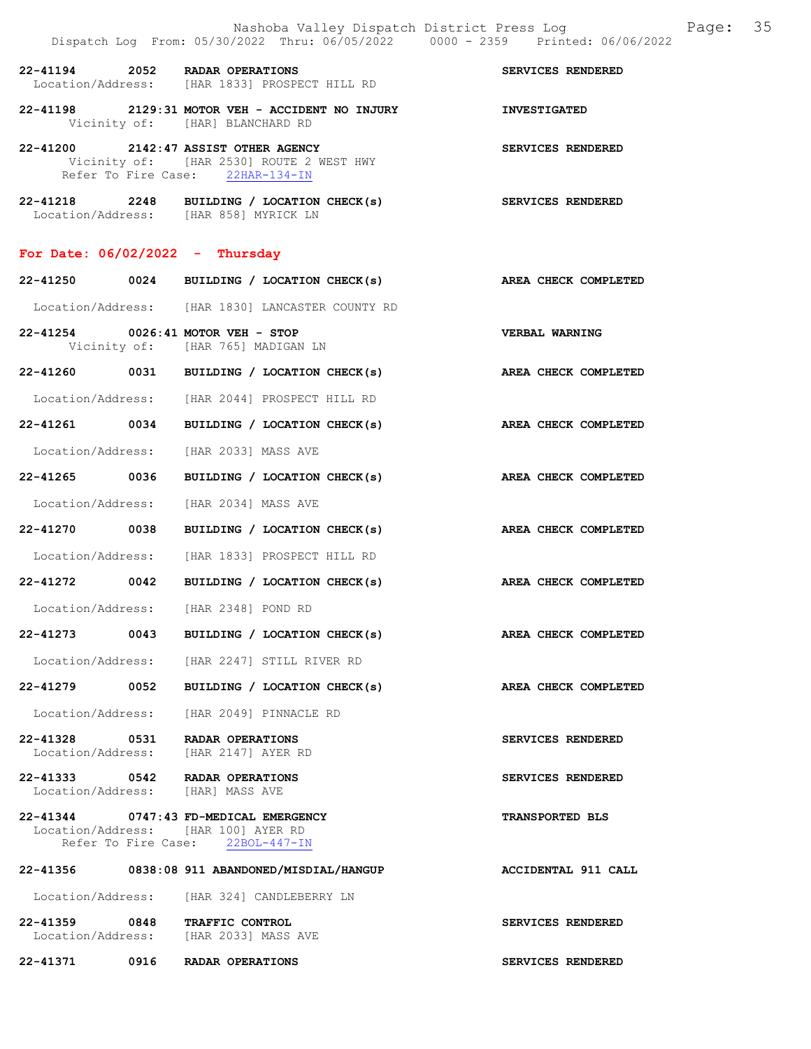22-41194 2052 RADAR OPERATIONS SERVICES RENDERED
Location/Address: [HAR 1833] PROSPECT HILL RD

22-41198 2129:31 MOTOR VEH - ACCIDENT NO INJURY INVESTIGATED
Vicinity of: [HAR] BLANCHARD RD

22-41200 2142:47 ASSIST OTHER AGENCY SERVICES RENDERED
Vicinity of: [HAR 2530] ROUTE 2 WEST HWY
Refer To Fire Case: 22HAR-134-IN

22-41218 2248 BUILDING / LOCATION CHECK(s) SERVICES RENDERED
Location/Address: [HAR 858] MYRICK LN

## For Date: 06/02/2022 - Thursday

22-41250 0024 BUILDING / LOCATION CHECK(s) AREA CHECK COMPLETED
Location/Address: [HAR 1830] LANCASTER COUNTY RD

22-41254 0026:41 MOTOR VEH - STOP VERBAL WARNING
Vicinity of: [HAR 765] MADIGAN LN

22-41260 0031 BUILDING / LOCATION CHECK(s) AREA CHECK COMPLETED
Location/Address: [HAR 2044] PROSPECT HILL RD

22-41261 0034 BUILDING / LOCATION CHECK(s) AREA CHECK COMPLETED
Location/Address: [HAR 2033] MASS AVE

22-41265 0036 BUILDING / LOCATION CHECK(s) AREA CHECK COMPLETED
Location/Address: [HAR 2034] MASS AVE

22-41270 0038 BUILDING / LOCATION CHECK(s) AREA CHECK COMPLETED
Location/Address: [HAR 1833] PROSPECT HILL RD

22-41272 0042 BUILDING / LOCATION CHECK(s) AREA CHECK COMPLETED
Location/Address: [HAR 2348] POND RD

22-41273 0043 BUILDING / LOCATION CHECK(s) AREA CHECK COMPLETED
Location/Address: [HAR 2247] STILL RIVER RD

22-41279 0052 BUILDING / LOCATION CHECK(s) AREA CHECK COMPLETED
Location/Address: [HAR 2049] PINNACLE RD

22-41328 0531 RADAR OPERATIONS SERVICES RENDERED
Location/Address: [HAR 2147] AYER RD

22-41333 0542 RADAR OPERATIONS SERVICES RENDERED
Location/Address: [HAR] MASS AVE

22-41344 0747:43 FD-MEDICAL EMERGENCY TRANSPORTED BLS
Location/Address: [HAR 100] AYER RD
Refer To Fire Case: 22BOL-447-IN

22-41356 0838:08 911 ABANDONED/MISDIAL/HANGUP ACCIDENTAL 911 CALL
Location/Address: [HAR 324] CANDLEBERRY LN

22-41359 0848 TRAFFIC CONTROL SERVICES RENDERED
Location/Address: [HAR 2033] MASS AVE

22-41371 0916 RADAR OPERATIONS SERVICES RENDERED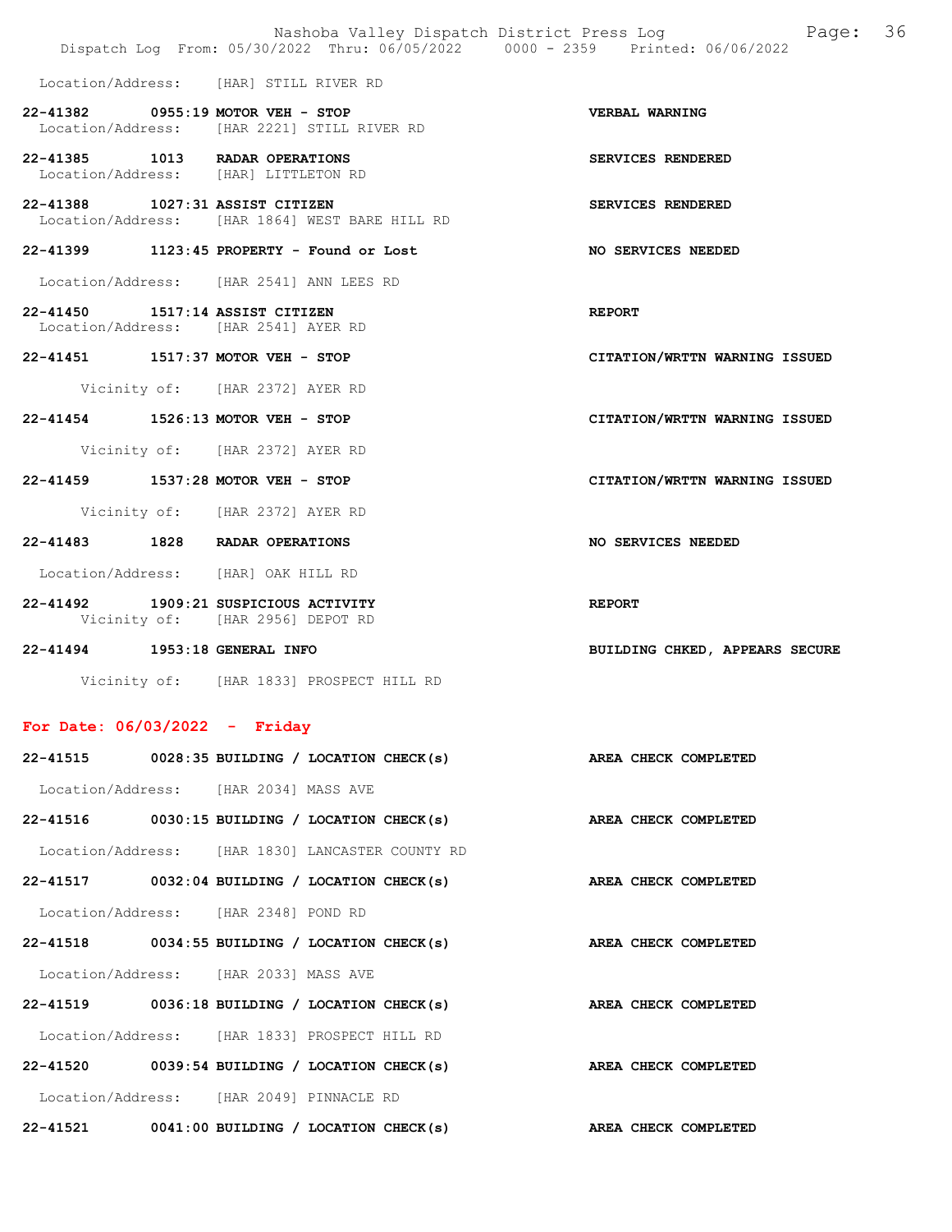Location/Address: [HAR] STILL RIVER RD

22-41382 0955:19 MOTOR VEH - STOP VERBAL WARNING
Location/Address: [HAR 2221] STILL RIVER RD

22-41385 1013 RADAR OPERATIONS SERVICES RENDERED
Location/Address: [HAR] LITTLETON RD

22-41388 1027:31 ASSIST CITIZEN SERVICES RENDERED
Location/Address: [HAR 1864] WEST BARE HILL RD

22-41399 1123:45 PROPERTY - Found or Lost NO SERVICES NEEDED
Location/Address: [HAR 2541] ANN LEES RD

22-41450 1517:14 ASSIST CITIZEN REPORT
Location/Address: [HAR 2541] AYER RD

22-41451 1517:37 MOTOR VEH - STOP CITATION/WRTTN WARNING ISSUED
Vicinity of: [HAR 2372] AYER RD

22-41454 1526:13 MOTOR VEH - STOP CITATION/WRTTN WARNING ISSUED
Vicinity of: [HAR 2372] AYER RD

22-41459 1537:28 MOTOR VEH - STOP CITATION/WRTTN WARNING ISSUED
Vicinity of: [HAR 2372] AYER RD

22-41483 1828 RADAR OPERATIONS NO SERVICES NEEDED
Location/Address: [HAR] OAK HILL RD

22-41492 1909:21 SUSPICIOUS ACTIVITY REPORT
Vicinity of: [HAR 2956] DEPOT RD

22-41494 1953:18 GENERAL INFO BUILDING CHKED, APPEARS SECURE
Vicinity of: [HAR 1833] PROSPECT HILL RD

## For Date: 06/03/2022 - Friday

22-41515 0028:35 BUILDING / LOCATION CHECK(s) AREA CHECK COMPLETED
Location/Address: [HAR 2034] MASS AVE

22-41516 0030:15 BUILDING / LOCATION CHECK(s) AREA CHECK COMPLETED
Location/Address: [HAR 1830] LANCASTER COUNTY RD

22-41517 0032:04 BUILDING / LOCATION CHECK(s) AREA CHECK COMPLETED
Location/Address: [HAR 2348] POND RD

22-41518 0034:55 BUILDING / LOCATION CHECK(s) AREA CHECK COMPLETED
Location/Address: [HAR 2033] MASS AVE

22-41519 0036:18 BUILDING / LOCATION CHECK(s) AREA CHECK COMPLETED
Location/Address: [HAR 1833] PROSPECT HILL RD

22-41520 0039:54 BUILDING / LOCATION CHECK(s) AREA CHECK COMPLETED
Location/Address: [HAR 2049] PINNACLE RD

22-41521 0041:00 BUILDING / LOCATION CHECK(s) AREA CHECK COMPLETED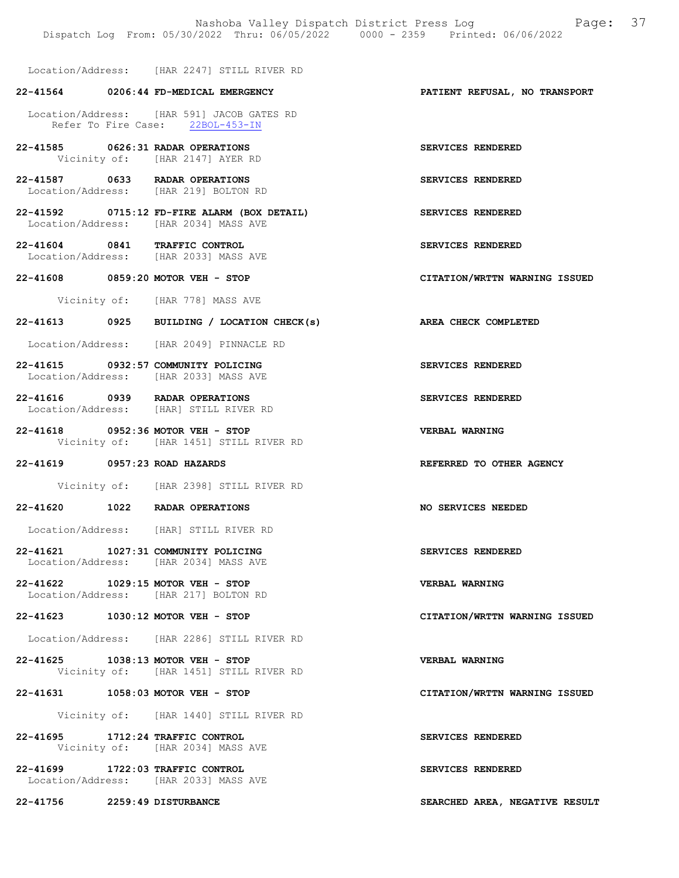Location/Address: [HAR 2247] STILL RIVER RD

**22-41564 0206:44 FD-MEDICAL EMERGENCY** — **PATIENT REFUSAL, NO TRANSPORT**

Location/Address: [HAR 591] JACOB GATES RD
Refer To Fire Case: 22BOL-453-IN

**22-41585 0626:31 RADAR OPERATIONS** — **SERVICES RENDERED**
Vicinity of: [HAR 2147] AYER RD

**22-41587 0633 RADAR OPERATIONS** — **SERVICES RENDERED**
Location/Address: [HAR 219] BOLTON RD

**22-41592 0715:12 FD-FIRE ALARM (BOX DETAIL)** — **SERVICES RENDERED**
Location/Address: [HAR 2034] MASS AVE

**22-41604 0841 TRAFFIC CONTROL** — **SERVICES RENDERED**
Location/Address: [HAR 2033] MASS AVE

**22-41608 0859:20 MOTOR VEH - STOP** — **CITATION/WRTTN WARNING ISSUED**

Vicinity of: [HAR 778] MASS AVE

**22-41613 0925 BUILDING / LOCATION CHECK(s)** — **AREA CHECK COMPLETED**

Location/Address: [HAR 2049] PINNACLE RD

**22-41615 0932:57 COMMUNITY POLICING** — **SERVICES RENDERED**
Location/Address: [HAR 2033] MASS AVE

**22-41616 0939 RADAR OPERATIONS** — **SERVICES RENDERED**
Location/Address: [HAR] STILL RIVER RD

**22-41618 0952:36 MOTOR VEH - STOP** — **VERBAL WARNING**
Vicinity of: [HAR 1451] STILL RIVER RD

**22-41619 0957:23 ROAD HAZARDS** — **REFERRED TO OTHER AGENCY**

Vicinity of: [HAR 2398] STILL RIVER RD

**22-41620 1022 RADAR OPERATIONS** — **NO SERVICES NEEDED**

Location/Address: [HAR] STILL RIVER RD

**22-41621 1027:31 COMMUNITY POLICING** — **SERVICES RENDERED**
Location/Address: [HAR 2034] MASS AVE

**22-41622 1029:15 MOTOR VEH - STOP** — **VERBAL WARNING**
Location/Address: [HAR 217] BOLTON RD

**22-41623 1030:12 MOTOR VEH - STOP** — **CITATION/WRTTN WARNING ISSUED**

Location/Address: [HAR 2286] STILL RIVER RD

**22-41625 1038:13 MOTOR VEH - STOP** — **VERBAL WARNING**
Vicinity of: [HAR 1451] STILL RIVER RD

**22-41631 1058:03 MOTOR VEH - STOP** — **CITATION/WRTTN WARNING ISSUED**

Vicinity of: [HAR 1440] STILL RIVER RD

**22-41695 1712:24 TRAFFIC CONTROL** — **SERVICES RENDERED**
Vicinity of: [HAR 2034] MASS AVE

**22-41699 1722:03 TRAFFIC CONTROL** — **SERVICES RENDERED**
Location/Address: [HAR 2033] MASS AVE

**22-41756 2259:49 DISTURBANCE** — **SEARCHED AREA, NEGATIVE RESULT**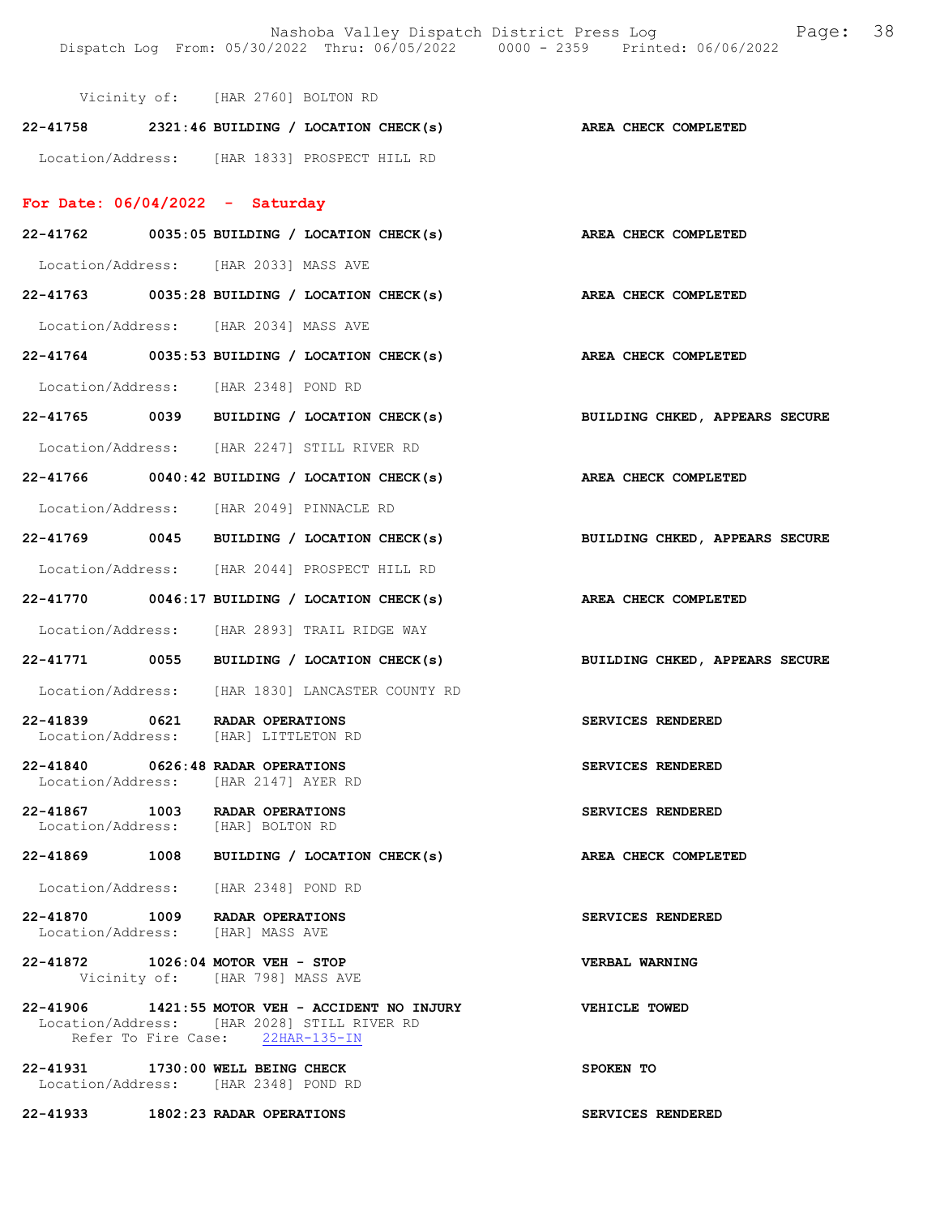Vicinity of: [HAR 2760] BOLTON RD

**22-41758 2321:46 BUILDING / LOCATION CHECK(s)** — **AREA CHECK COMPLETED**
Location/Address: [HAR 1833] PROSPECT HILL RD

## For Date: 06/04/2022 - Saturday

**22-41762 0035:05 BUILDING / LOCATION CHECK(s)** — **AREA CHECK COMPLETED**
Location/Address: [HAR 2033] MASS AVE

**22-41763 0035:28 BUILDING / LOCATION CHECK(s)** — **AREA CHECK COMPLETED**
Location/Address: [HAR 2034] MASS AVE

**22-41764 0035:53 BUILDING / LOCATION CHECK(s)** — **AREA CHECK COMPLETED**
Location/Address: [HAR 2348] POND RD

**22-41765 0039 BUILDING / LOCATION CHECK(s)** — **BUILDING CHKED, APPEARS SECURE**
Location/Address: [HAR 2247] STILL RIVER RD

**22-41766 0040:42 BUILDING / LOCATION CHECK(s)** — **AREA CHECK COMPLETED**
Location/Address: [HAR 2049] PINNACLE RD

**22-41769 0045 BUILDING / LOCATION CHECK(s)** — **BUILDING CHKED, APPEARS SECURE**
Location/Address: [HAR 2044] PROSPECT HILL RD

**22-41770 0046:17 BUILDING / LOCATION CHECK(s)** — **AREA CHECK COMPLETED**
Location/Address: [HAR 2893] TRAIL RIDGE WAY

**22-41771 0055 BUILDING / LOCATION CHECK(s)** — **BUILDING CHKED, APPEARS SECURE**
Location/Address: [HAR 1830] LANCASTER COUNTY RD

**22-41839 0621 RADAR OPERATIONS** — **SERVICES RENDERED**
Location/Address: [HAR] LITTLETON RD

**22-41840 0626:48 RADAR OPERATIONS** — **SERVICES RENDERED**
Location/Address: [HAR 2147] AYER RD

**22-41867 1003 RADAR OPERATIONS** — **SERVICES RENDERED**
Location/Address: [HAR] BOLTON RD

**22-41869 1008 BUILDING / LOCATION CHECK(s)** — **AREA CHECK COMPLETED**
Location/Address: [HAR 2348] POND RD

**22-41870 1009 RADAR OPERATIONS** — **SERVICES RENDERED**
Location/Address: [HAR] MASS AVE

**22-41872 1026:04 MOTOR VEH - STOP** — **VERBAL WARNING**
Vicinity of: [HAR 798] MASS AVE

**22-41906 1421:55 MOTOR VEH - ACCIDENT NO INJURY** — **VEHICLE TOWED**
Location/Address: [HAR 2028] STILL RIVER RD
Refer To Fire Case: 22HAR-135-IN

**22-41931 1730:00 WELL BEING CHECK** — **SPOKEN TO**
Location/Address: [HAR 2348] POND RD

**22-41933 1802:23 RADAR OPERATIONS** — **SERVICES RENDERED**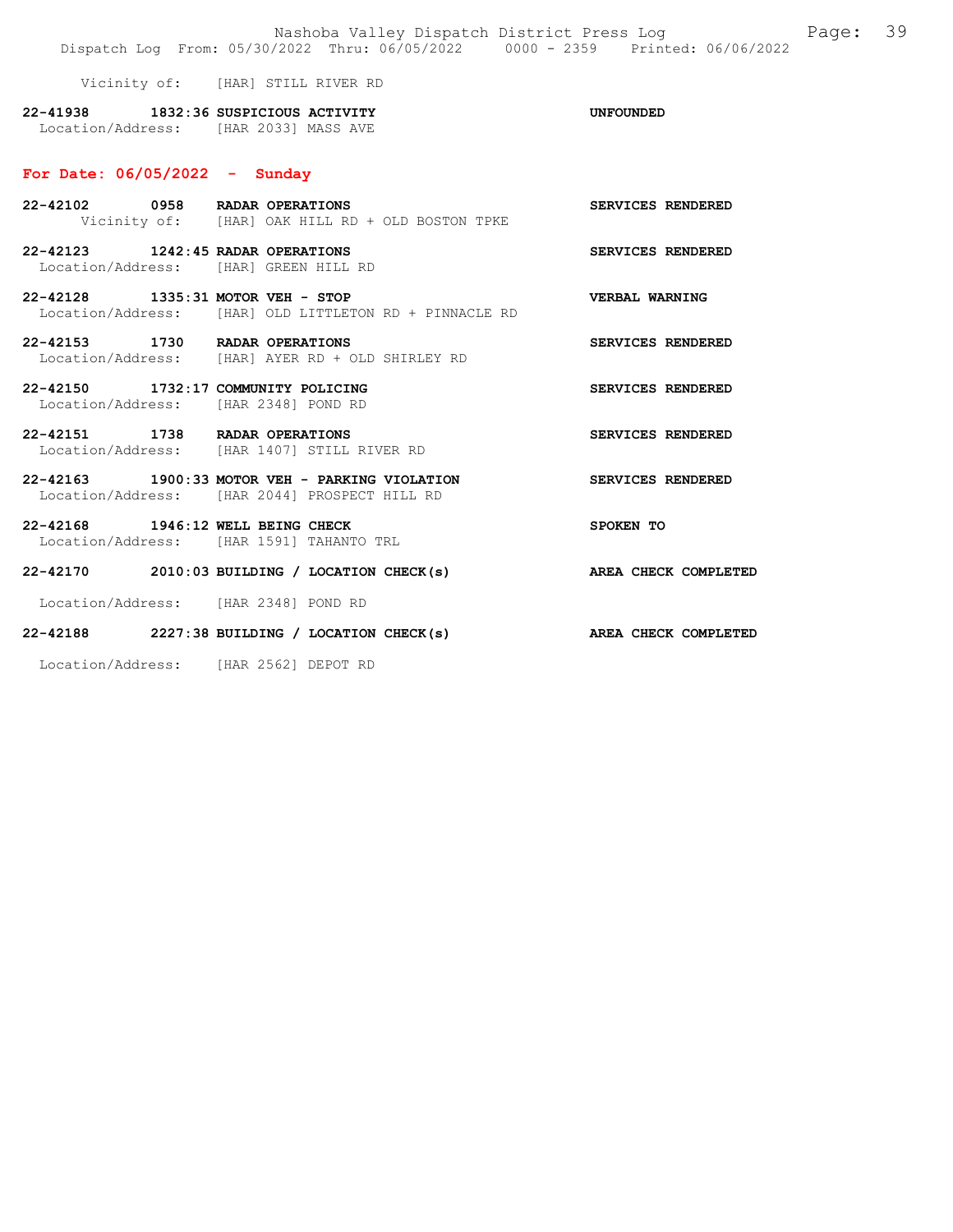Vicinity of: [HAR] STILL RIVER RD

**22-41938 1832:36 SUSPICIOUS ACTIVITY** **UNFOUNDED**
Location/Address: [HAR 2033] MASS AVE

## For Date: 06/05/2022 - Sunday

**22-42102 0958 RADAR OPERATIONS** **SERVICES RENDERED**
Vicinity of: [HAR] OAK HILL RD + OLD BOSTON TPKE

**22-42123 1242:45 RADAR OPERATIONS** **SERVICES RENDERED**
Location/Address: [HAR] GREEN HILL RD

**22-42128 1335:31 MOTOR VEH - STOP** **VERBAL WARNING**
Location/Address: [HAR] OLD LITTLETON RD + PINNACLE RD

**22-42153 1730 RADAR OPERATIONS** **SERVICES RENDERED**
Location/Address: [HAR] AYER RD + OLD SHIRLEY RD

**22-42150 1732:17 COMMUNITY POLICING** **SERVICES RENDERED**
Location/Address: [HAR 2348] POND RD

**22-42151 1738 RADAR OPERATIONS** **SERVICES RENDERED**
Location/Address: [HAR 1407] STILL RIVER RD

**22-42163 1900:33 MOTOR VEH - PARKING VIOLATION** **SERVICES RENDERED**
Location/Address: [HAR 2044] PROSPECT HILL RD

**22-42168 1946:12 WELL BEING CHECK** **SPOKEN TO**
Location/Address: [HAR 1591] TAHANTO TRL

**22-42170 2010:03 BUILDING / LOCATION CHECK(s)** **AREA CHECK COMPLETED**

Location/Address: [HAR 2348] POND RD

**22-42188 2227:38 BUILDING / LOCATION CHECK(s)** **AREA CHECK COMPLETED**

Location/Address: [HAR 2562] DEPOT RD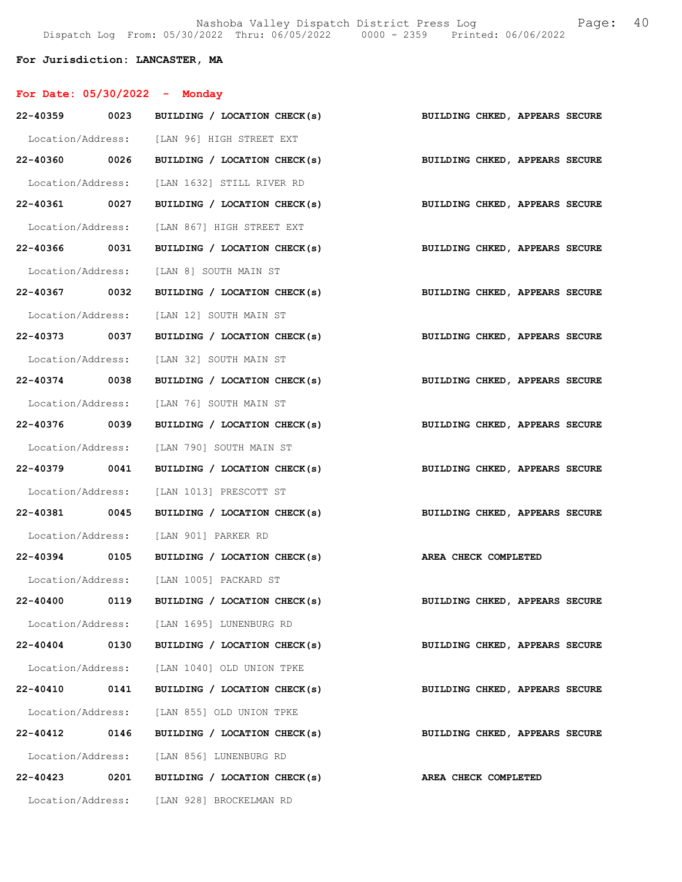**For Jurisdiction: LANCASTER, MA**

**For Date: 05/30/2022 - Monday**

**22-40359 0023 BUILDING / LOCATION CHECK(s) BUILDING CHKED, APPEARS SECURE**

Location/Address: [LAN 96] HIGH STREET EXT

**22-40360 0026 BUILDING / LOCATION CHECK(s) BUILDING CHKED, APPEARS SECURE**

Location/Address: [LAN 1632] STILL RIVER RD

**22-40361 0027 BUILDING / LOCATION CHECK(s) BUILDING CHKED, APPEARS SECURE**

Location/Address: [LAN 867] HIGH STREET EXT

**22-40366 0031 BUILDING / LOCATION CHECK(s) BUILDING CHKED, APPEARS SECURE**

Location/Address: [LAN 8] SOUTH MAIN ST

**22-40367 0032 BUILDING / LOCATION CHECK(s) BUILDING CHKED, APPEARS SECURE**

Location/Address: [LAN 12] SOUTH MAIN ST

**22-40373 0037 BUILDING / LOCATION CHECK(s) BUILDING CHKED, APPEARS SECURE**

Location/Address: [LAN 32] SOUTH MAIN ST

**22-40374 0038 BUILDING / LOCATION CHECK(s) BUILDING CHKED, APPEARS SECURE**

Location/Address: [LAN 76] SOUTH MAIN ST

**22-40376 0039 BUILDING / LOCATION CHECK(s) BUILDING CHKED, APPEARS SECURE**

Location/Address: [LAN 790] SOUTH MAIN ST

**22-40379 0041 BUILDING / LOCATION CHECK(s) BUILDING CHKED, APPEARS SECURE**

Location/Address: [LAN 1013] PRESCOTT ST

**22-40381 0045 BUILDING / LOCATION CHECK(s) BUILDING CHKED, APPEARS SECURE**

Location/Address: [LAN 901] PARKER RD

**22-40394 0105 BUILDING / LOCATION CHECK(s) AREA CHECK COMPLETED**

Location/Address: [LAN 1005] PACKARD ST

**22-40400 0119 BUILDING / LOCATION CHECK(s) BUILDING CHKED, APPEARS SECURE**

Location/Address: [LAN 1695] LUNENBURG RD

**22-40404 0130 BUILDING / LOCATION CHECK(s) BUILDING CHKED, APPEARS SECURE**

Location/Address: [LAN 1040] OLD UNION TPKE

**22-40410 0141 BUILDING / LOCATION CHECK(s) BUILDING CHKED, APPEARS SECURE**

Location/Address: [LAN 855] OLD UNION TPKE

**22-40412 0146 BUILDING / LOCATION CHECK(s) BUILDING CHKED, APPEARS SECURE**

Location/Address: [LAN 856] LUNENBURG RD

**22-40423 0201 BUILDING / LOCATION CHECK(s) AREA CHECK COMPLETED**

Location/Address: [LAN 928] BROCKELMAN RD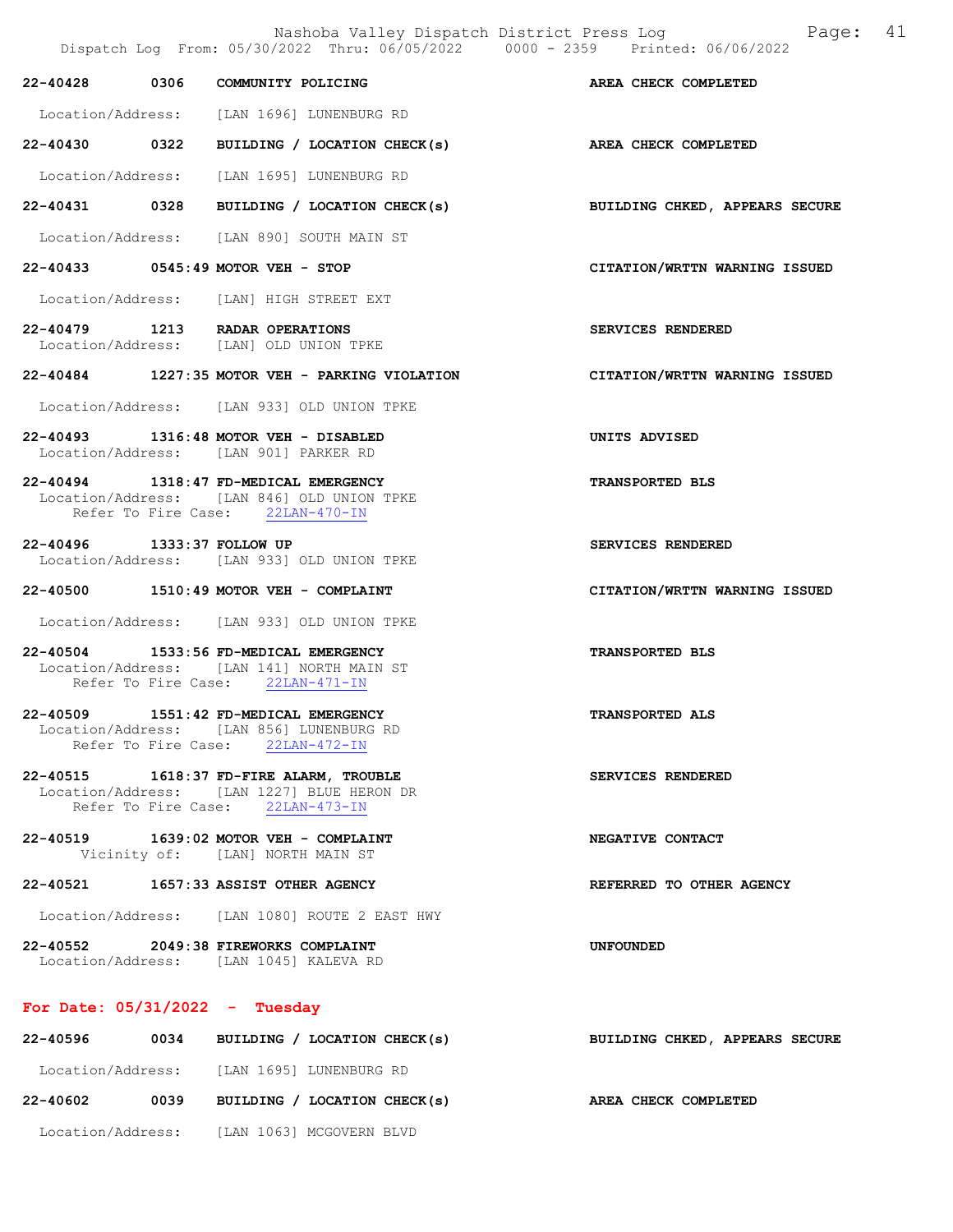**22-40428** 0306 **COMMUNITY POLICING** — **AREA CHECK COMPLETED**

Location/Address: [LAN 1696] LUNENBURG RD

**22-40430** 0322 **BUILDING / LOCATION CHECK(s)** — **AREA CHECK COMPLETED**

Location/Address: [LAN 1695] LUNENBURG RD

**22-40431** 0328 **BUILDING / LOCATION CHECK(s)** — **BUILDING CHKED, APPEARS SECURE**

Location/Address: [LAN 890] SOUTH MAIN ST

**22-40433** 0545:49 **MOTOR VEH - STOP** — **CITATION/WRTTN WARNING ISSUED**

Location/Address: [LAN] HIGH STREET EXT

**22-40479** 1213 **RADAR OPERATIONS** — **SERVICES RENDERED**
Location/Address: [LAN] OLD UNION TPKE

**22-40484** 1227:35 **MOTOR VEH - PARKING VIOLATION** — **CITATION/WRTTN WARNING ISSUED**

Location/Address: [LAN 933] OLD UNION TPKE

**22-40493** 1316:48 **MOTOR VEH - DISABLED** — **UNITS ADVISED**
Location/Address: [LAN 901] PARKER RD

**22-40494** 1318:47 **FD-MEDICAL EMERGENCY** — **TRANSPORTED BLS**
Location/Address: [LAN 846] OLD UNION TPKE
Refer To Fire Case: 22LAN-470-IN

**22-40496** 1333:37 **FOLLOW UP** — **SERVICES RENDERED**
Location/Address: [LAN 933] OLD UNION TPKE

**22-40500** 1510:49 **MOTOR VEH - COMPLAINT** — **CITATION/WRTTN WARNING ISSUED**

Location/Address: [LAN 933] OLD UNION TPKE

**22-40504** 1533:56 **FD-MEDICAL EMERGENCY** — **TRANSPORTED BLS**
Location/Address: [LAN 141] NORTH MAIN ST
Refer To Fire Case: 22LAN-471-IN

**22-40509** 1551:42 **FD-MEDICAL EMERGENCY** — **TRANSPORTED ALS**
Location/Address: [LAN 856] LUNENBURG RD
Refer To Fire Case: 22LAN-472-IN

**22-40515** 1618:37 **FD-FIRE ALARM, TROUBLE** — **SERVICES RENDERED**
Location/Address: [LAN 1227] BLUE HERON DR
Refer To Fire Case: 22LAN-473-IN

**22-40519** 1639:02 **MOTOR VEH - COMPLAINT** — **NEGATIVE CONTACT**
Vicinity of: [LAN] NORTH MAIN ST

**22-40521** 1657:33 **ASSIST OTHER AGENCY** — **REFERRED TO OTHER AGENCY**

Location/Address: [LAN 1080] ROUTE 2 EAST HWY

**22-40552** 2049:38 **FIREWORKS COMPLAINT** — **UNFOUNDED**
Location/Address: [LAN 1045] KALEVA RD

## For Date: 05/31/2022 - Tuesday

**22-40596** 0034 **BUILDING / LOCATION CHECK(s)** — **BUILDING CHKED, APPEARS SECURE**

Location/Address: [LAN 1695] LUNENBURG RD

**22-40602** 0039 **BUILDING / LOCATION CHECK(s)** — **AREA CHECK COMPLETED**

Location/Address: [LAN 1063] MCGOVERN BLVD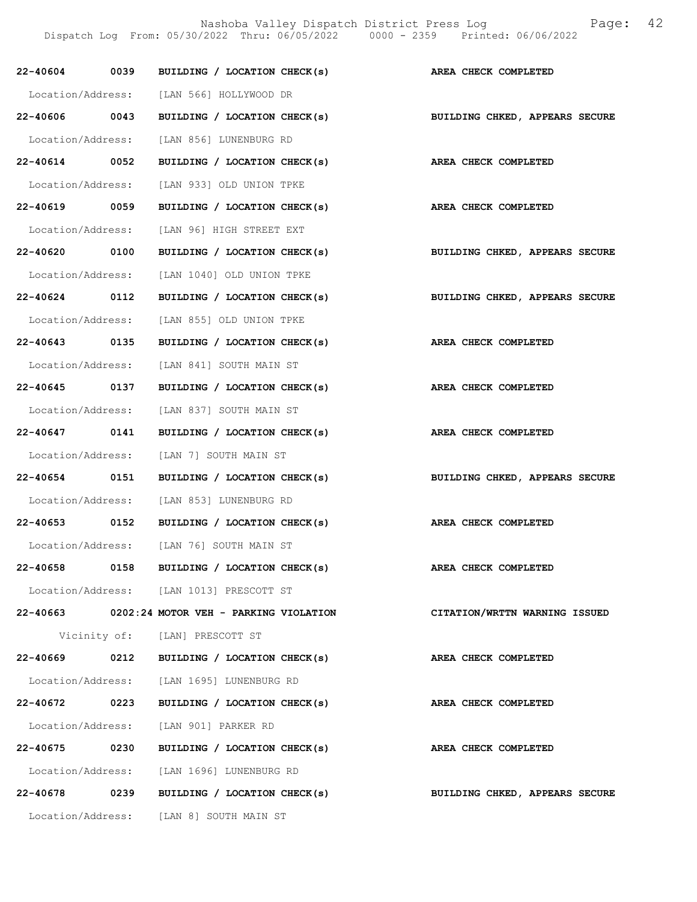| | | | |
|---|---|---|---|
| 22-40604 | 0039 | BUILDING / LOCATION CHECK(s) | AREA CHECK COMPLETED |
| Location/Address: | | [LAN 566] HOLLYWOOD DR | |
| 22-40606 | 0043 | BUILDING / LOCATION CHECK(s) | BUILDING CHKED, APPEARS SECURE |
| Location/Address: | | [LAN 856] LUNENBURG RD | |
| 22-40614 | 0052 | BUILDING / LOCATION CHECK(s) | AREA CHECK COMPLETED |
| Location/Address: | | [LAN 933] OLD UNION TPKE | |
| 22-40619 | 0059 | BUILDING / LOCATION CHECK(s) | AREA CHECK COMPLETED |
| Location/Address: | | [LAN 96] HIGH STREET EXT | |
| 22-40620 | 0100 | BUILDING / LOCATION CHECK(s) | BUILDING CHKED, APPEARS SECURE |
| Location/Address: | | [LAN 1040] OLD UNION TPKE | |
| 22-40624 | 0112 | BUILDING / LOCATION CHECK(s) | BUILDING CHKED, APPEARS SECURE |
| Location/Address: | | [LAN 855] OLD UNION TPKE | |
| 22-40643 | 0135 | BUILDING / LOCATION CHECK(s) | AREA CHECK COMPLETED |
| Location/Address: | | [LAN 841] SOUTH MAIN ST | |
| 22-40645 | 0137 | BUILDING / LOCATION CHECK(s) | AREA CHECK COMPLETED |
| Location/Address: | | [LAN 837] SOUTH MAIN ST | |
| 22-40647 | 0141 | BUILDING / LOCATION CHECK(s) | AREA CHECK COMPLETED |
| Location/Address: | | [LAN 7] SOUTH MAIN ST | |
| 22-40654 | 0151 | BUILDING / LOCATION CHECK(s) | BUILDING CHKED, APPEARS SECURE |
| Location/Address: | | [LAN 853] LUNENBURG RD | |
| 22-40653 | 0152 | BUILDING / LOCATION CHECK(s) | AREA CHECK COMPLETED |
| Location/Address: | | [LAN 76] SOUTH MAIN ST | |
| 22-40658 | 0158 | BUILDING / LOCATION CHECK(s) | AREA CHECK COMPLETED |
| Location/Address: | | [LAN 1013] PRESCOTT ST | |
| 22-40663 | 0202:24 | MOTOR VEH - PARKING VIOLATION | CITATION/WRTTN WARNING ISSUED |
| Vicinity of: | | [LAN] PRESCOTT ST | |
| 22-40669 | 0212 | BUILDING / LOCATION CHECK(s) | AREA CHECK COMPLETED |
| Location/Address: | | [LAN 1695] LUNENBURG RD | |
| 22-40672 | 0223 | BUILDING / LOCATION CHECK(s) | AREA CHECK COMPLETED |
| Location/Address: | | [LAN 901] PARKER RD | |
| 22-40675 | 0230 | BUILDING / LOCATION CHECK(s) | AREA CHECK COMPLETED |
| Location/Address: | | [LAN 1696] LUNENBURG RD | |
| 22-40678 | 0239 | BUILDING / LOCATION CHECK(s) | BUILDING CHKED, APPEARS SECURE |
| Location/Address: | | [LAN 8] SOUTH MAIN ST | |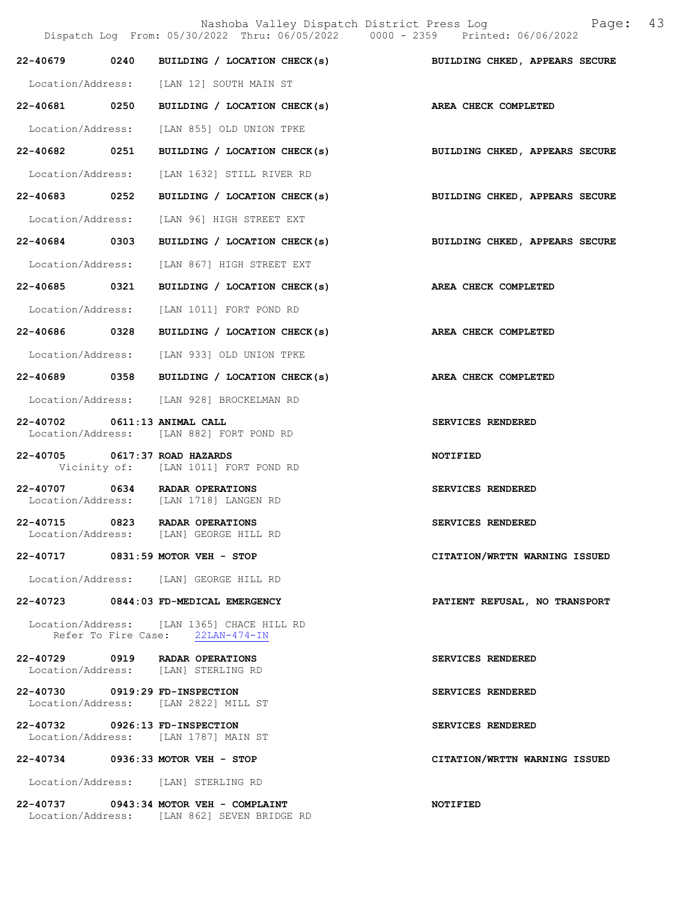| Incident | Time | Call Type | Disposition |
|---|---|---|---|
| 22-40679 | 0240 | BUILDING / LOCATION CHECK(s) | BUILDING CHKED, APPEARS SECURE |
| Location/Address: | | [LAN 12] SOUTH MAIN ST | |
| 22-40681 | 0250 | BUILDING / LOCATION CHECK(s) | AREA CHECK COMPLETED |
| Location/Address: | | [LAN 855] OLD UNION TPKE | |
| 22-40682 | 0251 | BUILDING / LOCATION CHECK(s) | BUILDING CHKED, APPEARS SECURE |
| Location/Address: | | [LAN 1632] STILL RIVER RD | |
| 22-40683 | 0252 | BUILDING / LOCATION CHECK(s) | BUILDING CHKED, APPEARS SECURE |
| Location/Address: | | [LAN 96] HIGH STREET EXT | |
| 22-40684 | 0303 | BUILDING / LOCATION CHECK(s) | BUILDING CHKED, APPEARS SECURE |
| Location/Address: | | [LAN 867] HIGH STREET EXT | |
| 22-40685 | 0321 | BUILDING / LOCATION CHECK(s) | AREA CHECK COMPLETED |
| Location/Address: | | [LAN 1011] FORT POND RD | |
| 22-40686 | 0328 | BUILDING / LOCATION CHECK(s) | AREA CHECK COMPLETED |
| Location/Address: | | [LAN 933] OLD UNION TPKE | |
| 22-40689 | 0358 | BUILDING / LOCATION CHECK(s) | AREA CHECK COMPLETED |
| Location/Address: | | [LAN 928] BROCKELMAN RD | |
| 22-40702 | 0611:13 | ANIMAL CALL | SERVICES RENDERED |
| Location/Address: | | [LAN 882] FORT POND RD | |
| 22-40705 | 0617:37 | ROAD HAZARDS | NOTIFIED |
| Vicinity of: | | [LAN 1011] FORT POND RD | |
| 22-40707 | 0634 | RADAR OPERATIONS | SERVICES RENDERED |
| Location/Address: | | [LAN 1718] LANGEN RD | |
| 22-40715 | 0823 | RADAR OPERATIONS | SERVICES RENDERED |
| Location/Address: | | [LAN] GEORGE HILL RD | |
| 22-40717 | 0831:59 | MOTOR VEH - STOP | CITATION/WRTTN WARNING ISSUED |
| Location/Address: | | [LAN] GEORGE HILL RD | |
| 22-40723 | 0844:03 | FD-MEDICAL EMERGENCY | PATIENT REFUSAL, NO TRANSPORT |
| Location/Address: | | [LAN 1365] CHACE HILL RD | |
| Refer To Fire Case: | | 22LAN-474-IN | |
| 22-40729 | 0919 | RADAR OPERATIONS | SERVICES RENDERED |
| Location/Address: | | [LAN] STERLING RD | |
| 22-40730 | 0919:29 | FD-INSPECTION | SERVICES RENDERED |
| Location/Address: | | [LAN 2822] MILL ST | |
| 22-40732 | 0926:13 | FD-INSPECTION | SERVICES RENDERED |
| Location/Address: | | [LAN 1787] MAIN ST | |
| 22-40734 | 0936:33 | MOTOR VEH - STOP | CITATION/WRTTN WARNING ISSUED |
| Location/Address: | | [LAN] STERLING RD | |
| 22-40737 | 0943:34 | MOTOR VEH - COMPLAINT | NOTIFIED |
| Location/Address: | | [LAN 862] SEVEN BRIDGE RD | |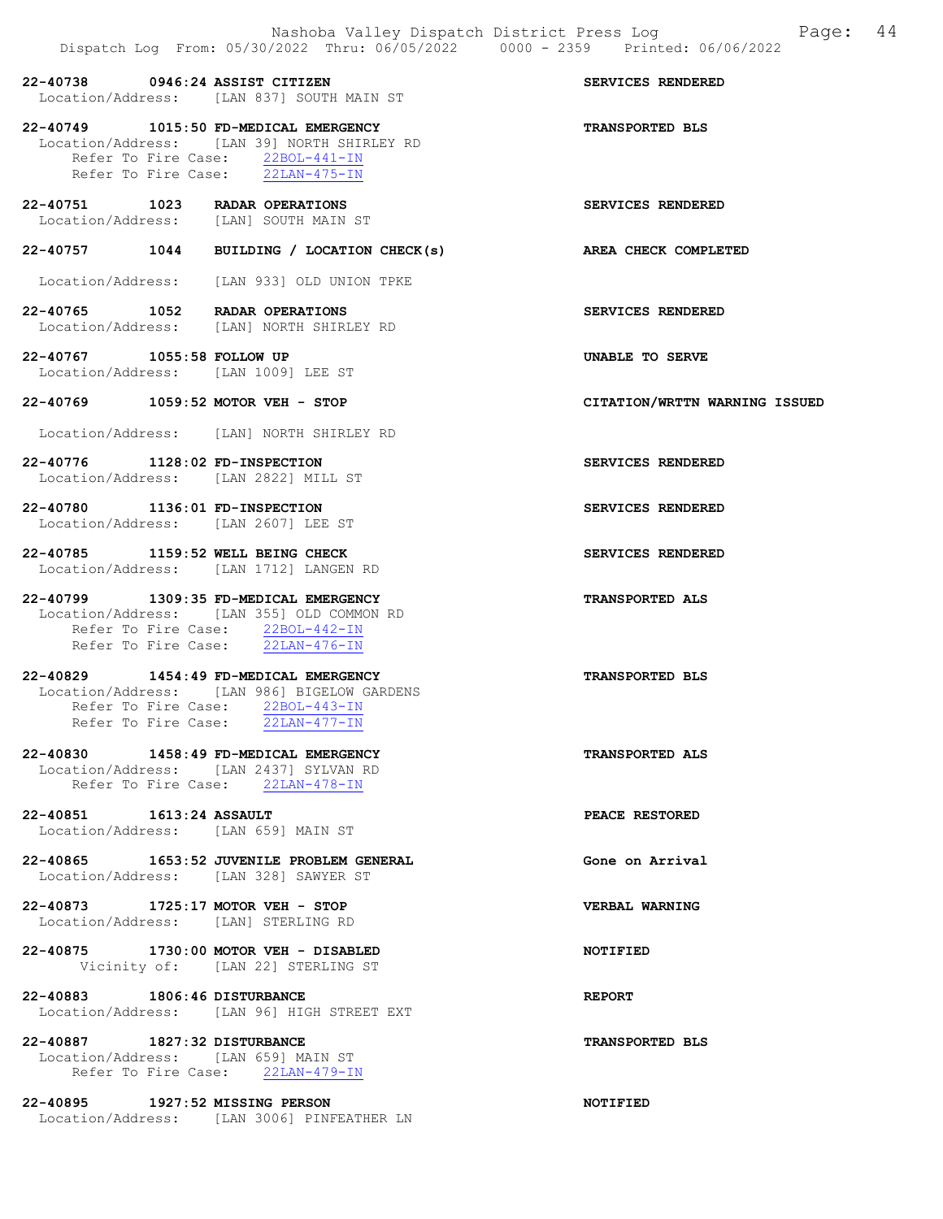22-40738 0946:24 ASSIST CITIZEN SERVICES RENDERED
Location/Address: [LAN 837] SOUTH MAIN ST

22-40749 1015:50 FD-MEDICAL EMERGENCY TRANSPORTED BLS
Location/Address: [LAN 39] NORTH SHIRLEY RD
Refer To Fire Case: 22BOL-441-IN
Refer To Fire Case: 22LAN-475-IN

22-40751 1023 RADAR OPERATIONS SERVICES RENDERED
Location/Address: [LAN] SOUTH MAIN ST

22-40757 1044 BUILDING / LOCATION CHECK(s) AREA CHECK COMPLETED
Location/Address: [LAN 933] OLD UNION TPKE

22-40765 1052 RADAR OPERATIONS SERVICES RENDERED
Location/Address: [LAN] NORTH SHIRLEY RD

22-40767 1055:58 FOLLOW UP UNABLE TO SERVE
Location/Address: [LAN 1009] LEE ST

22-40769 1059:52 MOTOR VEH - STOP CITATION/WRTTN WARNING ISSUED
Location/Address: [LAN] NORTH SHIRLEY RD

22-40776 1128:02 FD-INSPECTION SERVICES RENDERED
Location/Address: [LAN 2822] MILL ST

22-40780 1136:01 FD-INSPECTION SERVICES RENDERED
Location/Address: [LAN 2607] LEE ST

22-40785 1159:52 WELL BEING CHECK SERVICES RENDERED
Location/Address: [LAN 1712] LANGEN RD

22-40799 1309:35 FD-MEDICAL EMERGENCY TRANSPORTED ALS
Location/Address: [LAN 355] OLD COMMON RD
Refer To Fire Case: 22BOL-442-IN
Refer To Fire Case: 22LAN-476-IN

22-40829 1454:49 FD-MEDICAL EMERGENCY TRANSPORTED BLS
Location/Address: [LAN 986] BIGELOW GARDENS
Refer To Fire Case: 22BOL-443-IN
Refer To Fire Case: 22LAN-477-IN

22-40830 1458:49 FD-MEDICAL EMERGENCY TRANSPORTED ALS
Location/Address: [LAN 2437] SYLVAN RD
Refer To Fire Case: 22LAN-478-IN

22-40851 1613:24 ASSAULT PEACE RESTORED
Location/Address: [LAN 659] MAIN ST

22-40865 1653:52 JUVENILE PROBLEM GENERAL Gone on Arrival
Location/Address: [LAN 328] SAWYER ST

22-40873 1725:17 MOTOR VEH - STOP VERBAL WARNING
Location/Address: [LAN] STERLING RD

22-40875 1730:00 MOTOR VEH - DISABLED NOTIFIED
Vicinity of: [LAN 22] STERLING ST

22-40883 1806:46 DISTURBANCE REPORT
Location/Address: [LAN 96] HIGH STREET EXT

22-40887 1827:32 DISTURBANCE TRANSPORTED BLS
Location/Address: [LAN 659] MAIN ST
Refer To Fire Case: 22LAN-479-IN

22-40895 1927:52 MISSING PERSON NOTIFIED
Location/Address: [LAN 3006] PINFEATHER LN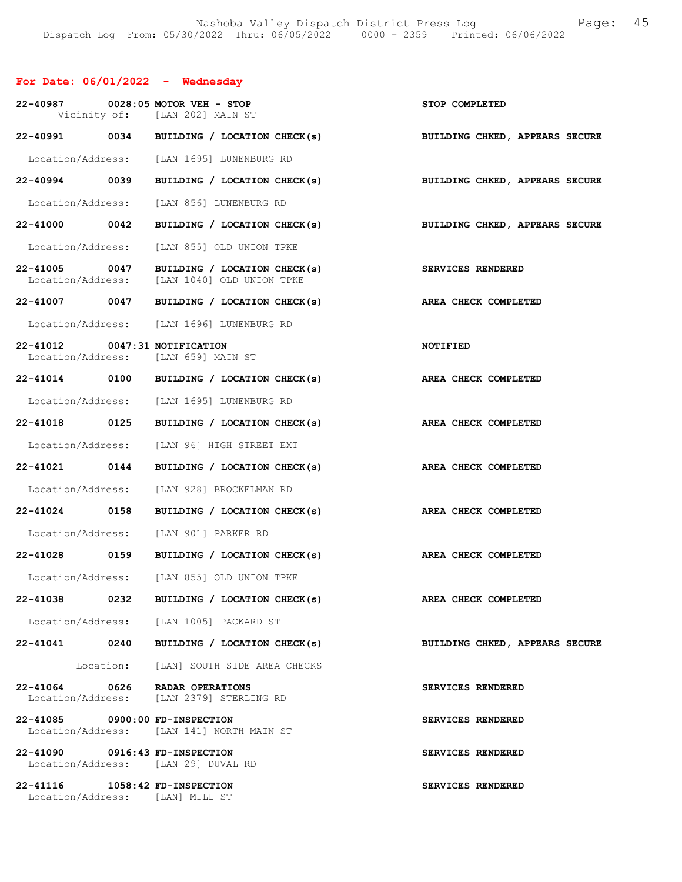## For Date: 06/01/2022 - Wednesday

**22-40987 0028:05 MOTOR VEH - STOP** — STOP COMPLETED
Vicinity of: [LAN 202] MAIN ST

**22-40991 0034 BUILDING / LOCATION CHECK(s)** — BUILDING CHKED, APPEARS SECURE
Location/Address: [LAN 1695] LUNENBURG RD

**22-40994 0039 BUILDING / LOCATION CHECK(s)** — BUILDING CHKED, APPEARS SECURE
Location/Address: [LAN 856] LUNENBURG RD

**22-41000 0042 BUILDING / LOCATION CHECK(s)** — BUILDING CHKED, APPEARS SECURE
Location/Address: [LAN 855] OLD UNION TPKE

**22-41005 0047 BUILDING / LOCATION CHECK(s)** — SERVICES RENDERED
Location/Address: [LAN 1040] OLD UNION TPKE

**22-41007 0047 BUILDING / LOCATION CHECK(s)** — AREA CHECK COMPLETED
Location/Address: [LAN 1696] LUNENBURG RD

**22-41012 0047:31 NOTIFICATION** — NOTIFIED
Location/Address: [LAN 659] MAIN ST

**22-41014 0100 BUILDING / LOCATION CHECK(s)** — AREA CHECK COMPLETED
Location/Address: [LAN 1695] LUNENBURG RD

**22-41018 0125 BUILDING / LOCATION CHECK(s)** — AREA CHECK COMPLETED
Location/Address: [LAN 96] HIGH STREET EXT

**22-41021 0144 BUILDING / LOCATION CHECK(s)** — AREA CHECK COMPLETED
Location/Address: [LAN 928] BROCKELMAN RD

**22-41024 0158 BUILDING / LOCATION CHECK(s)** — AREA CHECK COMPLETED
Location/Address: [LAN 901] PARKER RD

**22-41028 0159 BUILDING / LOCATION CHECK(s)** — AREA CHECK COMPLETED
Location/Address: [LAN 855] OLD UNION TPKE

**22-41038 0232 BUILDING / LOCATION CHECK(s)** — AREA CHECK COMPLETED
Location/Address: [LAN 1005] PACKARD ST

**22-41041 0240 BUILDING / LOCATION CHECK(s)** — BUILDING CHKED, APPEARS SECURE
Location: [LAN] SOUTH SIDE AREA CHECKS

**22-41064 0626 RADAR OPERATIONS** — SERVICES RENDERED
Location/Address: [LAN 2379] STERLING RD

**22-41085 0900:00 FD-INSPECTION** — SERVICES RENDERED
Location/Address: [LAN 141] NORTH MAIN ST

**22-41090 0916:43 FD-INSPECTION** — SERVICES RENDERED
Location/Address: [LAN 29] DUVAL RD

**22-41116 1058:42 FD-INSPECTION** — SERVICES RENDERED
Location/Address: [LAN] MILL ST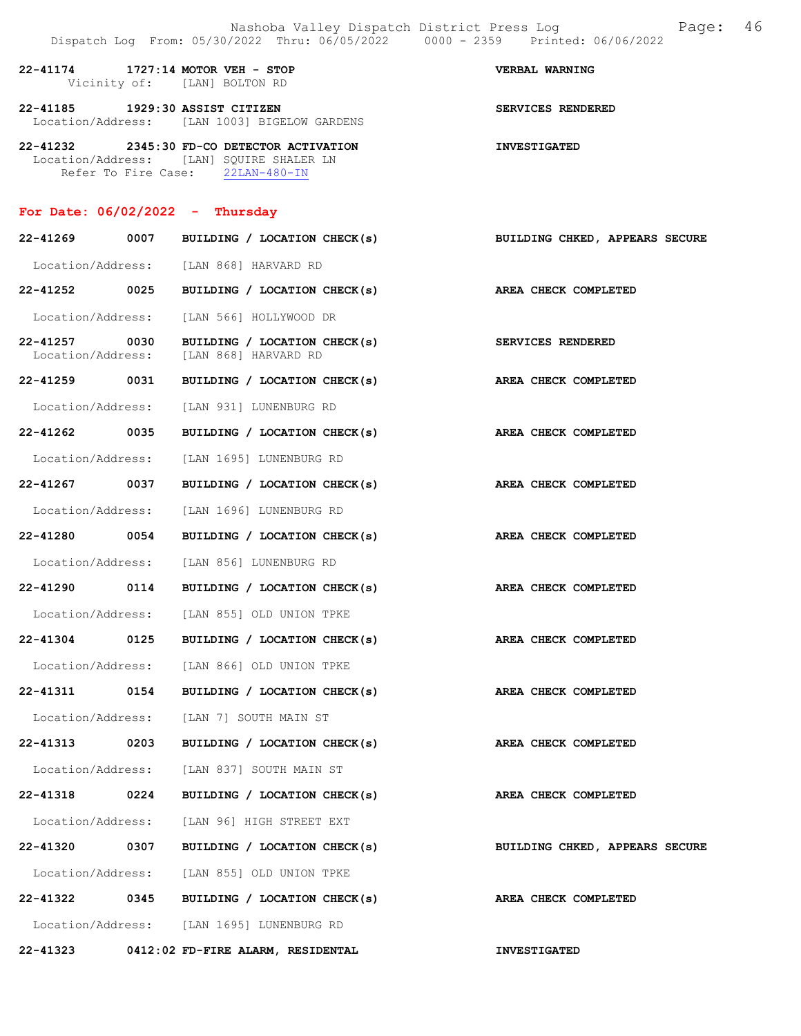**22-41174 1727:14 MOTOR VEH - STOP** **VERBAL WARNING**
Vicinity of: [LAN] BOLTON RD

**22-41185 1929:30 ASSIST CITIZEN** **SERVICES RENDERED**
Location/Address: [LAN 1003] BIGELOW GARDENS

**22-41232 2345:30 FD-CO DETECTOR ACTIVATION** **INVESTIGATED**
Location/Address: [LAN] SQUIRE SHALER LN
Refer To Fire Case: 22LAN-480-IN

## For Date: 06/02/2022 - Thursday

**22-41269 0007 BUILDING / LOCATION CHECK(s)** **BUILDING CHKED, APPEARS SECURE**
Location/Address: [LAN 868] HARVARD RD

**22-41252 0025 BUILDING / LOCATION CHECK(s)** **AREA CHECK COMPLETED**
Location/Address: [LAN 566] HOLLYWOOD DR

**22-41257 0030 BUILDING / LOCATION CHECK(s)** **SERVICES RENDERED**
Location/Address: [LAN 868] HARVARD RD

**22-41259 0031 BUILDING / LOCATION CHECK(s)** **AREA CHECK COMPLETED**
Location/Address: [LAN 931] LUNENBURG RD

**22-41262 0035 BUILDING / LOCATION CHECK(s)** **AREA CHECK COMPLETED**
Location/Address: [LAN 1695] LUNENBURG RD

**22-41267 0037 BUILDING / LOCATION CHECK(s)** **AREA CHECK COMPLETED**
Location/Address: [LAN 1696] LUNENBURG RD

**22-41280 0054 BUILDING / LOCATION CHECK(s)** **AREA CHECK COMPLETED**
Location/Address: [LAN 856] LUNENBURG RD

**22-41290 0114 BUILDING / LOCATION CHECK(s)** **AREA CHECK COMPLETED**
Location/Address: [LAN 855] OLD UNION TPKE

**22-41304 0125 BUILDING / LOCATION CHECK(s)** **AREA CHECK COMPLETED**
Location/Address: [LAN 866] OLD UNION TPKE

**22-41311 0154 BUILDING / LOCATION CHECK(s)** **AREA CHECK COMPLETED**
Location/Address: [LAN 7] SOUTH MAIN ST

**22-41313 0203 BUILDING / LOCATION CHECK(s)** **AREA CHECK COMPLETED**
Location/Address: [LAN 837] SOUTH MAIN ST

**22-41318 0224 BUILDING / LOCATION CHECK(s)** **AREA CHECK COMPLETED**
Location/Address: [LAN 96] HIGH STREET EXT

**22-41320 0307 BUILDING / LOCATION CHECK(s)** **BUILDING CHKED, APPEARS SECURE**
Location/Address: [LAN 855] OLD UNION TPKE

**22-41322 0345 BUILDING / LOCATION CHECK(s)** **AREA CHECK COMPLETED**
Location/Address: [LAN 1695] LUNENBURG RD

**22-41323 0412:02 FD-FIRE ALARM, RESIDENTAL** **INVESTIGATED**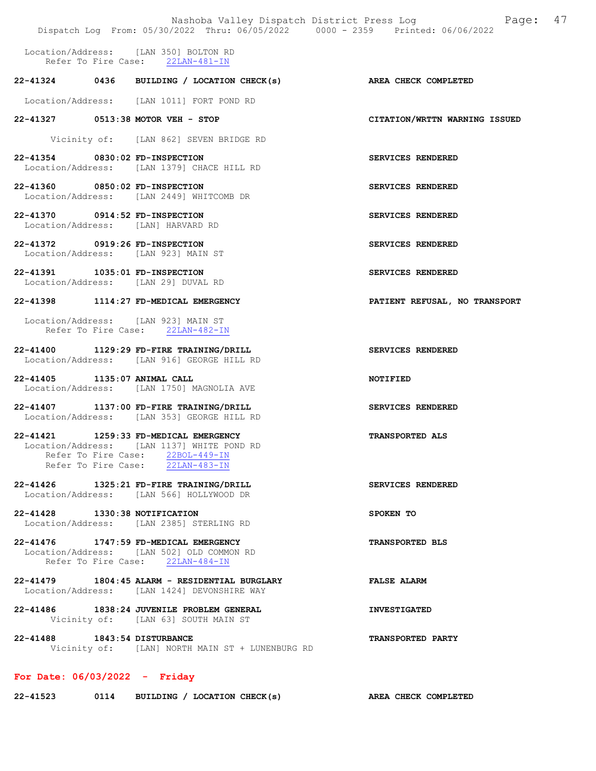Location/Address: [LAN 350] BOLTON RD
Refer To Fire Case: 22LAN-481-IN

**22-41324 0436 BUILDING / LOCATION CHECK(s)** **AREA CHECK COMPLETED**

Location/Address: [LAN 1011] FORT POND RD

**22-41327 0513:38 MOTOR VEH - STOP** **CITATION/WRTTN WARNING ISSUED**

Vicinity of: [LAN 862] SEVEN BRIDGE RD

**22-41354 0830:02 FD-INSPECTION** **SERVICES RENDERED**
Location/Address: [LAN 1379] CHACE HILL RD

**22-41360 0850:02 FD-INSPECTION** **SERVICES RENDERED**
Location/Address: [LAN 2449] WHITCOMB DR

**22-41370 0914:52 FD-INSPECTION** **SERVICES RENDERED**
Location/Address: [LAN] HARVARD RD

**22-41372 0919:26 FD-INSPECTION** **SERVICES RENDERED**
Location/Address: [LAN 923] MAIN ST

**22-41391 1035:01 FD-INSPECTION** **SERVICES RENDERED**
Location/Address: [LAN 29] DUVAL RD

**22-41398 1114:27 FD-MEDICAL EMERGENCY** **PATIENT REFUSAL, NO TRANSPORT**

Location/Address: [LAN 923] MAIN ST
Refer To Fire Case: 22LAN-482-IN

**22-41400 1129:29 FD-FIRE TRAINING/DRILL** **SERVICES RENDERED**
Location/Address: [LAN 916] GEORGE HILL RD

**22-41405 1135:07 ANIMAL CALL** **NOTIFIED**
Location/Address: [LAN 1750] MAGNOLIA AVE

**22-41407 1137:00 FD-FIRE TRAINING/DRILL** **SERVICES RENDERED**
Location/Address: [LAN 353] GEORGE HILL RD

**22-41421 1259:33 FD-MEDICAL EMERGENCY** **TRANSPORTED ALS**
Location/Address: [LAN 1137] WHITE POND RD
Refer To Fire Case: 22BOL-449-IN
Refer To Fire Case: 22LAN-483-IN

**22-41426 1325:21 FD-FIRE TRAINING/DRILL** **SERVICES RENDERED**
Location/Address: [LAN 566] HOLLYWOOD DR

**22-41428 1330:38 NOTIFICATION** **SPOKEN TO**
Location/Address: [LAN 2385] STERLING RD

**22-41476 1747:59 FD-MEDICAL EMERGENCY** **TRANSPORTED BLS**
Location/Address: [LAN 502] OLD COMMON RD
Refer To Fire Case: 22LAN-484-IN

**22-41479 1804:45 ALARM - RESIDENTIAL BURGLARY** **FALSE ALARM**
Location/Address: [LAN 1424] DEVONSHIRE WAY

**22-41486 1838:24 JUVENILE PROBLEM GENERAL** **INVESTIGATED**
Vicinity of: [LAN 63] SOUTH MAIN ST

**22-41488 1843:54 DISTURBANCE** **TRANSPORTED PARTY**
Vicinity of: [LAN] NORTH MAIN ST + LUNENBURG RD

## For Date: 06/03/2022 - Friday

**22-41523 0114 BUILDING / LOCATION CHECK(s)** **AREA CHECK COMPLETED**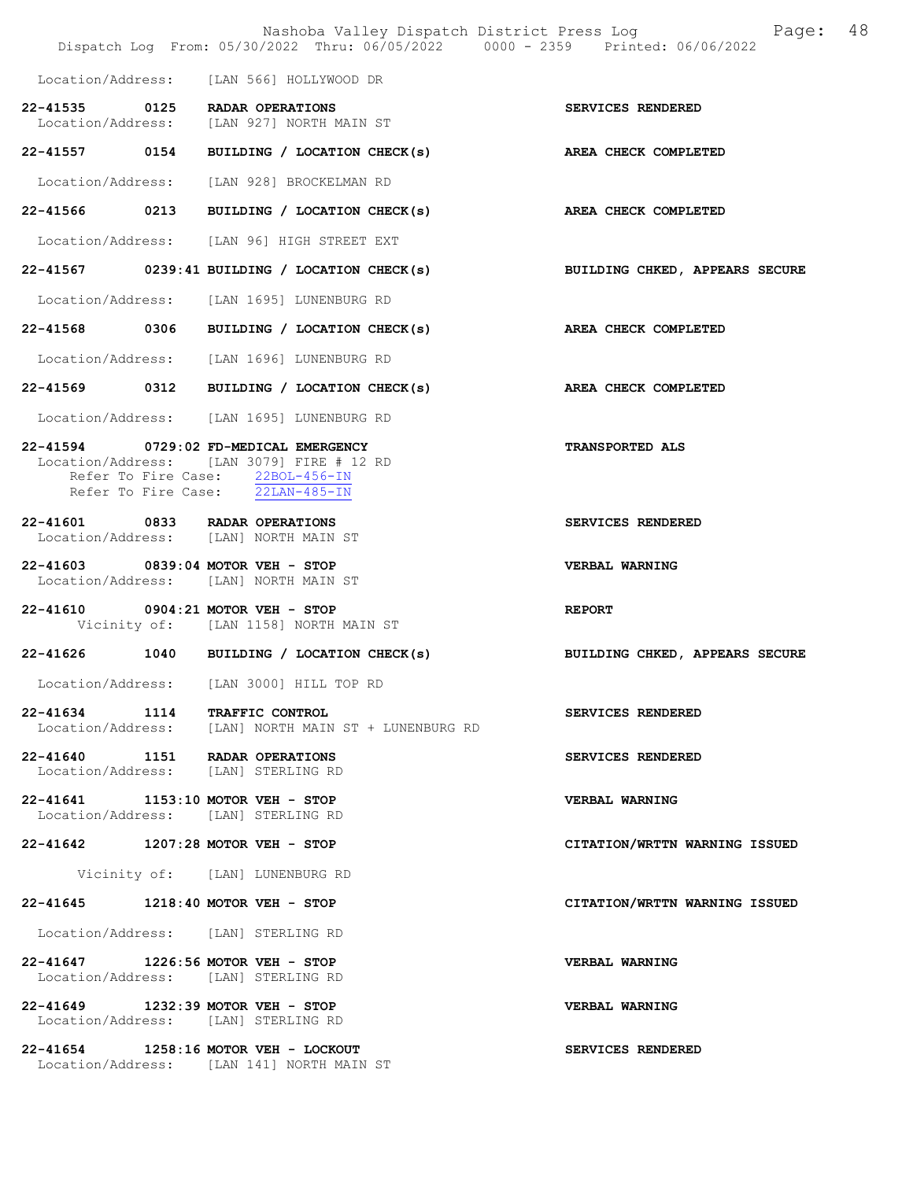Location/Address: [LAN 566] HOLLYWOOD DR

**22-41535 0125 RADAR OPERATIONS** — **SERVICES RENDERED**
Location/Address: [LAN 927] NORTH MAIN ST

**22-41557 0154 BUILDING / LOCATION CHECK(s)** — **AREA CHECK COMPLETED**
Location/Address: [LAN 928] BROCKELMAN RD

**22-41566 0213 BUILDING / LOCATION CHECK(s)** — **AREA CHECK COMPLETED**
Location/Address: [LAN 96] HIGH STREET EXT

**22-41567 0239:41 BUILDING / LOCATION CHECK(s)** — **BUILDING CHKED, APPEARS SECURE**
Location/Address: [LAN 1695] LUNENBURG RD

**22-41568 0306 BUILDING / LOCATION CHECK(s)** — **AREA CHECK COMPLETED**
Location/Address: [LAN 1696] LUNENBURG RD

**22-41569 0312 BUILDING / LOCATION CHECK(s)** — **AREA CHECK COMPLETED**
Location/Address: [LAN 1695] LUNENBURG RD

**22-41594 0729:02 FD-MEDICAL EMERGENCY** — **TRANSPORTED ALS**
Location/Address: [LAN 3079] FIRE # 12 RD
Refer To Fire Case: 22BOL-456-IN
Refer To Fire Case: 22LAN-485-IN

**22-41601 0833 RADAR OPERATIONS** — **SERVICES RENDERED**
Location/Address: [LAN] NORTH MAIN ST

**22-41603 0839:04 MOTOR VEH - STOP** — **VERBAL WARNING**
Location/Address: [LAN] NORTH MAIN ST

**22-41610 0904:21 MOTOR VEH - STOP** — **REPORT**
Vicinity of: [LAN 1158] NORTH MAIN ST

**22-41626 1040 BUILDING / LOCATION CHECK(s)** — **BUILDING CHKED, APPEARS SECURE**
Location/Address: [LAN 3000] HILL TOP RD

**22-41634 1114 TRAFFIC CONTROL** — **SERVICES RENDERED**
Location/Address: [LAN] NORTH MAIN ST + LUNENBURG RD

**22-41640 1151 RADAR OPERATIONS** — **SERVICES RENDERED**
Location/Address: [LAN] STERLING RD

**22-41641 1153:10 MOTOR VEH - STOP** — **VERBAL WARNING**
Location/Address: [LAN] STERLING RD

**22-41642 1207:28 MOTOR VEH - STOP** — **CITATION/WRTTN WARNING ISSUED**
Vicinity of: [LAN] LUNENBURG RD

**22-41645 1218:40 MOTOR VEH - STOP** — **CITATION/WRTTN WARNING ISSUED**
Location/Address: [LAN] STERLING RD

**22-41647 1226:56 MOTOR VEH - STOP** — **VERBAL WARNING**
Location/Address: [LAN] STERLING RD

**22-41649 1232:39 MOTOR VEH - STOP** — **VERBAL WARNING**
Location/Address: [LAN] STERLING RD

**22-41654 1258:16 MOTOR VEH - LOCKOUT** — **SERVICES RENDERED**
Location/Address: [LAN 141] NORTH MAIN ST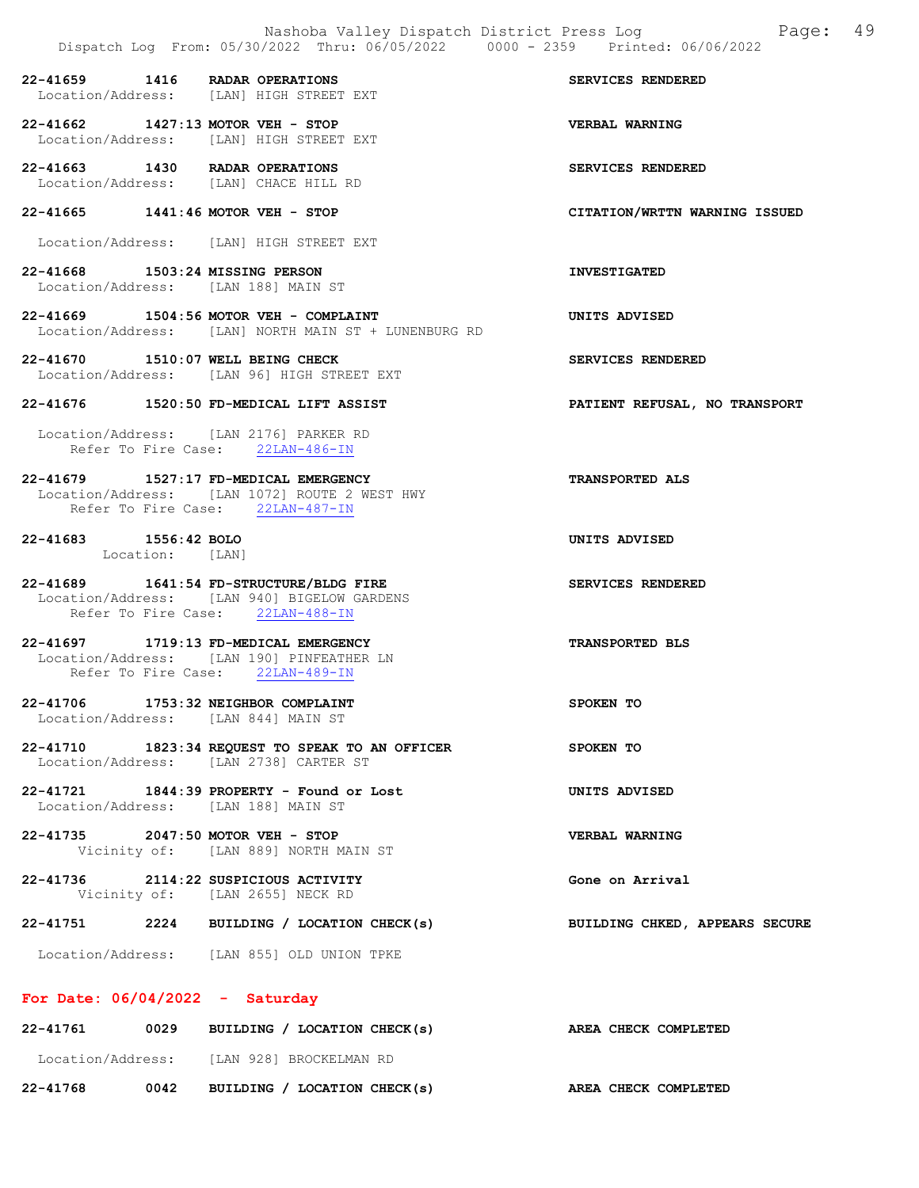22-41659 1416 RADAR OPERATIONS SERVICES RENDERED
Location/Address: [LAN] HIGH STREET EXT

22-41662 1427:13 MOTOR VEH - STOP VERBAL WARNING
Location/Address: [LAN] HIGH STREET EXT

22-41663 1430 RADAR OPERATIONS SERVICES RENDERED
Location/Address: [LAN] CHACE HILL RD

22-41665 1441:46 MOTOR VEH - STOP CITATION/WRTTN WARNING ISSUED
Location/Address: [LAN] HIGH STREET EXT

22-41668 1503:24 MISSING PERSON INVESTIGATED
Location/Address: [LAN 188] MAIN ST

22-41669 1504:56 MOTOR VEH - COMPLAINT UNITS ADVISED
Location/Address: [LAN] NORTH MAIN ST + LUNENBURG RD

22-41670 1510:07 WELL BEING CHECK SERVICES RENDERED
Location/Address: [LAN 96] HIGH STREET EXT

22-41676 1520:50 FD-MEDICAL LIFT ASSIST PATIENT REFUSAL, NO TRANSPORT
Location/Address: [LAN 2176] PARKER RD
Refer To Fire Case: 22LAN-486-IN

22-41679 1527:17 FD-MEDICAL EMERGENCY TRANSPORTED ALS
Location/Address: [LAN 1072] ROUTE 2 WEST HWY
Refer To Fire Case: 22LAN-487-IN

22-41683 1556:42 BOLO UNITS ADVISED
Location: [LAN]

22-41689 1641:54 FD-STRUCTURE/BLDG FIRE SERVICES RENDERED
Location/Address: [LAN 940] BIGELOW GARDENS
Refer To Fire Case: 22LAN-488-IN

22-41697 1719:13 FD-MEDICAL EMERGENCY TRANSPORTED BLS
Location/Address: [LAN 190] PINFEATHER LN
Refer To Fire Case: 22LAN-489-IN

22-41706 1753:32 NEIGHBOR COMPLAINT SPOKEN TO
Location/Address: [LAN 844] MAIN ST

22-41710 1823:34 REQUEST TO SPEAK TO AN OFFICER SPOKEN TO
Location/Address: [LAN 2738] CARTER ST

22-41721 1844:39 PROPERTY - Found or Lost UNITS ADVISED
Location/Address: [LAN 188] MAIN ST

22-41735 2047:50 MOTOR VEH - STOP VERBAL WARNING
Vicinity of: [LAN 889] NORTH MAIN ST

22-41736 2114:22 SUSPICIOUS ACTIVITY Gone on Arrival
Vicinity of: [LAN 2655] NECK RD

22-41751 2224 BUILDING / LOCATION CHECK(s) BUILDING CHKED, APPEARS SECURE
Location/Address: [LAN 855] OLD UNION TPKE

## For Date: 06/04/2022 - Saturday

22-41761 0029 BUILDING / LOCATION CHECK(s) AREA CHECK COMPLETED
Location/Address: [LAN 928] BROCKELMAN RD

22-41768 0042 BUILDING / LOCATION CHECK(s) AREA CHECK COMPLETED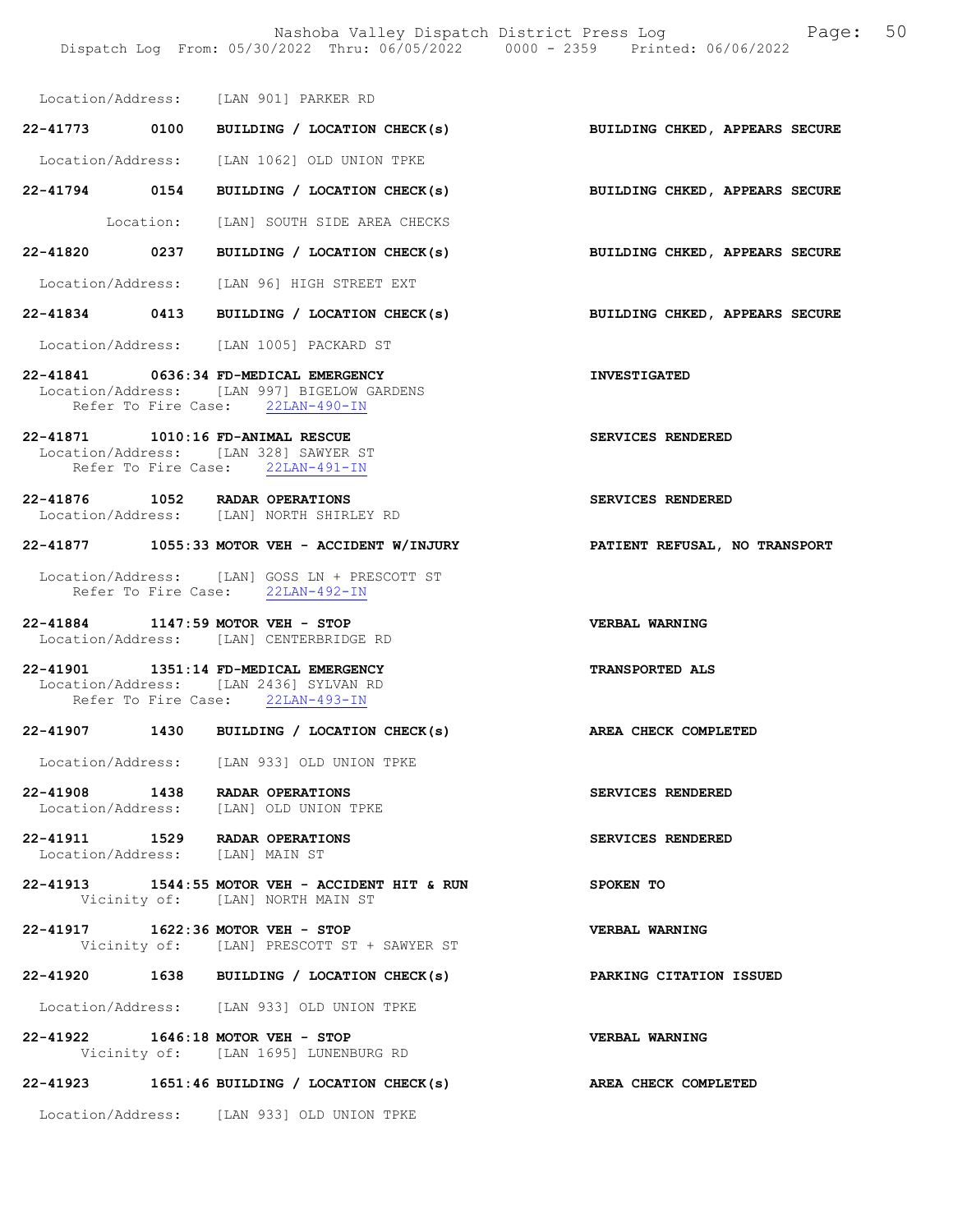Location/Address: [LAN 901] PARKER RD

**22-41773 0100 BUILDING / LOCATION CHECK(s)** — **BUILDING CHKED, APPEARS SECURE**
Location/Address: [LAN 1062] OLD UNION TPKE

**22-41794 0154 BUILDING / LOCATION CHECK(s)** — **BUILDING CHKED, APPEARS SECURE**
Location: [LAN] SOUTH SIDE AREA CHECKS

**22-41820 0237 BUILDING / LOCATION CHECK(s)** — **BUILDING CHKED, APPEARS SECURE**
Location/Address: [LAN 96] HIGH STREET EXT

**22-41834 0413 BUILDING / LOCATION CHECK(s)** — **BUILDING CHKED, APPEARS SECURE**
Location/Address: [LAN 1005] PACKARD ST

**22-41841 0636:34 FD-MEDICAL EMERGENCY** — **INVESTIGATED**
Location/Address: [LAN 997] BIGELOW GARDENS
Refer To Fire Case: 22LAN-490-IN

**22-41871 1010:16 FD-ANIMAL RESCUE** — **SERVICES RENDERED**
Location/Address: [LAN 328] SAWYER ST
Refer To Fire Case: 22LAN-491-IN

**22-41876 1052 RADAR OPERATIONS** — **SERVICES RENDERED**
Location/Address: [LAN] NORTH SHIRLEY RD

**22-41877 1055:33 MOTOR VEH - ACCIDENT W/INJURY** — **PATIENT REFUSAL, NO TRANSPORT**
Location/Address: [LAN] GOSS LN + PRESCOTT ST
Refer To Fire Case: 22LAN-492-IN

**22-41884 1147:59 MOTOR VEH - STOP** — **VERBAL WARNING**
Location/Address: [LAN] CENTERBRIDGE RD

**22-41901 1351:14 FD-MEDICAL EMERGENCY** — **TRANSPORTED ALS**
Location/Address: [LAN 2436] SYLVAN RD
Refer To Fire Case: 22LAN-493-IN

**22-41907 1430 BUILDING / LOCATION CHECK(s)** — **AREA CHECK COMPLETED**
Location/Address: [LAN 933] OLD UNION TPKE

**22-41908 1438 RADAR OPERATIONS** — **SERVICES RENDERED**
Location/Address: [LAN] OLD UNION TPKE

**22-41911 1529 RADAR OPERATIONS** — **SERVICES RENDERED**
Location/Address: [LAN] MAIN ST

**22-41913 1544:55 MOTOR VEH - ACCIDENT HIT & RUN** — **SPOKEN TO**
Vicinity of: [LAN] NORTH MAIN ST

**22-41917 1622:36 MOTOR VEH - STOP** — **VERBAL WARNING**
Vicinity of: [LAN] PRESCOTT ST + SAWYER ST

**22-41920 1638 BUILDING / LOCATION CHECK(s)** — **PARKING CITATION ISSUED**
Location/Address: [LAN 933] OLD UNION TPKE

**22-41922 1646:18 MOTOR VEH - STOP** — **VERBAL WARNING**
Vicinity of: [LAN 1695] LUNENBURG RD

**22-41923 1651:46 BUILDING / LOCATION CHECK(s)** — **AREA CHECK COMPLETED**
Location/Address: [LAN 933] OLD UNION TPKE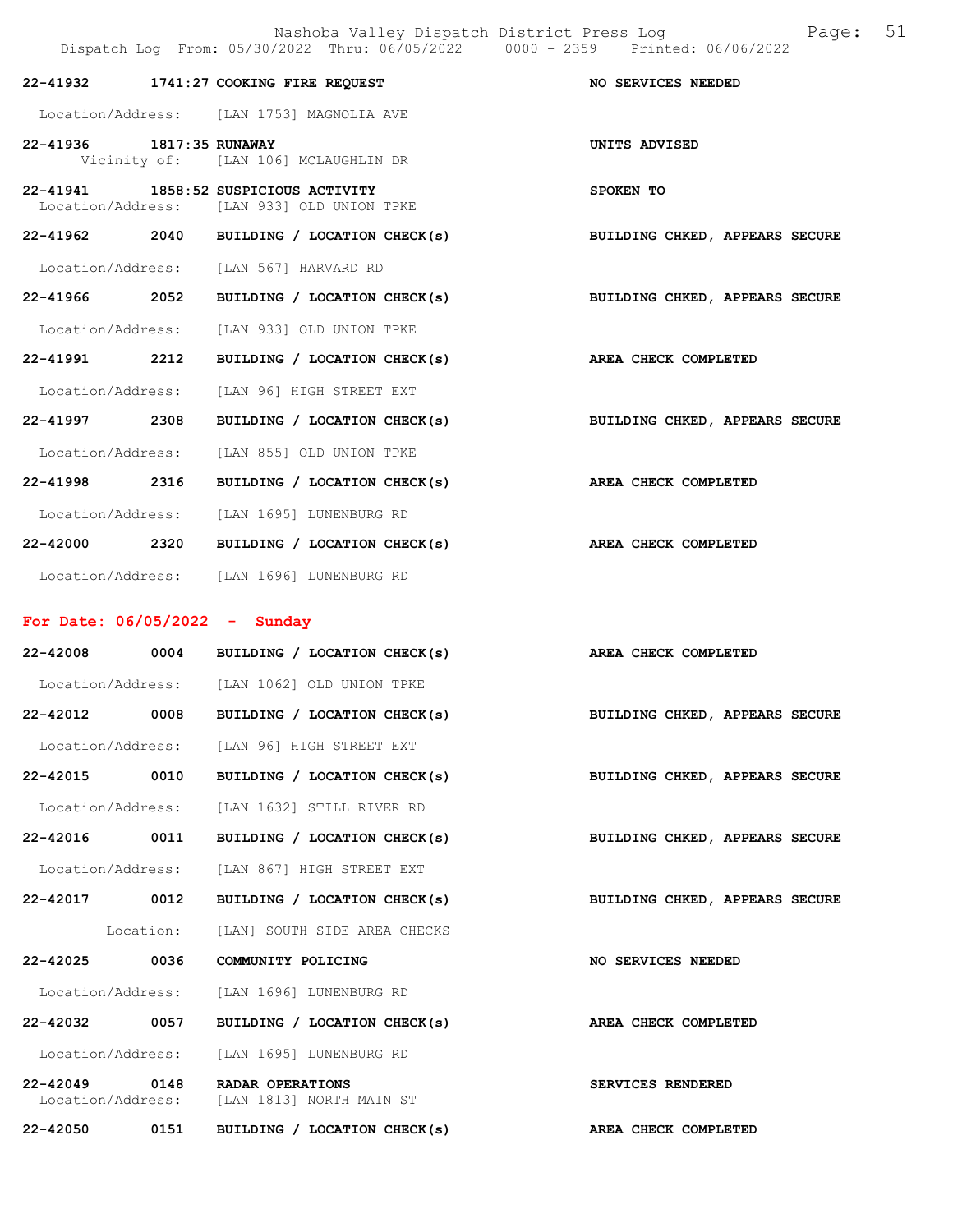22-41932 1741:27 COOKING FIRE REQUEST — NO SERVICES NEEDED

Location/Address: [LAN 1753] MAGNOLIA AVE

22-41936 1817:35 RUNAWAY — UNITS ADVISED

Vicinity of: [LAN 106] MCLAUGHLIN DR

22-41941 1858:52 SUSPICIOUS ACTIVITY — SPOKEN TO

Location/Address: [LAN 933] OLD UNION TPKE

22-41962 2040 BUILDING / LOCATION CHECK(s) — BUILDING CHKED, APPEARS SECURE

Location/Address: [LAN 567] HARVARD RD

22-41966 2052 BUILDING / LOCATION CHECK(s) — BUILDING CHKED, APPEARS SECURE

Location/Address: [LAN 933] OLD UNION TPKE

22-41991 2212 BUILDING / LOCATION CHECK(s) — AREA CHECK COMPLETED

Location/Address: [LAN 96] HIGH STREET EXT

22-41997 2308 BUILDING / LOCATION CHECK(s) — BUILDING CHKED, APPEARS SECURE

Location/Address: [LAN 855] OLD UNION TPKE

22-41998 2316 BUILDING / LOCATION CHECK(s) — AREA CHECK COMPLETED

Location/Address: [LAN 1695] LUNENBURG RD

22-42000 2320 BUILDING / LOCATION CHECK(s) — AREA CHECK COMPLETED

Location/Address: [LAN 1696] LUNENBURG RD

## For Date: 06/05/2022 - Sunday

22-42008 0004 BUILDING / LOCATION CHECK(s) — AREA CHECK COMPLETED

Location/Address: [LAN 1062] OLD UNION TPKE

22-42012 0008 BUILDING / LOCATION CHECK(s) — BUILDING CHKED, APPEARS SECURE

Location/Address: [LAN 96] HIGH STREET EXT

22-42015 0010 BUILDING / LOCATION CHECK(s) — BUILDING CHKED, APPEARS SECURE

Location/Address: [LAN 1632] STILL RIVER RD

22-42016 0011 BUILDING / LOCATION CHECK(s) — BUILDING CHKED, APPEARS SECURE

Location/Address: [LAN 867] HIGH STREET EXT

22-42017 0012 BUILDING / LOCATION CHECK(s) — BUILDING CHKED, APPEARS SECURE

Location: [LAN] SOUTH SIDE AREA CHECKS

22-42025 0036 COMMUNITY POLICING — NO SERVICES NEEDED

Location/Address: [LAN 1696] LUNENBURG RD

22-42032 0057 BUILDING / LOCATION CHECK(s) — AREA CHECK COMPLETED

Location/Address: [LAN 1695] LUNENBURG RD

22-42049 0148 RADAR OPERATIONS — SERVICES RENDERED

Location/Address: [LAN 1813] NORTH MAIN ST

22-42050 0151 BUILDING / LOCATION CHECK(s) — AREA CHECK COMPLETED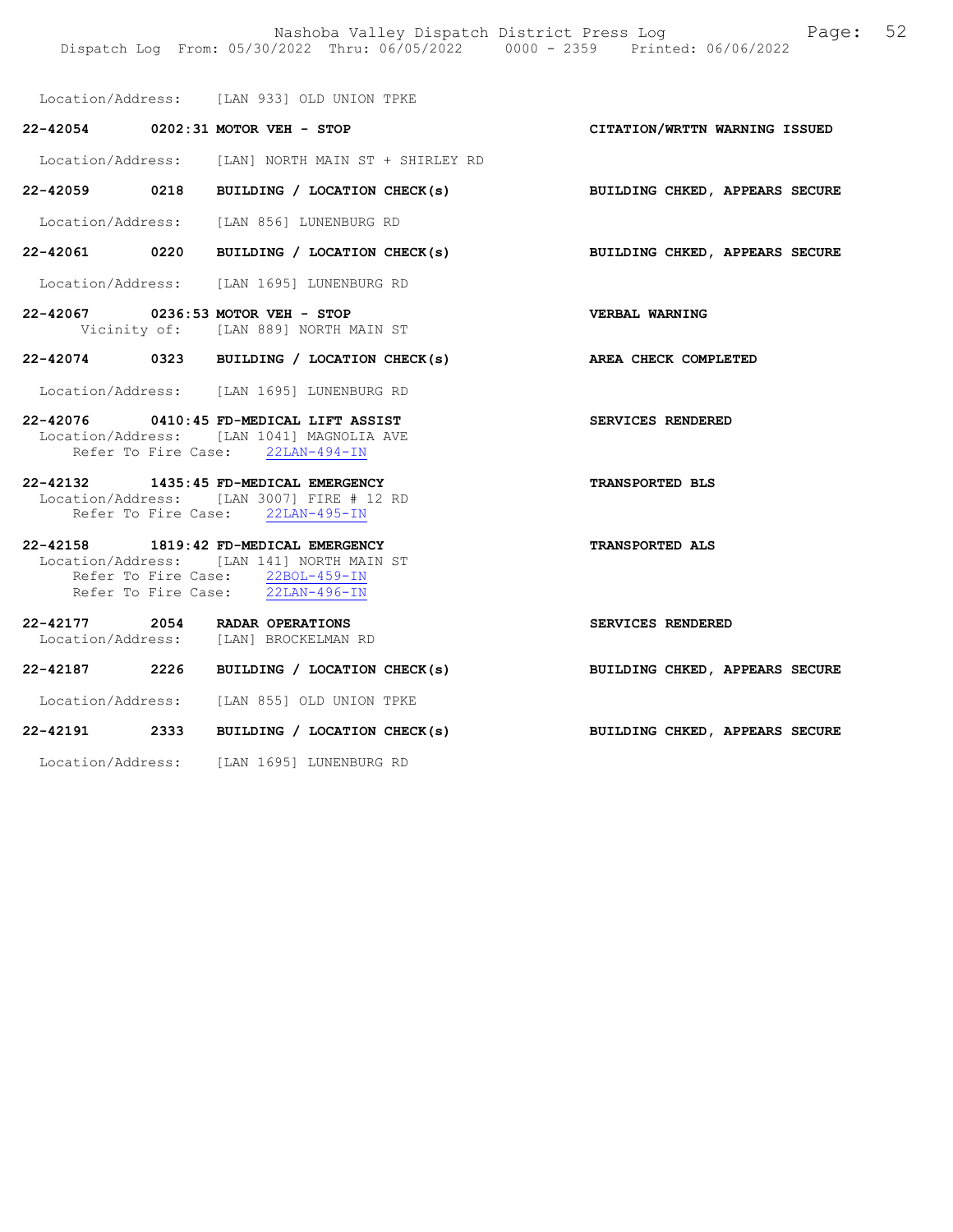Location/Address: [LAN 933] OLD UNION TPKE

**22-42054 0202:31 MOTOR VEH - STOP** — **CITATION/WRTTN WARNING ISSUED**

Location/Address: [LAN] NORTH MAIN ST + SHIRLEY RD

**22-42059 0218 BUILDING / LOCATION CHECK(s)** — **BUILDING CHKED, APPEARS SECURE**

Location/Address: [LAN 856] LUNENBURG RD

**22-42061 0220 BUILDING / LOCATION CHECK(s)** — **BUILDING CHKED, APPEARS SECURE**

Location/Address: [LAN 1695] LUNENBURG RD

**22-42067 0236:53 MOTOR VEH - STOP** — **VERBAL WARNING**

Vicinity of: [LAN 889] NORTH MAIN ST

**22-42074 0323 BUILDING / LOCATION CHECK(s)** — **AREA CHECK COMPLETED**

Location/Address: [LAN 1695] LUNENBURG RD

**22-42076 0410:45 FD-MEDICAL LIFT ASSIST** — **SERVICES RENDERED**

Location/Address: [LAN 1041] MAGNOLIA AVE
Refer To Fire Case: 22LAN-494-IN

**22-42132 1435:45 FD-MEDICAL EMERGENCY** — **TRANSPORTED BLS**

Location/Address: [LAN 3007] FIRE # 12 RD
Refer To Fire Case: 22LAN-495-IN

**22-42158 1819:42 FD-MEDICAL EMERGENCY** — **TRANSPORTED ALS**

Location/Address: [LAN 141] NORTH MAIN ST
Refer To Fire Case: 22BOL-459-IN
Refer To Fire Case: 22LAN-496-IN

**22-42177 2054 RADAR OPERATIONS** — **SERVICES RENDERED**

Location/Address: [LAN] BROCKELMAN RD

**22-42187 2226 BUILDING / LOCATION CHECK(s)** — **BUILDING CHKED, APPEARS SECURE**

Location/Address: [LAN 855] OLD UNION TPKE

**22-42191 2333 BUILDING / LOCATION CHECK(s)** — **BUILDING CHKED, APPEARS SECURE**

Location/Address: [LAN 1695] LUNENBURG RD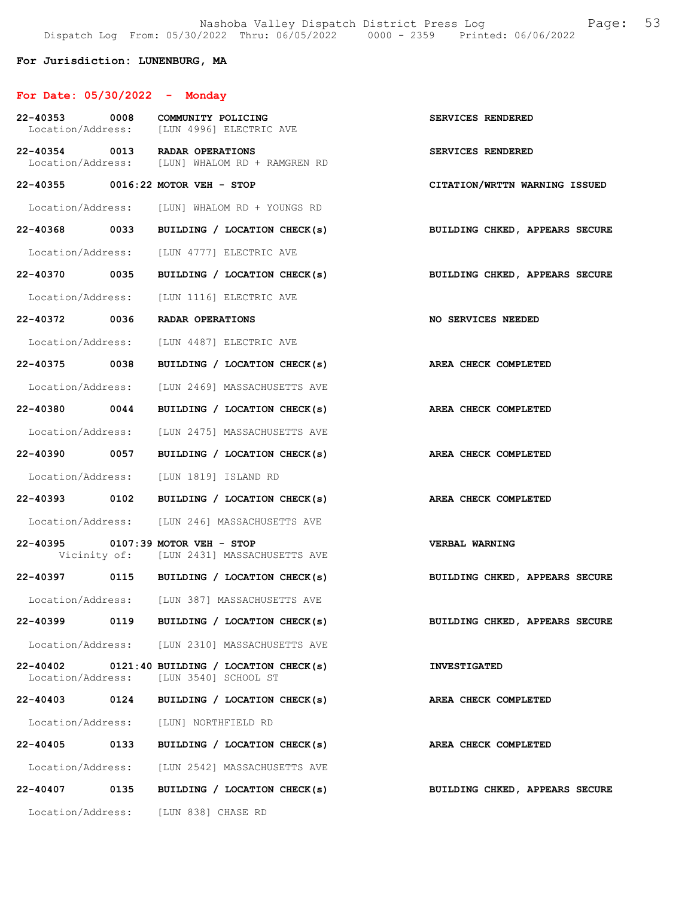Nashoba Valley Dispatch District Press Log
Dispatch Log From: 05/30/2022 Thru: 06/05/2022 0000 - 2359 Printed: 06/06/2022

**For Jurisdiction: LUNENBURG, MA**

## For Date: 05/30/2022 - Monday

**22-40353 0008 COMMUNITY POLICING** — SERVICES RENDERED
Location/Address: [LUN 4996] ELECTRIC AVE

**22-40354 0013 RADAR OPERATIONS** — SERVICES RENDERED
Location/Address: [LUN] WHALOM RD + RAMGREN RD

**22-40355 0016:22 MOTOR VEH - STOP** — CITATION/WRTTN WARNING ISSUED
Location/Address: [LUN] WHALOM RD + YOUNGS RD

**22-40368 0033 BUILDING / LOCATION CHECK(s)** — BUILDING CHKED, APPEARS SECURE
Location/Address: [LUN 4777] ELECTRIC AVE

**22-40370 0035 BUILDING / LOCATION CHECK(s)** — BUILDING CHKED, APPEARS SECURE
Location/Address: [LUN 1116] ELECTRIC AVE

**22-40372 0036 RADAR OPERATIONS** — NO SERVICES NEEDED
Location/Address: [LUN 4487] ELECTRIC AVE

**22-40375 0038 BUILDING / LOCATION CHECK(s)** — AREA CHECK COMPLETED
Location/Address: [LUN 2469] MASSACHUSETTS AVE

**22-40380 0044 BUILDING / LOCATION CHECK(s)** — AREA CHECK COMPLETED
Location/Address: [LUN 2475] MASSACHUSETTS AVE

**22-40390 0057 BUILDING / LOCATION CHECK(s)** — AREA CHECK COMPLETED
Location/Address: [LUN 1819] ISLAND RD

**22-40393 0102 BUILDING / LOCATION CHECK(s)** — AREA CHECK COMPLETED
Location/Address: [LUN 246] MASSACHUSETTS AVE

**22-40395 0107:39 MOTOR VEH - STOP** — VERBAL WARNING
Vicinity of: [LUN 2431] MASSACHUSETTS AVE

**22-40397 0115 BUILDING / LOCATION CHECK(s)** — BUILDING CHKED, APPEARS SECURE
Location/Address: [LUN 387] MASSACHUSETTS AVE

**22-40399 0119 BUILDING / LOCATION CHECK(s)** — BUILDING CHKED, APPEARS SECURE
Location/Address: [LUN 2310] MASSACHUSETTS AVE

**22-40402 0121:40 BUILDING / LOCATION CHECK(s)** — INVESTIGATED
Location/Address: [LUN 3540] SCHOOL ST

**22-40403 0124 BUILDING / LOCATION CHECK(s)** — AREA CHECK COMPLETED
Location/Address: [LUN] NORTHFIELD RD

**22-40405 0133 BUILDING / LOCATION CHECK(s)** — AREA CHECK COMPLETED
Location/Address: [LUN 2542] MASSACHUSETTS AVE

**22-40407 0135 BUILDING / LOCATION CHECK(s)** — BUILDING CHKED, APPEARS SECURE
Location/Address: [LUN 838] CHASE RD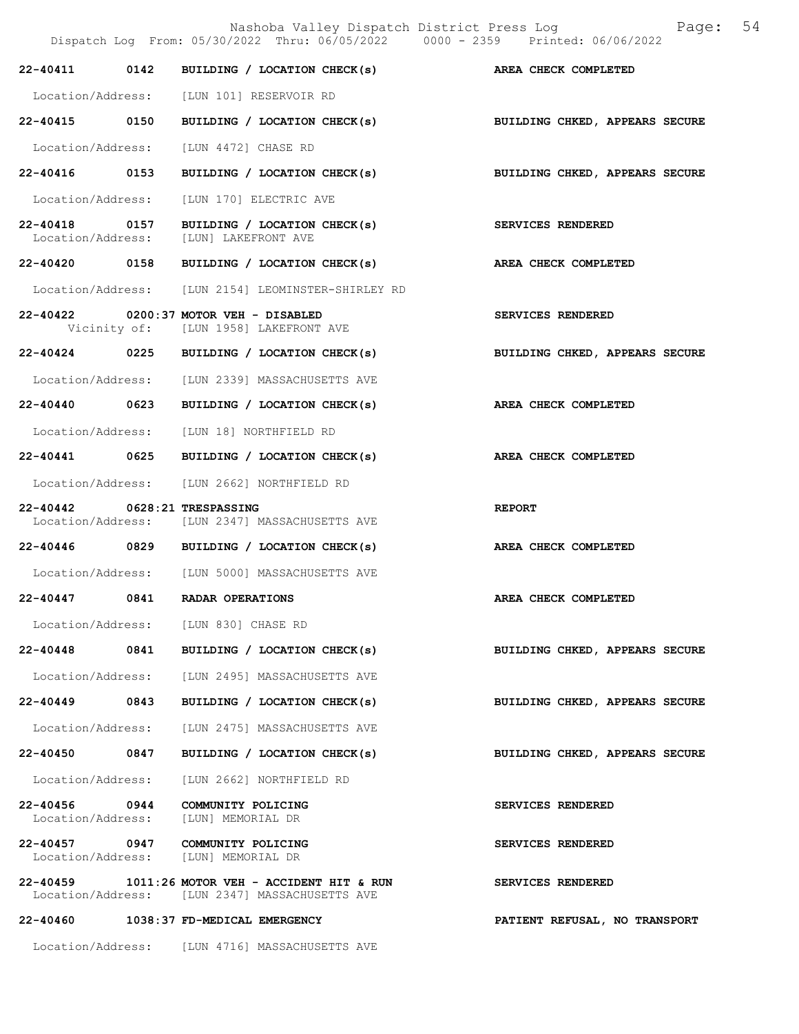| Call # | Time | Type | Disposition |
|---|---|---|---|
| 22-40411 | 0142 | BUILDING / LOCATION CHECK(s) | AREA CHECK COMPLETED |
| | | Location/Address: [LUN 101] RESERVOIR RD | |
| 22-40415 | 0150 | BUILDING / LOCATION CHECK(s) | BUILDING CHKED, APPEARS SECURE |
| | | Location/Address: [LUN 4472] CHASE RD | |
| 22-40416 | 0153 | BUILDING / LOCATION CHECK(s) | BUILDING CHKED, APPEARS SECURE |
| | | Location/Address: [LUN 170] ELECTRIC AVE | |
| 22-40418 | 0157 | BUILDING / LOCATION CHECK(s) | SERVICES RENDERED |
| | | Location/Address: [LUN] LAKEFRONT AVE | |
| 22-40420 | 0158 | BUILDING / LOCATION CHECK(s) | AREA CHECK COMPLETED |
| | | Location/Address: [LUN 2154] LEOMINSTER-SHIRLEY RD | |
| 22-40422 | 0200:37 | MOTOR VEH - DISABLED | SERVICES RENDERED |
| | | Vicinity of: [LUN 1958] LAKEFRONT AVE | |
| 22-40424 | 0225 | BUILDING / LOCATION CHECK(s) | BUILDING CHKED, APPEARS SECURE |
| | | Location/Address: [LUN 2339] MASSACHUSETTS AVE | |
| 22-40440 | 0623 | BUILDING / LOCATION CHECK(s) | AREA CHECK COMPLETED |
| | | Location/Address: [LUN 18] NORTHFIELD RD | |
| 22-40441 | 0625 | BUILDING / LOCATION CHECK(s) | AREA CHECK COMPLETED |
| | | Location/Address: [LUN 2662] NORTHFIELD RD | |
| 22-40442 | 0628:21 | TRESPASSING | REPORT |
| | | Location/Address: [LUN 2347] MASSACHUSETTS AVE | |
| 22-40446 | 0829 | BUILDING / LOCATION CHECK(s) | AREA CHECK COMPLETED |
| | | Location/Address: [LUN 5000] MASSACHUSETTS AVE | |
| 22-40447 | 0841 | RADAR OPERATIONS | AREA CHECK COMPLETED |
| | | Location/Address: [LUN 830] CHASE RD | |
| 22-40448 | 0841 | BUILDING / LOCATION CHECK(s) | BUILDING CHKED, APPEARS SECURE |
| | | Location/Address: [LUN 2495] MASSACHUSETTS AVE | |
| 22-40449 | 0843 | BUILDING / LOCATION CHECK(s) | BUILDING CHKED, APPEARS SECURE |
| | | Location/Address: [LUN 2475] MASSACHUSETTS AVE | |
| 22-40450 | 0847 | BUILDING / LOCATION CHECK(s) | BUILDING CHKED, APPEARS SECURE |
| | | Location/Address: [LUN 2662] NORTHFIELD RD | |
| 22-40456 | 0944 | COMMUNITY POLICING | SERVICES RENDERED |
| | | Location/Address: [LUN] MEMORIAL DR | |
| 22-40457 | 0947 | COMMUNITY POLICING | SERVICES RENDERED |
| | | Location/Address: [LUN] MEMORIAL DR | |
| 22-40459 | 1011:26 | MOTOR VEH - ACCIDENT HIT & RUN | SERVICES RENDERED |
| | | Location/Address: [LUN 2347] MASSACHUSETTS AVE | |
| 22-40460 | 1038:37 | FD-MEDICAL EMERGENCY | PATIENT REFUSAL, NO TRANSPORT |
| | | Location/Address: [LUN 4716] MASSACHUSETTS AVE | |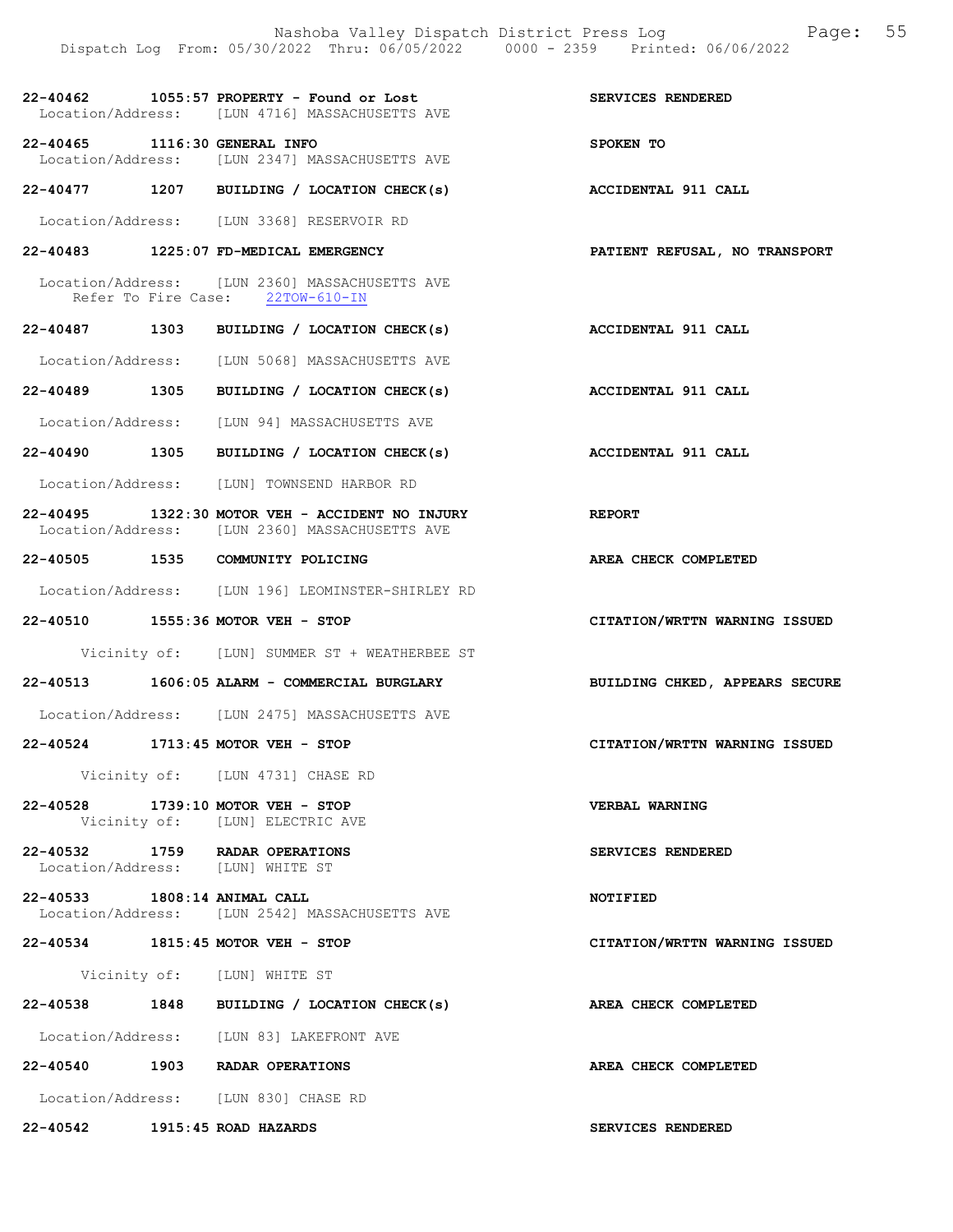22-40462 1055:57 PROPERTY - Found or Lost SERVICES RENDERED
Location/Address: [LUN 4716] MASSACHUSETTS AVE

22-40465 1116:30 GENERAL INFO SPOKEN TO
Location/Address: [LUN 2347] MASSACHUSETTS AVE

22-40477 1207 BUILDING / LOCATION CHECK(s) ACCIDENTAL 911 CALL
Location/Address: [LUN 3368] RESERVOIR RD

22-40483 1225:07 FD-MEDICAL EMERGENCY PATIENT REFUSAL, NO TRANSPORT
Location/Address: [LUN 2360] MASSACHUSETTS AVE
Refer To Fire Case: 22TOW-610-IN

22-40487 1303 BUILDING / LOCATION CHECK(s) ACCIDENTAL 911 CALL
Location/Address: [LUN 5068] MASSACHUSETTS AVE

22-40489 1305 BUILDING / LOCATION CHECK(s) ACCIDENTAL 911 CALL
Location/Address: [LUN 94] MASSACHUSETTS AVE

22-40490 1305 BUILDING / LOCATION CHECK(s) ACCIDENTAL 911 CALL
Location/Address: [LUN] TOWNSEND HARBOR RD

22-40495 1322:30 MOTOR VEH - ACCIDENT NO INJURY REPORT
Location/Address: [LUN 2360] MASSACHUSETTS AVE

22-40505 1535 COMMUNITY POLICING AREA CHECK COMPLETED
Location/Address: [LUN 196] LEOMINSTER-SHIRLEY RD

22-40510 1555:36 MOTOR VEH - STOP CITATION/WRTTN WARNING ISSUED
Vicinity of: [LUN] SUMMER ST + WEATHERBEE ST

22-40513 1606:05 ALARM - COMMERCIAL BURGLARY BUILDING CHKED, APPEARS SECURE
Location/Address: [LUN 2475] MASSACHUSETTS AVE

22-40524 1713:45 MOTOR VEH - STOP CITATION/WRTTN WARNING ISSUED
Vicinity of: [LUN 4731] CHASE RD

22-40528 1739:10 MOTOR VEH - STOP VERBAL WARNING
Vicinity of: [LUN] ELECTRIC AVE

22-40532 1759 RADAR OPERATIONS SERVICES RENDERED
Location/Address: [LUN] WHITE ST

22-40533 1808:14 ANIMAL CALL NOTIFIED
Location/Address: [LUN 2542] MASSACHUSETTS AVE

22-40534 1815:45 MOTOR VEH - STOP CITATION/WRTTN WARNING ISSUED
Vicinity of: [LUN] WHITE ST

22-40538 1848 BUILDING / LOCATION CHECK(s) AREA CHECK COMPLETED
Location/Address: [LUN 83] LAKEFRONT AVE

22-40540 1903 RADAR OPERATIONS AREA CHECK COMPLETED
Location/Address: [LUN 830] CHASE RD

22-40542 1915:45 ROAD HAZARDS SERVICES RENDERED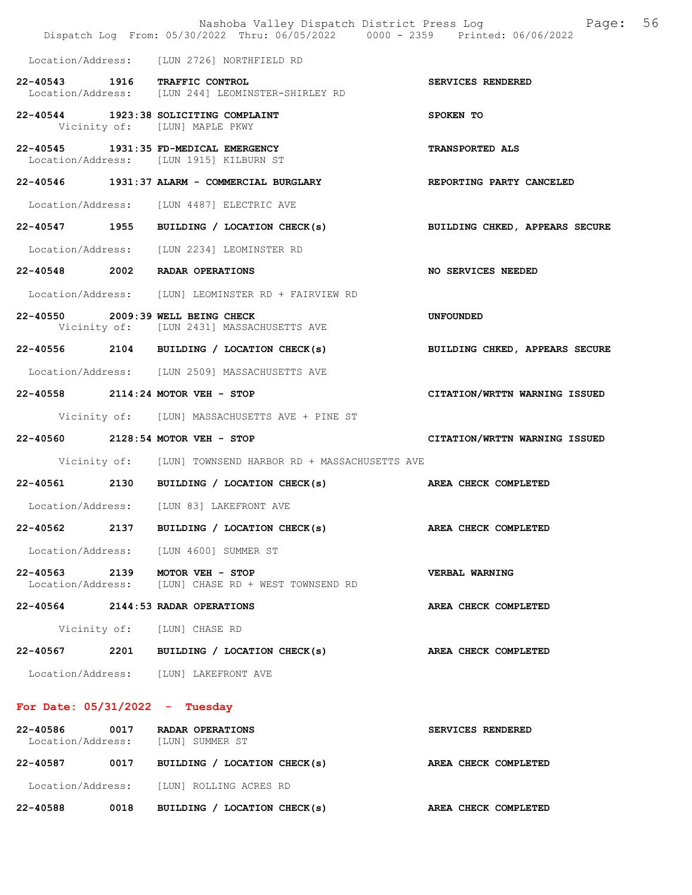Location/Address: [LUN 2726] NORTHFIELD RD

**22-40543 1916 TRAFFIC CONTROL** — **SERVICES RENDERED**
Location/Address: [LUN 244] LEOMINSTER-SHIRLEY RD

**22-40544 1923:38 SOLICITING COMPLAINT** — **SPOKEN TO**
Vicinity of: [LUN] MAPLE PKWY

**22-40545 1931:35 FD-MEDICAL EMERGENCY** — **TRANSPORTED ALS**
Location/Address: [LUN 1915] KILBURN ST

**22-40546 1931:37 ALARM - COMMERCIAL BURGLARY** — **REPORTING PARTY CANCELED**
Location/Address: [LUN 4487] ELECTRIC AVE

**22-40547 1955 BUILDING / LOCATION CHECK(s)** — **BUILDING CHKED, APPEARS SECURE**
Location/Address: [LUN 2234] LEOMINSTER RD

**22-40548 2002 RADAR OPERATIONS** — **NO SERVICES NEEDED**
Location/Address: [LUN] LEOMINSTER RD + FAIRVIEW RD

**22-40550 2009:39 WELL BEING CHECK** — **UNFOUNDED**
Vicinity of: [LUN 2431] MASSACHUSETTS AVE

**22-40556 2104 BUILDING / LOCATION CHECK(s)** — **BUILDING CHKED, APPEARS SECURE**
Location/Address: [LUN 2509] MASSACHUSETTS AVE

**22-40558 2114:24 MOTOR VEH - STOP** — **CITATION/WRTTN WARNING ISSUED**
Vicinity of: [LUN] MASSACHUSETTS AVE + PINE ST

**22-40560 2128:54 MOTOR VEH - STOP** — **CITATION/WRTTN WARNING ISSUED**
Vicinity of: [LUN] TOWNSEND HARBOR RD + MASSACHUSETTS AVE

**22-40561 2130 BUILDING / LOCATION CHECK(s)** — **AREA CHECK COMPLETED**
Location/Address: [LUN 83] LAKEFRONT AVE

**22-40562 2137 BUILDING / LOCATION CHECK(s)** — **AREA CHECK COMPLETED**
Location/Address: [LUN 4600] SUMMER ST

**22-40563 2139 MOTOR VEH - STOP** — **VERBAL WARNING**
Location/Address: [LUN] CHASE RD + WEST TOWNSEND RD

**22-40564 2144:53 RADAR OPERATIONS** — **AREA CHECK COMPLETED**
Vicinity of: [LUN] CHASE RD

**22-40567 2201 BUILDING / LOCATION CHECK(s)** — **AREA CHECK COMPLETED**
Location/Address: [LUN] LAKEFRONT AVE

## For Date: 05/31/2022 - Tuesday

**22-40586 0017 RADAR OPERATIONS** — **SERVICES RENDERED**
Location/Address: [LUN] SUMMER ST

**22-40587 0017 BUILDING / LOCATION CHECK(s)** — **AREA CHECK COMPLETED**
Location/Address: [LUN] ROLLING ACRES RD

**22-40588 0018 BUILDING / LOCATION CHECK(s)** — **AREA CHECK COMPLETED**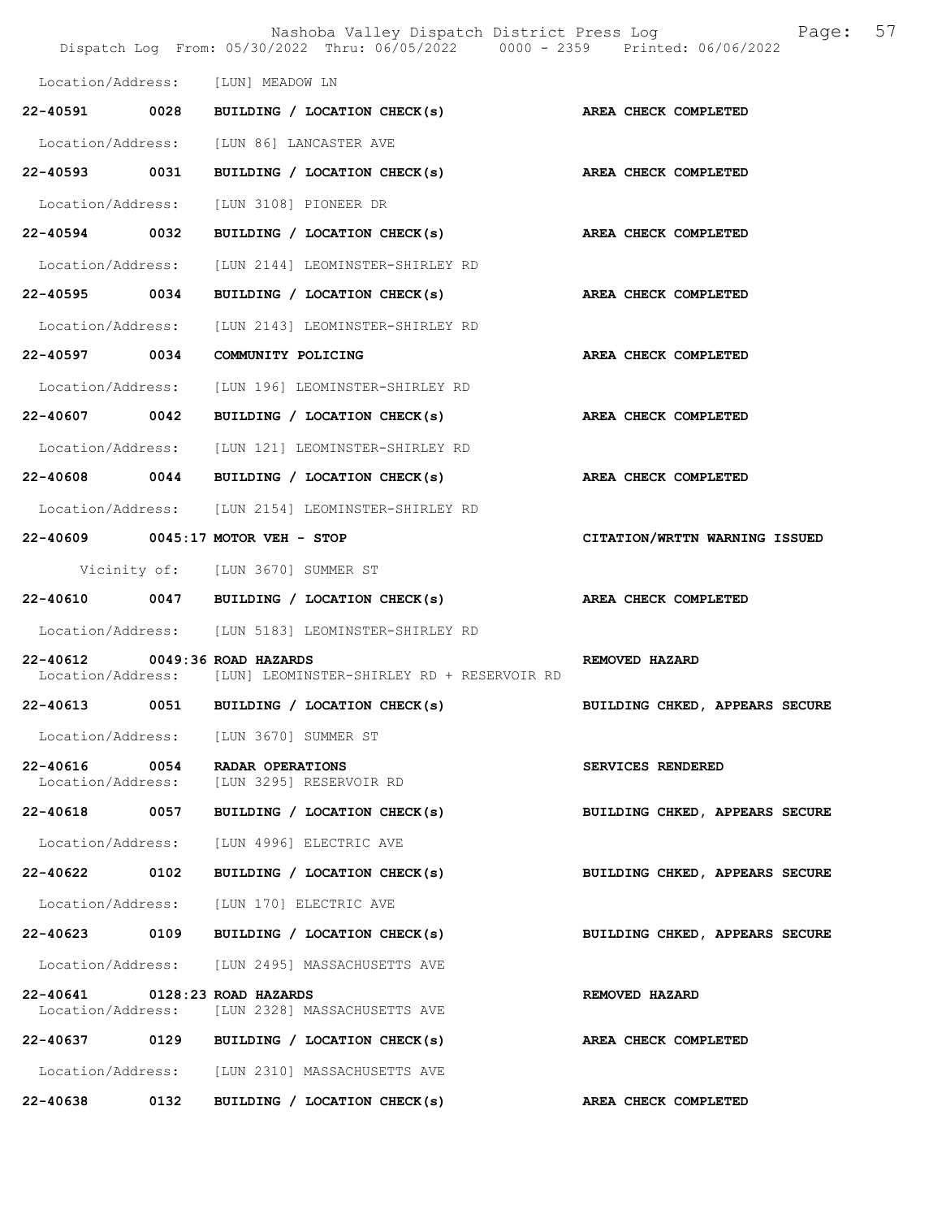Location/Address: [LUN] MEADOW LN

**22-40591 0028 BUILDING / LOCATION CHECK(s) AREA CHECK COMPLETED**

Location/Address: [LUN 86] LANCASTER AVE

**22-40593 0031 BUILDING / LOCATION CHECK(s) AREA CHECK COMPLETED**

Location/Address: [LUN 3108] PIONEER DR

**22-40594 0032 BUILDING / LOCATION CHECK(s) AREA CHECK COMPLETED**

Location/Address: [LUN 2144] LEOMINSTER-SHIRLEY RD

**22-40595 0034 BUILDING / LOCATION CHECK(s) AREA CHECK COMPLETED**

Location/Address: [LUN 2143] LEOMINSTER-SHIRLEY RD

**22-40597 0034 COMMUNITY POLICING AREA CHECK COMPLETED**

Location/Address: [LUN 196] LEOMINSTER-SHIRLEY RD

**22-40607 0042 BUILDING / LOCATION CHECK(s) AREA CHECK COMPLETED**

Location/Address: [LUN 121] LEOMINSTER-SHIRLEY RD

**22-40608 0044 BUILDING / LOCATION CHECK(s) AREA CHECK COMPLETED**

Location/Address: [LUN 2154] LEOMINSTER-SHIRLEY RD

**22-40609 0045:17 MOTOR VEH - STOP CITATION/WRTTN WARNING ISSUED**

Vicinity of: [LUN 3670] SUMMER ST

**22-40610 0047 BUILDING / LOCATION CHECK(s) AREA CHECK COMPLETED**

Location/Address: [LUN 5183] LEOMINSTER-SHIRLEY RD

**22-40612 0049:36 ROAD HAZARDS REMOVED HAZARD**
Location/Address: [LUN] LEOMINSTER-SHIRLEY RD + RESERVOIR RD

**22-40613 0051 BUILDING / LOCATION CHECK(s) BUILDING CHKED, APPEARS SECURE**

Location/Address: [LUN 3670] SUMMER ST

**22-40616 0054 RADAR OPERATIONS SERVICES RENDERED**
Location/Address: [LUN 3295] RESERVOIR RD

**22-40618 0057 BUILDING / LOCATION CHECK(s) BUILDING CHKED, APPEARS SECURE**

Location/Address: [LUN 4996] ELECTRIC AVE

**22-40622 0102 BUILDING / LOCATION CHECK(s) BUILDING CHKED, APPEARS SECURE**

Location/Address: [LUN 170] ELECTRIC AVE

**22-40623 0109 BUILDING / LOCATION CHECK(s) BUILDING CHKED, APPEARS SECURE**

Location/Address: [LUN 2495] MASSACHUSETTS AVE

**22-40641 0128:23 ROAD HAZARDS REMOVED HAZARD**
Location/Address: [LUN 2328] MASSACHUSETTS AVE

**22-40637 0129 BUILDING / LOCATION CHECK(s) AREA CHECK COMPLETED**

Location/Address: [LUN 2310] MASSACHUSETTS AVE

**22-40638 0132 BUILDING / LOCATION CHECK(s) AREA CHECK COMPLETED**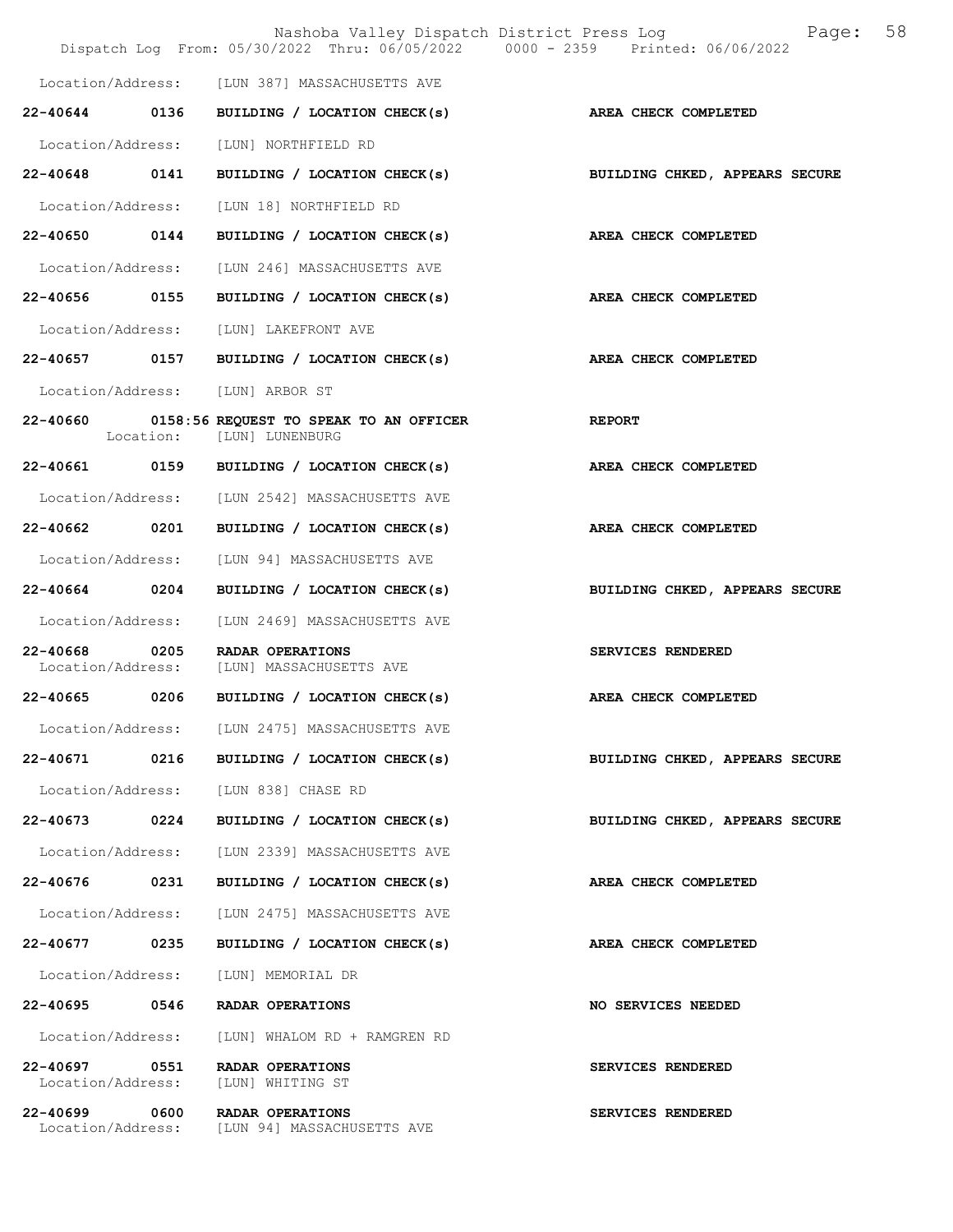Location/Address: [LUN 387] MASSACHUSETTS AVE

**22-40644 0136 BUILDING / LOCATION CHECK(s) AREA CHECK COMPLETED**

Location/Address: [LUN] NORTHFIELD RD

**22-40648 0141 BUILDING / LOCATION CHECK(s) BUILDING CHKED, APPEARS SECURE**

Location/Address: [LUN 18] NORTHFIELD RD

**22-40650 0144 BUILDING / LOCATION CHECK(s) AREA CHECK COMPLETED**

Location/Address: [LUN 246] MASSACHUSETTS AVE

**22-40656 0155 BUILDING / LOCATION CHECK(s) AREA CHECK COMPLETED**

Location/Address: [LUN] LAKEFRONT AVE

**22-40657 0157 BUILDING / LOCATION CHECK(s) AREA CHECK COMPLETED**

Location/Address: [LUN] ARBOR ST

**22-40660 0158:56 REQUEST TO SPEAK TO AN OFFICER REPORT**
Location: [LUN] LUNENBURG

**22-40661 0159 BUILDING / LOCATION CHECK(s) AREA CHECK COMPLETED**

Location/Address: [LUN 2542] MASSACHUSETTS AVE

**22-40662 0201 BUILDING / LOCATION CHECK(s) AREA CHECK COMPLETED**

Location/Address: [LUN 94] MASSACHUSETTS AVE

**22-40664 0204 BUILDING / LOCATION CHECK(s) BUILDING CHKED, APPEARS SECURE**

Location/Address: [LUN 2469] MASSACHUSETTS AVE

**22-40668 0205 RADAR OPERATIONS SERVICES RENDERED**
Location/Address: [LUN] MASSACHUSETTS AVE

**22-40665 0206 BUILDING / LOCATION CHECK(s) AREA CHECK COMPLETED**

Location/Address: [LUN 2475] MASSACHUSETTS AVE

**22-40671 0216 BUILDING / LOCATION CHECK(s) BUILDING CHKED, APPEARS SECURE**

Location/Address: [LUN 838] CHASE RD

**22-40673 0224 BUILDING / LOCATION CHECK(s) BUILDING CHKED, APPEARS SECURE**

Location/Address: [LUN 2339] MASSACHUSETTS AVE

**22-40676 0231 BUILDING / LOCATION CHECK(s) AREA CHECK COMPLETED**

Location/Address: [LUN 2475] MASSACHUSETTS AVE

**22-40677 0235 BUILDING / LOCATION CHECK(s) AREA CHECK COMPLETED**

Location/Address: [LUN] MEMORIAL DR

**22-40695 0546 RADAR OPERATIONS NO SERVICES NEEDED**

Location/Address: [LUN] WHALOM RD + RAMGREN RD

**22-40697 0551 RADAR OPERATIONS SERVICES RENDERED**
Location/Address: [LUN] WHITING ST

**22-40699 0600 RADAR OPERATIONS SERVICES RENDERED**
Location/Address: [LUN 94] MASSACHUSETTS AVE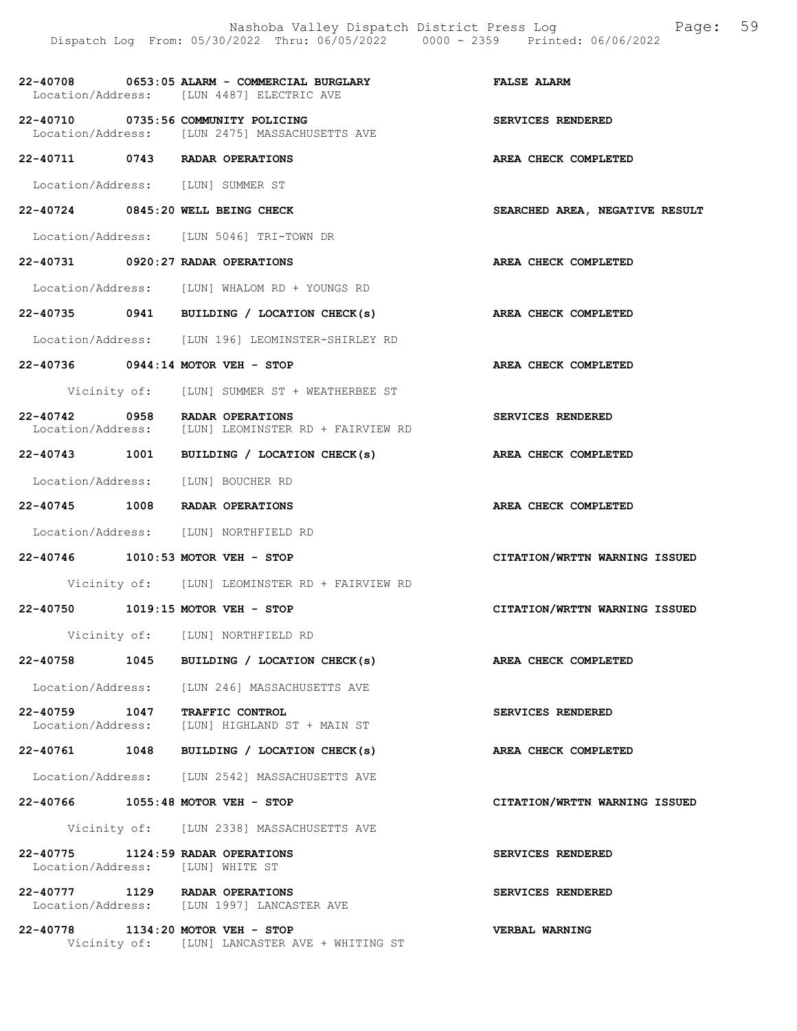22-40708 0653:05 ALARM - COMMERCIAL BURGLARY **FALSE ALARM**
Location/Address: [LUN 4487] ELECTRIC AVE

22-40710 0735:56 COMMUNITY POLICING **SERVICES RENDERED**
Location/Address: [LUN 2475] MASSACHUSETTS AVE

**22-40711 0743 RADAR OPERATIONS** **AREA CHECK COMPLETED**

Location/Address: [LUN] SUMMER ST

**22-40724 0845:20 WELL BEING CHECK** **SEARCHED AREA, NEGATIVE RESULT**

Location/Address: [LUN 5046] TRI-TOWN DR

**22-40731 0920:27 RADAR OPERATIONS** **AREA CHECK COMPLETED**

Location/Address: [LUN] WHALOM RD + YOUNGS RD

**22-40735 0941 BUILDING / LOCATION CHECK(s)** **AREA CHECK COMPLETED**

Location/Address: [LUN 196] LEOMINSTER-SHIRLEY RD

**22-40736 0944:14 MOTOR VEH - STOP** **AREA CHECK COMPLETED**

Vicinity of: [LUN] SUMMER ST + WEATHERBEE ST

22-40742 0958 RADAR OPERATIONS **SERVICES RENDERED**
Location/Address: [LUN] LEOMINSTER RD + FAIRVIEW RD

**22-40743 1001 BUILDING / LOCATION CHECK(s)** **AREA CHECK COMPLETED**

Location/Address: [LUN] BOUCHER RD

**22-40745 1008 RADAR OPERATIONS** **AREA CHECK COMPLETED**

Location/Address: [LUN] NORTHFIELD RD

**22-40746 1010:53 MOTOR VEH - STOP** **CITATION/WRTTN WARNING ISSUED**

Vicinity of: [LUN] LEOMINSTER RD + FAIRVIEW RD

**22-40750 1019:15 MOTOR VEH - STOP** **CITATION/WRTTN WARNING ISSUED**

Vicinity of: [LUN] NORTHFIELD RD

**22-40758 1045 BUILDING / LOCATION CHECK(s)** **AREA CHECK COMPLETED**

Location/Address: [LUN 246] MASSACHUSETTS AVE

22-40759 1047 TRAFFIC CONTROL **SERVICES RENDERED**
Location/Address: [LUN] HIGHLAND ST + MAIN ST

**22-40761 1048 BUILDING / LOCATION CHECK(s)** **AREA CHECK COMPLETED**

Location/Address: [LUN 2542] MASSACHUSETTS AVE

**22-40766 1055:48 MOTOR VEH - STOP** **CITATION/WRTTN WARNING ISSUED**

Vicinity of: [LUN 2338] MASSACHUSETTS AVE

22-40775 1124:59 RADAR OPERATIONS **SERVICES RENDERED**
Location/Address: [LUN] WHITE ST

22-40777 1129 RADAR OPERATIONS **SERVICES RENDERED**
Location/Address: [LUN 1997] LANCASTER AVE

22-40778 1134:20 MOTOR VEH - STOP **VERBAL WARNING**
Vicinity of: [LUN] LANCASTER AVE + WHITING ST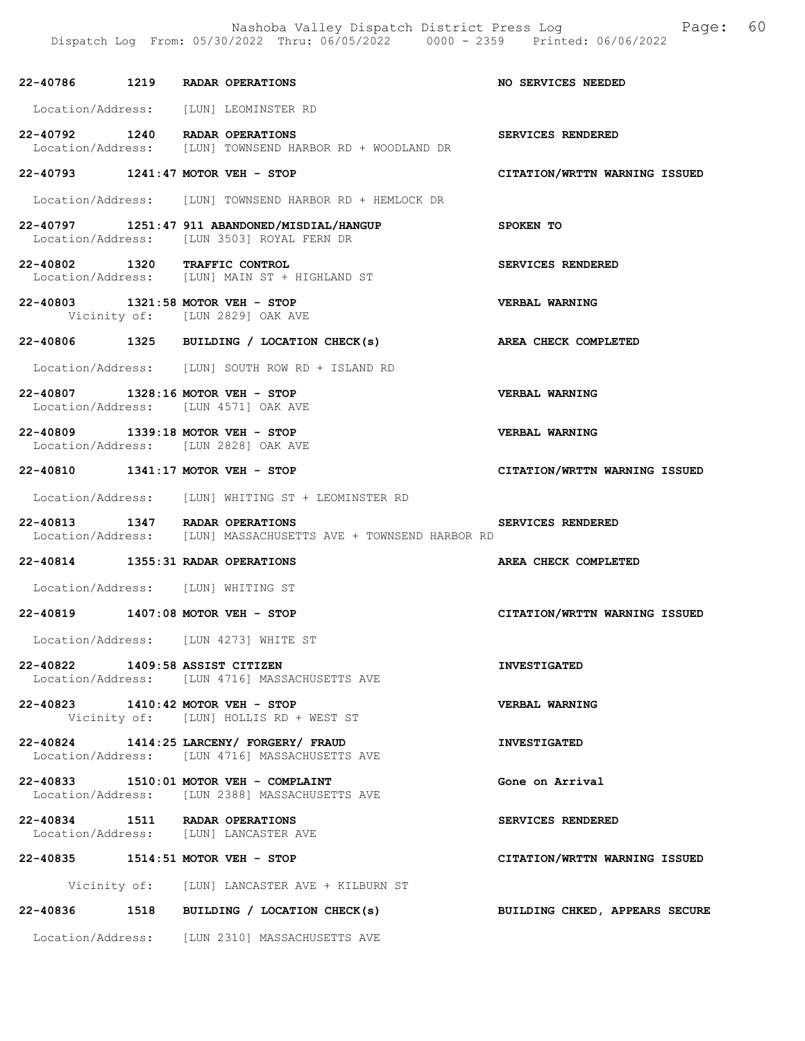22-40786 1219 RADAR OPERATIONS NO SERVICES NEEDED

Location/Address: [LUN] LEOMINSTER RD

22-40792 1240 RADAR OPERATIONS SERVICES RENDERED
Location/Address: [LUN] TOWNSEND HARBOR RD + WOODLAND DR

22-40793 1241:47 MOTOR VEH - STOP CITATION/WRTTN WARNING ISSUED

Location/Address: [LUN] TOWNSEND HARBOR RD + HEMLOCK DR

22-40797 1251:47 911 ABANDONED/MISDIAL/HANGUP SPOKEN TO
Location/Address: [LUN 3503] ROYAL FERN DR

22-40802 1320 TRAFFIC CONTROL SERVICES RENDERED
Location/Address: [LUN] MAIN ST + HIGHLAND ST

22-40803 1321:58 MOTOR VEH - STOP VERBAL WARNING
Vicinity of: [LUN 2829] OAK AVE

22-40806 1325 BUILDING / LOCATION CHECK(s) AREA CHECK COMPLETED

Location/Address: [LUN] SOUTH ROW RD + ISLAND RD

22-40807 1328:16 MOTOR VEH - STOP VERBAL WARNING
Location/Address: [LUN 4571] OAK AVE

22-40809 1339:18 MOTOR VEH - STOP VERBAL WARNING
Location/Address: [LUN 2828] OAK AVE

22-40810 1341:17 MOTOR VEH - STOP CITATION/WRTTN WARNING ISSUED

Location/Address: [LUN] WHITING ST + LEOMINSTER RD

22-40813 1347 RADAR OPERATIONS SERVICES RENDERED
Location/Address: [LUN] MASSACHUSETTS AVE + TOWNSEND HARBOR RD

22-40814 1355:31 RADAR OPERATIONS AREA CHECK COMPLETED

Location/Address: [LUN] WHITING ST

22-40819 1407:08 MOTOR VEH - STOP CITATION/WRTTN WARNING ISSUED

Location/Address: [LUN 4273] WHITE ST

22-40822 1409:58 ASSIST CITIZEN INVESTIGATED
Location/Address: [LUN 4716] MASSACHUSETTS AVE

22-40823 1410:42 MOTOR VEH - STOP VERBAL WARNING
Vicinity of: [LUN] HOLLIS RD + WEST ST

22-40824 1414:25 LARCENY/ FORGERY/ FRAUD INVESTIGATED
Location/Address: [LUN 4716] MASSACHUSETTS AVE

22-40833 1510:01 MOTOR VEH - COMPLAINT Gone on Arrival
Location/Address: [LUN 2388] MASSACHUSETTS AVE

22-40834 1511 RADAR OPERATIONS SERVICES RENDERED
Location/Address: [LUN] LANCASTER AVE

22-40835 1514:51 MOTOR VEH - STOP CITATION/WRTTN WARNING ISSUED

Vicinity of: [LUN] LANCASTER AVE + KILBURN ST

22-40836 1518 BUILDING / LOCATION CHECK(s) BUILDING CHKED, APPEARS SECURE

Location/Address: [LUN 2310] MASSACHUSETTS AVE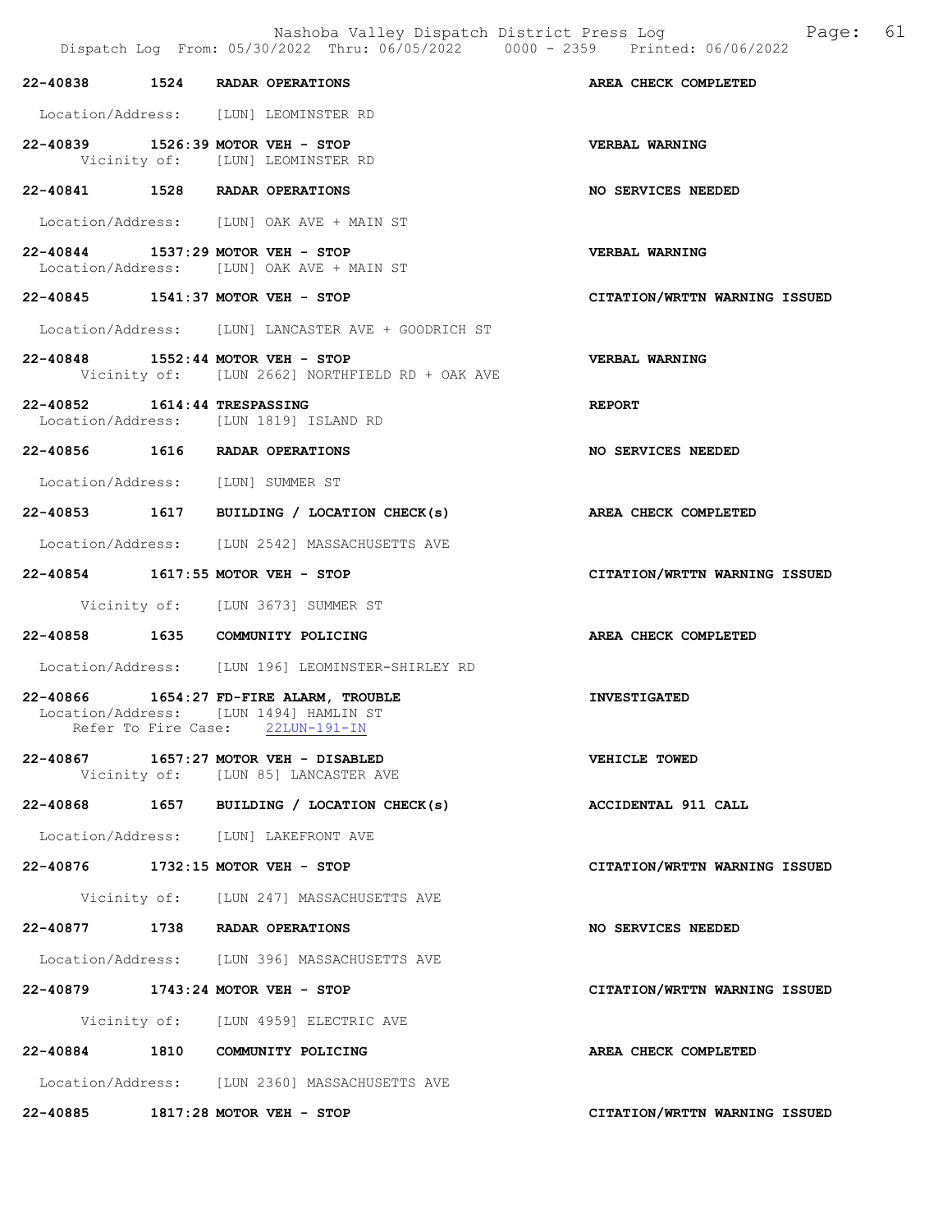22-40838 1524 RADAR OPERATIONS AREA CHECK COMPLETED

Location/Address: [LUN] LEOMINSTER RD

22-40839 1526:39 MOTOR VEH - STOP VERBAL WARNING
Vicinity of: [LUN] LEOMINSTER RD

22-40841 1528 RADAR OPERATIONS NO SERVICES NEEDED

Location/Address: [LUN] OAK AVE + MAIN ST

22-40844 1537:29 MOTOR VEH - STOP VERBAL WARNING
Location/Address: [LUN] OAK AVE + MAIN ST

22-40845 1541:37 MOTOR VEH - STOP CITATION/WRTTN WARNING ISSUED

Location/Address: [LUN] LANCASTER AVE + GOODRICH ST

22-40848 1552:44 MOTOR VEH - STOP VERBAL WARNING
Vicinity of: [LUN 2662] NORTHFIELD RD + OAK AVE

22-40852 1614:44 TRESPASSING REPORT
Location/Address: [LUN 1819] ISLAND RD

22-40856 1616 RADAR OPERATIONS NO SERVICES NEEDED

Location/Address: [LUN] SUMMER ST

22-40853 1617 BUILDING / LOCATION CHECK(s) AREA CHECK COMPLETED

Location/Address: [LUN 2542] MASSACHUSETTS AVE

22-40854 1617:55 MOTOR VEH - STOP CITATION/WRTTN WARNING ISSUED

Vicinity of: [LUN 3673] SUMMER ST

22-40858 1635 COMMUNITY POLICING AREA CHECK COMPLETED

Location/Address: [LUN 196] LEOMINSTER-SHIRLEY RD

22-40866 1654:27 FD-FIRE ALARM, TROUBLE INVESTIGATED
Location/Address: [LUN 1494] HAMLIN ST
Refer To Fire Case: 22LUN-191-IN

22-40867 1657:27 MOTOR VEH - DISABLED VEHICLE TOWED
Vicinity of: [LUN 85] LANCASTER AVE

22-40868 1657 BUILDING / LOCATION CHECK(s) ACCIDENTAL 911 CALL

Location/Address: [LUN] LAKEFRONT AVE

22-40876 1732:15 MOTOR VEH - STOP CITATION/WRTTN WARNING ISSUED

Vicinity of: [LUN 247] MASSACHUSETTS AVE

22-40877 1738 RADAR OPERATIONS NO SERVICES NEEDED

Location/Address: [LUN 396] MASSACHUSETTS AVE

22-40879 1743:24 MOTOR VEH - STOP CITATION/WRTTN WARNING ISSUED

Vicinity of: [LUN 4959] ELECTRIC AVE

22-40884 1810 COMMUNITY POLICING AREA CHECK COMPLETED

Location/Address: [LUN 2360] MASSACHUSETTS AVE

22-40885 1817:28 MOTOR VEH - STOP CITATION/WRTTN WARNING ISSUED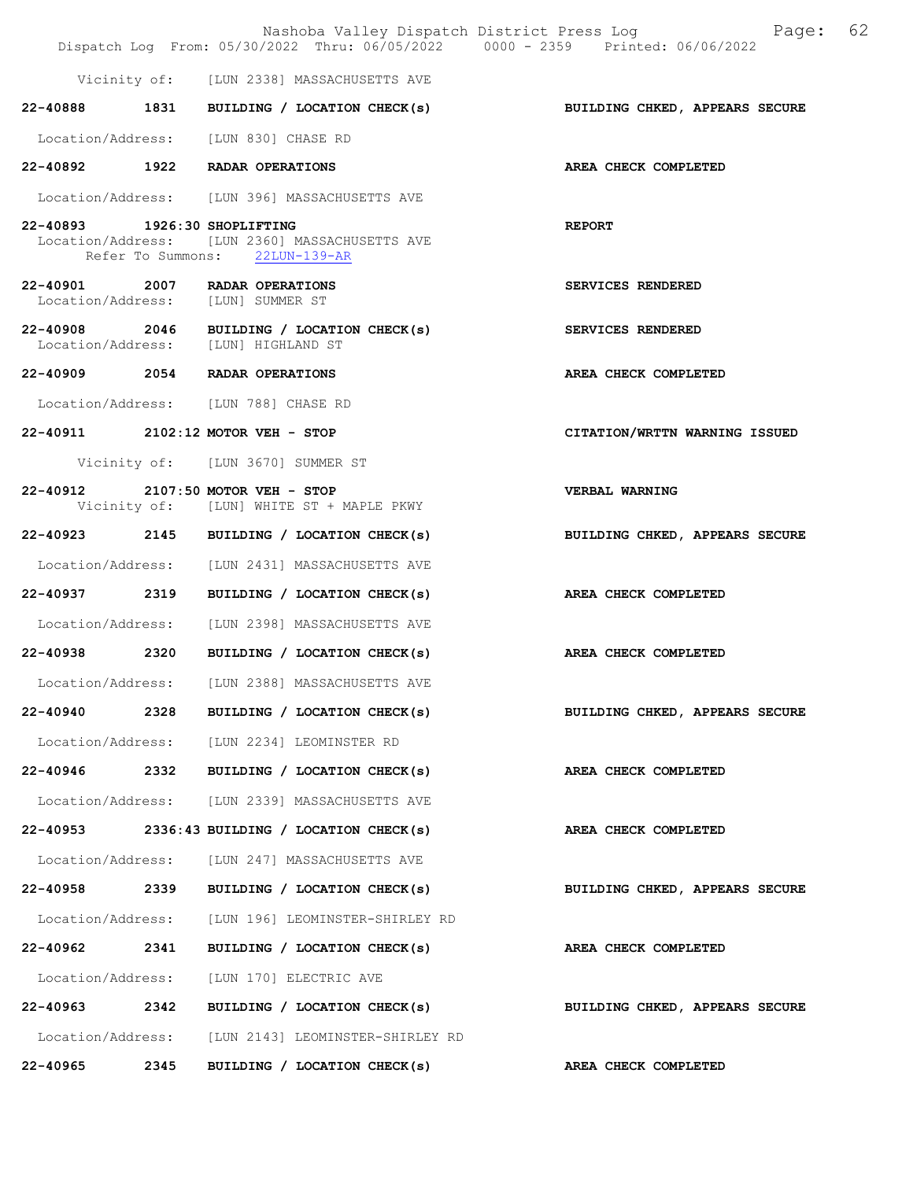Vicinity of: [LUN 2338] MASSACHUSETTS AVE

**22-40888 1831 BUILDING / LOCATION CHECK(s)** — **BUILDING CHKED, APPEARS SECURE**

Location/Address: [LUN 830] CHASE RD

**22-40892 1922 RADAR OPERATIONS** — **AREA CHECK COMPLETED**

Location/Address: [LUN 396] MASSACHUSETTS AVE

**22-40893 1926:30 SHOPLIFTING** — **REPORT**

Location/Address: [LUN 2360] MASSACHUSETTS AVE
Refer To Summons: 22LUN-139-AR

**22-40901 2007 RADAR OPERATIONS** — **SERVICES RENDERED**

Location/Address: [LUN] SUMMER ST

**22-40908 2046 BUILDING / LOCATION CHECK(s)** — **SERVICES RENDERED**

Location/Address: [LUN] HIGHLAND ST

**22-40909 2054 RADAR OPERATIONS** — **AREA CHECK COMPLETED**

Location/Address: [LUN 788] CHASE RD

**22-40911 2102:12 MOTOR VEH - STOP** — **CITATION/WRTTN WARNING ISSUED**

Vicinity of: [LUN 3670] SUMMER ST

**22-40912 2107:50 MOTOR VEH - STOP** — **VERBAL WARNING**

Vicinity of: [LUN] WHITE ST + MAPLE PKWY

**22-40923 2145 BUILDING / LOCATION CHECK(s)** — **BUILDING CHKED, APPEARS SECURE**

Location/Address: [LUN 2431] MASSACHUSETTS AVE

**22-40937 2319 BUILDING / LOCATION CHECK(s)** — **AREA CHECK COMPLETED**

Location/Address: [LUN 2398] MASSACHUSETTS AVE

**22-40938 2320 BUILDING / LOCATION CHECK(s)** — **AREA CHECK COMPLETED**

Location/Address: [LUN 2388] MASSACHUSETTS AVE

**22-40940 2328 BUILDING / LOCATION CHECK(s)** — **BUILDING CHKED, APPEARS SECURE**

Location/Address: [LUN 2234] LEOMINSTER RD

**22-40946 2332 BUILDING / LOCATION CHECK(s)** — **AREA CHECK COMPLETED**

Location/Address: [LUN 2339] MASSACHUSETTS AVE

**22-40953 2336:43 BUILDING / LOCATION CHECK(s)** — **AREA CHECK COMPLETED**

Location/Address: [LUN 247] MASSACHUSETTS AVE

**22-40958 2339 BUILDING / LOCATION CHECK(s)** — **BUILDING CHKED, APPEARS SECURE**

Location/Address: [LUN 196] LEOMINSTER-SHIRLEY RD

**22-40962 2341 BUILDING / LOCATION CHECK(s)** — **AREA CHECK COMPLETED**

Location/Address: [LUN 170] ELECTRIC AVE

**22-40963 2342 BUILDING / LOCATION CHECK(s)** — **BUILDING CHKED, APPEARS SECURE**

Location/Address: [LUN 2143] LEOMINSTER-SHIRLEY RD

**22-40965 2345 BUILDING / LOCATION CHECK(s)** — **AREA CHECK COMPLETED**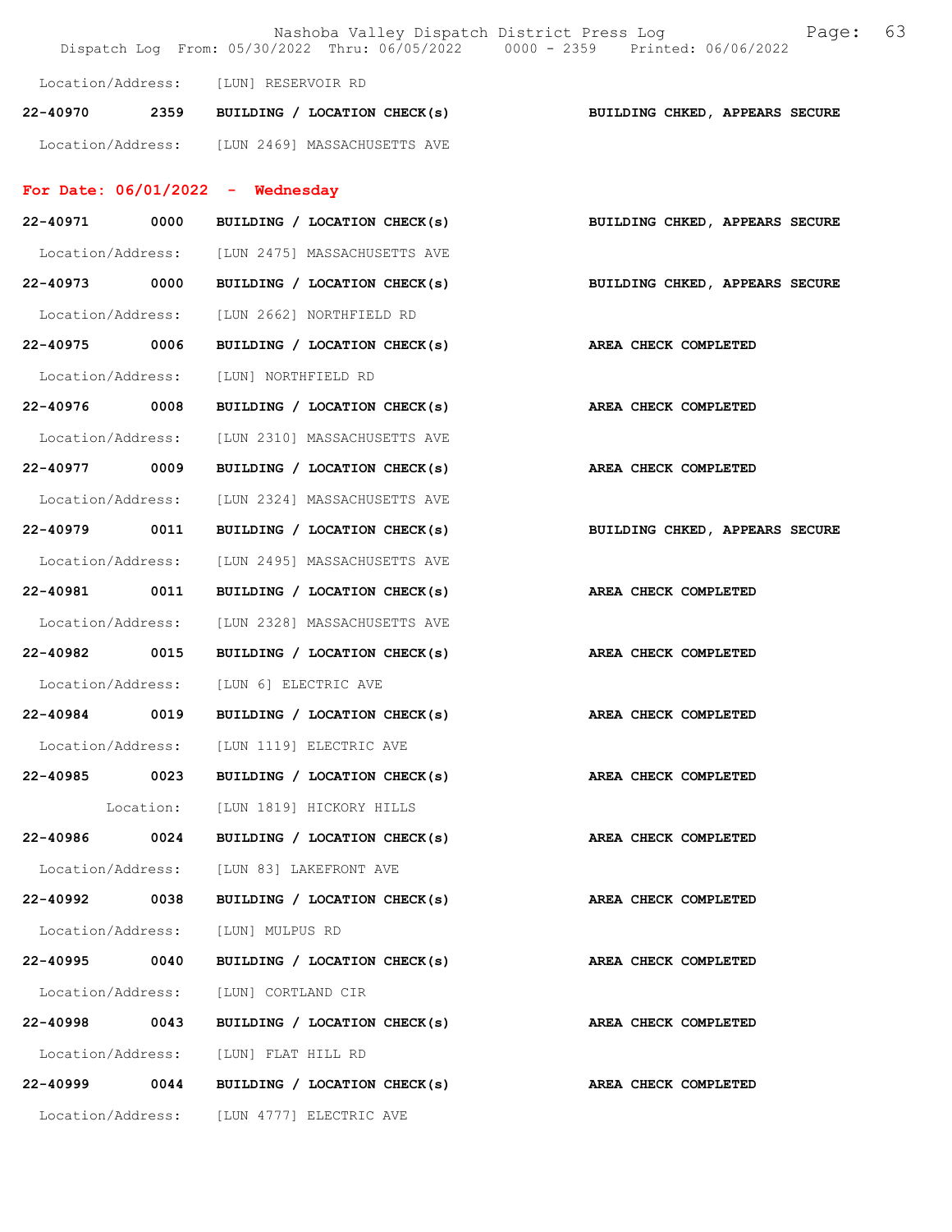Location/Address: [LUN] RESERVOIR RD

**22-40970 2359 BUILDING / LOCATION CHECK(s) BUILDING CHKED, APPEARS SECURE**

Location/Address: [LUN 2469] MASSACHUSETTS AVE

## For Date: 06/01/2022 - Wednesday

**22-40971 0000 BUILDING / LOCATION CHECK(s) BUILDING CHKED, APPEARS SECURE**

Location/Address: [LUN 2475] MASSACHUSETTS AVE

**22-40973 0000 BUILDING / LOCATION CHECK(s) BUILDING CHKED, APPEARS SECURE**

Location/Address: [LUN 2662] NORTHFIELD RD

**22-40975 0006 BUILDING / LOCATION CHECK(s) AREA CHECK COMPLETED**

Location/Address: [LUN] NORTHFIELD RD

**22-40976 0008 BUILDING / LOCATION CHECK(s) AREA CHECK COMPLETED**

Location/Address: [LUN 2310] MASSACHUSETTS AVE

**22-40977 0009 BUILDING / LOCATION CHECK(s) AREA CHECK COMPLETED**

Location/Address: [LUN 2324] MASSACHUSETTS AVE

**22-40979 0011 BUILDING / LOCATION CHECK(s) BUILDING CHKED, APPEARS SECURE**

Location/Address: [LUN 2495] MASSACHUSETTS AVE

**22-40981 0011 BUILDING / LOCATION CHECK(s) AREA CHECK COMPLETED**

Location/Address: [LUN 2328] MASSACHUSETTS AVE

**22-40982 0015 BUILDING / LOCATION CHECK(s) AREA CHECK COMPLETED**

Location/Address: [LUN 6] ELECTRIC AVE

**22-40984 0019 BUILDING / LOCATION CHECK(s) AREA CHECK COMPLETED**

Location/Address: [LUN 1119] ELECTRIC AVE

**22-40985 0023 BUILDING / LOCATION CHECK(s) AREA CHECK COMPLETED**

Location: [LUN 1819] HICKORY HILLS

**22-40986 0024 BUILDING / LOCATION CHECK(s) AREA CHECK COMPLETED**

Location/Address: [LUN 83] LAKEFRONT AVE

**22-40992 0038 BUILDING / LOCATION CHECK(s) AREA CHECK COMPLETED**

Location/Address: [LUN] MULPUS RD

**22-40995 0040 BUILDING / LOCATION CHECK(s) AREA CHECK COMPLETED**

Location/Address: [LUN] CORTLAND CIR

**22-40998 0043 BUILDING / LOCATION CHECK(s) AREA CHECK COMPLETED**

Location/Address: [LUN] FLAT HILL RD

**22-40999 0044 BUILDING / LOCATION CHECK(s) AREA CHECK COMPLETED**

Location/Address: [LUN 4777] ELECTRIC AVE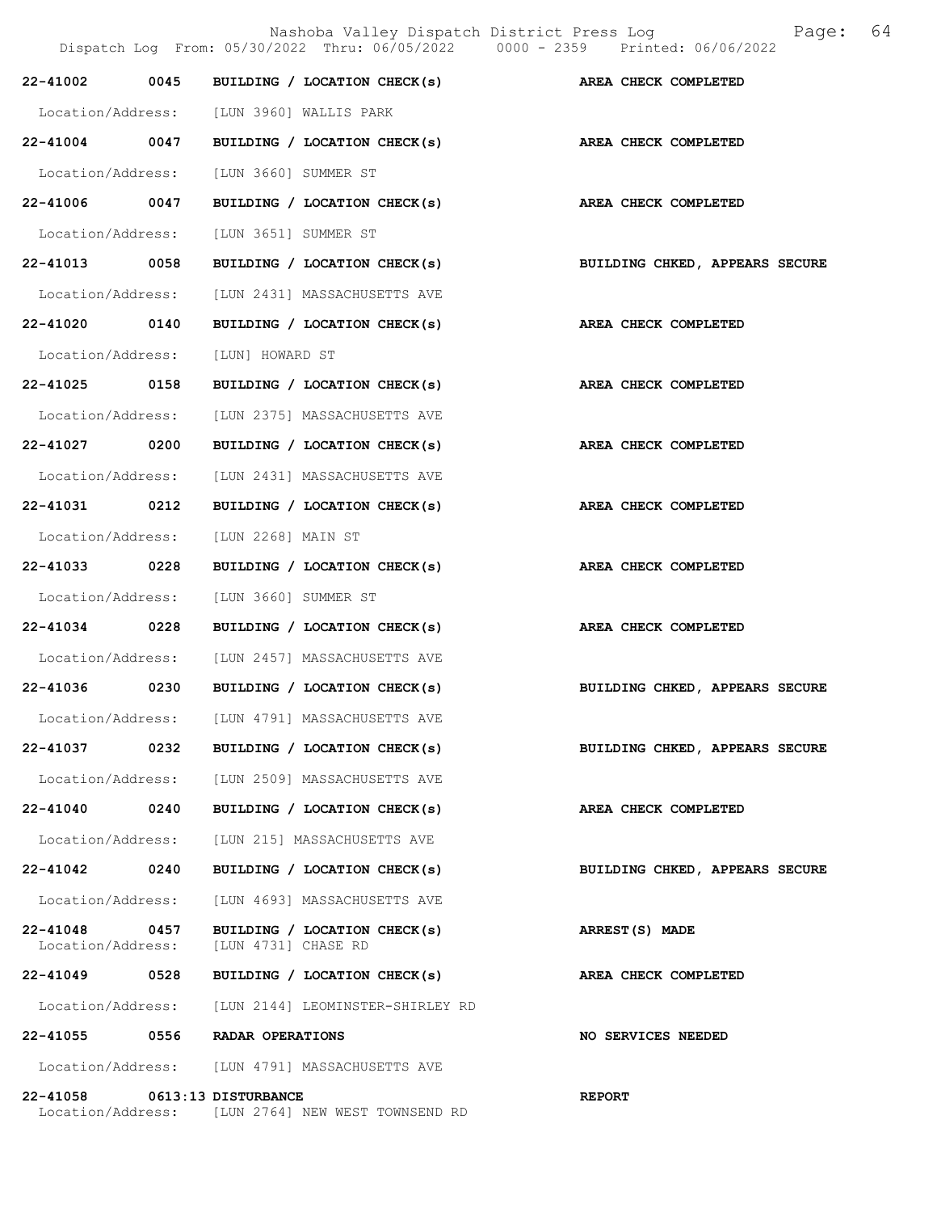| Call Number | Time | Call Type | Disposition |
|---|---|---|---|
| 22-41002 | 0045 | BUILDING / LOCATION CHECK(s) | AREA CHECK COMPLETED |
| Location/Address: | | [LUN 3960] WALLIS PARK | |
| 22-41004 | 0047 | BUILDING / LOCATION CHECK(s) | AREA CHECK COMPLETED |
| Location/Address: | | [LUN 3660] SUMMER ST | |
| 22-41006 | 0047 | BUILDING / LOCATION CHECK(s) | AREA CHECK COMPLETED |
| Location/Address: | | [LUN 3651] SUMMER ST | |
| 22-41013 | 0058 | BUILDING / LOCATION CHECK(s) | BUILDING CHKED, APPEARS SECURE |
| Location/Address: | | [LUN 2431] MASSACHUSETTS AVE | |
| 22-41020 | 0140 | BUILDING / LOCATION CHECK(s) | AREA CHECK COMPLETED |
| Location/Address: | | [LUN] HOWARD ST | |
| 22-41025 | 0158 | BUILDING / LOCATION CHECK(s) | AREA CHECK COMPLETED |
| Location/Address: | | [LUN 2375] MASSACHUSETTS AVE | |
| 22-41027 | 0200 | BUILDING / LOCATION CHECK(s) | AREA CHECK COMPLETED |
| Location/Address: | | [LUN 2431] MASSACHUSETTS AVE | |
| 22-41031 | 0212 | BUILDING / LOCATION CHECK(s) | AREA CHECK COMPLETED |
| Location/Address: | | [LUN 2268] MAIN ST | |
| 22-41033 | 0228 | BUILDING / LOCATION CHECK(s) | AREA CHECK COMPLETED |
| Location/Address: | | [LUN 3660] SUMMER ST | |
| 22-41034 | 0228 | BUILDING / LOCATION CHECK(s) | AREA CHECK COMPLETED |
| Location/Address: | | [LUN 2457] MASSACHUSETTS AVE | |
| 22-41036 | 0230 | BUILDING / LOCATION CHECK(s) | BUILDING CHKED, APPEARS SECURE |
| Location/Address: | | [LUN 4791] MASSACHUSETTS AVE | |
| 22-41037 | 0232 | BUILDING / LOCATION CHECK(s) | BUILDING CHKED, APPEARS SECURE |
| Location/Address: | | [LUN 2509] MASSACHUSETTS AVE | |
| 22-41040 | 0240 | BUILDING / LOCATION CHECK(s) | AREA CHECK COMPLETED |
| Location/Address: | | [LUN 215] MASSACHUSETTS AVE | |
| 22-41042 | 0240 | BUILDING / LOCATION CHECK(s) | BUILDING CHKED, APPEARS SECURE |
| Location/Address: | | [LUN 4693] MASSACHUSETTS AVE | |
| 22-41048 | 0457 | BUILDING / LOCATION CHECK(s) | ARREST(S) MADE |
| Location/Address: | | [LUN 4731] CHASE RD | |
| 22-41049 | 0528 | BUILDING / LOCATION CHECK(s) | AREA CHECK COMPLETED |
| Location/Address: | | [LUN 2144] LEOMINSTER-SHIRLEY RD | |
| 22-41055 | 0556 | RADAR OPERATIONS | NO SERVICES NEEDED |
| Location/Address: | | [LUN 4791] MASSACHUSETTS AVE | |
| 22-41058 | 0613:13 | DISTURBANCE | REPORT |
| Location/Address: | | [LUN 2764] NEW WEST TOWNSEND RD | |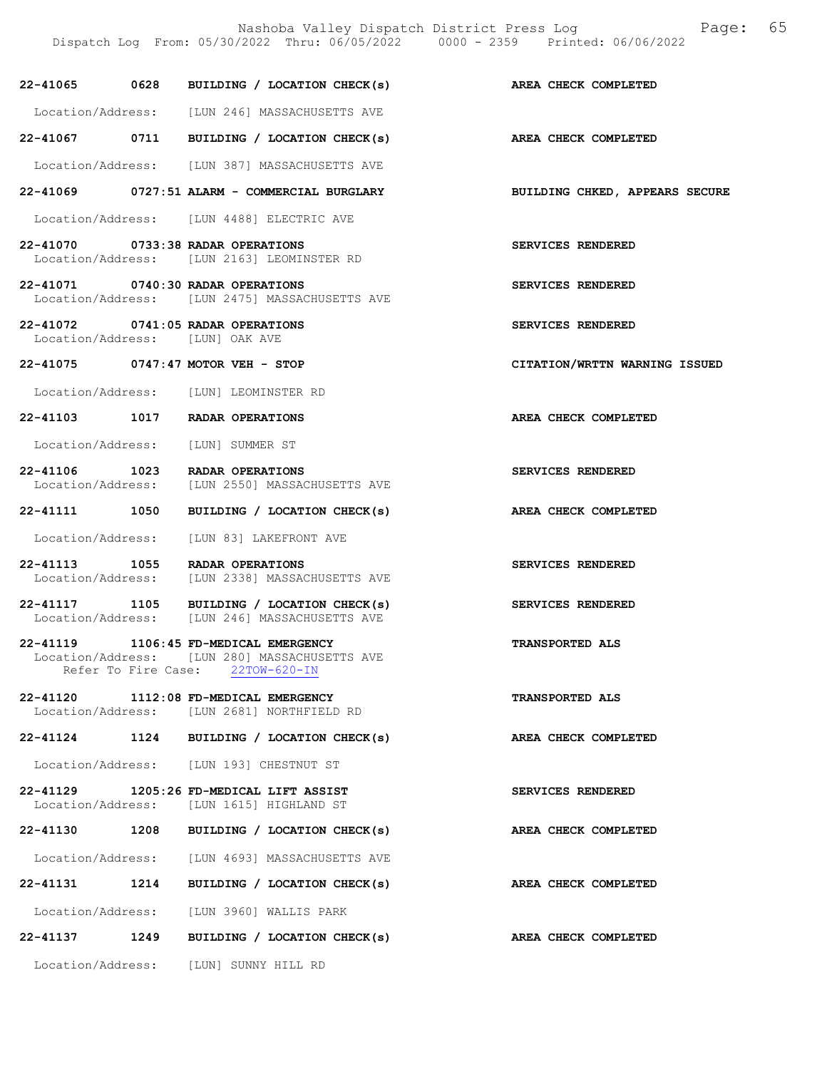22-41065 0628 BUILDING / LOCATION CHECK(s) AREA CHECK COMPLETED

Location/Address: [LUN 246] MASSACHUSETTS AVE

22-41067 0711 BUILDING / LOCATION CHECK(s) AREA CHECK COMPLETED

Location/Address: [LUN 387] MASSACHUSETTS AVE

22-41069 0727:51 ALARM - COMMERCIAL BURGLARY BUILDING CHKED, APPEARS SECURE

Location/Address: [LUN 4488] ELECTRIC AVE

22-41070 0733:38 RADAR OPERATIONS SERVICES RENDERED
Location/Address: [LUN 2163] LEOMINSTER RD

22-41071 0740:30 RADAR OPERATIONS SERVICES RENDERED
Location/Address: [LUN 2475] MASSACHUSETTS AVE

22-41072 0741:05 RADAR OPERATIONS SERVICES RENDERED
Location/Address: [LUN] OAK AVE

22-41075 0747:47 MOTOR VEH - STOP CITATION/WRTTN WARNING ISSUED

Location/Address: [LUN] LEOMINSTER RD

22-41103 1017 RADAR OPERATIONS AREA CHECK COMPLETED

Location/Address: [LUN] SUMMER ST

22-41106 1023 RADAR OPERATIONS SERVICES RENDERED
Location/Address: [LUN 2550] MASSACHUSETTS AVE

22-41111 1050 BUILDING / LOCATION CHECK(s) AREA CHECK COMPLETED

Location/Address: [LUN 83] LAKEFRONT AVE

22-41113 1055 RADAR OPERATIONS SERVICES RENDERED
Location/Address: [LUN 2338] MASSACHUSETTS AVE

22-41117 1105 BUILDING / LOCATION CHECK(s) SERVICES RENDERED
Location/Address: [LUN 246] MASSACHUSETTS AVE

22-41119 1106:45 FD-MEDICAL EMERGENCY TRANSPORTED ALS
Location/Address: [LUN 280] MASSACHUSETTS AVE
Refer To Fire Case: 22TOW-620-IN

22-41120 1112:08 FD-MEDICAL EMERGENCY TRANSPORTED ALS
Location/Address: [LUN 2681] NORTHFIELD RD

22-41124 1124 BUILDING / LOCATION CHECK(s) AREA CHECK COMPLETED

Location/Address: [LUN 193] CHESTNUT ST

22-41129 1205:26 FD-MEDICAL LIFT ASSIST SERVICES RENDERED
Location/Address: [LUN 1615] HIGHLAND ST

22-41130 1208 BUILDING / LOCATION CHECK(s) AREA CHECK COMPLETED

Location/Address: [LUN 4693] MASSACHUSETTS AVE

22-41131 1214 BUILDING / LOCATION CHECK(s) AREA CHECK COMPLETED

Location/Address: [LUN 3960] WALLIS PARK

22-41137 1249 BUILDING / LOCATION CHECK(s) AREA CHECK COMPLETED

Location/Address: [LUN] SUNNY HILL RD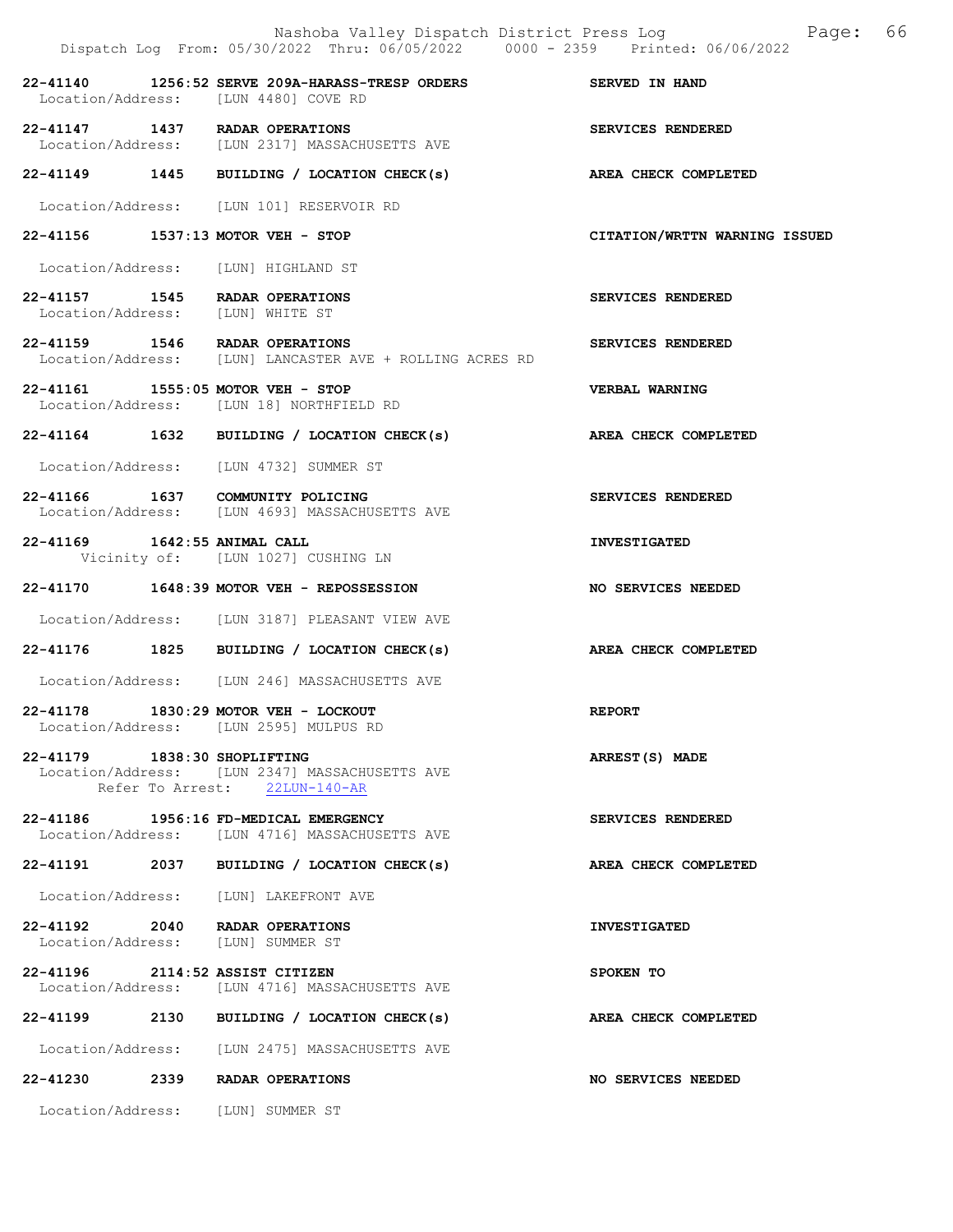22-41140 1256:52 SERVE 209A-HARASS-TRESP ORDERS SERVED IN HAND
Location/Address: [LUN 4480] COVE RD

22-41147 1437 RADAR OPERATIONS SERVICES RENDERED
Location/Address: [LUN 2317] MASSACHUSETTS AVE

22-41149 1445 BUILDING / LOCATION CHECK(s) AREA CHECK COMPLETED
Location/Address: [LUN 101] RESERVOIR RD

22-41156 1537:13 MOTOR VEH - STOP CITATION/WRTTN WARNING ISSUED
Location/Address: [LUN] HIGHLAND ST

22-41157 1545 RADAR OPERATIONS SERVICES RENDERED
Location/Address: [LUN] WHITE ST

22-41159 1546 RADAR OPERATIONS SERVICES RENDERED
Location/Address: [LUN] LANCASTER AVE + ROLLING ACRES RD

22-41161 1555:05 MOTOR VEH - STOP VERBAL WARNING
Location/Address: [LUN 18] NORTHFIELD RD

22-41164 1632 BUILDING / LOCATION CHECK(s) AREA CHECK COMPLETED
Location/Address: [LUN 4732] SUMMER ST

22-41166 1637 COMMUNITY POLICING SERVICES RENDERED
Location/Address: [LUN 4693] MASSACHUSETTS AVE

22-41169 1642:55 ANIMAL CALL INVESTIGATED
Vicinity of: [LUN 1027] CUSHING LN

22-41170 1648:39 MOTOR VEH - REPOSSESSION NO SERVICES NEEDED
Location/Address: [LUN 3187] PLEASANT VIEW AVE

22-41176 1825 BUILDING / LOCATION CHECK(s) AREA CHECK COMPLETED
Location/Address: [LUN 246] MASSACHUSETTS AVE

22-41178 1830:29 MOTOR VEH - LOCKOUT REPORT
Location/Address: [LUN 2595] MULPUS RD

22-41179 1838:30 SHOPLIFTING ARREST(S) MADE
Location/Address: [LUN 2347] MASSACHUSETTS AVE
Refer To Arrest: 22LUN-140-AR

22-41186 1956:16 FD-MEDICAL EMERGENCY SERVICES RENDERED
Location/Address: [LUN 4716] MASSACHUSETTS AVE

22-41191 2037 BUILDING / LOCATION CHECK(s) AREA CHECK COMPLETED
Location/Address: [LUN] LAKEFRONT AVE

22-41192 2040 RADAR OPERATIONS INVESTIGATED
Location/Address: [LUN] SUMMER ST

22-41196 2114:52 ASSIST CITIZEN SPOKEN TO
Location/Address: [LUN 4716] MASSACHUSETTS AVE

22-41199 2130 BUILDING / LOCATION CHECK(s) AREA CHECK COMPLETED
Location/Address: [LUN 2475] MASSACHUSETTS AVE

22-41230 2339 RADAR OPERATIONS NO SERVICES NEEDED
Location/Address: [LUN] SUMMER ST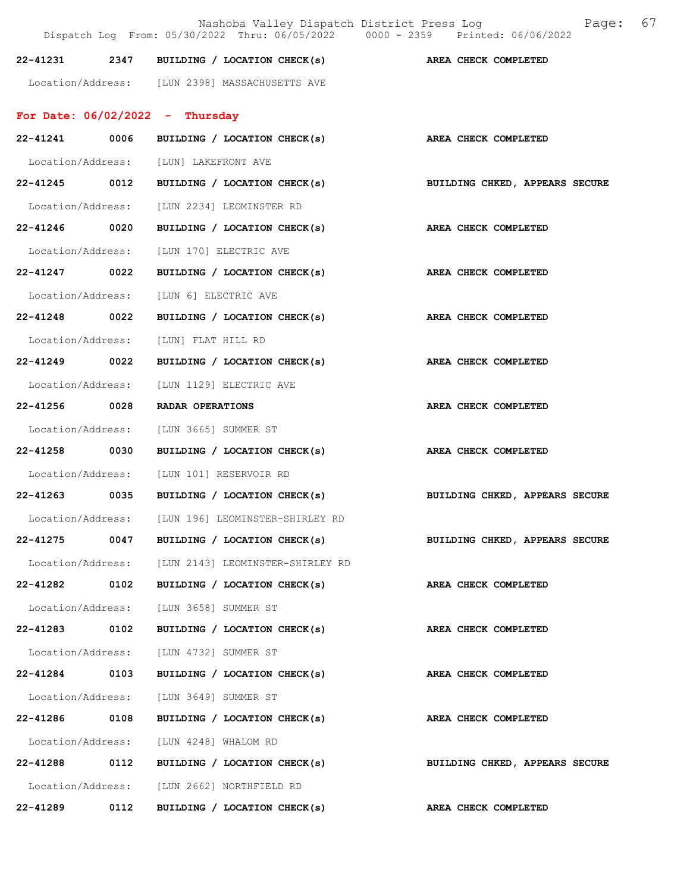| | | | |
|---|---|---|---|
| 22-41231 | 2347 | BUILDING / LOCATION CHECK(s) | AREA CHECK COMPLETED |

Location/Address: [LUN 2398] MASSACHUSETTS AVE

## For Date: 06/02/2022 - Thursday

**22-41241 0006 BUILDING / LOCATION CHECK(s) AREA CHECK COMPLETED**

Location/Address: [LUN] LAKEFRONT AVE

**22-41245 0012 BUILDING / LOCATION CHECK(s) BUILDING CHKED, APPEARS SECURE**

Location/Address: [LUN 2234] LEOMINSTER RD

**22-41246 0020 BUILDING / LOCATION CHECK(s) AREA CHECK COMPLETED**

Location/Address: [LUN 170] ELECTRIC AVE

**22-41247 0022 BUILDING / LOCATION CHECK(s) AREA CHECK COMPLETED**

Location/Address: [LUN 6] ELECTRIC AVE

**22-41248 0022 BUILDING / LOCATION CHECK(s) AREA CHECK COMPLETED**

Location/Address: [LUN] FLAT HILL RD

**22-41249 0022 BUILDING / LOCATION CHECK(s) AREA CHECK COMPLETED**

Location/Address: [LUN 1129] ELECTRIC AVE

**22-41256 0028 RADAR OPERATIONS AREA CHECK COMPLETED**

Location/Address: [LUN 3665] SUMMER ST

**22-41258 0030 BUILDING / LOCATION CHECK(s) AREA CHECK COMPLETED**

Location/Address: [LUN 101] RESERVOIR RD

**22-41263 0035 BUILDING / LOCATION CHECK(s) BUILDING CHKED, APPEARS SECURE**

Location/Address: [LUN 196] LEOMINSTER-SHIRLEY RD

**22-41275 0047 BUILDING / LOCATION CHECK(s) BUILDING CHKED, APPEARS SECURE**

Location/Address: [LUN 2143] LEOMINSTER-SHIRLEY RD

**22-41282 0102 BUILDING / LOCATION CHECK(s) AREA CHECK COMPLETED**

Location/Address: [LUN 3658] SUMMER ST

**22-41283 0102 BUILDING / LOCATION CHECK(s) AREA CHECK COMPLETED**

Location/Address: [LUN 4732] SUMMER ST

**22-41284 0103 BUILDING / LOCATION CHECK(s) AREA CHECK COMPLETED**

Location/Address: [LUN 3649] SUMMER ST

**22-41286 0108 BUILDING / LOCATION CHECK(s) AREA CHECK COMPLETED**

Location/Address: [LUN 4248] WHALOM RD

**22-41288 0112 BUILDING / LOCATION CHECK(s) BUILDING CHKED, APPEARS SECURE**

Location/Address: [LUN 2662] NORTHFIELD RD

**22-41289 0112 BUILDING / LOCATION CHECK(s) AREA CHECK COMPLETED**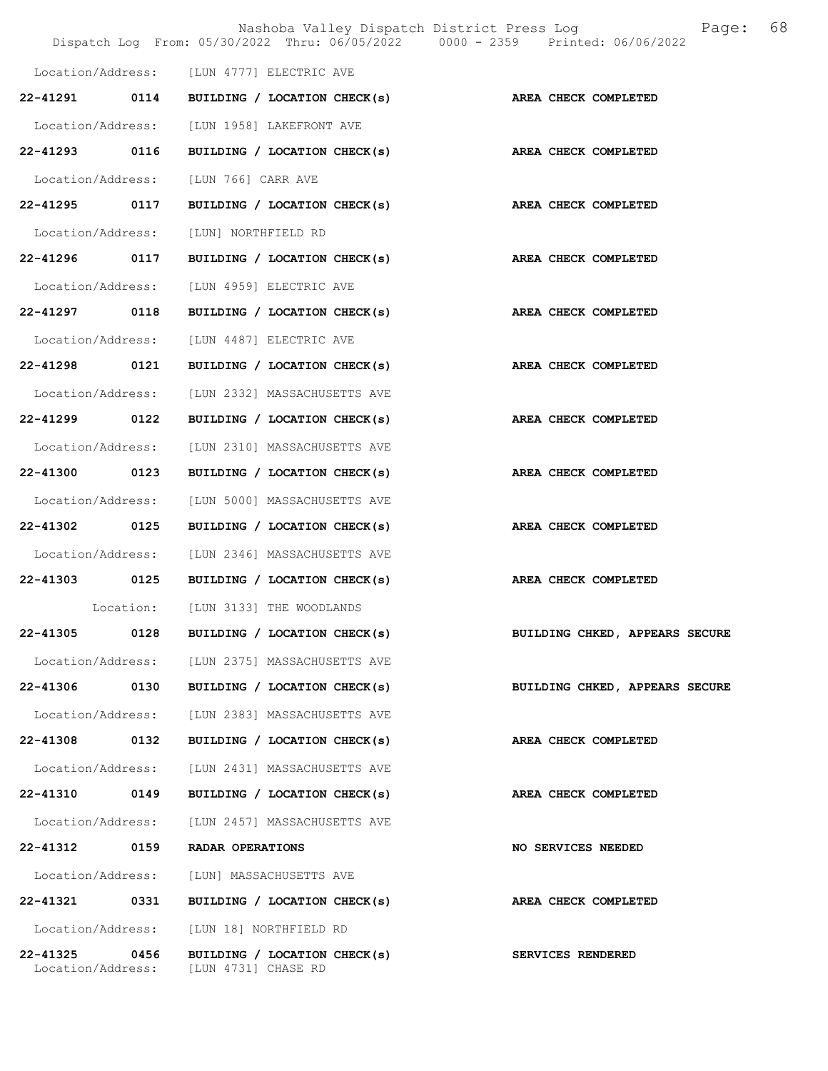Location/Address: [LUN 4777] ELECTRIC AVE

**22-41291 0114 BUILDING / LOCATION CHECK(s) AREA CHECK COMPLETED**

Location/Address: [LUN 1958] LAKEFRONT AVE

**22-41293 0116 BUILDING / LOCATION CHECK(s) AREA CHECK COMPLETED**

Location/Address: [LUN 766] CARR AVE

**22-41295 0117 BUILDING / LOCATION CHECK(s) AREA CHECK COMPLETED**

Location/Address: [LUN] NORTHFIELD RD

**22-41296 0117 BUILDING / LOCATION CHECK(s) AREA CHECK COMPLETED**

Location/Address: [LUN 4959] ELECTRIC AVE

**22-41297 0118 BUILDING / LOCATION CHECK(s) AREA CHECK COMPLETED**

Location/Address: [LUN 4487] ELECTRIC AVE

**22-41298 0121 BUILDING / LOCATION CHECK(s) AREA CHECK COMPLETED**

Location/Address: [LUN 2332] MASSACHUSETTS AVE

**22-41299 0122 BUILDING / LOCATION CHECK(s) AREA CHECK COMPLETED**

Location/Address: [LUN 2310] MASSACHUSETTS AVE

**22-41300 0123 BUILDING / LOCATION CHECK(s) AREA CHECK COMPLETED**

Location/Address: [LUN 5000] MASSACHUSETTS AVE

**22-41302 0125 BUILDING / LOCATION CHECK(s) AREA CHECK COMPLETED**

Location/Address: [LUN 2346] MASSACHUSETTS AVE

**22-41303 0125 BUILDING / LOCATION CHECK(s) AREA CHECK COMPLETED**

Location: [LUN 3133] THE WOODLANDS

**22-41305 0128 BUILDING / LOCATION CHECK(s) BUILDING CHKED, APPEARS SECURE**

Location/Address: [LUN 2375] MASSACHUSETTS AVE

**22-41306 0130 BUILDING / LOCATION CHECK(s) BUILDING CHKED, APPEARS SECURE**

Location/Address: [LUN 2383] MASSACHUSETTS AVE

**22-41308 0132 BUILDING / LOCATION CHECK(s) AREA CHECK COMPLETED**

Location/Address: [LUN 2431] MASSACHUSETTS AVE

**22-41310 0149 BUILDING / LOCATION CHECK(s) AREA CHECK COMPLETED**

Location/Address: [LUN 2457] MASSACHUSETTS AVE

**22-41312 0159 RADAR OPERATIONS NO SERVICES NEEDED**

Location/Address: [LUN] MASSACHUSETTS AVE

**22-41321 0331 BUILDING / LOCATION CHECK(s) AREA CHECK COMPLETED**

Location/Address: [LUN 18] NORTHFIELD RD

**22-41325 0456 BUILDING / LOCATION CHECK(s) SERVICES RENDERED**

Location/Address: [LUN 4731] CHASE RD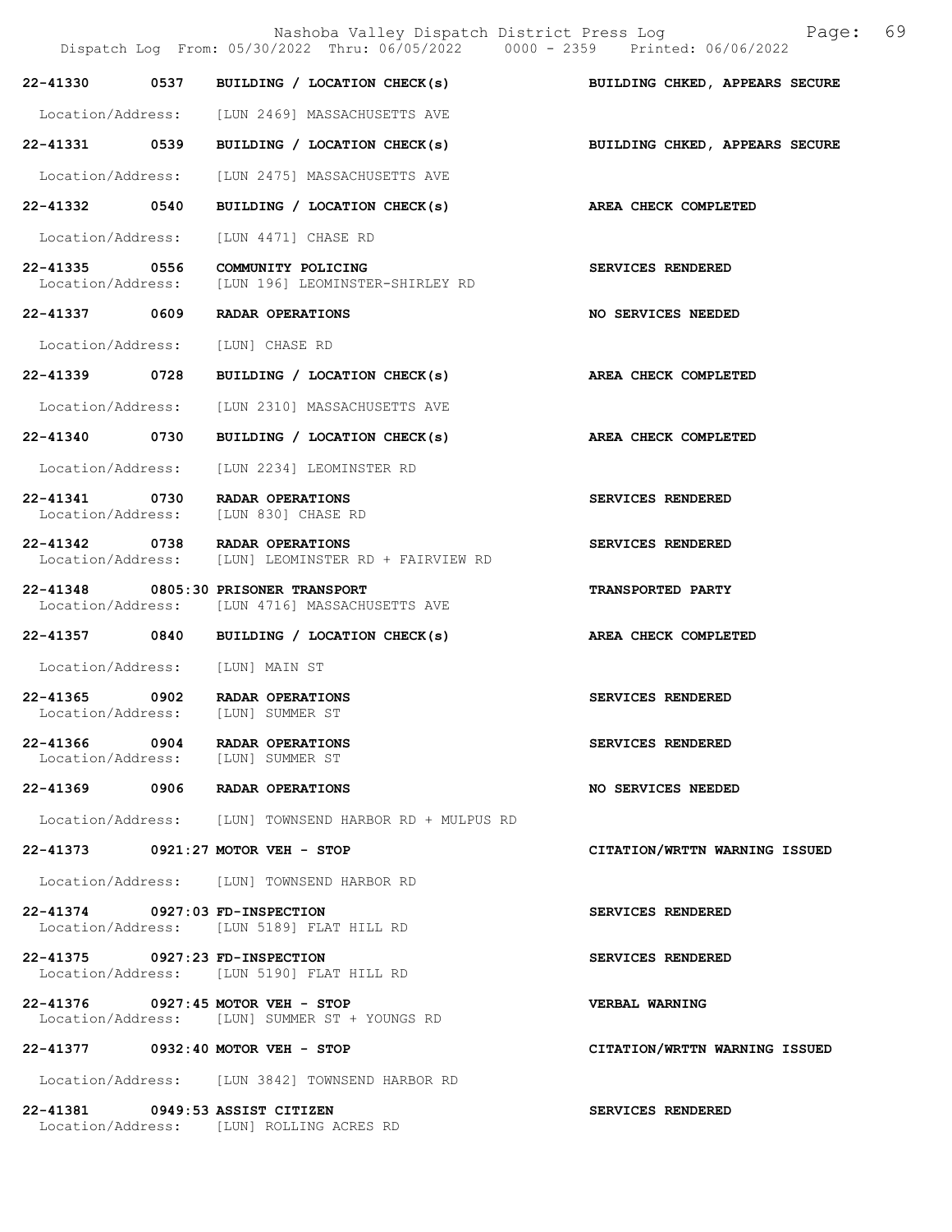| Call # | Time | Call Type | Disposition |
|---|---|---|---|
| 22-41330 | 0537 | BUILDING / LOCATION CHECK(s) | BUILDING CHKED, APPEARS SECURE |

Location/Address: [LUN 2469] MASSACHUSETTS AVE

**22-41331 0539 BUILDING / LOCATION CHECK(s)** — BUILDING CHKED, APPEARS SECURE
Location/Address: [LUN 2475] MASSACHUSETTS AVE

**22-41332 0540 BUILDING / LOCATION CHECK(s)** — AREA CHECK COMPLETED
Location/Address: [LUN 4471] CHASE RD

**22-41335 0556 COMMUNITY POLICING** — SERVICES RENDERED
Location/Address: [LUN 196] LEOMINSTER-SHIRLEY RD

**22-41337 0609 RADAR OPERATIONS** — NO SERVICES NEEDED
Location/Address: [LUN] CHASE RD

**22-41339 0728 BUILDING / LOCATION CHECK(s)** — AREA CHECK COMPLETED
Location/Address: [LUN 2310] MASSACHUSETTS AVE

**22-41340 0730 BUILDING / LOCATION CHECK(s)** — AREA CHECK COMPLETED
Location/Address: [LUN 2234] LEOMINSTER RD

**22-41341 0730 RADAR OPERATIONS** — SERVICES RENDERED
Location/Address: [LUN 830] CHASE RD

**22-41342 0738 RADAR OPERATIONS** — SERVICES RENDERED
Location/Address: [LUN] LEOMINSTER RD + FAIRVIEW RD

**22-41348 0805:30 PRISONER TRANSPORT** — TRANSPORTED PARTY
Location/Address: [LUN 4716] MASSACHUSETTS AVE

**22-41357 0840 BUILDING / LOCATION CHECK(s)** — AREA CHECK COMPLETED
Location/Address: [LUN] MAIN ST

**22-41365 0902 RADAR OPERATIONS** — SERVICES RENDERED
Location/Address: [LUN] SUMMER ST

**22-41366 0904 RADAR OPERATIONS** — SERVICES RENDERED
Location/Address: [LUN] SUMMER ST

**22-41369 0906 RADAR OPERATIONS** — NO SERVICES NEEDED
Location/Address: [LUN] TOWNSEND HARBOR RD + MULPUS RD

**22-41373 0921:27 MOTOR VEH - STOP** — CITATION/WRTTN WARNING ISSUED
Location/Address: [LUN] TOWNSEND HARBOR RD

**22-41374 0927:03 FD-INSPECTION** — SERVICES RENDERED
Location/Address: [LUN 5189] FLAT HILL RD

**22-41375 0927:23 FD-INSPECTION** — SERVICES RENDERED
Location/Address: [LUN 5190] FLAT HILL RD

**22-41376 0927:45 MOTOR VEH - STOP** — VERBAL WARNING
Location/Address: [LUN] SUMMER ST + YOUNGS RD

**22-41377 0932:40 MOTOR VEH - STOP** — CITATION/WRTTN WARNING ISSUED
Location/Address: [LUN 3842] TOWNSEND HARBOR RD

**22-41381 0949:53 ASSIST CITIZEN** — SERVICES RENDERED
Location/Address: [LUN] ROLLING ACRES RD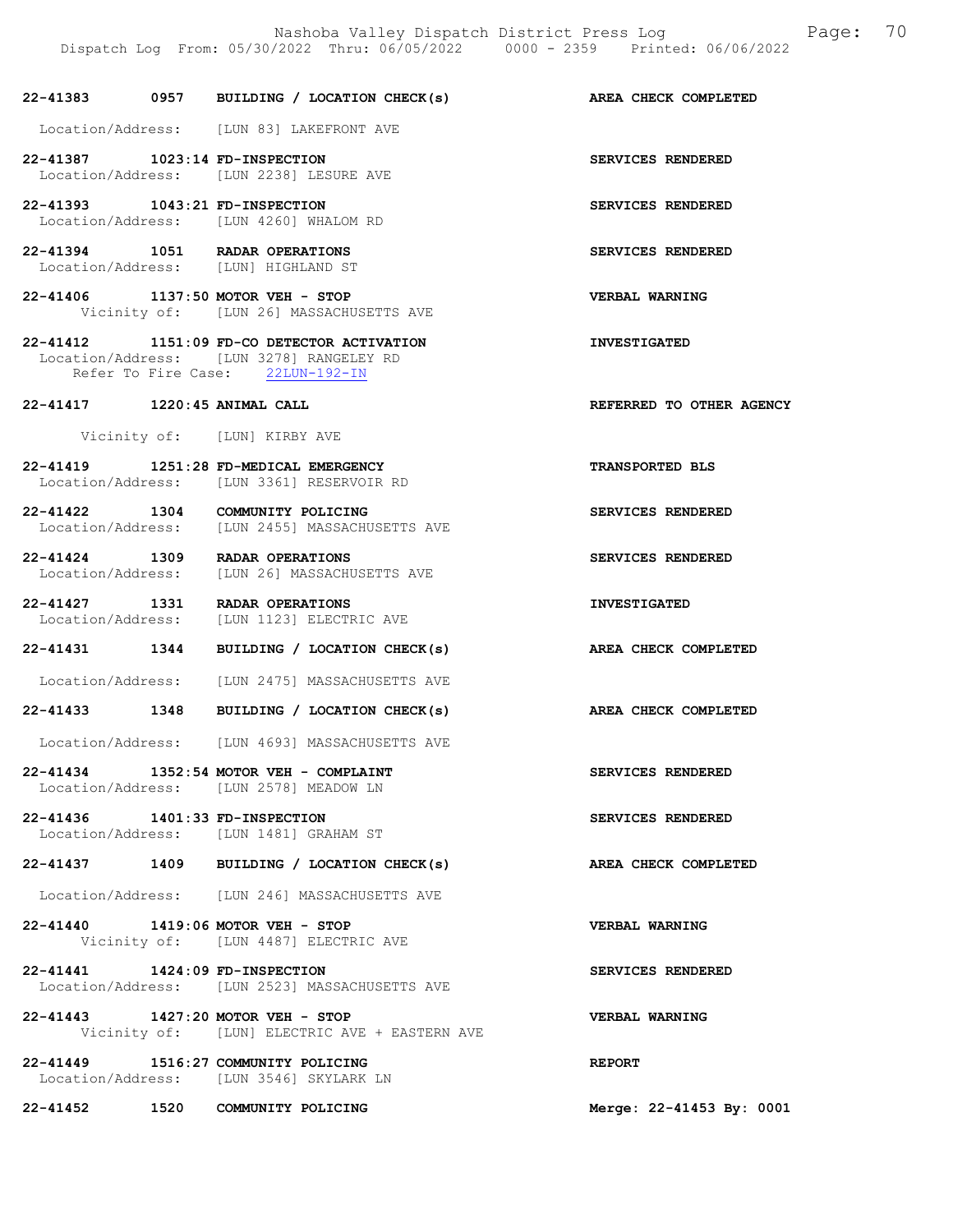22-41383 0957 BUILDING / LOCATION CHECK(s) AREA CHECK COMPLETED

Location/Address: [LUN 83] LAKEFRONT AVE

22-41387 1023:14 FD-INSPECTION SERVICES RENDERED
Location/Address: [LUN 2238] LESURE AVE

22-41393 1043:21 FD-INSPECTION SERVICES RENDERED
Location/Address: [LUN 4260] WHALOM RD

22-41394 1051 RADAR OPERATIONS SERVICES RENDERED
Location/Address: [LUN] HIGHLAND ST

22-41406 1137:50 MOTOR VEH - STOP VERBAL WARNING
Vicinity of: [LUN 26] MASSACHUSETTS AVE

22-41412 1151:09 FD-CO DETECTOR ACTIVATION INVESTIGATED
Location/Address: [LUN 3278] RANGELEY RD
Refer To Fire Case: 22LUN-192-IN

22-41417 1220:45 ANIMAL CALL REFERRED TO OTHER AGENCY

Vicinity of: [LUN] KIRBY AVE

22-41419 1251:28 FD-MEDICAL EMERGENCY TRANSPORTED BLS
Location/Address: [LUN 3361] RESERVOIR RD

22-41422 1304 COMMUNITY POLICING SERVICES RENDERED
Location/Address: [LUN 2455] MASSACHUSETTS AVE

22-41424 1309 RADAR OPERATIONS SERVICES RENDERED
Location/Address: [LUN 26] MASSACHUSETTS AVE

22-41427 1331 RADAR OPERATIONS INVESTIGATED
Location/Address: [LUN 1123] ELECTRIC AVE

22-41431 1344 BUILDING / LOCATION CHECK(s) AREA CHECK COMPLETED

Location/Address: [LUN 2475] MASSACHUSETTS AVE

22-41433 1348 BUILDING / LOCATION CHECK(s) AREA CHECK COMPLETED

Location/Address: [LUN 4693] MASSACHUSETTS AVE

22-41434 1352:54 MOTOR VEH - COMPLAINT SERVICES RENDERED
Location/Address: [LUN 2578] MEADOW LN

22-41436 1401:33 FD-INSPECTION SERVICES RENDERED
Location/Address: [LUN 1481] GRAHAM ST

22-41437 1409 BUILDING / LOCATION CHECK(s) AREA CHECK COMPLETED

Location/Address: [LUN 246] MASSACHUSETTS AVE

22-41440 1419:06 MOTOR VEH - STOP VERBAL WARNING
Vicinity of: [LUN 4487] ELECTRIC AVE

22-41441 1424:09 FD-INSPECTION SERVICES RENDERED
Location/Address: [LUN 2523] MASSACHUSETTS AVE

22-41443 1427:20 MOTOR VEH - STOP VERBAL WARNING
Vicinity of: [LUN] ELECTRIC AVE + EASTERN AVE

22-41449 1516:27 COMMUNITY POLICING REPORT
Location/Address: [LUN 3546] SKYLARK LN

22-41452 1520 COMMUNITY POLICING Merge: 22-41453 By: 0001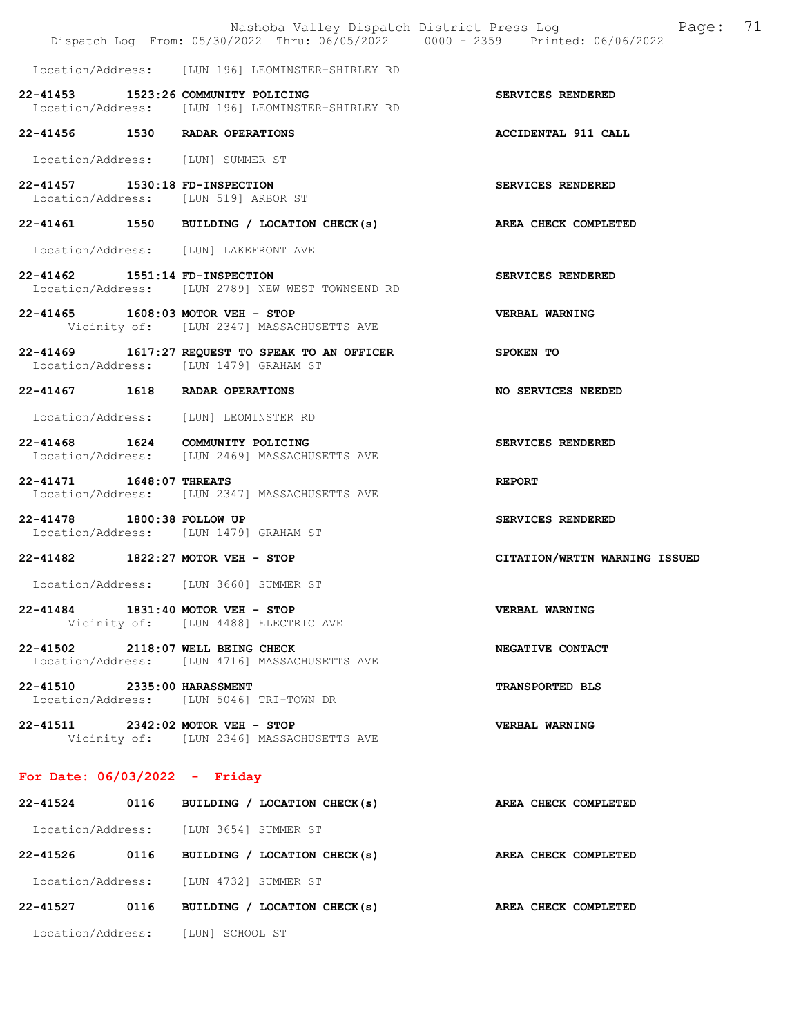Location/Address: [LUN 196] LEOMINSTER-SHIRLEY RD

**22-41453 1523:26 COMMUNITY POLICING** — SERVICES RENDERED
Location/Address: [LUN 196] LEOMINSTER-SHIRLEY RD

**22-41456 1530 RADAR OPERATIONS** — ACCIDENTAL 911 CALL
Location/Address: [LUN] SUMMER ST

**22-41457 1530:18 FD-INSPECTION** — SERVICES RENDERED
Location/Address: [LUN 519] ARBOR ST

**22-41461 1550 BUILDING / LOCATION CHECK(s)** — AREA CHECK COMPLETED
Location/Address: [LUN] LAKEFRONT AVE

**22-41462 1551:14 FD-INSPECTION** — SERVICES RENDERED
Location/Address: [LUN 2789] NEW WEST TOWNSEND RD

**22-41465 1608:03 MOTOR VEH - STOP** — VERBAL WARNING
Vicinity of: [LUN 2347] MASSACHUSETTS AVE

**22-41469 1617:27 REQUEST TO SPEAK TO AN OFFICER** — SPOKEN TO
Location/Address: [LUN 1479] GRAHAM ST

**22-41467 1618 RADAR OPERATIONS** — NO SERVICES NEEDED
Location/Address: [LUN] LEOMINSTER RD

**22-41468 1624 COMMUNITY POLICING** — SERVICES RENDERED
Location/Address: [LUN 2469] MASSACHUSETTS AVE

**22-41471 1648:07 THREATS** — REPORT
Location/Address: [LUN 2347] MASSACHUSETTS AVE

**22-41478 1800:38 FOLLOW UP** — SERVICES RENDERED
Location/Address: [LUN 1479] GRAHAM ST

**22-41482 1822:27 MOTOR VEH - STOP** — CITATION/WRTTN WARNING ISSUED
Location/Address: [LUN 3660] SUMMER ST

**22-41484 1831:40 MOTOR VEH - STOP** — VERBAL WARNING
Vicinity of: [LUN 4488] ELECTRIC AVE

**22-41502 2118:07 WELL BEING CHECK** — NEGATIVE CONTACT
Location/Address: [LUN 4716] MASSACHUSETTS AVE

**22-41510 2335:00 HARASSMENT** — TRANSPORTED BLS
Location/Address: [LUN 5046] TRI-TOWN DR

**22-41511 2342:02 MOTOR VEH - STOP** — VERBAL WARNING
Vicinity of: [LUN 2346] MASSACHUSETTS AVE

## For Date: 06/03/2022 - Friday

**22-41524 0116 BUILDING / LOCATION CHECK(s)** — AREA CHECK COMPLETED
Location/Address: [LUN 3654] SUMMER ST

**22-41526 0116 BUILDING / LOCATION CHECK(s)** — AREA CHECK COMPLETED
Location/Address: [LUN 4732] SUMMER ST

**22-41527 0116 BUILDING / LOCATION CHECK(s)** — AREA CHECK COMPLETED
Location/Address: [LUN] SCHOOL ST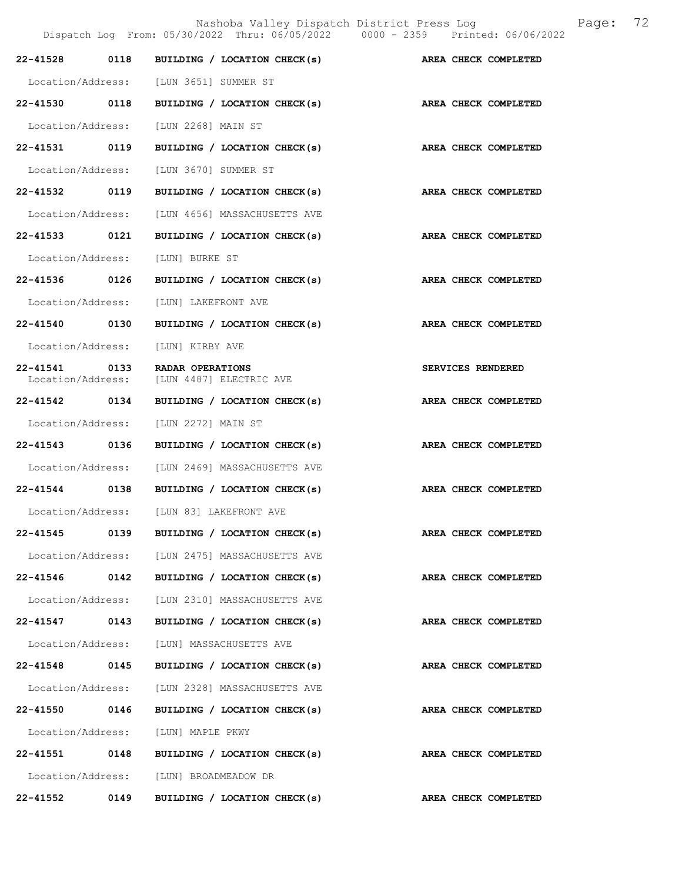22-41528 0118 BUILDING / LOCATION CHECK(s) AREA CHECK COMPLETED

Location/Address: [LUN 3651] SUMMER ST

22-41530 0118 BUILDING / LOCATION CHECK(s) AREA CHECK COMPLETED

Location/Address: [LUN 2268] MAIN ST

22-41531 0119 BUILDING / LOCATION CHECK(s) AREA CHECK COMPLETED

Location/Address: [LUN 3670] SUMMER ST

22-41532 0119 BUILDING / LOCATION CHECK(s) AREA CHECK COMPLETED

Location/Address: [LUN 4656] MASSACHUSETTS AVE

22-41533 0121 BUILDING / LOCATION CHECK(s) AREA CHECK COMPLETED

Location/Address: [LUN] BURKE ST

22-41536 0126 BUILDING / LOCATION CHECK(s) AREA CHECK COMPLETED

Location/Address: [LUN] LAKEFRONT AVE

22-41540 0130 BUILDING / LOCATION CHECK(s) AREA CHECK COMPLETED

Location/Address: [LUN] KIRBY AVE

22-41541 0133 RADAR OPERATIONS SERVICES RENDERED
Location/Address: [LUN 4487] ELECTRIC AVE

22-41542 0134 BUILDING / LOCATION CHECK(s) AREA CHECK COMPLETED

Location/Address: [LUN 2272] MAIN ST

22-41543 0136 BUILDING / LOCATION CHECK(s) AREA CHECK COMPLETED

Location/Address: [LUN 2469] MASSACHUSETTS AVE

22-41544 0138 BUILDING / LOCATION CHECK(s) AREA CHECK COMPLETED

Location/Address: [LUN 83] LAKEFRONT AVE

22-41545 0139 BUILDING / LOCATION CHECK(s) AREA CHECK COMPLETED

Location/Address: [LUN 2475] MASSACHUSETTS AVE

22-41546 0142 BUILDING / LOCATION CHECK(s) AREA CHECK COMPLETED

Location/Address: [LUN 2310] MASSACHUSETTS AVE

22-41547 0143 BUILDING / LOCATION CHECK(s) AREA CHECK COMPLETED

Location/Address: [LUN] MASSACHUSETTS AVE

22-41548 0145 BUILDING / LOCATION CHECK(s) AREA CHECK COMPLETED

Location/Address: [LUN 2328] MASSACHUSETTS AVE

22-41550 0146 BUILDING / LOCATION CHECK(s) AREA CHECK COMPLETED

Location/Address: [LUN] MAPLE PKWY

22-41551 0148 BUILDING / LOCATION CHECK(s) AREA CHECK COMPLETED

Location/Address: [LUN] BROADMEADOW DR

22-41552 0149 BUILDING / LOCATION CHECK(s) AREA CHECK COMPLETED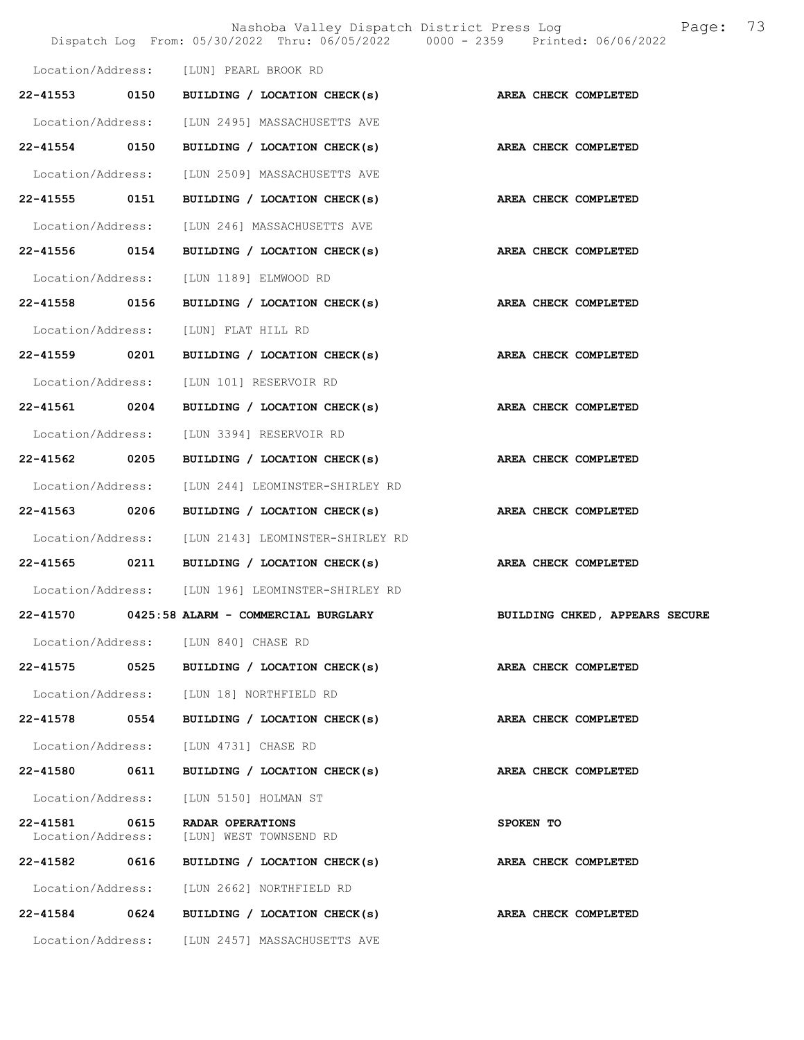Location/Address: [LUN] PEARL BROOK RD

| Call # | Time | Call Reason | Action |
|---|---|---|---|
| 22-41553 | 0150 | BUILDING / LOCATION CHECK(s) | AREA CHECK COMPLETED |
| Location/Address: | | [LUN 2495] MASSACHUSETTS AVE | |
| 22-41554 | 0150 | BUILDING / LOCATION CHECK(s) | AREA CHECK COMPLETED |
| Location/Address: | | [LUN 2509] MASSACHUSETTS AVE | |
| 22-41555 | 0151 | BUILDING / LOCATION CHECK(s) | AREA CHECK COMPLETED |
| Location/Address: | | [LUN 246] MASSACHUSETTS AVE | |
| 22-41556 | 0154 | BUILDING / LOCATION CHECK(s) | AREA CHECK COMPLETED |
| Location/Address: | | [LUN 1189] ELMWOOD RD | |
| 22-41558 | 0156 | BUILDING / LOCATION CHECK(s) | AREA CHECK COMPLETED |
| Location/Address: | | [LUN] FLAT HILL RD | |
| 22-41559 | 0201 | BUILDING / LOCATION CHECK(s) | AREA CHECK COMPLETED |
| Location/Address: | | [LUN 101] RESERVOIR RD | |
| 22-41561 | 0204 | BUILDING / LOCATION CHECK(s) | AREA CHECK COMPLETED |
| Location/Address: | | [LUN 3394] RESERVOIR RD | |
| 22-41562 | 0205 | BUILDING / LOCATION CHECK(s) | AREA CHECK COMPLETED |
| Location/Address: | | [LUN 244] LEOMINSTER-SHIRLEY RD | |
| 22-41563 | 0206 | BUILDING / LOCATION CHECK(s) | AREA CHECK COMPLETED |
| Location/Address: | | [LUN 2143] LEOMINSTER-SHIRLEY RD | |
| 22-41565 | 0211 | BUILDING / LOCATION CHECK(s) | AREA CHECK COMPLETED |
| Location/Address: | | [LUN 196] LEOMINSTER-SHIRLEY RD | |
| 22-41570 | 0425:58 | ALARM - COMMERCIAL BURGLARY | BUILDING CHKED, APPEARS SECURE |
| Location/Address: | | [LUN 840] CHASE RD | |
| 22-41575 | 0525 | BUILDING / LOCATION CHECK(s) | AREA CHECK COMPLETED |
| Location/Address: | | [LUN 18] NORTHFIELD RD | |
| 22-41578 | 0554 | BUILDING / LOCATION CHECK(s) | AREA CHECK COMPLETED |
| Location/Address: | | [LUN 4731] CHASE RD | |
| 22-41580 | 0611 | BUILDING / LOCATION CHECK(s) | AREA CHECK COMPLETED |
| Location/Address: | | [LUN 5150] HOLMAN ST | |
| 22-41581 | 0615 | RADAR OPERATIONS | SPOKEN TO |
| Location/Address: | | [LUN] WEST TOWNSEND RD | |
| 22-41582 | 0616 | BUILDING / LOCATION CHECK(s) | AREA CHECK COMPLETED |
| Location/Address: | | [LUN 2662] NORTHFIELD RD | |
| 22-41584 | 0624 | BUILDING / LOCATION CHECK(s) | AREA CHECK COMPLETED |
| Location/Address: | | [LUN 2457] MASSACHUSETTS AVE | |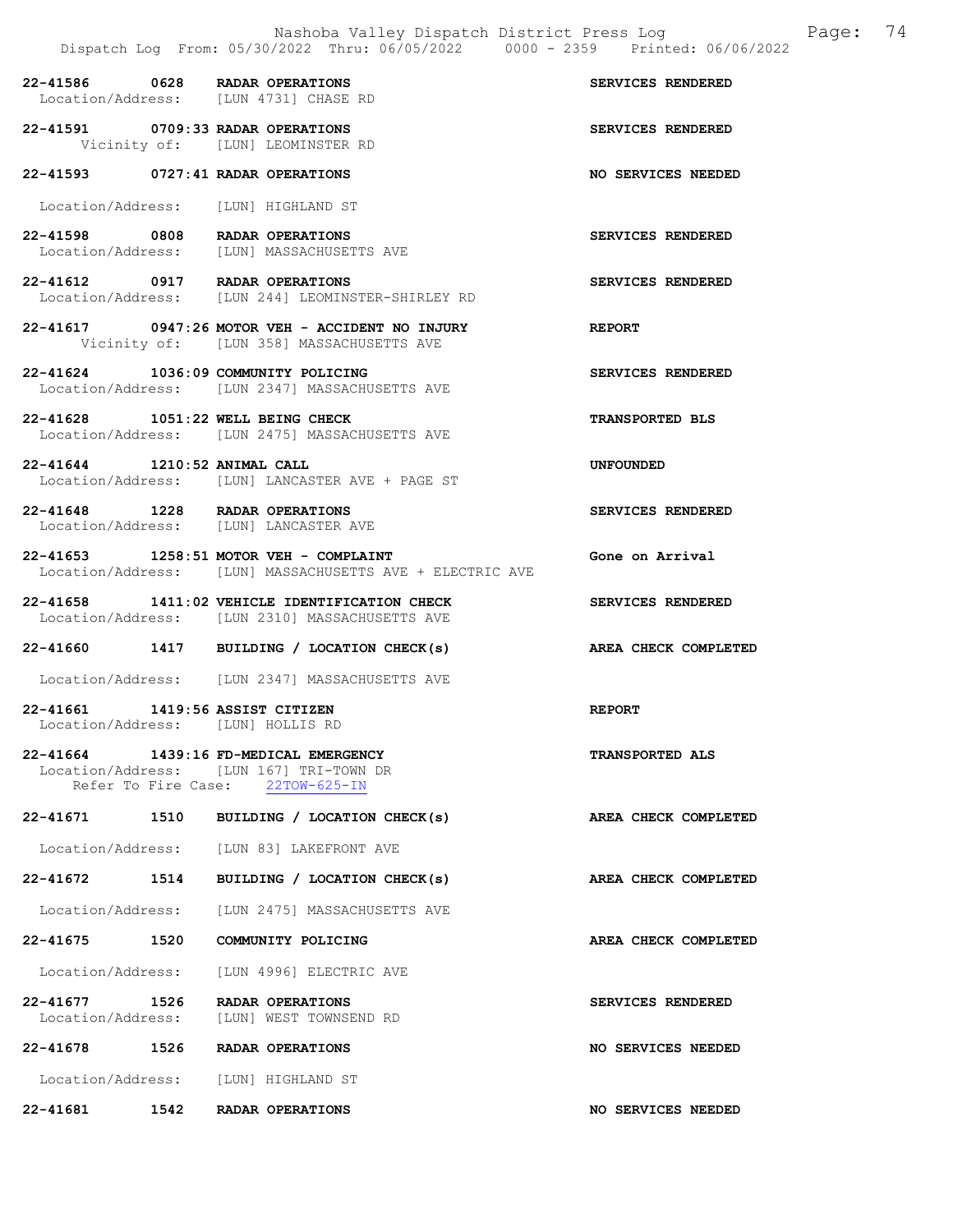22-41586 0628 RADAR OPERATIONS SERVICES RENDERED
Location/Address: [LUN 4731] CHASE RD

22-41591 0709:33 RADAR OPERATIONS SERVICES RENDERED
Vicinity of: [LUN] LEOMINSTER RD

22-41593 0727:41 RADAR OPERATIONS NO SERVICES NEEDED
Location/Address: [LUN] HIGHLAND ST

22-41598 0808 RADAR OPERATIONS SERVICES RENDERED
Location/Address: [LUN] MASSACHUSETTS AVE

22-41612 0917 RADAR OPERATIONS SERVICES RENDERED
Location/Address: [LUN 244] LEOMINSTER-SHIRLEY RD

22-41617 0947:26 MOTOR VEH - ACCIDENT NO INJURY REPORT
Vicinity of: [LUN 358] MASSACHUSETTS AVE

22-41624 1036:09 COMMUNITY POLICING SERVICES RENDERED
Location/Address: [LUN 2347] MASSACHUSETTS AVE

22-41628 1051:22 WELL BEING CHECK TRANSPORTED BLS
Location/Address: [LUN 2475] MASSACHUSETTS AVE

22-41644 1210:52 ANIMAL CALL UNFOUNDED
Location/Address: [LUN] LANCASTER AVE + PAGE ST

22-41648 1228 RADAR OPERATIONS SERVICES RENDERED
Location/Address: [LUN] LANCASTER AVE

22-41653 1258:51 MOTOR VEH - COMPLAINT Gone on Arrival
Location/Address: [LUN] MASSACHUSETTS AVE + ELECTRIC AVE

22-41658 1411:02 VEHICLE IDENTIFICATION CHECK SERVICES RENDERED
Location/Address: [LUN 2310] MASSACHUSETTS AVE

22-41660 1417 BUILDING / LOCATION CHECK(s) AREA CHECK COMPLETED
Location/Address: [LUN 2347] MASSACHUSETTS AVE

22-41661 1419:56 ASSIST CITIZEN REPORT
Location/Address: [LUN] HOLLIS RD

22-41664 1439:16 FD-MEDICAL EMERGENCY TRANSPORTED ALS
Location/Address: [LUN 167] TRI-TOWN DR
Refer To Fire Case: 22TOW-625-IN

22-41671 1510 BUILDING / LOCATION CHECK(s) AREA CHECK COMPLETED
Location/Address: [LUN 83] LAKEFRONT AVE

22-41672 1514 BUILDING / LOCATION CHECK(s) AREA CHECK COMPLETED
Location/Address: [LUN 2475] MASSACHUSETTS AVE

22-41675 1520 COMMUNITY POLICING AREA CHECK COMPLETED
Location/Address: [LUN 4996] ELECTRIC AVE

22-41677 1526 RADAR OPERATIONS SERVICES RENDERED
Location/Address: [LUN] WEST TOWNSEND RD

22-41678 1526 RADAR OPERATIONS NO SERVICES NEEDED
Location/Address: [LUN] HIGHLAND ST

22-41681 1542 RADAR OPERATIONS NO SERVICES NEEDED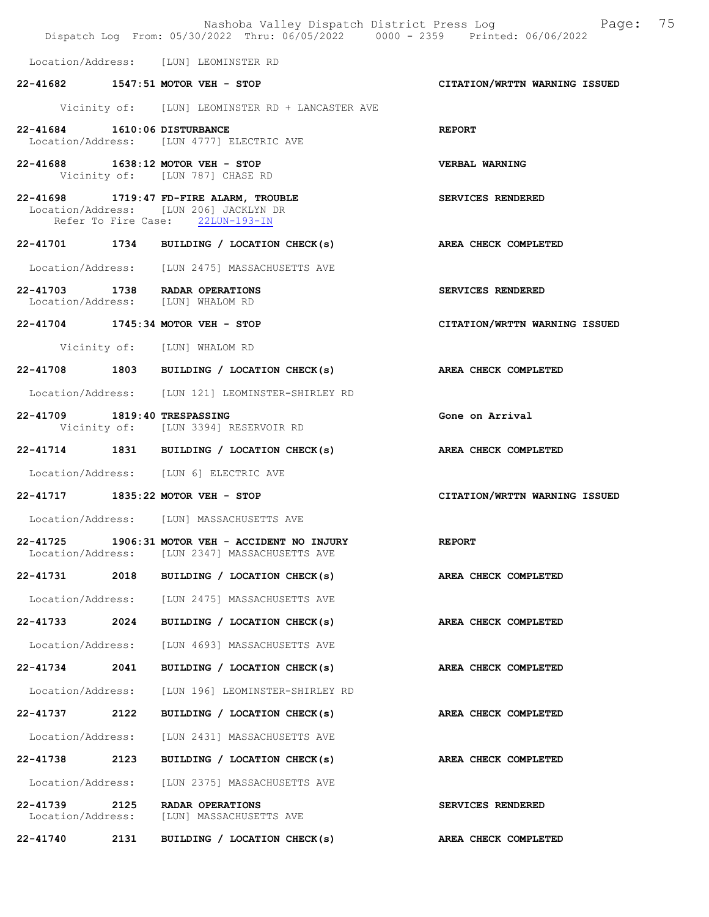Location/Address: [LUN] LEOMINSTER RD

**22-41682 1547:51 MOTOR VEH - STOP** — **CITATION/WRTTN WARNING ISSUED**
Vicinity of: [LUN] LEOMINSTER RD + LANCASTER AVE

**22-41684 1610:06 DISTURBANCE** — **REPORT**
Location/Address: [LUN 4777] ELECTRIC AVE

**22-41688 1638:12 MOTOR VEH - STOP** — **VERBAL WARNING**
Vicinity of: [LUN 787] CHASE RD

**22-41698 1719:47 FD-FIRE ALARM, TROUBLE** — **SERVICES RENDERED**
Location/Address: [LUN 206] JACKLYN DR
Refer To Fire Case: 22LUN-193-IN

**22-41701 1734 BUILDING / LOCATION CHECK(s)** — **AREA CHECK COMPLETED**
Location/Address: [LUN 2475] MASSACHUSETTS AVE

**22-41703 1738 RADAR OPERATIONS** — **SERVICES RENDERED**
Location/Address: [LUN] WHALOM RD

**22-41704 1745:34 MOTOR VEH - STOP** — **CITATION/WRTTN WARNING ISSUED**
Vicinity of: [LUN] WHALOM RD

**22-41708 1803 BUILDING / LOCATION CHECK(s)** — **AREA CHECK COMPLETED**
Location/Address: [LUN 121] LEOMINSTER-SHIRLEY RD

**22-41709 1819:40 TRESPASSING** — **Gone on Arrival**
Vicinity of: [LUN 3394] RESERVOIR RD

**22-41714 1831 BUILDING / LOCATION CHECK(s)** — **AREA CHECK COMPLETED**
Location/Address: [LUN 6] ELECTRIC AVE

**22-41717 1835:22 MOTOR VEH - STOP** — **CITATION/WRTTN WARNING ISSUED**
Location/Address: [LUN] MASSACHUSETTS AVE

**22-41725 1906:31 MOTOR VEH - ACCIDENT NO INJURY** — **REPORT**
Location/Address: [LUN 2347] MASSACHUSETTS AVE

**22-41731 2018 BUILDING / LOCATION CHECK(s)** — **AREA CHECK COMPLETED**
Location/Address: [LUN 2475] MASSACHUSETTS AVE

**22-41733 2024 BUILDING / LOCATION CHECK(s)** — **AREA CHECK COMPLETED**
Location/Address: [LUN 4693] MASSACHUSETTS AVE

**22-41734 2041 BUILDING / LOCATION CHECK(s)** — **AREA CHECK COMPLETED**
Location/Address: [LUN 196] LEOMINSTER-SHIRLEY RD

**22-41737 2122 BUILDING / LOCATION CHECK(s)** — **AREA CHECK COMPLETED**
Location/Address: [LUN 2431] MASSACHUSETTS AVE

**22-41738 2123 BUILDING / LOCATION CHECK(s)** — **AREA CHECK COMPLETED**
Location/Address: [LUN 2375] MASSACHUSETTS AVE

**22-41739 2125 RADAR OPERATIONS** — **SERVICES RENDERED**
Location/Address: [LUN] MASSACHUSETTS AVE

**22-41740 2131 BUILDING / LOCATION CHECK(s)** — **AREA CHECK COMPLETED**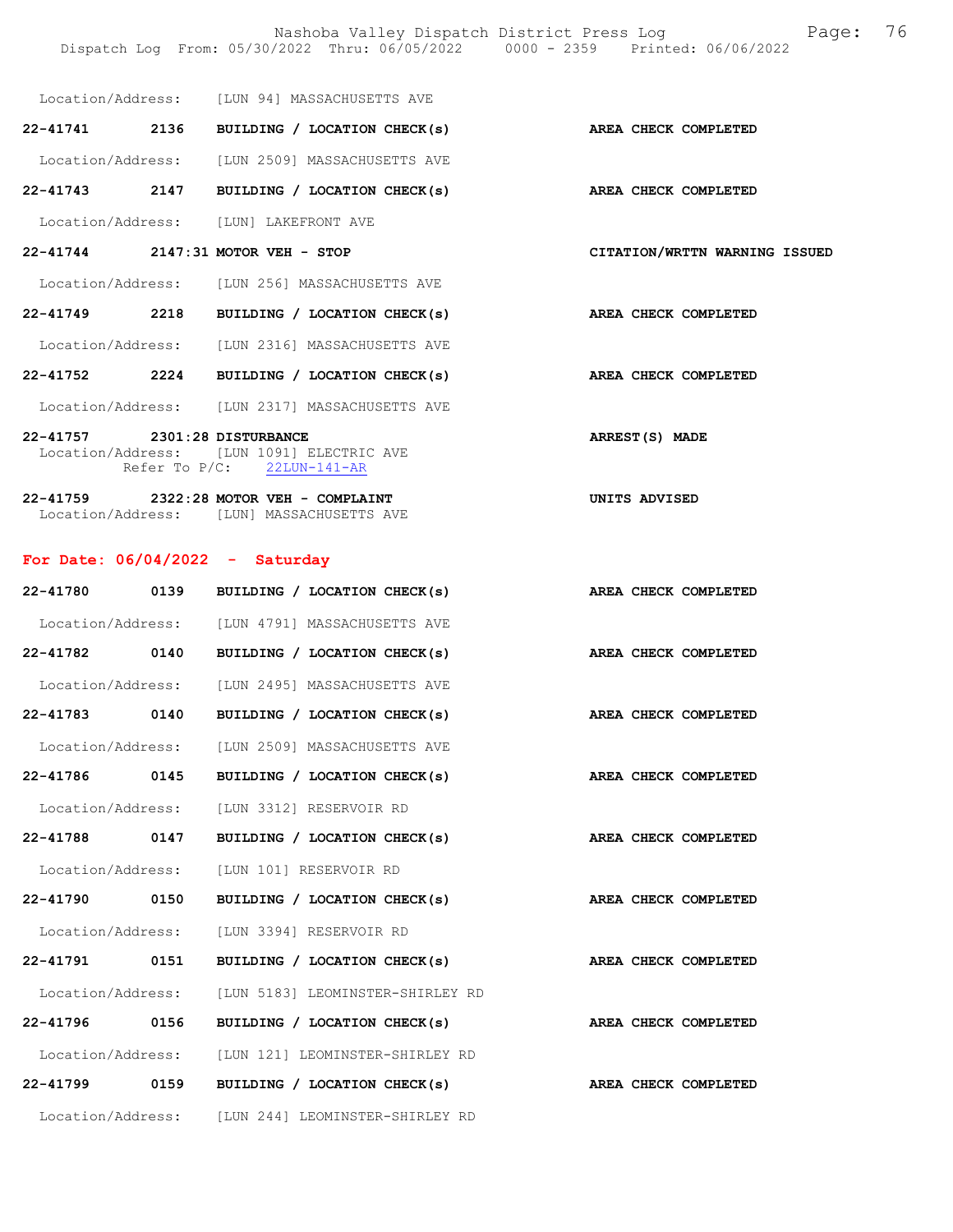Location/Address: [LUN 94] MASSACHUSETTS AVE

**22-41741** 2136 **BUILDING / LOCATION CHECK(s)** **AREA CHECK COMPLETED**

Location/Address: [LUN 2509] MASSACHUSETTS AVE

**22-41743** 2147 **BUILDING / LOCATION CHECK(s)** **AREA CHECK COMPLETED**

Location/Address: [LUN] LAKEFRONT AVE

**22-41744** 2147:31 **MOTOR VEH - STOP** **CITATION/WRTTN WARNING ISSUED**

Location/Address: [LUN 256] MASSACHUSETTS AVE

**22-41749** 2218 **BUILDING / LOCATION CHECK(s)** **AREA CHECK COMPLETED**

Location/Address: [LUN 2316] MASSACHUSETTS AVE

**22-41752** 2224 **BUILDING / LOCATION CHECK(s)** **AREA CHECK COMPLETED**

Location/Address: [LUN 2317] MASSACHUSETTS AVE

**22-41757** 2301:28 **DISTURBANCE** **ARREST(S) MADE**
Location/Address: [LUN 1091] ELECTRIC AVE
Refer To P/C: 22LUN-141-AR

**22-41759** 2322:28 **MOTOR VEH - COMPLAINT** **UNITS ADVISED**
Location/Address: [LUN] MASSACHUSETTS AVE

## For Date: 06/04/2022 - Saturday

**22-41780** 0139 **BUILDING / LOCATION CHECK(s)** **AREA CHECK COMPLETED**

Location/Address: [LUN 4791] MASSACHUSETTS AVE

**22-41782** 0140 **BUILDING / LOCATION CHECK(s)** **AREA CHECK COMPLETED**

Location/Address: [LUN 2495] MASSACHUSETTS AVE

**22-41783** 0140 **BUILDING / LOCATION CHECK(s)** **AREA CHECK COMPLETED**

Location/Address: [LUN 2509] MASSACHUSETTS AVE

**22-41786** 0145 **BUILDING / LOCATION CHECK(s)** **AREA CHECK COMPLETED**

Location/Address: [LUN 3312] RESERVOIR RD

**22-41788** 0147 **BUILDING / LOCATION CHECK(s)** **AREA CHECK COMPLETED**

Location/Address: [LUN 101] RESERVOIR RD

**22-41790** 0150 **BUILDING / LOCATION CHECK(s)** **AREA CHECK COMPLETED**

Location/Address: [LUN 3394] RESERVOIR RD

**22-41791** 0151 **BUILDING / LOCATION CHECK(s)** **AREA CHECK COMPLETED**

Location/Address: [LUN 5183] LEOMINSTER-SHIRLEY RD

**22-41796** 0156 **BUILDING / LOCATION CHECK(s)** **AREA CHECK COMPLETED**

Location/Address: [LUN 121] LEOMINSTER-SHIRLEY RD

**22-41799** 0159 **BUILDING / LOCATION CHECK(s)** **AREA CHECK COMPLETED**

Location/Address: [LUN 244] LEOMINSTER-SHIRLEY RD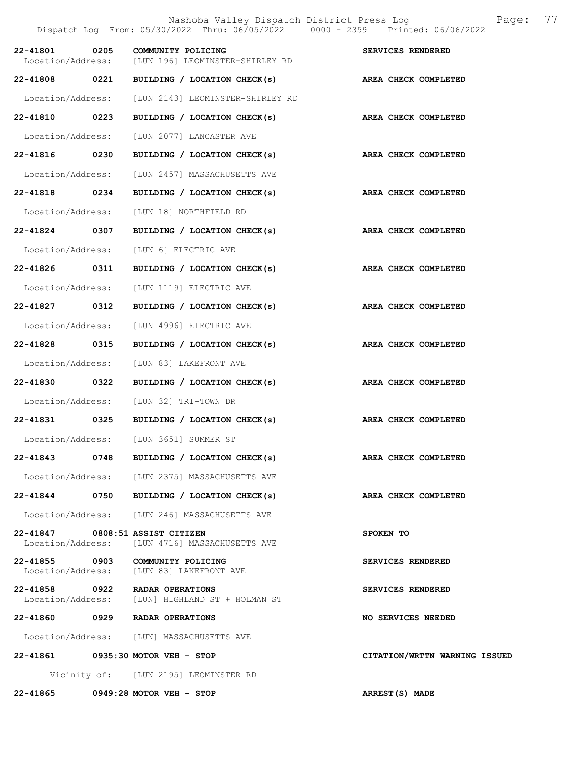Dispatch Log From: 05/30/2022 Thru: 06/05/2022 0000 - 2359 Printed: 06/06/2022

**22-41801 0205 COMMUNITY POLICING** — SERVICES RENDERED
Location/Address: [LUN 196] LEOMINSTER-SHIRLEY RD

**22-41808 0221 BUILDING / LOCATION CHECK(s)** — AREA CHECK COMPLETED
Location/Address: [LUN 2143] LEOMINSTER-SHIRLEY RD

**22-41810 0223 BUILDING / LOCATION CHECK(s)** — AREA CHECK COMPLETED
Location/Address: [LUN 2077] LANCASTER AVE

**22-41816 0230 BUILDING / LOCATION CHECK(s)** — AREA CHECK COMPLETED
Location/Address: [LUN 2457] MASSACHUSETTS AVE

**22-41818 0234 BUILDING / LOCATION CHECK(s)** — AREA CHECK COMPLETED
Location/Address: [LUN 18] NORTHFIELD RD

**22-41824 0307 BUILDING / LOCATION CHECK(s)** — AREA CHECK COMPLETED
Location/Address: [LUN 6] ELECTRIC AVE

**22-41826 0311 BUILDING / LOCATION CHECK(s)** — AREA CHECK COMPLETED
Location/Address: [LUN 1119] ELECTRIC AVE

**22-41827 0312 BUILDING / LOCATION CHECK(s)** — AREA CHECK COMPLETED
Location/Address: [LUN 4996] ELECTRIC AVE

**22-41828 0315 BUILDING / LOCATION CHECK(s)** — AREA CHECK COMPLETED
Location/Address: [LUN 83] LAKEFRONT AVE

**22-41830 0322 BUILDING / LOCATION CHECK(s)** — AREA CHECK COMPLETED
Location/Address: [LUN 32] TRI-TOWN DR

**22-41831 0325 BUILDING / LOCATION CHECK(s)** — AREA CHECK COMPLETED
Location/Address: [LUN 3651] SUMMER ST

**22-41843 0748 BUILDING / LOCATION CHECK(s)** — AREA CHECK COMPLETED
Location/Address: [LUN 2375] MASSACHUSETTS AVE

**22-41844 0750 BUILDING / LOCATION CHECK(s)** — AREA CHECK COMPLETED
Location/Address: [LUN 246] MASSACHUSETTS AVE

**22-41847 0808:51 ASSIST CITIZEN** — SPOKEN TO
Location/Address: [LUN 4716] MASSACHUSETTS AVE

**22-41855 0903 COMMUNITY POLICING** — SERVICES RENDERED
Location/Address: [LUN 83] LAKEFRONT AVE

**22-41858 0922 RADAR OPERATIONS** — SERVICES RENDERED
Location/Address: [LUN] HIGHLAND ST + HOLMAN ST

**22-41860 0929 RADAR OPERATIONS** — NO SERVICES NEEDED
Location/Address: [LUN] MASSACHUSETTS AVE

**22-41861 0935:30 MOTOR VEH - STOP** — CITATION/WRTTN WARNING ISSUED
Vicinity of: [LUN 2195] LEOMINSTER RD

**22-41865 0949:28 MOTOR VEH - STOP** — ARREST(S) MADE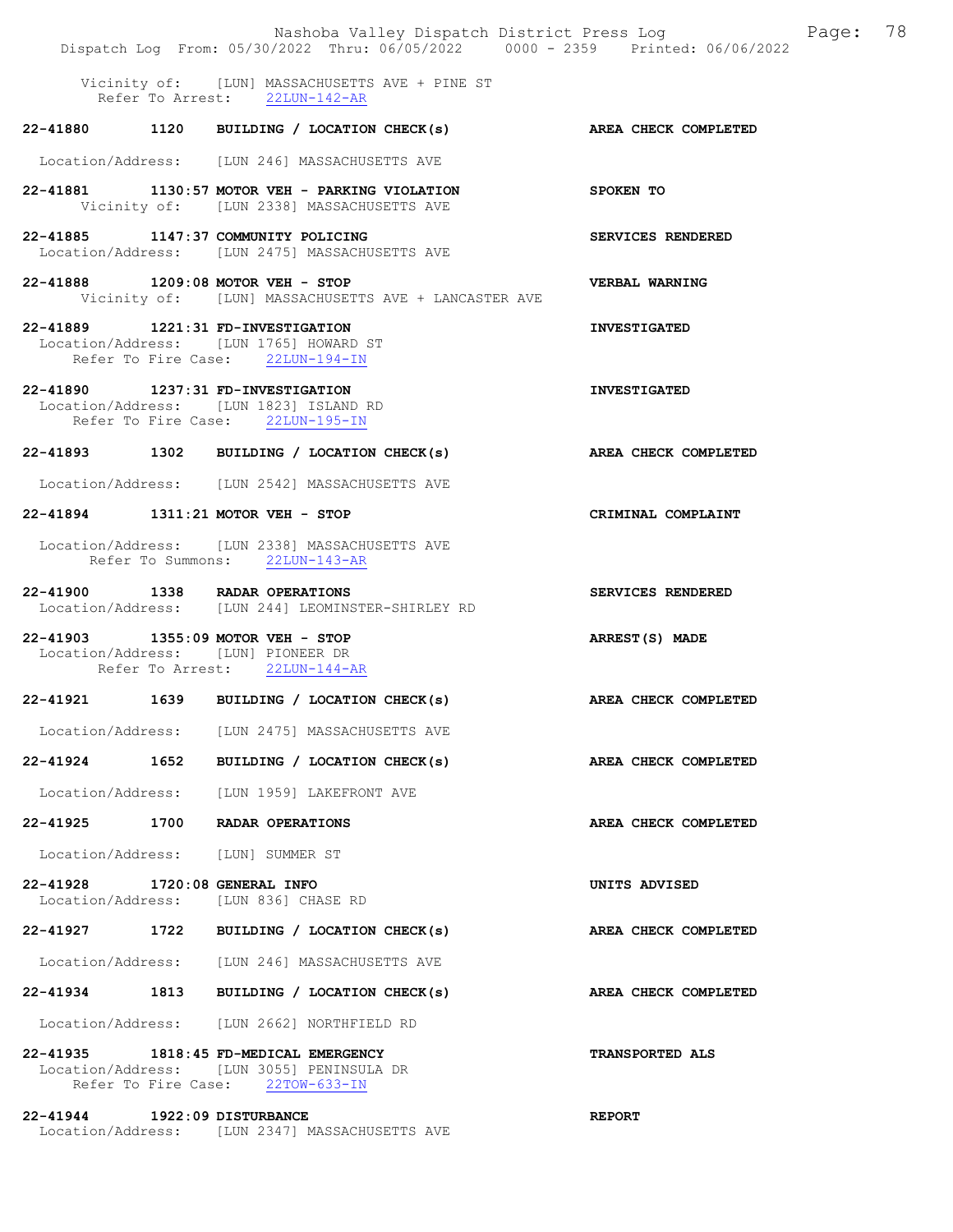Vicinity of: [LUN] MASSACHUSETTS AVE + PINE ST
Refer To Arrest: 22LUN-142-AR

**22-41880 1120 BUILDING / LOCATION CHECK(s)** **AREA CHECK COMPLETED**

Location/Address: [LUN 246] MASSACHUSETTS AVE

**22-41881 1130:57 MOTOR VEH - PARKING VIOLATION** **SPOKEN TO**
Vicinity of: [LUN 2338] MASSACHUSETTS AVE

**22-41885 1147:37 COMMUNITY POLICING** **SERVICES RENDERED**
Location/Address: [LUN 2475] MASSACHUSETTS AVE

**22-41888 1209:08 MOTOR VEH - STOP** **VERBAL WARNING**
Vicinity of: [LUN] MASSACHUSETTS AVE + LANCASTER AVE

**22-41889 1221:31 FD-INVESTIGATION** **INVESTIGATED**
Location/Address: [LUN 1765] HOWARD ST
Refer To Fire Case: 22LUN-194-IN

**22-41890 1237:31 FD-INVESTIGATION** **INVESTIGATED**
Location/Address: [LUN 1823] ISLAND RD
Refer To Fire Case: 22LUN-195-IN

**22-41893 1302 BUILDING / LOCATION CHECK(s)** **AREA CHECK COMPLETED**

Location/Address: [LUN 2542] MASSACHUSETTS AVE

**22-41894 1311:21 MOTOR VEH - STOP** **CRIMINAL COMPLAINT**

Location/Address: [LUN 2338] MASSACHUSETTS AVE
Refer To Summons: 22LUN-143-AR

**22-41900 1338 RADAR OPERATIONS** **SERVICES RENDERED**
Location/Address: [LUN 244] LEOMINSTER-SHIRLEY RD

**22-41903 1355:09 MOTOR VEH - STOP** **ARREST(S) MADE**
Location/Address: [LUN] PIONEER DR
Refer To Arrest: 22LUN-144-AR

**22-41921 1639 BUILDING / LOCATION CHECK(s)** **AREA CHECK COMPLETED**

Location/Address: [LUN 2475] MASSACHUSETTS AVE

**22-41924 1652 BUILDING / LOCATION CHECK(s)** **AREA CHECK COMPLETED**

Location/Address: [LUN 1959] LAKEFRONT AVE

**22-41925 1700 RADAR OPERATIONS** **AREA CHECK COMPLETED**

Location/Address: [LUN] SUMMER ST

**22-41928 1720:08 GENERAL INFO** **UNITS ADVISED**
Location/Address: [LUN 836] CHASE RD

**22-41927 1722 BUILDING / LOCATION CHECK(s)** **AREA CHECK COMPLETED**

Location/Address: [LUN 246] MASSACHUSETTS AVE

**22-41934 1813 BUILDING / LOCATION CHECK(s)** **AREA CHECK COMPLETED**

Location/Address: [LUN 2662] NORTHFIELD RD

**22-41935 1818:45 FD-MEDICAL EMERGENCY** **TRANSPORTED ALS**
Location/Address: [LUN 3055] PENINSULA DR
Refer To Fire Case: 22TOW-633-IN

**22-41944 1922:09 DISTURBANCE** **REPORT**
Location/Address: [LUN 2347] MASSACHUSETTS AVE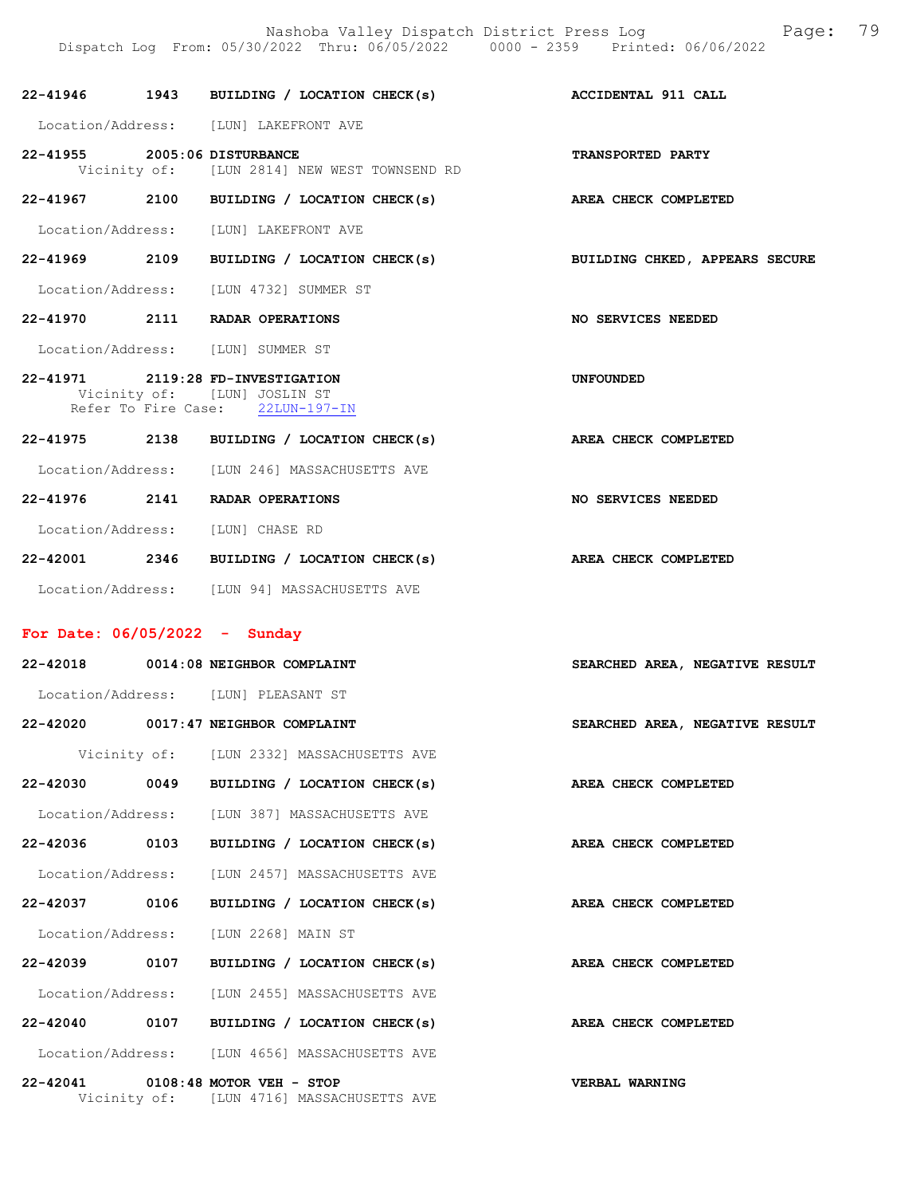22-41946 1943 BUILDING / LOCATION CHECK(s) ACCIDENTAL 911 CALL

Location/Address: [LUN] LAKEFRONT AVE

22-41955 2005:06 DISTURBANCE TRANSPORTED PARTY
Vicinity of: [LUN 2814] NEW WEST TOWNSEND RD

22-41967 2100 BUILDING / LOCATION CHECK(s) AREA CHECK COMPLETED

Location/Address: [LUN] LAKEFRONT AVE

22-41969 2109 BUILDING / LOCATION CHECK(s) BUILDING CHKED, APPEARS SECURE

Location/Address: [LUN 4732] SUMMER ST

22-41970 2111 RADAR OPERATIONS NO SERVICES NEEDED

Location/Address: [LUN] SUMMER ST

22-41971 2119:28 FD-INVESTIGATION UNFOUNDED
Vicinity of: [LUN] JOSLIN ST
Refer To Fire Case: 22LUN-197-IN

22-41975 2138 BUILDING / LOCATION CHECK(s) AREA CHECK COMPLETED

Location/Address: [LUN 246] MASSACHUSETTS AVE

22-41976 2141 RADAR OPERATIONS NO SERVICES NEEDED

Location/Address: [LUN] CHASE RD

22-42001 2346 BUILDING / LOCATION CHECK(s) AREA CHECK COMPLETED

Location/Address: [LUN 94] MASSACHUSETTS AVE

## For Date: 06/05/2022 - Sunday

22-42018 0014:08 NEIGHBOR COMPLAINT SEARCHED AREA, NEGATIVE RESULT

Location/Address: [LUN] PLEASANT ST

22-42020 0017:47 NEIGHBOR COMPLAINT SEARCHED AREA, NEGATIVE RESULT

Vicinity of: [LUN 2332] MASSACHUSETTS AVE

22-42030 0049 BUILDING / LOCATION CHECK(s) AREA CHECK COMPLETED

Location/Address: [LUN 387] MASSACHUSETTS AVE

22-42036 0103 BUILDING / LOCATION CHECK(s) AREA CHECK COMPLETED

Location/Address: [LUN 2457] MASSACHUSETTS AVE

22-42037 0106 BUILDING / LOCATION CHECK(s) AREA CHECK COMPLETED

Location/Address: [LUN 2268] MAIN ST

22-42039 0107 BUILDING / LOCATION CHECK(s) AREA CHECK COMPLETED

Location/Address: [LUN 2455] MASSACHUSETTS AVE

22-42040 0107 BUILDING / LOCATION CHECK(s) AREA CHECK COMPLETED

Location/Address: [LUN 4656] MASSACHUSETTS AVE

22-42041 0108:48 MOTOR VEH - STOP VERBAL WARNING
Vicinity of: [LUN 4716] MASSACHUSETTS AVE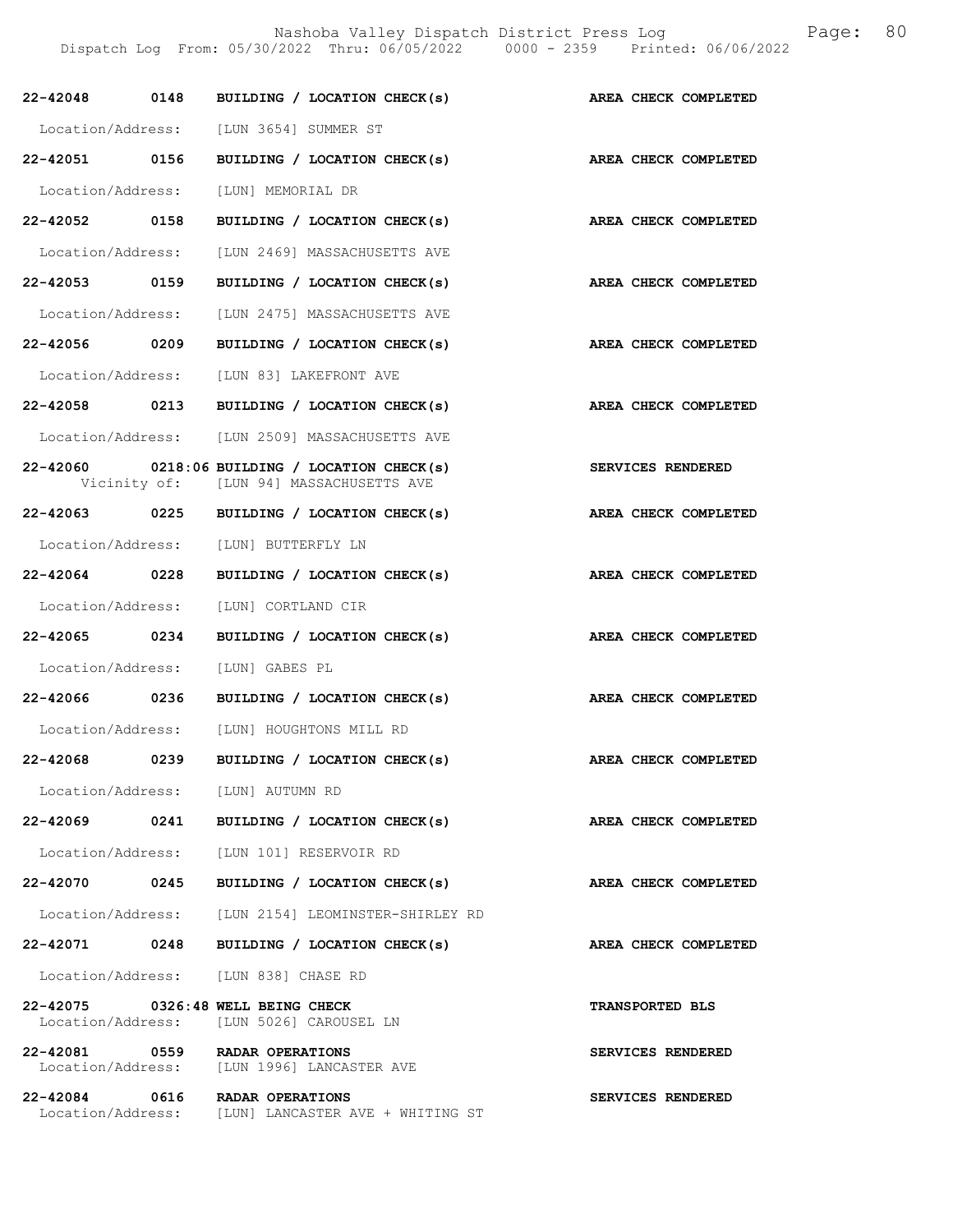22-42048 0148 BUILDING / LOCATION CHECK(s) AREA CHECK COMPLETED

Location/Address: [LUN 3654] SUMMER ST

22-42051 0156 BUILDING / LOCATION CHECK(s) AREA CHECK COMPLETED

Location/Address: [LUN] MEMORIAL DR

22-42052 0158 BUILDING / LOCATION CHECK(s) AREA CHECK COMPLETED

Location/Address: [LUN 2469] MASSACHUSETTS AVE

22-42053 0159 BUILDING / LOCATION CHECK(s) AREA CHECK COMPLETED

Location/Address: [LUN 2475] MASSACHUSETTS AVE

22-42056 0209 BUILDING / LOCATION CHECK(s) AREA CHECK COMPLETED

Location/Address: [LUN 83] LAKEFRONT AVE

22-42058 0213 BUILDING / LOCATION CHECK(s) AREA CHECK COMPLETED

Location/Address: [LUN 2509] MASSACHUSETTS AVE

22-42060 0218:06 BUILDING / LOCATION CHECK(s) SERVICES RENDERED
Vicinity of: [LUN 94] MASSACHUSETTS AVE

22-42063 0225 BUILDING / LOCATION CHECK(s) AREA CHECK COMPLETED

Location/Address: [LUN] BUTTERFLY LN

22-42064 0228 BUILDING / LOCATION CHECK(s) AREA CHECK COMPLETED

Location/Address: [LUN] CORTLAND CIR

22-42065 0234 BUILDING / LOCATION CHECK(s) AREA CHECK COMPLETED

Location/Address: [LUN] GABES PL

22-42066 0236 BUILDING / LOCATION CHECK(s) AREA CHECK COMPLETED

Location/Address: [LUN] HOUGHTONS MILL RD

22-42068 0239 BUILDING / LOCATION CHECK(s) AREA CHECK COMPLETED

Location/Address: [LUN] AUTUMN RD

22-42069 0241 BUILDING / LOCATION CHECK(s) AREA CHECK COMPLETED

Location/Address: [LUN 101] RESERVOIR RD

22-42070 0245 BUILDING / LOCATION CHECK(s) AREA CHECK COMPLETED

Location/Address: [LUN 2154] LEOMINSTER-SHIRLEY RD

22-42071 0248 BUILDING / LOCATION CHECK(s) AREA CHECK COMPLETED

Location/Address: [LUN 838] CHASE RD

22-42075 0326:48 WELL BEING CHECK TRANSPORTED BLS
Location/Address: [LUN 5026] CAROUSEL LN

22-42081 0559 RADAR OPERATIONS SERVICES RENDERED
Location/Address: [LUN 1996] LANCASTER AVE

22-42084 0616 RADAR OPERATIONS SERVICES RENDERED
Location/Address: [LUN] LANCASTER AVE + WHITING ST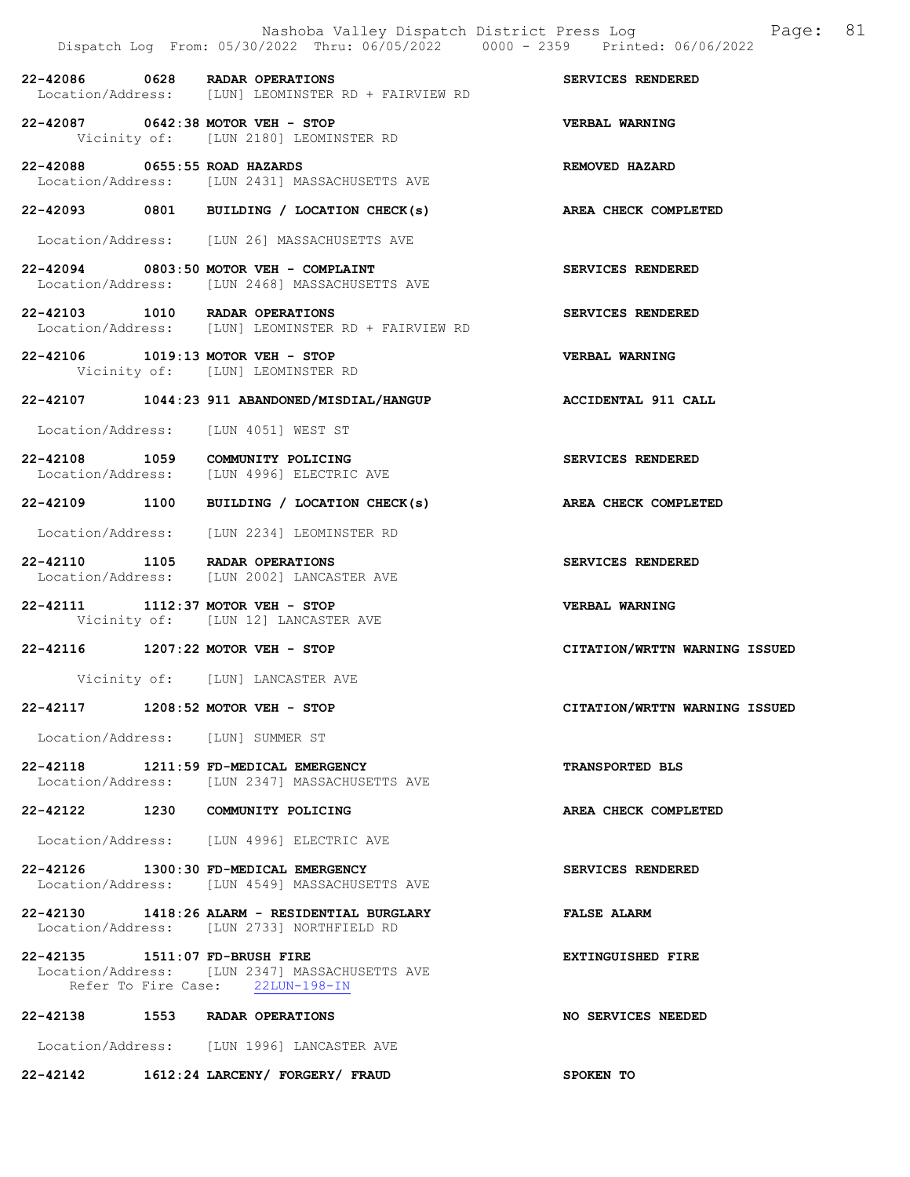22-42086 0628 RADAR OPERATIONS SERVICES RENDERED
Location/Address: [LUN] LEOMINSTER RD + FAIRVIEW RD

22-42087 0642:38 MOTOR VEH - STOP VERBAL WARNING
Vicinity of: [LUN 2180] LEOMINSTER RD

22-42088 0655:55 ROAD HAZARDS REMOVED HAZARD
Location/Address: [LUN 2431] MASSACHUSETTS AVE

22-42093 0801 BUILDING / LOCATION CHECK(s) AREA CHECK COMPLETED
Location/Address: [LUN 26] MASSACHUSETTS AVE

22-42094 0803:50 MOTOR VEH - COMPLAINT SERVICES RENDERED
Location/Address: [LUN 2468] MASSACHUSETTS AVE

22-42103 1010 RADAR OPERATIONS SERVICES RENDERED
Location/Address: [LUN] LEOMINSTER RD + FAIRVIEW RD

22-42106 1019:13 MOTOR VEH - STOP VERBAL WARNING
Vicinity of: [LUN] LEOMINSTER RD

22-42107 1044:23 911 ABANDONED/MISDIAL/HANGUP ACCIDENTAL 911 CALL
Location/Address: [LUN 4051] WEST ST

22-42108 1059 COMMUNITY POLICING SERVICES RENDERED
Location/Address: [LUN 4996] ELECTRIC AVE

22-42109 1100 BUILDING / LOCATION CHECK(s) AREA CHECK COMPLETED
Location/Address: [LUN 2234] LEOMINSTER RD

22-42110 1105 RADAR OPERATIONS SERVICES RENDERED
Location/Address: [LUN 2002] LANCASTER AVE

22-42111 1112:37 MOTOR VEH - STOP VERBAL WARNING
Vicinity of: [LUN 12] LANCASTER AVE

22-42116 1207:22 MOTOR VEH - STOP CITATION/WRTTN WARNING ISSUED
Vicinity of: [LUN] LANCASTER AVE

22-42117 1208:52 MOTOR VEH - STOP CITATION/WRTTN WARNING ISSUED
Location/Address: [LUN] SUMMER ST

22-42118 1211:59 FD-MEDICAL EMERGENCY TRANSPORTED BLS
Location/Address: [LUN 2347] MASSACHUSETTS AVE

22-42122 1230 COMMUNITY POLICING AREA CHECK COMPLETED
Location/Address: [LUN 4996] ELECTRIC AVE

22-42126 1300:30 FD-MEDICAL EMERGENCY SERVICES RENDERED
Location/Address: [LUN 4549] MASSACHUSETTS AVE

22-42130 1418:26 ALARM - RESIDENTIAL BURGLARY FALSE ALARM
Location/Address: [LUN 2733] NORTHFIELD RD

22-42135 1511:07 FD-BRUSH FIRE EXTINGUISHED FIRE
Location/Address: [LUN 2347] MASSACHUSETTS AVE
Refer To Fire Case: 22LUN-198-IN

22-42138 1553 RADAR OPERATIONS NO SERVICES NEEDED
Location/Address: [LUN 1996] LANCASTER AVE

22-42142 1612:24 LARCENY/ FORGERY/ FRAUD SPOKEN TO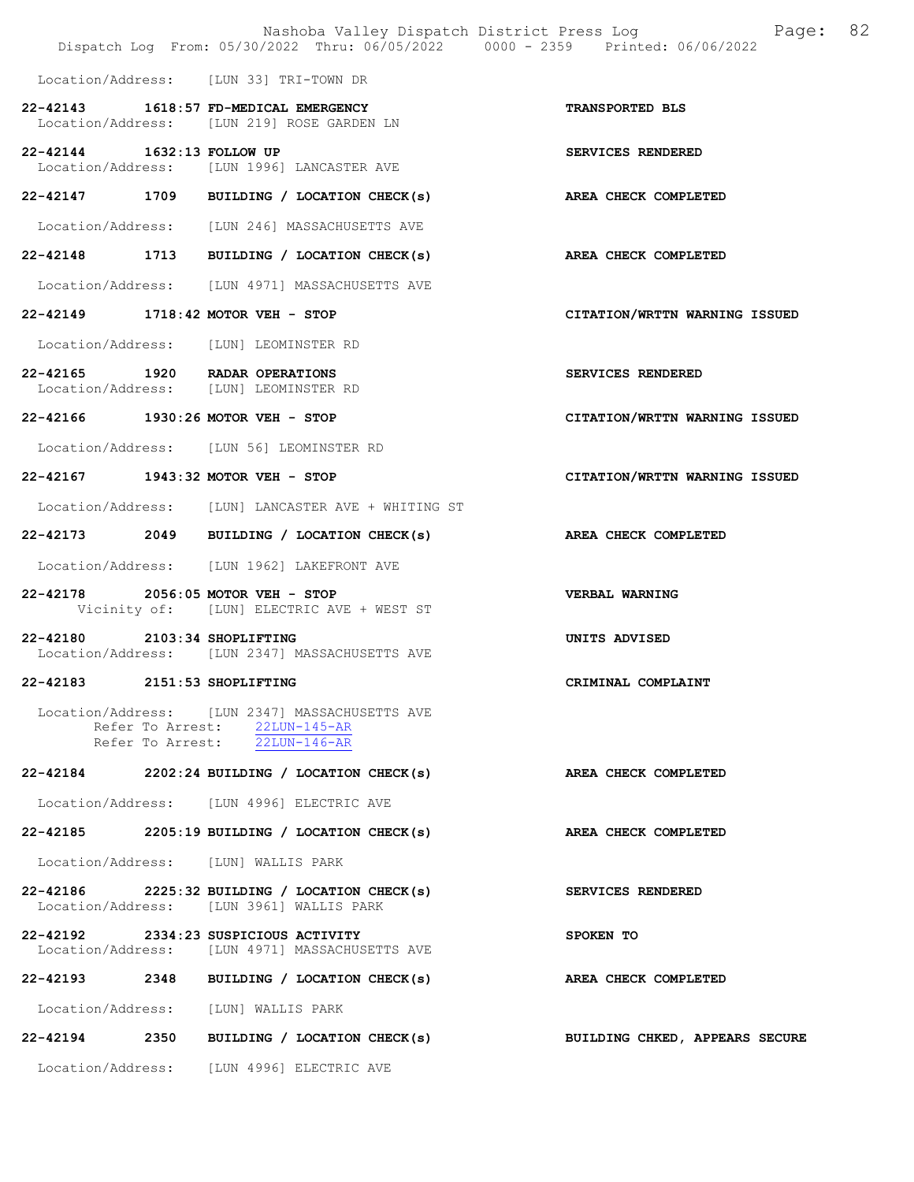Location/Address: [LUN 33] TRI-TOWN DR

22-42143 1618:57 FD-MEDICAL EMERGENCY TRANSPORTED BLS
Location/Address: [LUN 219] ROSE GARDEN LN

22-42144 1632:13 FOLLOW UP SERVICES RENDERED
Location/Address: [LUN 1996] LANCASTER AVE

22-42147 1709 BUILDING / LOCATION CHECK(s) AREA CHECK COMPLETED
Location/Address: [LUN 246] MASSACHUSETTS AVE

22-42148 1713 BUILDING / LOCATION CHECK(s) AREA CHECK COMPLETED
Location/Address: [LUN 4971] MASSACHUSETTS AVE

22-42149 1718:42 MOTOR VEH - STOP CITATION/WRTTN WARNING ISSUED
Location/Address: [LUN] LEOMINSTER RD

22-42165 1920 RADAR OPERATIONS SERVICES RENDERED
Location/Address: [LUN] LEOMINSTER RD

22-42166 1930:26 MOTOR VEH - STOP CITATION/WRTTN WARNING ISSUED
Location/Address: [LUN 56] LEOMINSTER RD

22-42167 1943:32 MOTOR VEH - STOP CITATION/WRTTN WARNING ISSUED
Location/Address: [LUN] LANCASTER AVE + WHITING ST

22-42173 2049 BUILDING / LOCATION CHECK(s) AREA CHECK COMPLETED
Location/Address: [LUN 1962] LAKEFRONT AVE

22-42178 2056:05 MOTOR VEH - STOP VERBAL WARNING
Vicinity of: [LUN] ELECTRIC AVE + WEST ST

22-42180 2103:34 SHOPLIFTING UNITS ADVISED
Location/Address: [LUN 2347] MASSACHUSETTS AVE

22-42183 2151:53 SHOPLIFTING CRIMINAL COMPLAINT
Location/Address: [LUN 2347] MASSACHUSETTS AVE
Refer To Arrest: 22LUN-145-AR
Refer To Arrest: 22LUN-146-AR

22-42184 2202:24 BUILDING / LOCATION CHECK(s) AREA CHECK COMPLETED
Location/Address: [LUN 4996] ELECTRIC AVE

22-42185 2205:19 BUILDING / LOCATION CHECK(s) AREA CHECK COMPLETED
Location/Address: [LUN] WALLIS PARK

22-42186 2225:32 BUILDING / LOCATION CHECK(s) SERVICES RENDERED
Location/Address: [LUN 3961] WALLIS PARK

22-42192 2334:23 SUSPICIOUS ACTIVITY SPOKEN TO
Location/Address: [LUN 4971] MASSACHUSETTS AVE

22-42193 2348 BUILDING / LOCATION CHECK(s) AREA CHECK COMPLETED
Location/Address: [LUN] WALLIS PARK

22-42194 2350 BUILDING / LOCATION CHECK(s) BUILDING CHKED, APPEARS SECURE
Location/Address: [LUN 4996] ELECTRIC AVE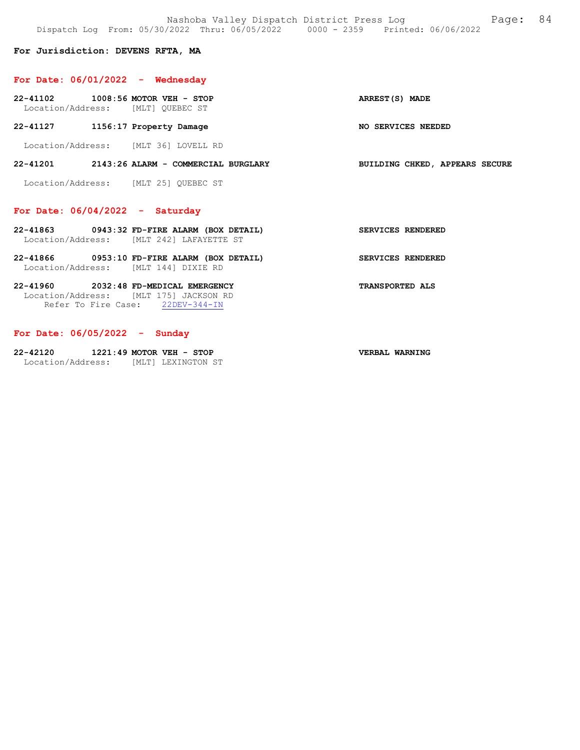**For Jurisdiction: DEVENS RFTA, MA**

## For Date: 06/01/2022 - Wednesday

**22-41102 1008:56 MOTOR VEH - STOP** — **ARREST(S) MADE**
Location/Address: [MLT] QUEBEC ST

**22-41127 1156:17 Property Damage** — **NO SERVICES NEEDED**
Location/Address: [MLT 36] LOVELL RD

**22-41201 2143:26 ALARM - COMMERCIAL BURGLARY** — **BUILDING CHKED, APPEARS SECURE**
Location/Address: [MLT 25] QUEBEC ST

## For Date: 06/04/2022 - Saturday

**22-41863 0943:32 FD-FIRE ALARM (BOX DETAIL)** — **SERVICES RENDERED**
Location/Address: [MLT 242] LAFAYETTE ST

**22-41866 0953:10 FD-FIRE ALARM (BOX DETAIL)** — **SERVICES RENDERED**
Location/Address: [MLT 144] DIXIE RD

**22-41960 2032:48 FD-MEDICAL EMERGENCY** — **TRANSPORTED ALS**
Location/Address: [MLT 175] JACKSON RD
Refer To Fire Case: 22DEV-344-IN

## For Date: 06/05/2022 - Sunday

**22-42120 1221:49 MOTOR VEH - STOP** — **VERBAL WARNING**
Location/Address: [MLT] LEXINGTON ST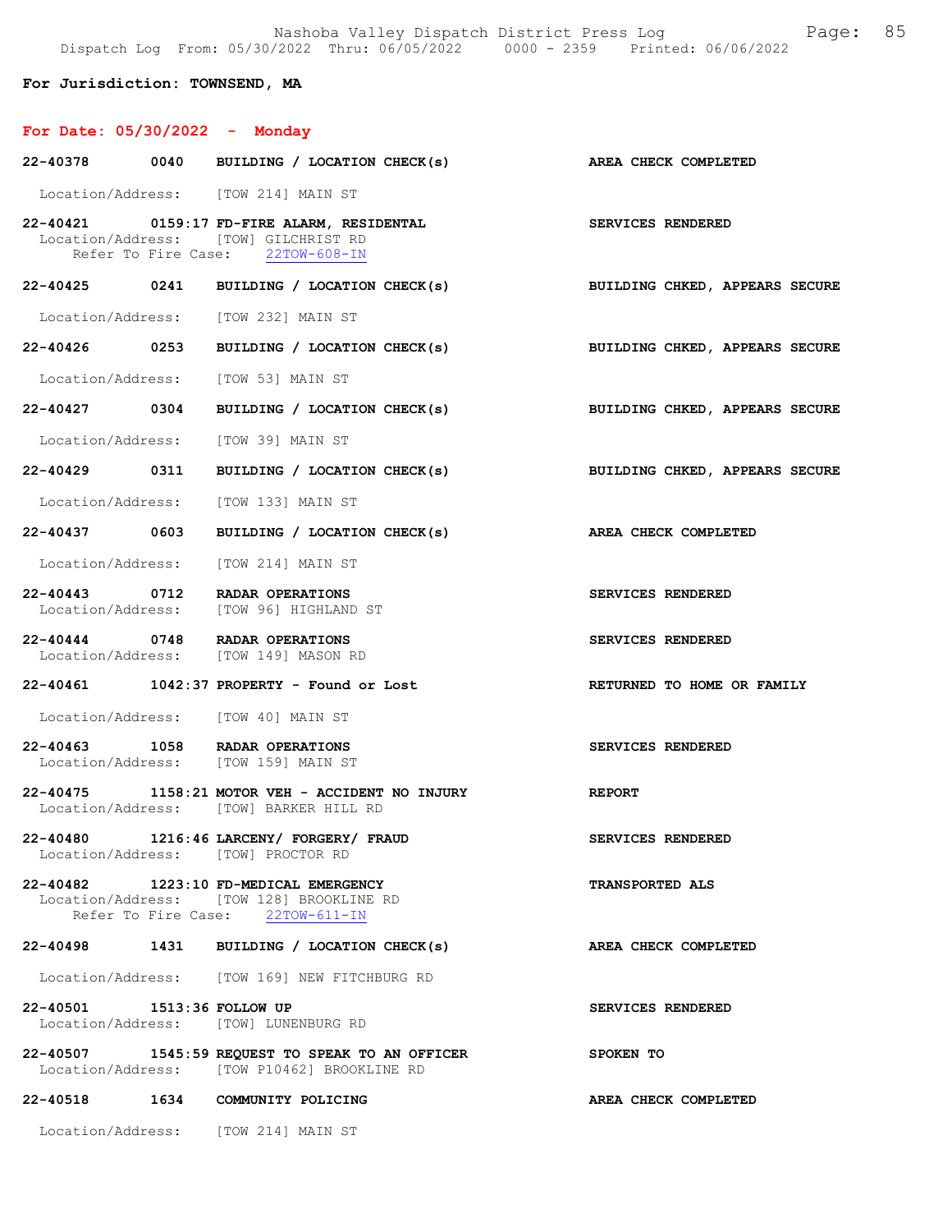**For Jurisdiction: TOWNSEND, MA**

## For Date: 05/30/2022 - Monday

**22-40378 0040 BUILDING / LOCATION CHECK(s)** — AREA CHECK COMPLETED
Location/Address: [TOW 214] MAIN ST

**22-40421 0159:17 FD-FIRE ALARM, RESIDENTAL** — SERVICES RENDERED
Location/Address: [TOW] GILCHRIST RD
Refer To Fire Case: 22TOW-608-IN

**22-40425 0241 BUILDING / LOCATION CHECK(s)** — BUILDING CHKED, APPEARS SECURE
Location/Address: [TOW 232] MAIN ST

**22-40426 0253 BUILDING / LOCATION CHECK(s)** — BUILDING CHKED, APPEARS SECURE
Location/Address: [TOW 53] MAIN ST

**22-40427 0304 BUILDING / LOCATION CHECK(s)** — BUILDING CHKED, APPEARS SECURE
Location/Address: [TOW 39] MAIN ST

**22-40429 0311 BUILDING / LOCATION CHECK(s)** — BUILDING CHKED, APPEARS SECURE
Location/Address: [TOW 133] MAIN ST

**22-40437 0603 BUILDING / LOCATION CHECK(s)** — AREA CHECK COMPLETED
Location/Address: [TOW 214] MAIN ST

**22-40443 0712 RADAR OPERATIONS** — SERVICES RENDERED
Location/Address: [TOW 96] HIGHLAND ST

**22-40444 0748 RADAR OPERATIONS** — SERVICES RENDERED
Location/Address: [TOW 149] MASON RD

**22-40461 1042:37 PROPERTY - Found or Lost** — RETURNED TO HOME OR FAMILY
Location/Address: [TOW 40] MAIN ST

**22-40463 1058 RADAR OPERATIONS** — SERVICES RENDERED
Location/Address: [TOW 159] MAIN ST

**22-40475 1158:21 MOTOR VEH - ACCIDENT NO INJURY** — REPORT
Location/Address: [TOW] BARKER HILL RD

**22-40480 1216:46 LARCENY/ FORGERY/ FRAUD** — SERVICES RENDERED
Location/Address: [TOW] PROCTOR RD

**22-40482 1223:10 FD-MEDICAL EMERGENCY** — TRANSPORTED ALS
Location/Address: [TOW 128] BROOKLINE RD
Refer To Fire Case: 22TOW-611-IN

**22-40498 1431 BUILDING / LOCATION CHECK(s)** — AREA CHECK COMPLETED
Location/Address: [TOW 169] NEW FITCHBURG RD

**22-40501 1513:36 FOLLOW UP** — SERVICES RENDERED
Location/Address: [TOW] LUNENBURG RD

**22-40507 1545:59 REQUEST TO SPEAK TO AN OFFICER** — SPOKEN TO
Location/Address: [TOW P10462] BROOKLINE RD

**22-40518 1634 COMMUNITY POLICING** — AREA CHECK COMPLETED
Location/Address: [TOW 214] MAIN ST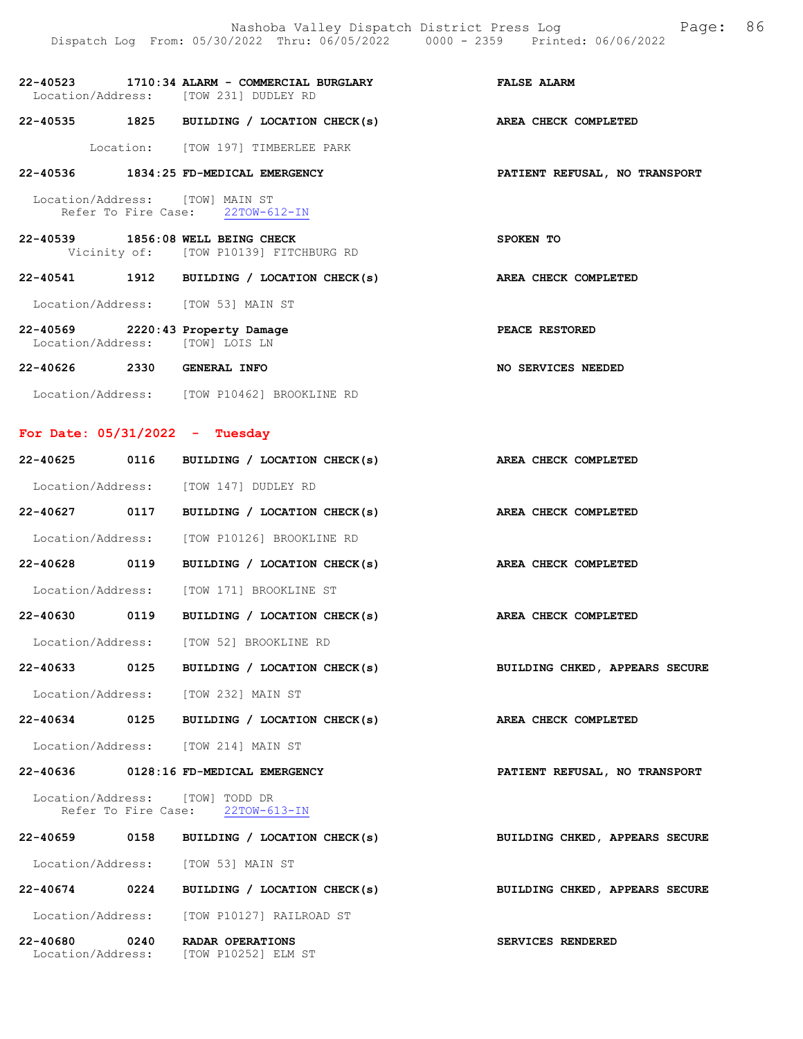22-40523 1710:34 ALARM - COMMERCIAL BURGLARY FALSE ALARM
Location/Address: [TOW 231] DUDLEY RD

22-40535 1825 BUILDING / LOCATION CHECK(s) AREA CHECK COMPLETED

Location: [TOW 197] TIMBERLEE PARK

22-40536 1834:25 FD-MEDICAL EMERGENCY PATIENT REFUSAL, NO TRANSPORT

Location/Address: [TOW] MAIN ST
Refer To Fire Case: 22TOW-612-IN

22-40539 1856:08 WELL BEING CHECK SPOKEN TO
Vicinity of: [TOW P10139] FITCHBURG RD

22-40541 1912 BUILDING / LOCATION CHECK(s) AREA CHECK COMPLETED

Location/Address: [TOW 53] MAIN ST

22-40569 2220:43 Property Damage PEACE RESTORED
Location/Address: [TOW] LOIS LN

22-40626 2330 GENERAL INFO NO SERVICES NEEDED

Location/Address: [TOW P10462] BROOKLINE RD

## For Date: 05/31/2022 - Tuesday

22-40625 0116 BUILDING / LOCATION CHECK(s) AREA CHECK COMPLETED

Location/Address: [TOW 147] DUDLEY RD

22-40627 0117 BUILDING / LOCATION CHECK(s) AREA CHECK COMPLETED

Location/Address: [TOW P10126] BROOKLINE RD

22-40628 0119 BUILDING / LOCATION CHECK(s) AREA CHECK COMPLETED

Location/Address: [TOW 171] BROOKLINE ST

22-40630 0119 BUILDING / LOCATION CHECK(s) AREA CHECK COMPLETED

Location/Address: [TOW 52] BROOKLINE RD

22-40633 0125 BUILDING / LOCATION CHECK(s) BUILDING CHKED, APPEARS SECURE

Location/Address: [TOW 232] MAIN ST

22-40634 0125 BUILDING / LOCATION CHECK(s) AREA CHECK COMPLETED

Location/Address: [TOW 214] MAIN ST

22-40636 0128:16 FD-MEDICAL EMERGENCY PATIENT REFUSAL, NO TRANSPORT

Location/Address: [TOW] TODD DR
Refer To Fire Case: 22TOW-613-IN

22-40659 0158 BUILDING / LOCATION CHECK(s) BUILDING CHKED, APPEARS SECURE

Location/Address: [TOW 53] MAIN ST

22-40674 0224 BUILDING / LOCATION CHECK(s) BUILDING CHKED, APPEARS SECURE

Location/Address: [TOW P10127] RAILROAD ST

22-40680 0240 RADAR OPERATIONS SERVICES RENDERED
Location/Address: [TOW P10252] ELM ST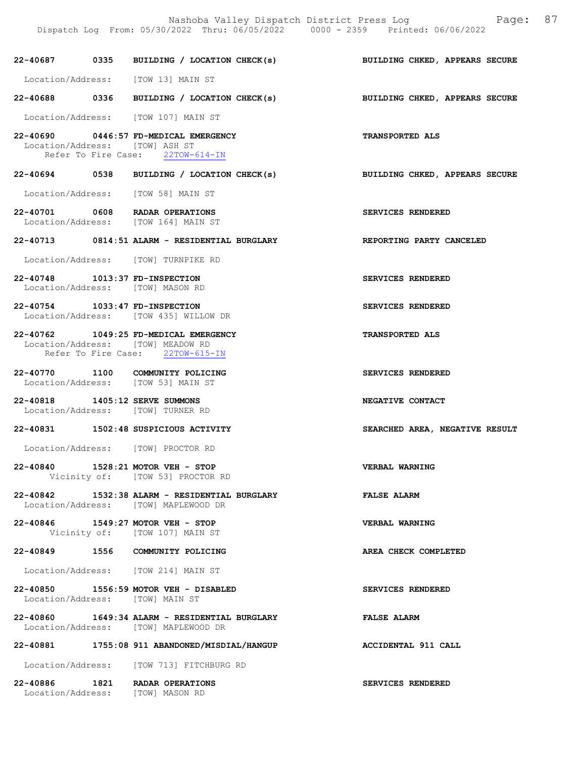22-40687 0335 BUILDING / LOCATION CHECK(s) BUILDING CHKED, APPEARS SECURE

Location/Address: [TOW 13] MAIN ST

22-40688 0336 BUILDING / LOCATION CHECK(s) BUILDING CHKED, APPEARS SECURE

Location/Address: [TOW 107] MAIN ST

22-40690 0446:57 FD-MEDICAL EMERGENCY TRANSPORTED ALS
Location/Address: [TOW] ASH ST
Refer To Fire Case: 22TOW-614-IN

22-40694 0538 BUILDING / LOCATION CHECK(s) BUILDING CHKED, APPEARS SECURE

Location/Address: [TOW 58] MAIN ST

22-40701 0608 RADAR OPERATIONS SERVICES RENDERED
Location/Address: [TOW 164] MAIN ST

22-40713 0814:51 ALARM - RESIDENTIAL BURGLARY REPORTING PARTY CANCELED

Location/Address: [TOW] TURNPIKE RD

22-40748 1013:37 FD-INSPECTION SERVICES RENDERED
Location/Address: [TOW] MASON RD

22-40754 1033:47 FD-INSPECTION SERVICES RENDERED
Location/Address: [TOW 435] WILLOW DR

22-40762 1049:25 FD-MEDICAL EMERGENCY TRANSPORTED ALS
Location/Address: [TOW] MEADOW RD
Refer To Fire Case: 22TOW-615-IN

22-40770 1100 COMMUNITY POLICING SERVICES RENDERED
Location/Address: [TOW 53] MAIN ST

22-40818 1405:12 SERVE SUMMONS NEGATIVE CONTACT
Location/Address: [TOW] TURNER RD

22-40831 1502:48 SUSPICIOUS ACTIVITY SEARCHED AREA, NEGATIVE RESULT

Location/Address: [TOW] PROCTOR RD

22-40840 1528:21 MOTOR VEH - STOP VERBAL WARNING
Vicinity of: [TOW 53] PROCTOR RD

22-40842 1532:38 ALARM - RESIDENTIAL BURGLARY FALSE ALARM
Location/Address: [TOW] MAPLEWOOD DR

22-40846 1549:27 MOTOR VEH - STOP VERBAL WARNING
Vicinity of: [TOW 107] MAIN ST

22-40849 1556 COMMUNITY POLICING AREA CHECK COMPLETED

Location/Address: [TOW 214] MAIN ST

22-40850 1556:59 MOTOR VEH - DISABLED SERVICES RENDERED
Location/Address: [TOW] MAIN ST

22-40860 1649:34 ALARM - RESIDENTIAL BURGLARY FALSE ALARM
Location/Address: [TOW] MAPLEWOOD DR

22-40881 1755:08 911 ABANDONED/MISDIAL/HANGUP ACCIDENTAL 911 CALL

Location/Address: [TOW 713] FITCHBURG RD

22-40886 1821 RADAR OPERATIONS SERVICES RENDERED
Location/Address: [TOW] MASON RD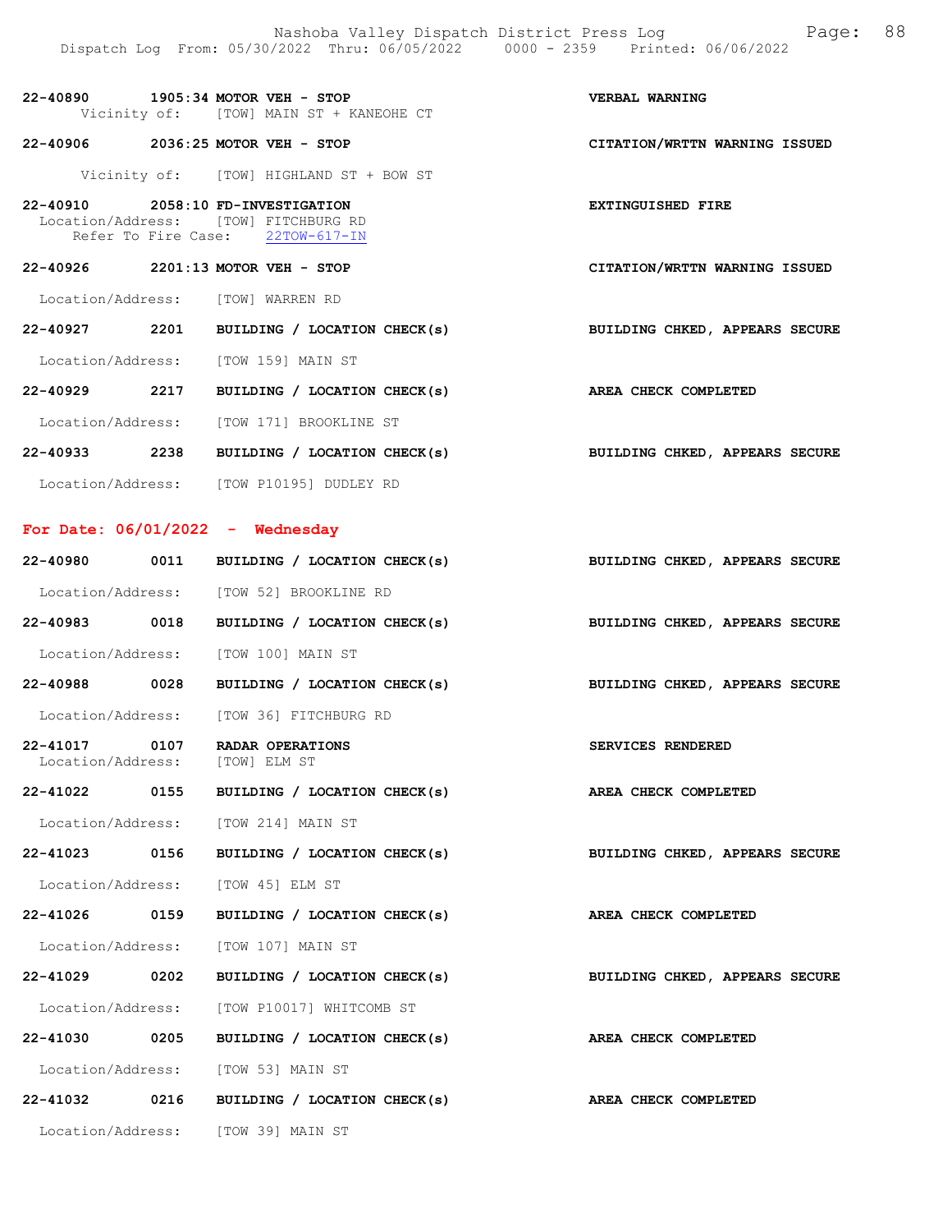22-40890 1905:34 MOTOR VEH - STOP VERBAL WARNING
Vicinity of: [TOW] MAIN ST + KANEOHE CT

22-40906 2036:25 MOTOR VEH - STOP CITATION/WRTTN WARNING ISSUED
Vicinity of: [TOW] HIGHLAND ST + BOW ST

22-40910 2058:10 FD-INVESTIGATION EXTINGUISHED FIRE
Location/Address: [TOW] FITCHBURG RD
Refer To Fire Case: 22TOW-617-IN

22-40926 2201:13 MOTOR VEH - STOP CITATION/WRTTN WARNING ISSUED
Location/Address: [TOW] WARREN RD

22-40927 2201 BUILDING / LOCATION CHECK(s) BUILDING CHKED, APPEARS SECURE
Location/Address: [TOW 159] MAIN ST

22-40929 2217 BUILDING / LOCATION CHECK(s) AREA CHECK COMPLETED
Location/Address: [TOW 171] BROOKLINE ST

22-40933 2238 BUILDING / LOCATION CHECK(s) BUILDING CHKED, APPEARS SECURE
Location/Address: [TOW P10195] DUDLEY RD

## For Date: 06/01/2022 - Wednesday

22-40980 0011 BUILDING / LOCATION CHECK(s) BUILDING CHKED, APPEARS SECURE
Location/Address: [TOW 52] BROOKLINE RD

22-40983 0018 BUILDING / LOCATION CHECK(s) BUILDING CHKED, APPEARS SECURE
Location/Address: [TOW 100] MAIN ST

22-40988 0028 BUILDING / LOCATION CHECK(s) BUILDING CHKED, APPEARS SECURE
Location/Address: [TOW 36] FITCHBURG RD

22-41017 0107 RADAR OPERATIONS SERVICES RENDERED
Location/Address: [TOW] ELM ST

22-41022 0155 BUILDING / LOCATION CHECK(s) AREA CHECK COMPLETED
Location/Address: [TOW 214] MAIN ST

22-41023 0156 BUILDING / LOCATION CHECK(s) BUILDING CHKED, APPEARS SECURE
Location/Address: [TOW 45] ELM ST

22-41026 0159 BUILDING / LOCATION CHECK(s) AREA CHECK COMPLETED
Location/Address: [TOW 107] MAIN ST

22-41029 0202 BUILDING / LOCATION CHECK(s) BUILDING CHKED, APPEARS SECURE
Location/Address: [TOW P10017] WHITCOMB ST

22-41030 0205 BUILDING / LOCATION CHECK(s) AREA CHECK COMPLETED
Location/Address: [TOW 53] MAIN ST

22-41032 0216 BUILDING / LOCATION CHECK(s) AREA CHECK COMPLETED
Location/Address: [TOW 39] MAIN ST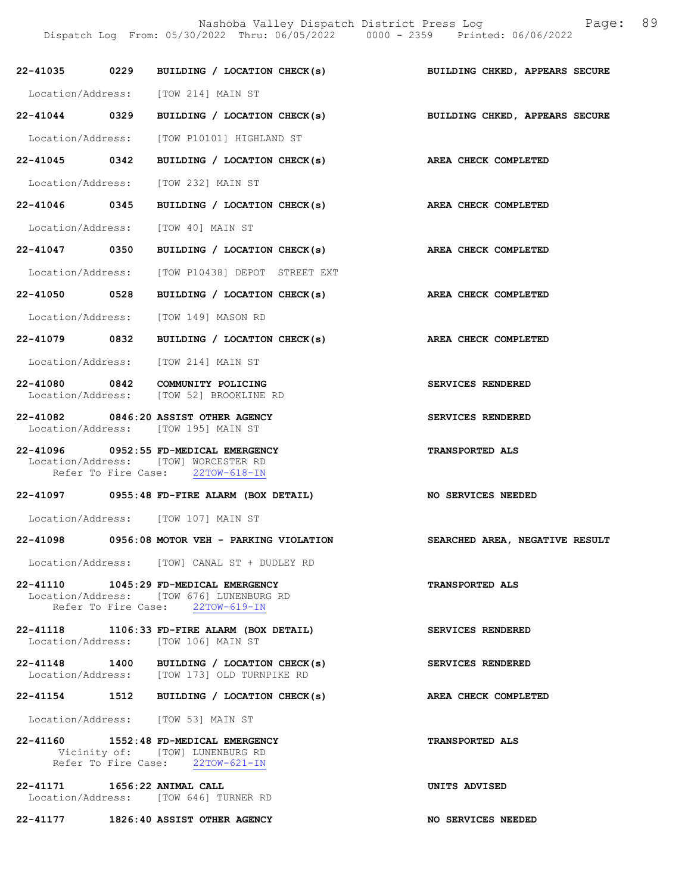**22-41035 0229 BUILDING / LOCATION CHECK(s)** — **BUILDING CHKED, APPEARS SECURE**

Location/Address: [TOW 214] MAIN ST

**22-41044 0329 BUILDING / LOCATION CHECK(s)** — **BUILDING CHKED, APPEARS SECURE**

Location/Address: [TOW P10101] HIGHLAND ST

**22-41045 0342 BUILDING / LOCATION CHECK(s)** — **AREA CHECK COMPLETED**

Location/Address: [TOW 232] MAIN ST

**22-41046 0345 BUILDING / LOCATION CHECK(s)** — **AREA CHECK COMPLETED**

Location/Address: [TOW 40] MAIN ST

**22-41047 0350 BUILDING / LOCATION CHECK(s)** — **AREA CHECK COMPLETED**

Location/Address: [TOW P10438] DEPOT STREET EXT

**22-41050 0528 BUILDING / LOCATION CHECK(s)** — **AREA CHECK COMPLETED**

Location/Address: [TOW 149] MASON RD

**22-41079 0832 BUILDING / LOCATION CHECK(s)** — **AREA CHECK COMPLETED**

Location/Address: [TOW 214] MAIN ST

**22-41080 0842 COMMUNITY POLICING** — **SERVICES RENDERED**
Location/Address: [TOW 52] BROOKLINE RD

**22-41082 0846:20 ASSIST OTHER AGENCY** — **SERVICES RENDERED**
Location/Address: [TOW 195] MAIN ST

**22-41096 0952:55 FD-MEDICAL EMERGENCY** — **TRANSPORTED ALS**
Location/Address: [TOW] WORCESTER RD
Refer To Fire Case: 22TOW-618-IN

**22-41097 0955:48 FD-FIRE ALARM (BOX DETAIL)** — **NO SERVICES NEEDED**

Location/Address: [TOW 107] MAIN ST

**22-41098 0956:08 MOTOR VEH - PARKING VIOLATION** — **SEARCHED AREA, NEGATIVE RESULT**

Location/Address: [TOW] CANAL ST + DUDLEY RD

**22-41110 1045:29 FD-MEDICAL EMERGENCY** — **TRANSPORTED ALS**
Location/Address: [TOW 676] LUNENBURG RD
Refer To Fire Case: 22TOW-619-IN

**22-41118 1106:33 FD-FIRE ALARM (BOX DETAIL)** — **SERVICES RENDERED**
Location/Address: [TOW 106] MAIN ST

**22-41148 1400 BUILDING / LOCATION CHECK(s)** — **SERVICES RENDERED**
Location/Address: [TOW 173] OLD TURNPIKE RD

**22-41154 1512 BUILDING / LOCATION CHECK(s)** — **AREA CHECK COMPLETED**

Location/Address: [TOW 53] MAIN ST

**22-41160 1552:48 FD-MEDICAL EMERGENCY** — **TRANSPORTED ALS**
Vicinity of: [TOW] LUNENBURG RD
Refer To Fire Case: 22TOW-621-IN

**22-41171 1656:22 ANIMAL CALL** — **UNITS ADVISED**
Location/Address: [TOW 646] TURNER RD

**22-41177 1826:40 ASSIST OTHER AGENCY** — **NO SERVICES NEEDED**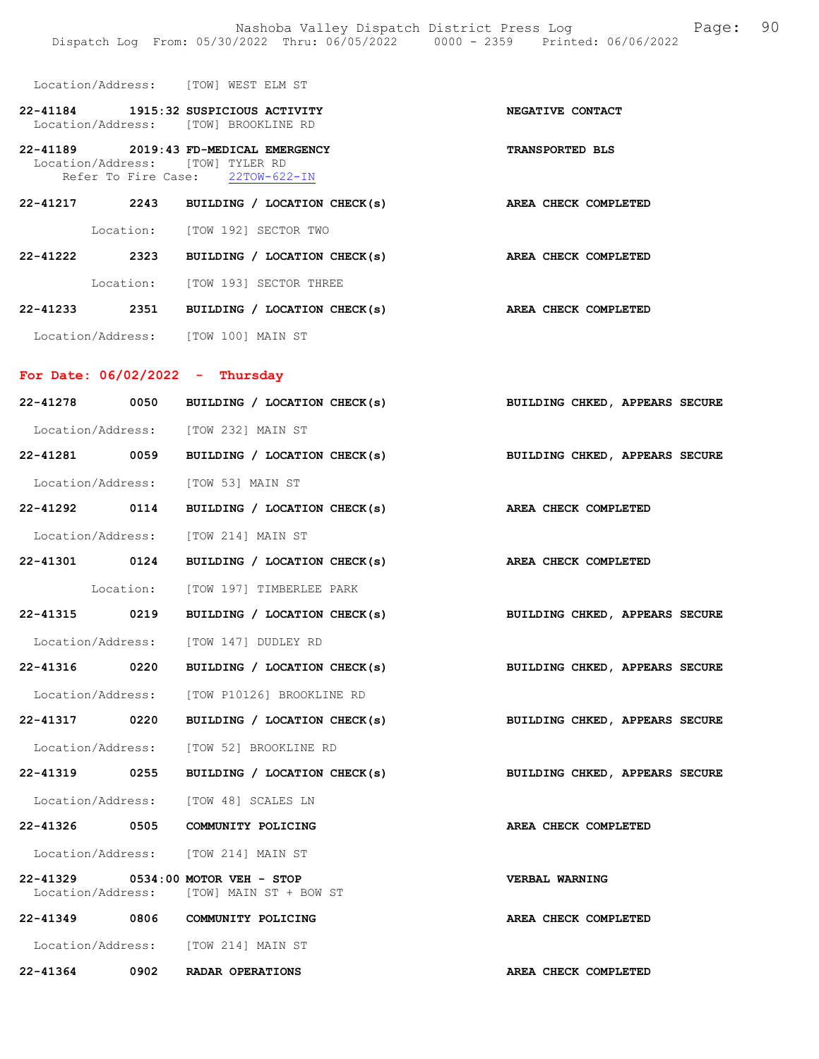Location/Address: [TOW] WEST ELM ST

**22-41184 1915:32 SUSPICIOUS ACTIVITY** — **NEGATIVE CONTACT**
Location/Address: [TOW] BROOKLINE RD

**22-41189 2019:43 FD-MEDICAL EMERGENCY** — **TRANSPORTED BLS**
Location/Address: [TOW] TYLER RD
Refer To Fire Case: 22TOW-622-IN

**22-41217 2243 BUILDING / LOCATION CHECK(s)** — **AREA CHECK COMPLETED**
Location: [TOW 192] SECTOR TWO

**22-41222 2323 BUILDING / LOCATION CHECK(s)** — **AREA CHECK COMPLETED**
Location: [TOW 193] SECTOR THREE

**22-41233 2351 BUILDING / LOCATION CHECK(s)** — **AREA CHECK COMPLETED**
Location/Address: [TOW 100] MAIN ST

## For Date: 06/02/2022 - Thursday

**22-41278 0050 BUILDING / LOCATION CHECK(s)** — **BUILDING CHKED, APPEARS SECURE**
Location/Address: [TOW 232] MAIN ST

**22-41281 0059 BUILDING / LOCATION CHECK(s)** — **BUILDING CHKED, APPEARS SECURE**
Location/Address: [TOW 53] MAIN ST

**22-41292 0114 BUILDING / LOCATION CHECK(s)** — **AREA CHECK COMPLETED**
Location/Address: [TOW 214] MAIN ST

**22-41301 0124 BUILDING / LOCATION CHECK(s)** — **AREA CHECK COMPLETED**
Location: [TOW 197] TIMBERLEE PARK

**22-41315 0219 BUILDING / LOCATION CHECK(s)** — **BUILDING CHKED, APPEARS SECURE**
Location/Address: [TOW 147] DUDLEY RD

**22-41316 0220 BUILDING / LOCATION CHECK(s)** — **BUILDING CHKED, APPEARS SECURE**
Location/Address: [TOW P10126] BROOKLINE RD

**22-41317 0220 BUILDING / LOCATION CHECK(s)** — **BUILDING CHKED, APPEARS SECURE**
Location/Address: [TOW 52] BROOKLINE RD

**22-41319 0255 BUILDING / LOCATION CHECK(s)** — **BUILDING CHKED, APPEARS SECURE**
Location/Address: [TOW 48] SCALES LN

**22-41326 0505 COMMUNITY POLICING** — **AREA CHECK COMPLETED**
Location/Address: [TOW 214] MAIN ST

**22-41329 0534:00 MOTOR VEH - STOP** — **VERBAL WARNING**
Location/Address: [TOW] MAIN ST + BOW ST

**22-41349 0806 COMMUNITY POLICING** — **AREA CHECK COMPLETED**
Location/Address: [TOW 214] MAIN ST

**22-41364 0902 RADAR OPERATIONS** — **AREA CHECK COMPLETED**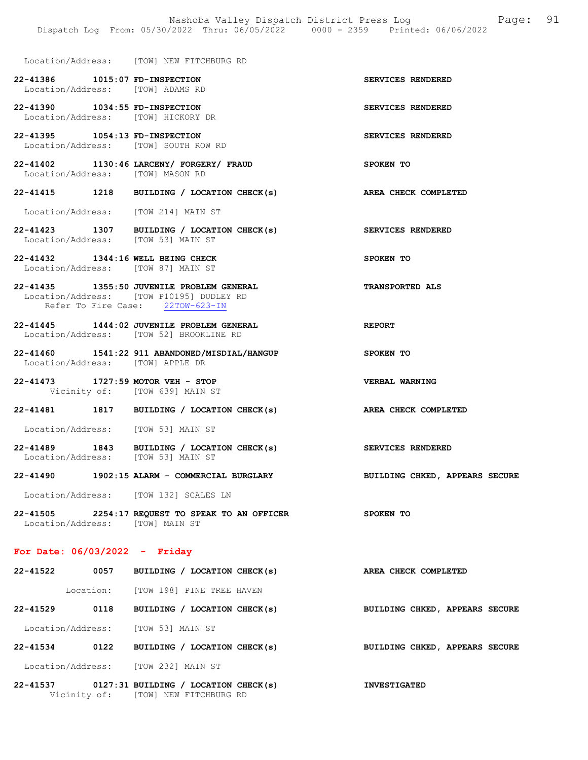Location/Address: [TOW] NEW FITCHBURG RD

**22-41386 1015:07 FD-INSPECTION** — **SERVICES RENDERED**
Location/Address: [TOW] ADAMS RD

**22-41390 1034:55 FD-INSPECTION** — **SERVICES RENDERED**
Location/Address: [TOW] HICKORY DR

**22-41395 1054:13 FD-INSPECTION** — **SERVICES RENDERED**
Location/Address: [TOW] SOUTH ROW RD

**22-41402 1130:46 LARCENY/ FORGERY/ FRAUD** — **SPOKEN TO**
Location/Address: [TOW] MASON RD

**22-41415 1218 BUILDING / LOCATION CHECK(s)** — **AREA CHECK COMPLETED**
Location/Address: [TOW 214] MAIN ST

**22-41423 1307 BUILDING / LOCATION CHECK(s)** — **SERVICES RENDERED**
Location/Address: [TOW 53] MAIN ST

**22-41432 1344:16 WELL BEING CHECK** — **SPOKEN TO**
Location/Address: [TOW 87] MAIN ST

**22-41435 1355:50 JUVENILE PROBLEM GENERAL** — **TRANSPORTED ALS**
Location/Address: [TOW P10195] DUDLEY RD
Refer To Fire Case: 22TOW-623-IN

**22-41445 1444:02 JUVENILE PROBLEM GENERAL** — **REPORT**
Location/Address: [TOW 52] BROOKLINE RD

**22-41460 1541:22 911 ABANDONED/MISDIAL/HANGUP** — **SPOKEN TO**
Location/Address: [TOW] APPLE DR

**22-41473 1727:59 MOTOR VEH - STOP** — **VERBAL WARNING**
Vicinity of: [TOW 639] MAIN ST

**22-41481 1817 BUILDING / LOCATION CHECK(s)** — **AREA CHECK COMPLETED**
Location/Address: [TOW 53] MAIN ST

**22-41489 1843 BUILDING / LOCATION CHECK(s)** — **SERVICES RENDERED**
Location/Address: [TOW 53] MAIN ST

**22-41490 1902:15 ALARM - COMMERCIAL BURGLARY** — **BUILDING CHKED, APPEARS SECURE**
Location/Address: [TOW 132] SCALES LN

**22-41505 2254:17 REQUEST TO SPEAK TO AN OFFICER** — **SPOKEN TO**
Location/Address: [TOW] MAIN ST

## For Date: 06/03/2022 - Friday

**22-41522 0057 BUILDING / LOCATION CHECK(s)** — **AREA CHECK COMPLETED**
Location: [TOW 198] PINE TREE HAVEN

**22-41529 0118 BUILDING / LOCATION CHECK(s)** — **BUILDING CHKED, APPEARS SECURE**
Location/Address: [TOW 53] MAIN ST

**22-41534 0122 BUILDING / LOCATION CHECK(s)** — **BUILDING CHKED, APPEARS SECURE**
Location/Address: [TOW 232] MAIN ST

**22-41537 0127:31 BUILDING / LOCATION CHECK(s)** — **INVESTIGATED**
Vicinity of: [TOW] NEW FITCHBURG RD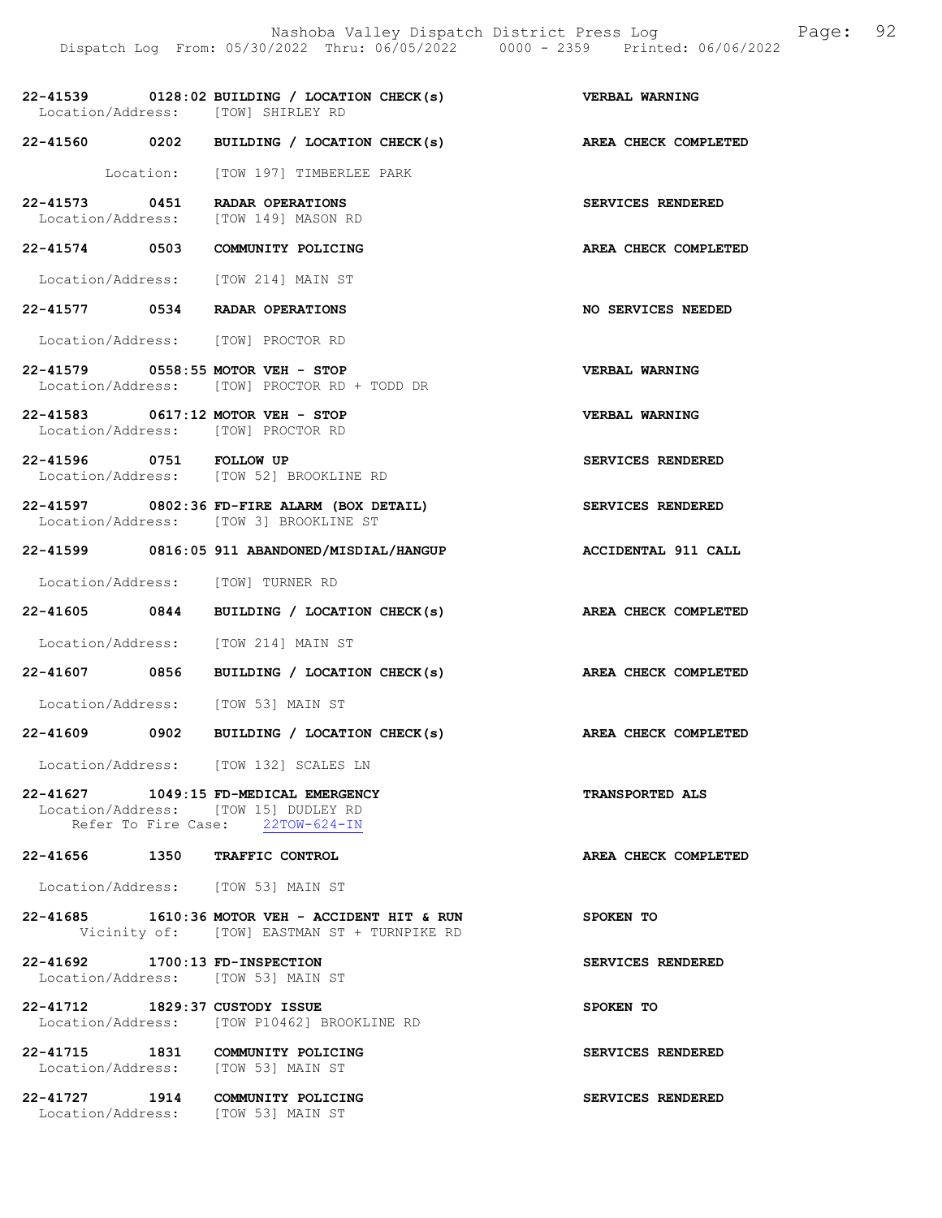| Call # | Time | Call Type | Disposition |
|---|---|---|---|
| 22-41539 | 0128:02 | BUILDING / LOCATION CHECK(s) | VERBAL WARNING |
| | | Location/Address: [TOW] SHIRLEY RD | |
| 22-41560 | 0202 | BUILDING / LOCATION CHECK(s) | AREA CHECK COMPLETED |
| | | Location: [TOW 197] TIMBERLEE PARK | |
| 22-41573 | 0451 | RADAR OPERATIONS | SERVICES RENDERED |
| | | Location/Address: [TOW 149] MASON RD | |
| 22-41574 | 0503 | COMMUNITY POLICING | AREA CHECK COMPLETED |
| | | Location/Address: [TOW 214] MAIN ST | |
| 22-41577 | 0534 | RADAR OPERATIONS | NO SERVICES NEEDED |
| | | Location/Address: [TOW] PROCTOR RD | |
| 22-41579 | 0558:55 | MOTOR VEH - STOP | VERBAL WARNING |
| | | Location/Address: [TOW] PROCTOR RD + TODD DR | |
| 22-41583 | 0617:12 | MOTOR VEH - STOP | VERBAL WARNING |
| | | Location/Address: [TOW] PROCTOR RD | |
| 22-41596 | 0751 | FOLLOW UP | SERVICES RENDERED |
| | | Location/Address: [TOW 52] BROOKLINE RD | |
| 22-41597 | 0802:36 | FD-FIRE ALARM (BOX DETAIL) | SERVICES RENDERED |
| | | Location/Address: [TOW 3] BROOKLINE ST | |
| 22-41599 | 0816:05 | 911 ABANDONED/MISDIAL/HANGUP | ACCIDENTAL 911 CALL |
| | | Location/Address: [TOW] TURNER RD | |
| 22-41605 | 0844 | BUILDING / LOCATION CHECK(s) | AREA CHECK COMPLETED |
| | | Location/Address: [TOW 214] MAIN ST | |
| 22-41607 | 0856 | BUILDING / LOCATION CHECK(s) | AREA CHECK COMPLETED |
| | | Location/Address: [TOW 53] MAIN ST | |
| 22-41609 | 0902 | BUILDING / LOCATION CHECK(s) | AREA CHECK COMPLETED |
| | | Location/Address: [TOW 132] SCALES LN | |
| 22-41627 | 1049:15 | FD-MEDICAL EMERGENCY | TRANSPORTED ALS |
| | | Location/Address: [TOW 15] DUDLEY RD; Refer To Fire Case: 22TOW-624-IN | |
| 22-41656 | 1350 | TRAFFIC CONTROL | AREA CHECK COMPLETED |
| | | Location/Address: [TOW 53] MAIN ST | |
| 22-41685 | 1610:36 | MOTOR VEH - ACCIDENT HIT & RUN | SPOKEN TO |
| | | Vicinity of: [TOW] EASTMAN ST + TURNPIKE RD | |
| 22-41692 | 1700:13 | FD-INSPECTION | SERVICES RENDERED |
| | | Location/Address: [TOW 53] MAIN ST | |
| 22-41712 | 1829:37 | CUSTODY ISSUE | SPOKEN TO |
| | | Location/Address: [TOW P10462] BROOKLINE RD | |
| 22-41715 | 1831 | COMMUNITY POLICING | SERVICES RENDERED |
| | | Location/Address: [TOW 53] MAIN ST | |
| 22-41727 | 1914 | COMMUNITY POLICING | SERVICES RENDERED |
| | | Location/Address: [TOW 53] MAIN ST | |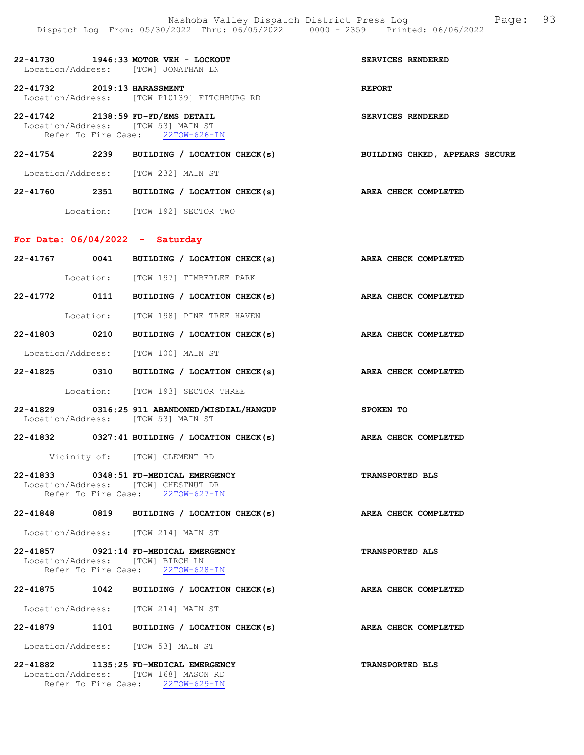22-41730 1946:33 MOTOR VEH - LOCKOUT SERVICES RENDERED
Location/Address: [TOW] JONATHAN LN

22-41732 2019:13 HARASSMENT REPORT
Location/Address: [TOW P10139] FITCHBURG RD

22-41742 2138:59 FD-FD/EMS DETAIL SERVICES RENDERED
Location/Address: [TOW 53] MAIN ST
Refer To Fire Case: 22TOW-626-IN

22-41754 2239 BUILDING / LOCATION CHECK(s) BUILDING CHKED, APPEARS SECURE
Location/Address: [TOW 232] MAIN ST

22-41760 2351 BUILDING / LOCATION CHECK(s) AREA CHECK COMPLETED
Location: [TOW 192] SECTOR TWO

## For Date: 06/04/2022 - Saturday

22-41767 0041 BUILDING / LOCATION CHECK(s) AREA CHECK COMPLETED
Location: [TOW 197] TIMBERLEE PARK

22-41772 0111 BUILDING / LOCATION CHECK(s) AREA CHECK COMPLETED
Location: [TOW 198] PINE TREE HAVEN

22-41803 0210 BUILDING / LOCATION CHECK(s) AREA CHECK COMPLETED
Location/Address: [TOW 100] MAIN ST

22-41825 0310 BUILDING / LOCATION CHECK(s) AREA CHECK COMPLETED
Location: [TOW 193] SECTOR THREE

22-41829 0316:25 911 ABANDONED/MISDIAL/HANGUP SPOKEN TO
Location/Address: [TOW 53] MAIN ST

22-41832 0327:41 BUILDING / LOCATION CHECK(s) AREA CHECK COMPLETED
Vicinity of: [TOW] CLEMENT RD

22-41833 0348:51 FD-MEDICAL EMERGENCY TRANSPORTED BLS
Location/Address: [TOW] CHESTNUT DR
Refer To Fire Case: 22TOW-627-IN

22-41848 0819 BUILDING / LOCATION CHECK(s) AREA CHECK COMPLETED
Location/Address: [TOW 214] MAIN ST

22-41857 0921:14 FD-MEDICAL EMERGENCY TRANSPORTED ALS
Location/Address: [TOW] BIRCH LN
Refer To Fire Case: 22TOW-628-IN

22-41875 1042 BUILDING / LOCATION CHECK(s) AREA CHECK COMPLETED
Location/Address: [TOW 214] MAIN ST

22-41879 1101 BUILDING / LOCATION CHECK(s) AREA CHECK COMPLETED
Location/Address: [TOW 53] MAIN ST

22-41882 1135:25 FD-MEDICAL EMERGENCY TRANSPORTED BLS
Location/Address: [TOW 168] MASON RD
Refer To Fire Case: 22TOW-629-IN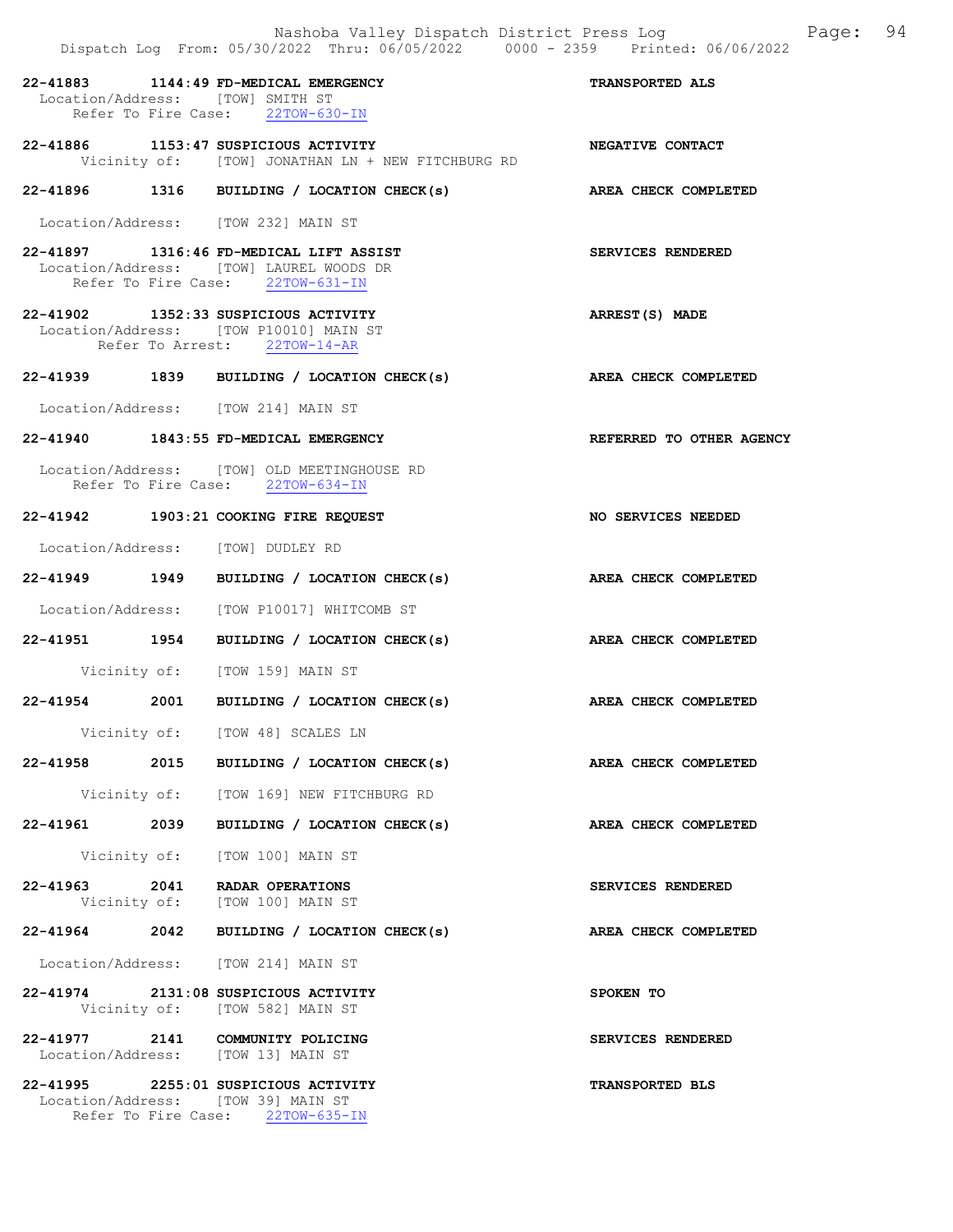**22-41883 1144:49 FD-MEDICAL EMERGENCY** **TRANSPORTED ALS**
Location/Address: [TOW] SMITH ST
Refer To Fire Case: 22TOW-630-IN

**22-41886 1153:47 SUSPICIOUS ACTIVITY** **NEGATIVE CONTACT**
Vicinity of: [TOW] JONATHAN LN + NEW FITCHBURG RD

**22-41896 1316 BUILDING / LOCATION CHECK(s)** **AREA CHECK COMPLETED**
Location/Address: [TOW 232] MAIN ST

**22-41897 1316:46 FD-MEDICAL LIFT ASSIST** **SERVICES RENDERED**
Location/Address: [TOW] LAUREL WOODS DR
Refer To Fire Case: 22TOW-631-IN

**22-41902 1352:33 SUSPICIOUS ACTIVITY** **ARREST(S) MADE**
Location/Address: [TOW P10010] MAIN ST
Refer To Arrest: 22TOW-14-AR

**22-41939 1839 BUILDING / LOCATION CHECK(s)** **AREA CHECK COMPLETED**
Location/Address: [TOW 214] MAIN ST

**22-41940 1843:55 FD-MEDICAL EMERGENCY** **REFERRED TO OTHER AGENCY**
Location/Address: [TOW] OLD MEETINGHOUSE RD
Refer To Fire Case: 22TOW-634-IN

**22-41942 1903:21 COOKING FIRE REQUEST** **NO SERVICES NEEDED**
Location/Address: [TOW] DUDLEY RD

**22-41949 1949 BUILDING / LOCATION CHECK(s)** **AREA CHECK COMPLETED**
Location/Address: [TOW P10017] WHITCOMB ST

**22-41951 1954 BUILDING / LOCATION CHECK(s)** **AREA CHECK COMPLETED**
Vicinity of: [TOW 159] MAIN ST

**22-41954 2001 BUILDING / LOCATION CHECK(s)** **AREA CHECK COMPLETED**
Vicinity of: [TOW 48] SCALES LN

**22-41958 2015 BUILDING / LOCATION CHECK(s)** **AREA CHECK COMPLETED**
Vicinity of: [TOW 169] NEW FITCHBURG RD

**22-41961 2039 BUILDING / LOCATION CHECK(s)** **AREA CHECK COMPLETED**
Vicinity of: [TOW 100] MAIN ST

**22-41963 2041 RADAR OPERATIONS** **SERVICES RENDERED**
Vicinity of: [TOW 100] MAIN ST

**22-41964 2042 BUILDING / LOCATION CHECK(s)** **AREA CHECK COMPLETED**
Location/Address: [TOW 214] MAIN ST

**22-41974 2131:08 SUSPICIOUS ACTIVITY** **SPOKEN TO**
Vicinity of: [TOW 582] MAIN ST

**22-41977 2141 COMMUNITY POLICING** **SERVICES RENDERED**
Location/Address: [TOW 13] MAIN ST

**22-41995 2255:01 SUSPICIOUS ACTIVITY** **TRANSPORTED BLS**
Location/Address: [TOW 39] MAIN ST
Refer To Fire Case: 22TOW-635-IN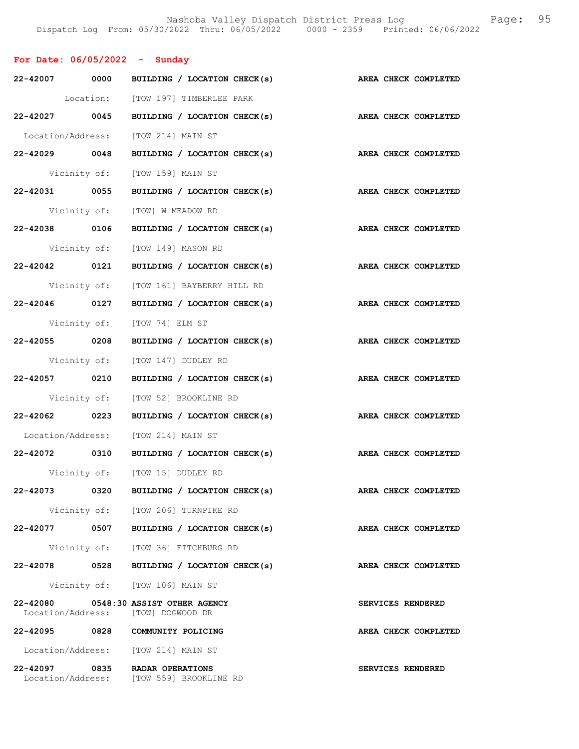**For Date: 06/05/2022 - Sunday**

**22-42007 0000 BUILDING / LOCATION CHECK(s)** **AREA CHECK COMPLETED**
Location: [TOW 197] TIMBERLEE PARK

**22-42027 0045 BUILDING / LOCATION CHECK(s)** **AREA CHECK COMPLETED**
Location/Address: [TOW 214] MAIN ST

**22-42029 0048 BUILDING / LOCATION CHECK(s)** **AREA CHECK COMPLETED**
Vicinity of: [TOW 159] MAIN ST

**22-42031 0055 BUILDING / LOCATION CHECK(s)** **AREA CHECK COMPLETED**
Vicinity of: [TOW] W MEADOW RD

**22-42038 0106 BUILDING / LOCATION CHECK(s)** **AREA CHECK COMPLETED**
Vicinity of: [TOW 149] MASON RD

**22-42042 0121 BUILDING / LOCATION CHECK(s)** **AREA CHECK COMPLETED**
Vicinity of: [TOW 161] BAYBERRY HILL RD

**22-42046 0127 BUILDING / LOCATION CHECK(s)** **AREA CHECK COMPLETED**
Vicinity of: [TOW 74] ELM ST

**22-42055 0208 BUILDING / LOCATION CHECK(s)** **AREA CHECK COMPLETED**
Vicinity of: [TOW 147] DUDLEY RD

**22-42057 0210 BUILDING / LOCATION CHECK(s)** **AREA CHECK COMPLETED**
Vicinity of: [TOW 52] BROOKLINE RD

**22-42062 0223 BUILDING / LOCATION CHECK(s)** **AREA CHECK COMPLETED**
Location/Address: [TOW 214] MAIN ST

**22-42072 0310 BUILDING / LOCATION CHECK(s)** **AREA CHECK COMPLETED**
Vicinity of: [TOW 15] DUDLEY RD

**22-42073 0320 BUILDING / LOCATION CHECK(s)** **AREA CHECK COMPLETED**
Vicinity of: [TOW 206] TURNPIKE RD

**22-42077 0507 BUILDING / LOCATION CHECK(s)** **AREA CHECK COMPLETED**
Vicinity of: [TOW 36] FITCHBURG RD

**22-42078 0528 BUILDING / LOCATION CHECK(s)** **AREA CHECK COMPLETED**
Vicinity of: [TOW 106] MAIN ST

**22-42080 0548:30 ASSIST OTHER AGENCY** **SERVICES RENDERED**
Location/Address: [TOW] DOGWOOD DR

**22-42095 0828 COMMUNITY POLICING** **AREA CHECK COMPLETED**
Location/Address: [TOW 214] MAIN ST

**22-42097 0835 RADAR OPERATIONS** **SERVICES RENDERED**
Location/Address: [TOW 559] BROOKLINE RD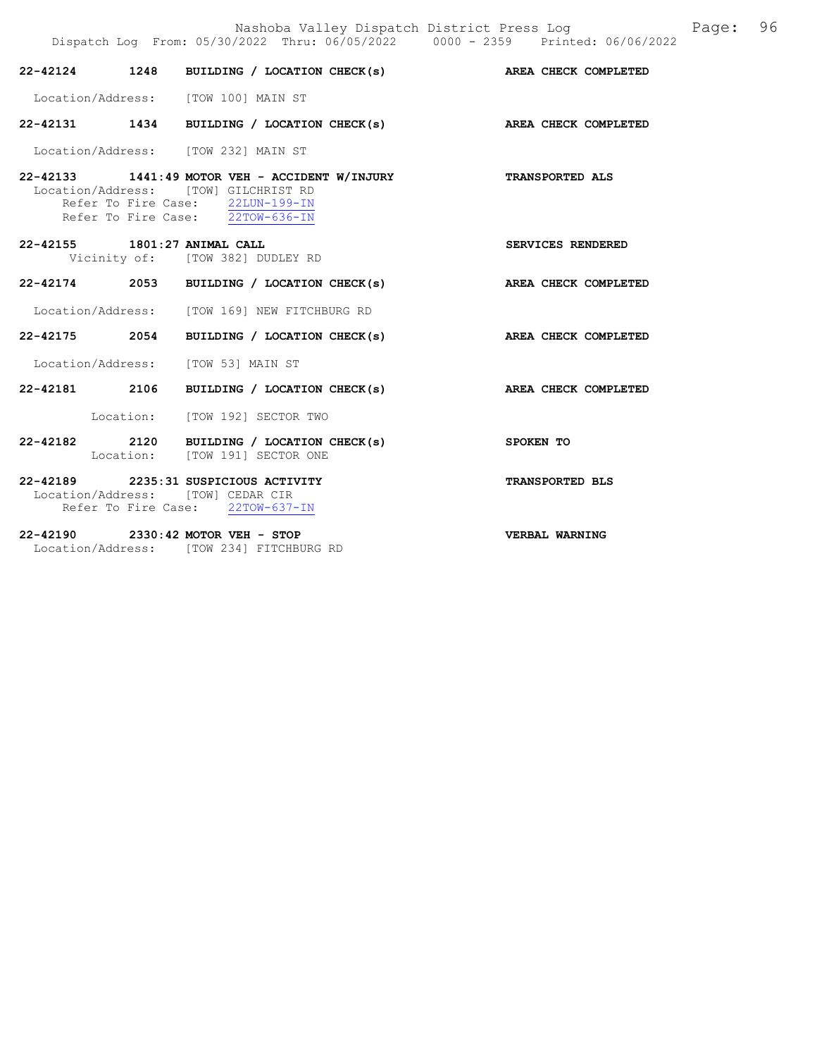**22-42124 1248 BUILDING / LOCATION CHECK(s) AREA CHECK COMPLETED**

Location/Address: [TOW 100] MAIN ST

**22-42131 1434 BUILDING / LOCATION CHECK(s) AREA CHECK COMPLETED**

Location/Address: [TOW 232] MAIN ST

**22-42133 1441:49 MOTOR VEH - ACCIDENT W/INJURY TRANSPORTED ALS**

Location/Address: [TOW] GILCHRIST RD
Refer To Fire Case: 22LUN-199-IN
Refer To Fire Case: 22TOW-636-IN

**22-42155 1801:27 ANIMAL CALL SERVICES RENDERED**

Vicinity of: [TOW 382] DUDLEY RD

**22-42174 2053 BUILDING / LOCATION CHECK(s) AREA CHECK COMPLETED**

Location/Address: [TOW 169] NEW FITCHBURG RD

**22-42175 2054 BUILDING / LOCATION CHECK(s) AREA CHECK COMPLETED**

Location/Address: [TOW 53] MAIN ST

**22-42181 2106 BUILDING / LOCATION CHECK(s) AREA CHECK COMPLETED**

Location: [TOW 192] SECTOR TWO

**22-42182 2120 BUILDING / LOCATION CHECK(s) SPOKEN TO**

Location: [TOW 191] SECTOR ONE

**22-42189 2235:31 SUSPICIOUS ACTIVITY TRANSPORTED BLS**

Location/Address: [TOW] CEDAR CIR
Refer To Fire Case: 22TOW-637-IN

**22-42190 2330:42 MOTOR VEH - STOP VERBAL WARNING**

Location/Address: [TOW 234] FITCHBURG RD